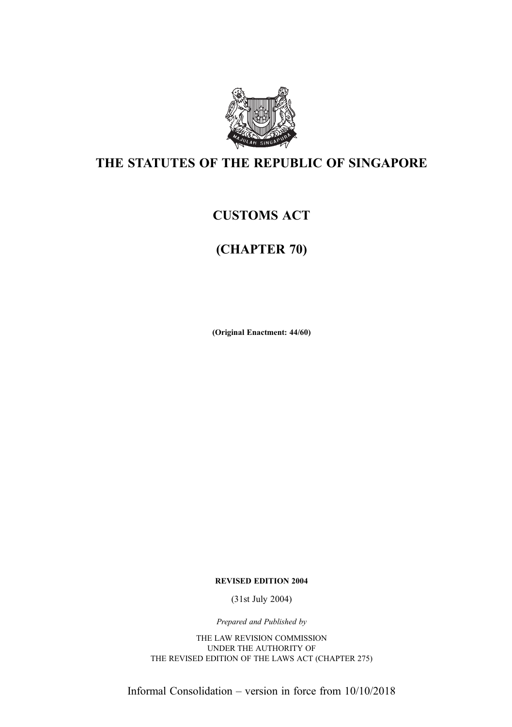# THE STATUTES OF THE REPUBLIC OF SINGAPORE

## CUSTOMS ACT

## (CHAPTER 70)

**(Original Enactment: 44/60)**

**REVISED EDITION 2004**

(31st July 2004)

*Prepared and Published by*

THE LAW REVISION COMMISSION
UNDER THE AUTHORITY OF
THE REVISED EDITION OF THE LAWS ACT (CHAPTER 275)

Informal Consolidation – version in force from 10/10/2018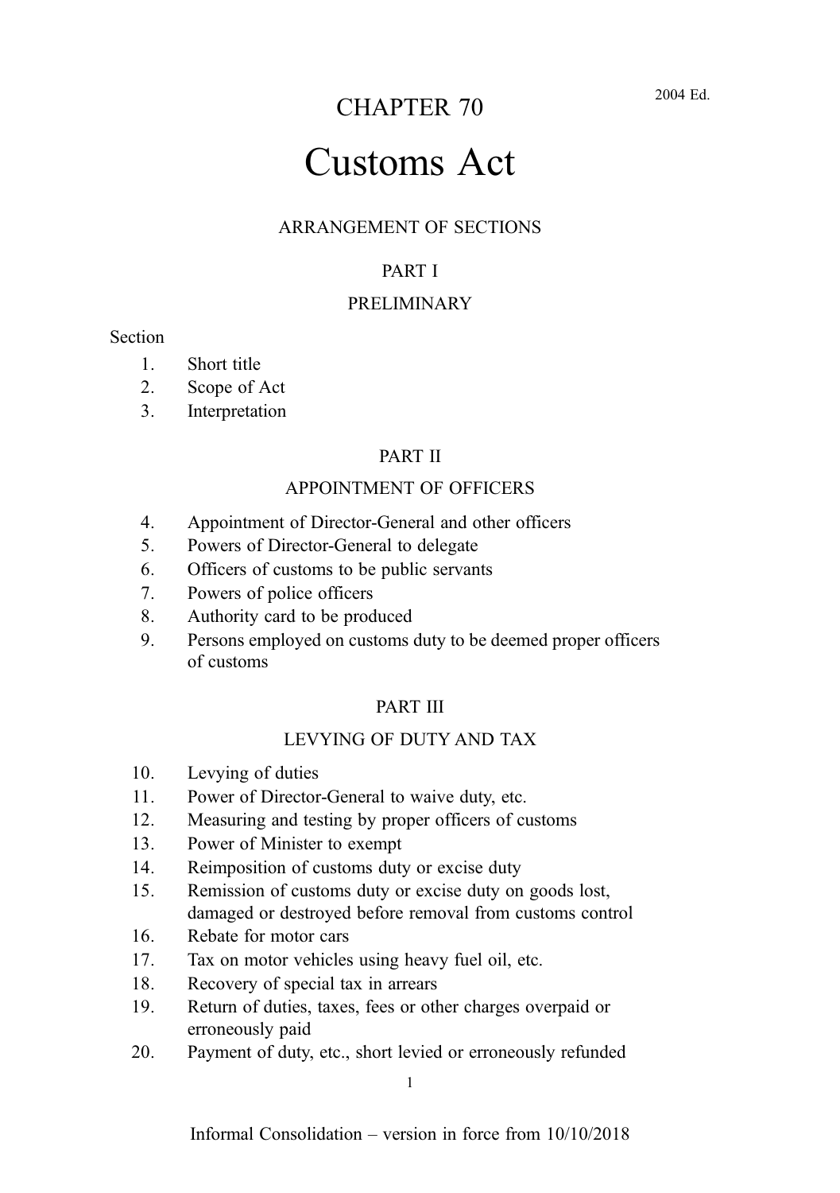# CHAPTER 70

# Customs Act

## ARRANGEMENT OF SECTIONS

### PART I

### PRELIMINARY

Section

1. Short title
2. Scope of Act
3. Interpretation

### PART II

### APPOINTMENT OF OFFICERS

4. Appointment of Director-General and other officers
5. Powers of Director-General to delegate
6. Officers of customs to be public servants
7. Powers of police officers
8. Authority card to be produced
9. Persons employed on customs duty to be deemed proper officers of customs

### PART III

### LEVYING OF DUTY AND TAX

10. Levying of duties
11. Power of Director-General to waive duty, etc.
12. Measuring and testing by proper officers of customs
13. Power of Minister to exempt
14. Reimposition of customs duty or excise duty
15. Remission of customs duty or excise duty on goods lost, damaged or destroyed before removal from customs control
16. Rebate for motor cars
17. Tax on motor vehicles using heavy fuel oil, etc.
18. Recovery of special tax in arrears
19. Return of duties, taxes, fees or other charges overpaid or erroneously paid
20. Payment of duty, etc., short levied or erroneously refunded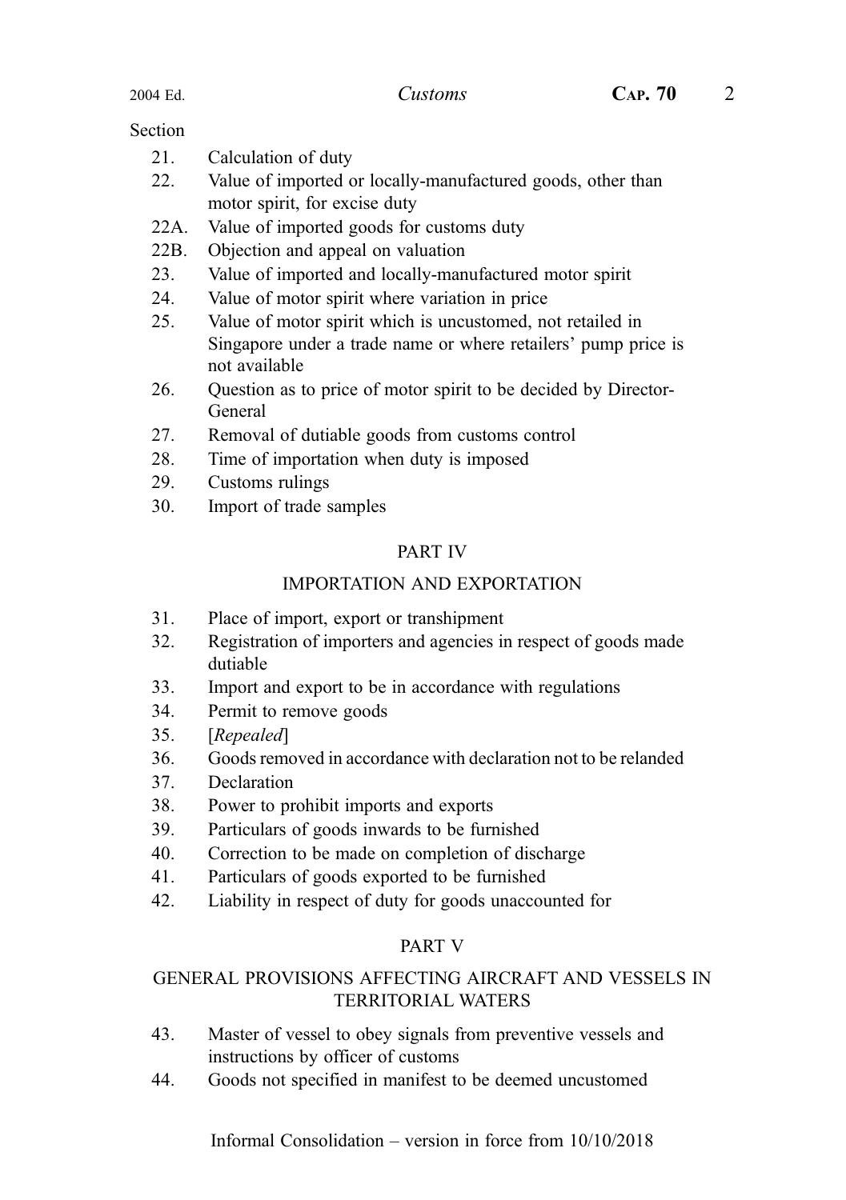Section

| | |
|---|---|
| 21. | Calculation of duty |
| 22. | Value of imported or locally-manufactured goods, other than motor spirit, for excise duty |
| 22A. | Value of imported goods for customs duty |
| 22B. | Objection and appeal on valuation |
| 23. | Value of imported and locally-manufactured motor spirit |
| 24. | Value of motor spirit where variation in price |
| 25. | Value of motor spirit which is uncustomed, not retailed in Singapore under a trade name or where retailers' pump price is not available |
| 26. | Question as to price of motor spirit to be decided by Director-General |
| 27. | Removal of dutiable goods from customs control |
| 28. | Time of importation when duty is imposed |
| 29. | Customs rulings |
| 30. | Import of trade samples |

PART IV

IMPORTATION AND EXPORTATION

| | |
|---|---|
| 31. | Place of import, export or transhipment |
| 32. | Registration of importers and agencies in respect of goods made dutiable |
| 33. | Import and export to be in accordance with regulations |
| 34. | Permit to remove goods |
| 35. | [*Repealed*] |
| 36. | Goods removed in accordance with declaration not to be relanded |
| 37. | Declaration |
| 38. | Power to prohibit imports and exports |
| 39. | Particulars of goods inwards to be furnished |
| 40. | Correction to be made on completion of discharge |
| 41. | Particulars of goods exported to be furnished |
| 42. | Liability in respect of duty for goods unaccounted for |

PART V

GENERAL PROVISIONS AFFECTING AIRCRAFT AND VESSELS IN TERRITORIAL WATERS

| | |
|---|---|
| 43. | Master of vessel to obey signals from preventive vessels and instructions by officer of customs |
| 44. | Goods not specified in manifest to be deemed uncustomed |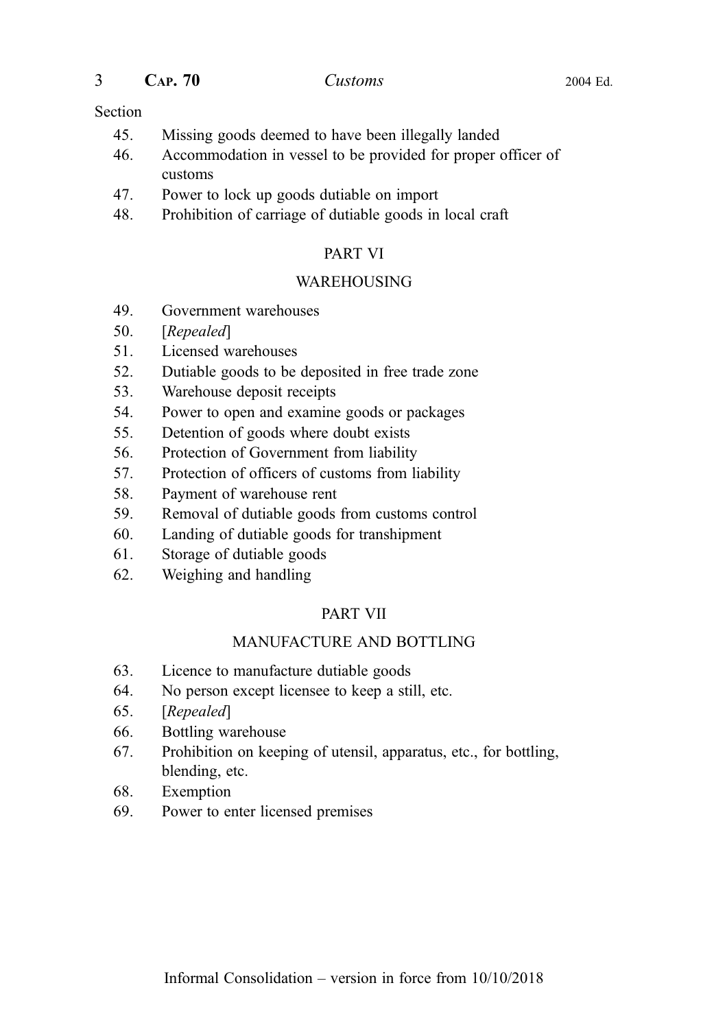Section

45. Missing goods deemed to have been illegally landed
46. Accommodation in vessel to be provided for proper officer of customs
47. Power to lock up goods dutiable on import
48. Prohibition of carriage of dutiable goods in local craft

## PART VI

## WAREHOUSING

49. Government warehouses
50. [*Repealed*]
51. Licensed warehouses
52. Dutiable goods to be deposited in free trade zone
53. Warehouse deposit receipts
54. Power to open and examine goods or packages
55. Detention of goods where doubt exists
56. Protection of Government from liability
57. Protection of officers of customs from liability
58. Payment of warehouse rent
59. Removal of dutiable goods from customs control
60. Landing of dutiable goods for transhipment
61. Storage of dutiable goods
62. Weighing and handling

## PART VII

## MANUFACTURE AND BOTTLING

63. Licence to manufacture dutiable goods
64. No person except licensee to keep a still, etc.
65. [*Repealed*]
66. Bottling warehouse
67. Prohibition on keeping of utensil, apparatus, etc., for bottling, blending, etc.
68. Exemption
69. Power to enter licensed premises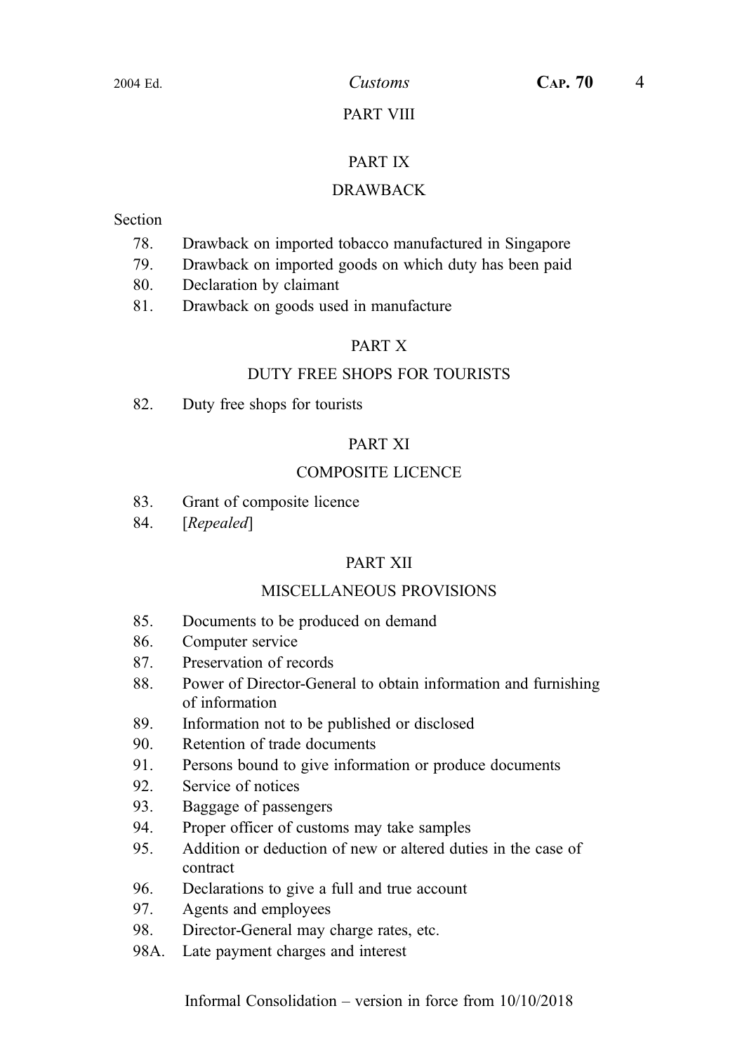PART VIII

PART IX

DRAWBACK

Section

78. Drawback on imported tobacco manufactured in Singapore
79. Drawback on imported goods on which duty has been paid
80. Declaration by claimant
81. Drawback on goods used in manufacture

PART X

DUTY FREE SHOPS FOR TOURISTS

82. Duty free shops for tourists

PART XI

COMPOSITE LICENCE

83. Grant of composite licence
84. [*Repealed*]

PART XII

MISCELLANEOUS PROVISIONS

85. Documents to be produced on demand
86. Computer service
87. Preservation of records
88. Power of Director-General to obtain information and furnishing of information
89. Information not to be published or disclosed
90. Retention of trade documents
91. Persons bound to give information or produce documents
92. Service of notices
93. Baggage of passengers
94. Proper officer of customs may take samples
95. Addition or deduction of new or altered duties in the case of contract
96. Declarations to give a full and true account
97. Agents and employees
98. Director-General may charge rates, etc.
98A. Late payment charges and interest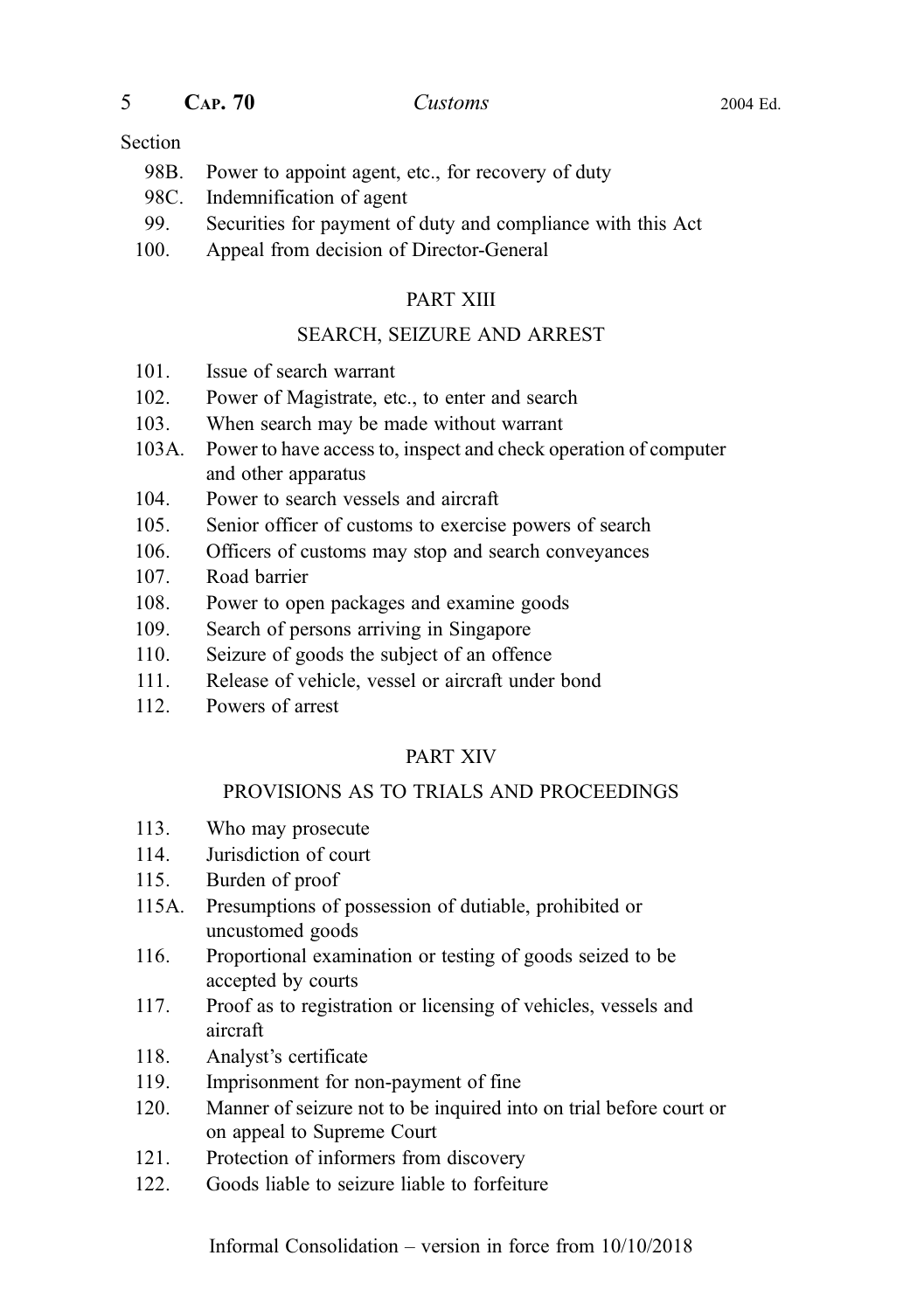Section

98B. Power to appoint agent, etc., for recovery of duty
98C. Indemnification of agent
99. Securities for payment of duty and compliance with this Act
100. Appeal from decision of Director-General

PART XIII

SEARCH, SEIZURE AND ARREST

101. Issue of search warrant
102. Power of Magistrate, etc., to enter and search
103. When search may be made without warrant
103A. Power to have access to, inspect and check operation of computer and other apparatus
104. Power to search vessels and aircraft
105. Senior officer of customs to exercise powers of search
106. Officers of customs may stop and search conveyances
107. Road barrier
108. Power to open packages and examine goods
109. Search of persons arriving in Singapore
110. Seizure of goods the subject of an offence
111. Release of vehicle, vessel or aircraft under bond
112. Powers of arrest

PART XIV

PROVISIONS AS TO TRIALS AND PROCEEDINGS

113. Who may prosecute
114. Jurisdiction of court
115. Burden of proof
115A. Presumptions of possession of dutiable, prohibited or uncustomed goods
116. Proportional examination or testing of goods seized to be accepted by courts
117. Proof as to registration or licensing of vehicles, vessels and aircraft
118. Analyst's certificate
119. Imprisonment for non-payment of fine
120. Manner of seizure not to be inquired into on trial before court or on appeal to Supreme Court
121. Protection of informers from discovery
122. Goods liable to seizure liable to forfeiture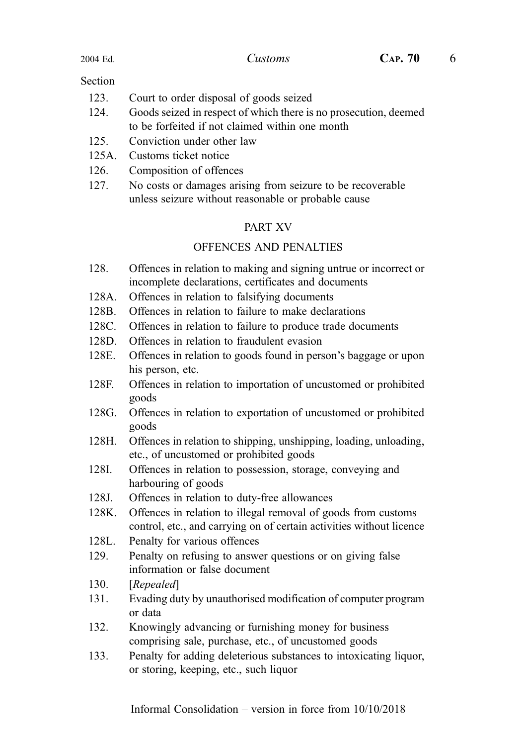Section

| | |
|---|---|
| 123. | Court to order disposal of goods seized |
| 124. | Goods seized in respect of which there is no prosecution, deemed to be forfeited if not claimed within one month |
| 125. | Conviction under other law |
| 125A. | Customs ticket notice |
| 126. | Composition of offences |
| 127. | No costs or damages arising from seizure to be recoverable unless seizure without reasonable or probable cause |

PART XV

OFFENCES AND PENALTIES

| | |
|---|---|
| 128. | Offences in relation to making and signing untrue or incorrect or incomplete declarations, certificates and documents |
| 128A. | Offences in relation to falsifying documents |
| 128B. | Offences in relation to failure to make declarations |
| 128C. | Offences in relation to failure to produce trade documents |
| 128D. | Offences in relation to fraudulent evasion |
| 128E. | Offences in relation to goods found in person's baggage or upon his person, etc. |
| 128F. | Offences in relation to importation of uncustomed or prohibited goods |
| 128G. | Offences in relation to exportation of uncustomed or prohibited goods |
| 128H. | Offences in relation to shipping, unshipping, loading, unloading, etc., of uncustomed or prohibited goods |
| 128I. | Offences in relation to possession, storage, conveying and harbouring of goods |
| 128J. | Offences in relation to duty-free allowances |
| 128K. | Offences in relation to illegal removal of goods from customs control, etc., and carrying on of certain activities without licence |
| 128L. | Penalty for various offences |
| 129. | Penalty on refusing to answer questions or on giving false information or false document |
| 130. | *[Repealed]* |
| 131. | Evading duty by unauthorised modification of computer program or data |
| 132. | Knowingly advancing or furnishing money for business comprising sale, purchase, etc., of uncustomed goods |
| 133. | Penalty for adding deleterious substances to intoxicating liquor, or storing, keeping, etc., such liquor |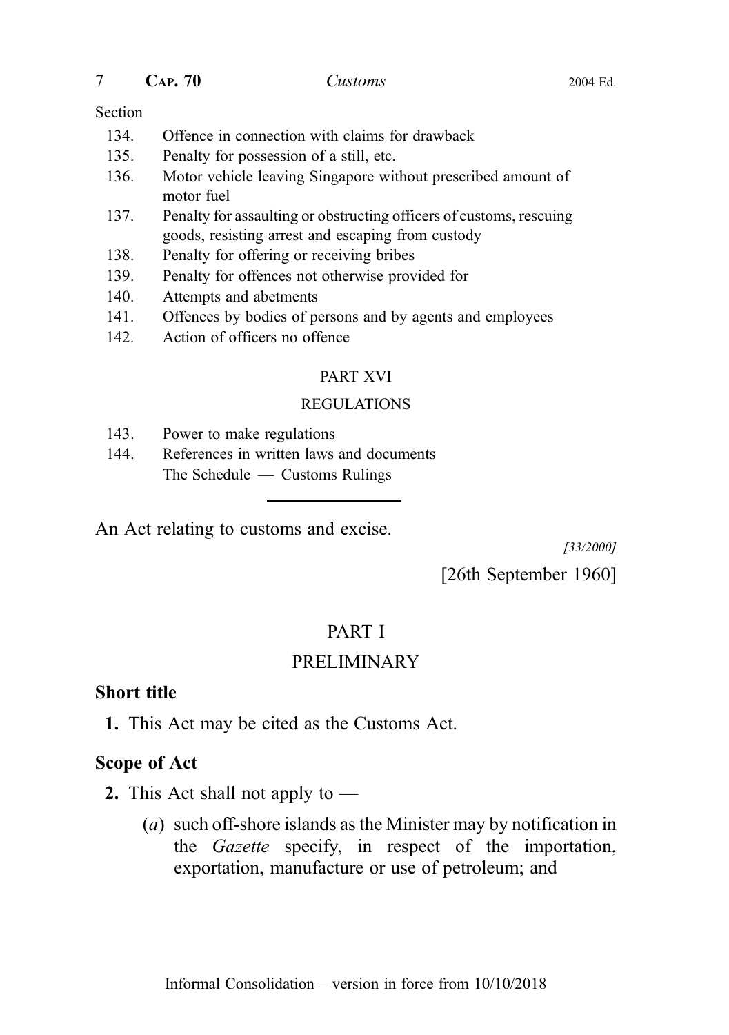Section

| | |
|---|---|
| 134. | Offence in connection with claims for drawback |
| 135. | Penalty for possession of a still, etc. |
| 136. | Motor vehicle leaving Singapore without prescribed amount of motor fuel |
| 137. | Penalty for assaulting or obstructing officers of customs, rescuing goods, resisting arrest and escaping from custody |
| 138. | Penalty for offering or receiving bribes |
| 139. | Penalty for offences not otherwise provided for |
| 140. | Attempts and abetments |
| 141. | Offences by bodies of persons and by agents and employees |
| 142. | Action of officers no offence |

PART XVI

REGULATIONS

| | |
|---|---|
| 143. | Power to make regulations |
| 144. | References in written laws and documents |
| | The Schedule — Customs Rulings |

---

An Act relating to customs and excise.

*[33/2000]*

[26th September 1960]

## PART I

## PRELIMINARY

### Short title

**1.** This Act may be cited as the Customs Act.

### Scope of Act

**2.** This Act shall not apply to —

(*a*) such off-shore islands as the Minister may by notification in the *Gazette* specify, in respect of the importation, exportation, manufacture or use of petroleum; and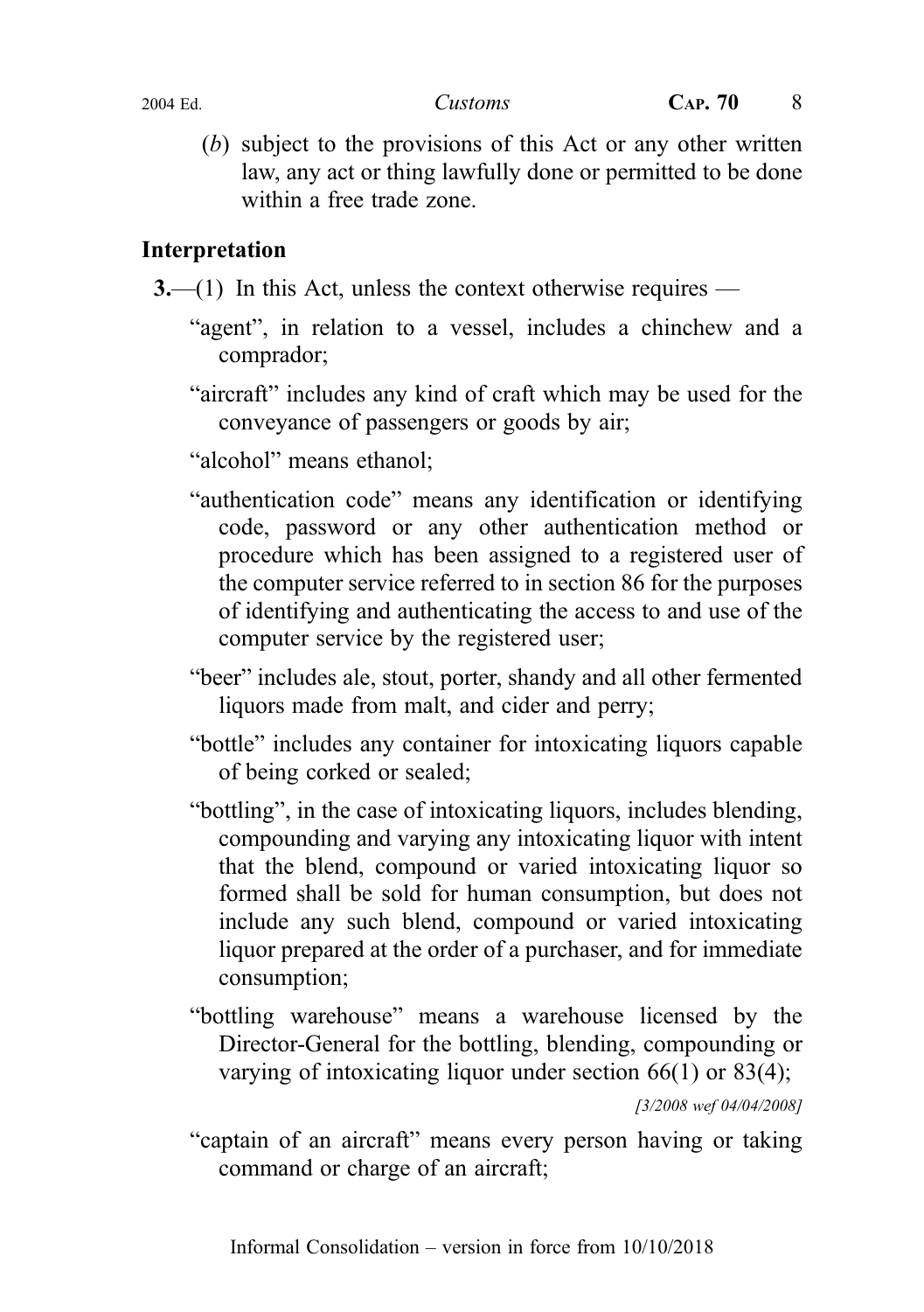(*b*) subject to the provisions of this Act or any other written law, any act or thing lawfully done or permitted to be done within a free trade zone.

## Interpretation

**3.**—(1) In this Act, unless the context otherwise requires —

"agent", in relation to a vessel, includes a chinchew and a comprador;

"aircraft" includes any kind of craft which may be used for the conveyance of passengers or goods by air;

"alcohol" means ethanol;

"authentication code" means any identification or identifying code, password or any other authentication method or procedure which has been assigned to a registered user of the computer service referred to in section 86 for the purposes of identifying and authenticating the access to and use of the computer service by the registered user;

"beer" includes ale, stout, porter, shandy and all other fermented liquors made from malt, and cider and perry;

"bottle" includes any container for intoxicating liquors capable of being corked or sealed;

"bottling", in the case of intoxicating liquors, includes blending, compounding and varying any intoxicating liquor with intent that the blend, compound or varied intoxicating liquor so formed shall be sold for human consumption, but does not include any such blend, compound or varied intoxicating liquor prepared at the order of a purchaser, and for immediate consumption;

"bottling warehouse" means a warehouse licensed by the Director-General for the bottling, blending, compounding or varying of intoxicating liquor under section 66(1) or 83(4);

*[3/2008 wef 04/04/2008]*

"captain of an aircraft" means every person having or taking command or charge of an aircraft;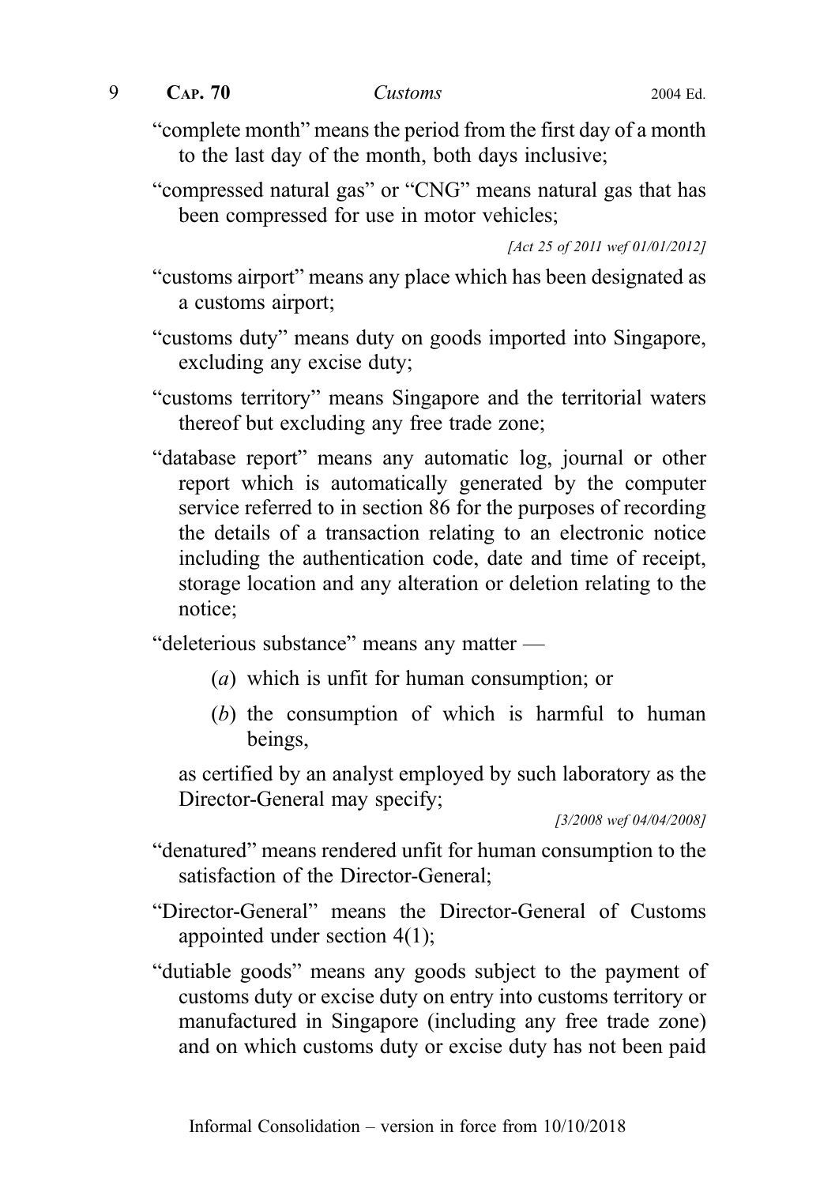"complete month" means the period from the first day of a month to the last day of the month, both days inclusive;

"compressed natural gas" or "CNG" means natural gas that has been compressed for use in motor vehicles;

*[Act 25 of 2011 wef 01/01/2012]*

"customs airport" means any place which has been designated as a customs airport;

"customs duty" means duty on goods imported into Singapore, excluding any excise duty;

"customs territory" means Singapore and the territorial waters thereof but excluding any free trade zone;

"database report" means any automatic log, journal or other report which is automatically generated by the computer service referred to in section 86 for the purposes of recording the details of a transaction relating to an electronic notice including the authentication code, date and time of receipt, storage location and any alteration or deletion relating to the notice;

"deleterious substance" means any matter —

(*a*) which is unfit for human consumption; or

(*b*) the consumption of which is harmful to human beings,

as certified by an analyst employed by such laboratory as the Director-General may specify;

*[3/2008 wef 04/04/2008]*

"denatured" means rendered unfit for human consumption to the satisfaction of the Director-General;

"Director-General" means the Director-General of Customs appointed under section 4(1);

"dutiable goods" means any goods subject to the payment of customs duty or excise duty on entry into customs territory or manufactured in Singapore (including any free trade zone) and on which customs duty or excise duty has not been paid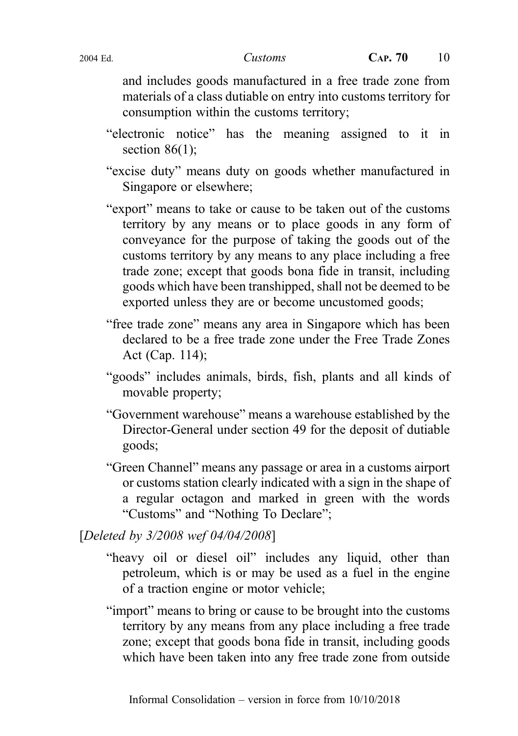and includes goods manufactured in a free trade zone from materials of a class dutiable on entry into customs territory for consumption within the customs territory;

"electronic notice" has the meaning assigned to it in section 86(1);

"excise duty" means duty on goods whether manufactured in Singapore or elsewhere;

"export" means to take or cause to be taken out of the customs territory by any means or to place goods in any form of conveyance for the purpose of taking the goods out of the customs territory by any means to any place including a free trade zone; except that goods bona fide in transit, including goods which have been transhipped, shall not be deemed to be exported unless they are or become uncustomed goods;

"free trade zone" means any area in Singapore which has been declared to be a free trade zone under the Free Trade Zones Act (Cap. 114);

"goods" includes animals, birds, fish, plants and all kinds of movable property;

"Government warehouse" means a warehouse established by the Director-General under section 49 for the deposit of dutiable goods;

"Green Channel" means any passage or area in a customs airport or customs station clearly indicated with a sign in the shape of a regular octagon and marked in green with the words "Customs" and "Nothing To Declare";

[*Deleted by 3/2008 wef 04/04/2008*]

"heavy oil or diesel oil" includes any liquid, other than petroleum, which is or may be used as a fuel in the engine of a traction engine or motor vehicle;

"import" means to bring or cause to be brought into the customs territory by any means from any place including a free trade zone; except that goods bona fide in transit, including goods which have been taken into any free trade zone from outside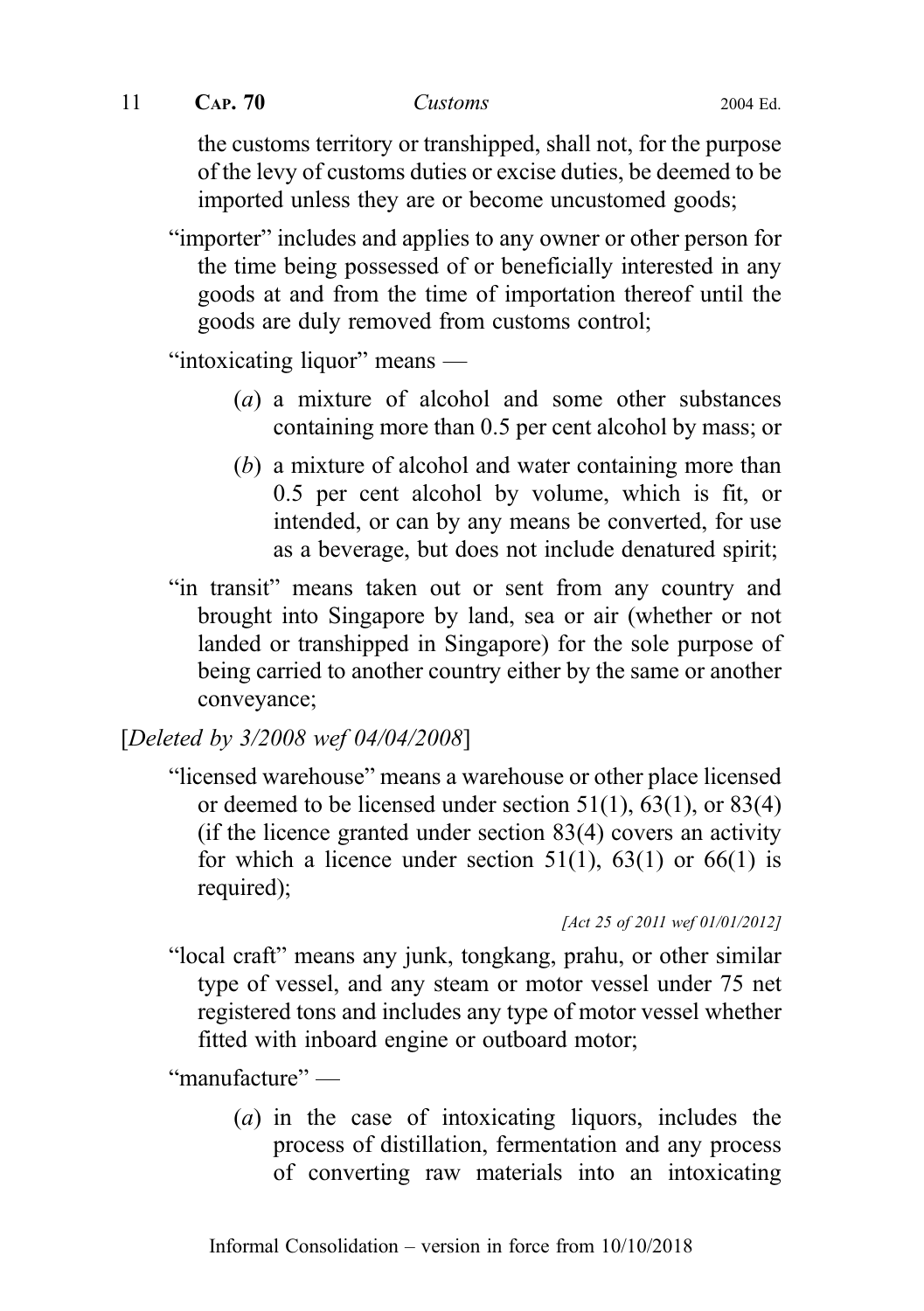the customs territory or transhipped, shall not, for the purpose of the levy of customs duties or excise duties, be deemed to be imported unless they are or become uncustomed goods;

"importer" includes and applies to any owner or other person for the time being possessed of or beneficially interested in any goods at and from the time of importation thereof until the goods are duly removed from customs control;

"intoxicating liquor" means —

(*a*) a mixture of alcohol and some other substances containing more than 0.5 per cent alcohol by mass; or

(*b*) a mixture of alcohol and water containing more than 0.5 per cent alcohol by volume, which is fit, or intended, or can by any means be converted, for use as a beverage, but does not include denatured spirit;

"in transit" means taken out or sent from any country and brought into Singapore by land, sea or air (whether or not landed or transhipped in Singapore) for the sole purpose of being carried to another country either by the same or another conveyance;

[*Deleted by 3/2008 wef 04/04/2008*]

"licensed warehouse" means a warehouse or other place licensed or deemed to be licensed under section 51(1), 63(1), or 83(4) (if the licence granted under section 83(4) covers an activity for which a licence under section 51(1), 63(1) or 66(1) is required);

*[Act 25 of 2011 wef 01/01/2012]*

"local craft" means any junk, tongkang, prahu, or other similar type of vessel, and any steam or motor vessel under 75 net registered tons and includes any type of motor vessel whether fitted with inboard engine or outboard motor;

"manufacture" —

(*a*) in the case of intoxicating liquors, includes the process of distillation, fermentation and any process of converting raw materials into an intoxicating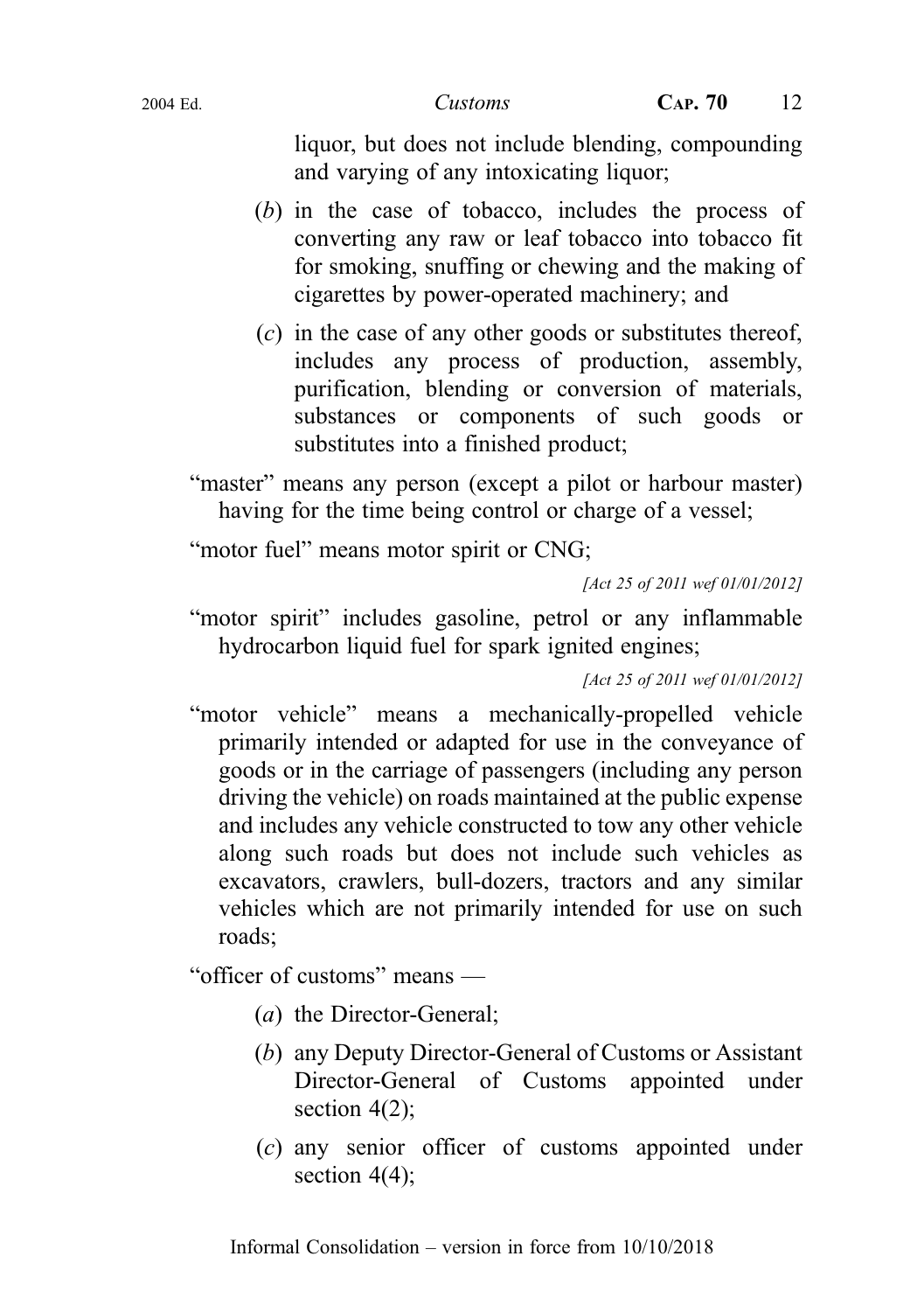liquor, but does not include blending, compounding and varying of any intoxicating liquor;

(*b*) in the case of tobacco, includes the process of converting any raw or leaf tobacco into tobacco fit for smoking, snuffing or chewing and the making of cigarettes by power-operated machinery; and

(*c*) in the case of any other goods or substitutes thereof, includes any process of production, assembly, purification, blending or conversion of materials, substances or components of such goods or substitutes into a finished product;

"master" means any person (except a pilot or harbour master) having for the time being control or charge of a vessel;

"motor fuel" means motor spirit or CNG;

*[Act 25 of 2011 wef 01/01/2012]*

"motor spirit" includes gasoline, petrol or any inflammable hydrocarbon liquid fuel for spark ignited engines;

*[Act 25 of 2011 wef 01/01/2012]*

"motor vehicle" means a mechanically-propelled vehicle primarily intended or adapted for use in the conveyance of goods or in the carriage of passengers (including any person driving the vehicle) on roads maintained at the public expense and includes any vehicle constructed to tow any other vehicle along such roads but does not include such vehicles as excavators, crawlers, bull-dozers, tractors and any similar vehicles which are not primarily intended for use on such roads;

"officer of customs" means —

(*a*) the Director-General;

(*b*) any Deputy Director-General of Customs or Assistant Director-General of Customs appointed under section 4(2);

(*c*) any senior officer of customs appointed under section 4(4);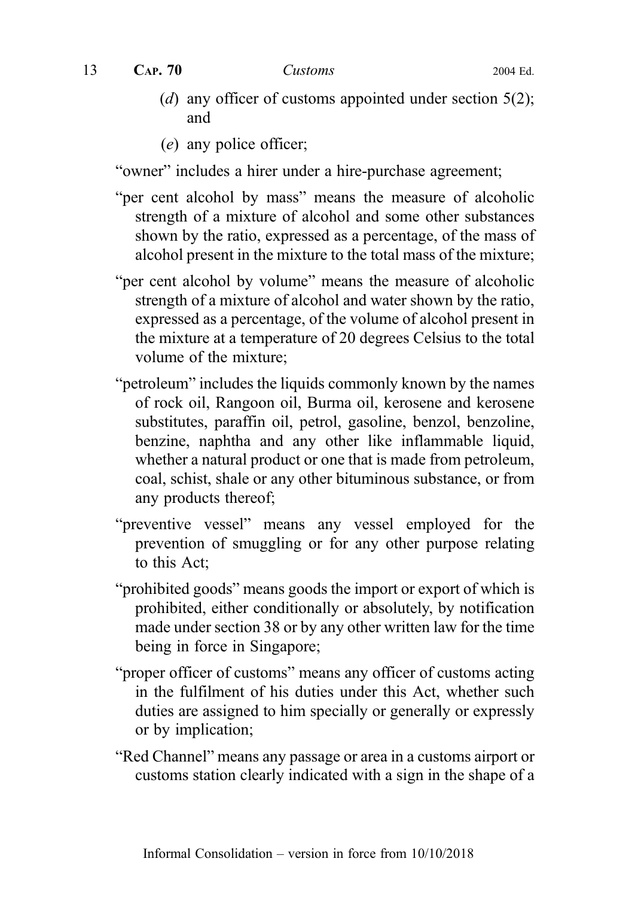(*d*) any officer of customs appointed under section 5(2); and

(*e*) any police officer;

"owner" includes a hirer under a hire-purchase agreement;

"per cent alcohol by mass" means the measure of alcoholic strength of a mixture of alcohol and some other substances shown by the ratio, expressed as a percentage, of the mass of alcohol present in the mixture to the total mass of the mixture;

"per cent alcohol by volume" means the measure of alcoholic strength of a mixture of alcohol and water shown by the ratio, expressed as a percentage, of the volume of alcohol present in the mixture at a temperature of 20 degrees Celsius to the total volume of the mixture;

"petroleum" includes the liquids commonly known by the names of rock oil, Rangoon oil, Burma oil, kerosene and kerosene substitutes, paraffin oil, petrol, gasoline, benzol, benzoline, benzine, naphtha and any other like inflammable liquid, whether a natural product or one that is made from petroleum, coal, schist, shale or any other bituminous substance, or from any products thereof;

"preventive vessel" means any vessel employed for the prevention of smuggling or for any other purpose relating to this Act;

"prohibited goods" means goods the import or export of which is prohibited, either conditionally or absolutely, by notification made under section 38 or by any other written law for the time being in force in Singapore;

"proper officer of customs" means any officer of customs acting in the fulfilment of his duties under this Act, whether such duties are assigned to him specially or generally or expressly or by implication;

"Red Channel" means any passage or area in a customs airport or customs station clearly indicated with a sign in the shape of a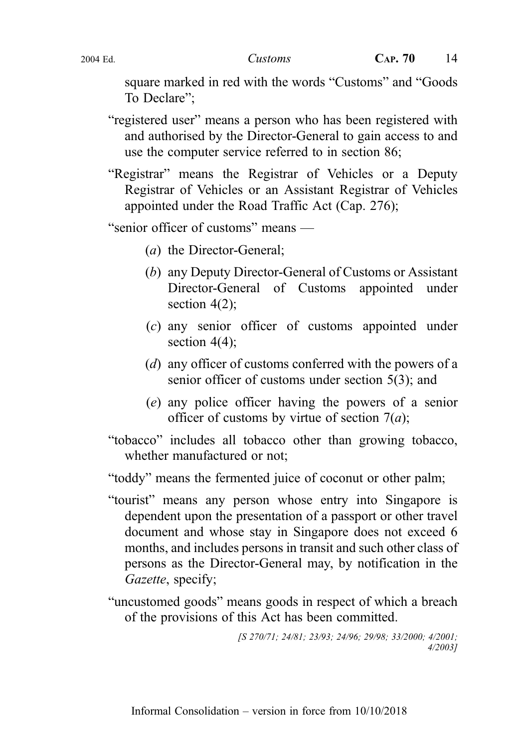square marked in red with the words "Customs" and "Goods To Declare";

"registered user" means a person who has been registered with and authorised by the Director-General to gain access to and use the computer service referred to in section 86;

"Registrar" means the Registrar of Vehicles or a Deputy Registrar of Vehicles or an Assistant Registrar of Vehicles appointed under the Road Traffic Act (Cap. 276);

"senior officer of customs" means —

(*a*) the Director-General;

(*b*) any Deputy Director-General of Customs or Assistant Director-General of Customs appointed under section 4(2);

(*c*) any senior officer of customs appointed under section 4(4);

(*d*) any officer of customs conferred with the powers of a senior officer of customs under section 5(3); and

(*e*) any police officer having the powers of a senior officer of customs by virtue of section 7(*a*);

"tobacco" includes all tobacco other than growing tobacco, whether manufactured or not;

"toddy" means the fermented juice of coconut or other palm;

"tourist" means any person whose entry into Singapore is dependent upon the presentation of a passport or other travel document and whose stay in Singapore does not exceed 6 months, and includes persons in transit and such other class of persons as the Director-General may, by notification in the *Gazette*, specify;

"uncustomed goods" means goods in respect of which a breach of the provisions of this Act has been committed.

*[S 270/71; 24/81; 23/93; 24/96; 29/98; 33/2000; 4/2001; 4/2003]*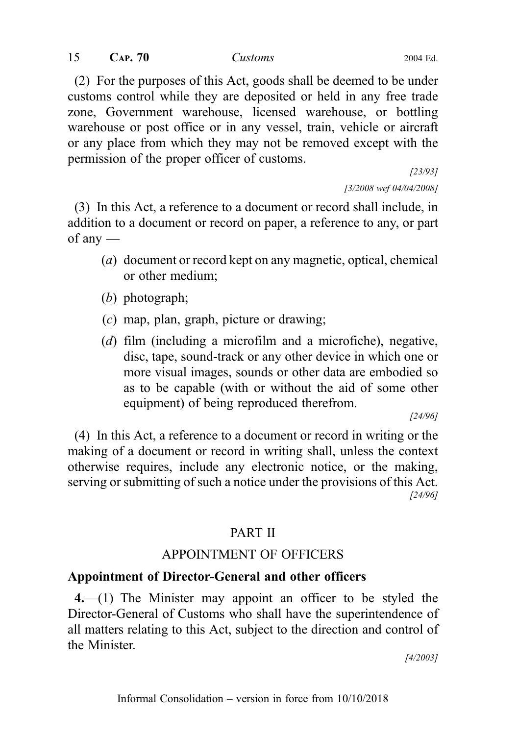(2) For the purposes of this Act, goods shall be deemed to be under customs control while they are deposited or held in any free trade zone, Government warehouse, licensed warehouse, or bottling warehouse or post office or in any vessel, train, vehicle or aircraft or any place from which they may not be removed except with the permission of the proper officer of customs.

[23/93]

[3/2008 wef 04/04/2008]

(3) In this Act, a reference to a document or record shall include, in addition to a document or record on paper, a reference to any, or part of any —

- (*a*) document or record kept on any magnetic, optical, chemical or other medium;
- (*b*) photograph;
- (*c*) map, plan, graph, picture or drawing;
- (*d*) film (including a microfilm and a microfiche), negative, disc, tape, sound-track or any other device in which one or more visual images, sounds or other data are embodied so as to be capable (with or without the aid of some other equipment) of being reproduced therefrom.

[24/96]

(4) In this Act, a reference to a document or record in writing or the making of a document or record in writing shall, unless the context otherwise requires, include any electronic notice, or the making, serving or submitting of such a notice under the provisions of this Act.

[24/96]

## PART II

## APPOINTMENT OF OFFICERS

### Appointment of Director-General and other officers

**4.**—(1) The Minister may appoint an officer to be styled the Director-General of Customs who shall have the superintendence of all matters relating to this Act, subject to the direction and control of the Minister.

[4/2003]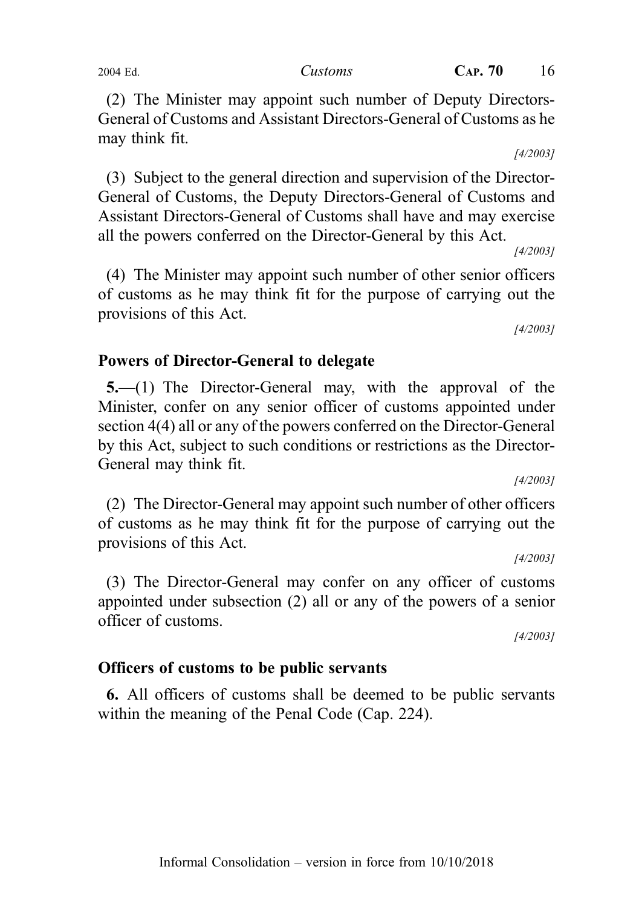(2) The Minister may appoint such number of Deputy Directors-General of Customs and Assistant Directors-General of Customs as he may think fit.

[4/2003]

(3) Subject to the general direction and supervision of the Director-General of Customs, the Deputy Directors-General of Customs and Assistant Directors-General of Customs shall have and may exercise all the powers conferred on the Director-General by this Act.

[4/2003]

(4) The Minister may appoint such number of other senior officers of customs as he may think fit for the purpose of carrying out the provisions of this Act.

[4/2003]

**Powers of Director-General to delegate**

**5.**—(1) The Director-General may, with the approval of the Minister, confer on any senior officer of customs appointed under section 4(4) all or any of the powers conferred on the Director-General by this Act, subject to such conditions or restrictions as the Director-General may think fit.

[4/2003]

(2) The Director-General may appoint such number of other officers of customs as he may think fit for the purpose of carrying out the provisions of this Act.

[4/2003]

(3) The Director-General may confer on any officer of customs appointed under subsection (2) all or any of the powers of a senior officer of customs.

[4/2003]

**Officers of customs to be public servants**

**6.** All officers of customs shall be deemed to be public servants within the meaning of the Penal Code (Cap. 224).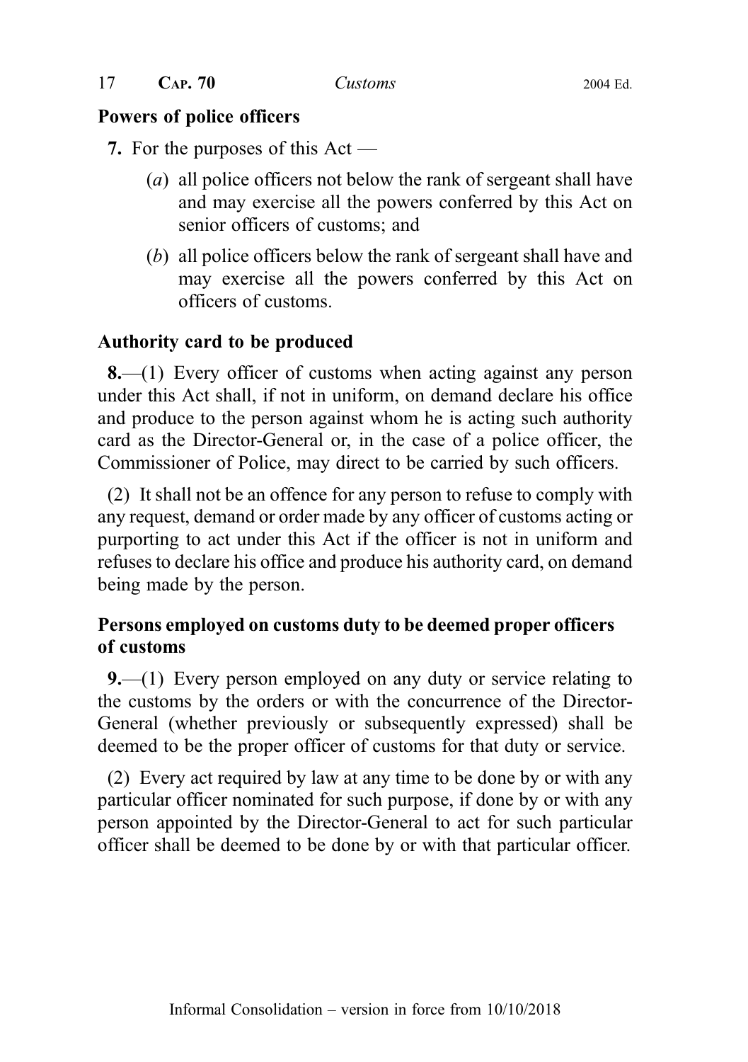**Powers of police officers**

**7.** For the purposes of this Act —

(*a*) all police officers not below the rank of sergeant shall have and may exercise all the powers conferred by this Act on senior officers of customs; and

(*b*) all police officers below the rank of sergeant shall have and may exercise all the powers conferred by this Act on officers of customs.

**Authority card to be produced**

**8.**—(1) Every officer of customs when acting against any person under this Act shall, if not in uniform, on demand declare his office and produce to the person against whom he is acting such authority card as the Director-General or, in the case of a police officer, the Commissioner of Police, may direct to be carried by such officers.

(2) It shall not be an offence for any person to refuse to comply with any request, demand or order made by any officer of customs acting or purporting to act under this Act if the officer is not in uniform and refuses to declare his office and produce his authority card, on demand being made by the person.

**Persons employed on customs duty to be deemed proper officers of customs**

**9.**—(1) Every person employed on any duty or service relating to the customs by the orders or with the concurrence of the Director-General (whether previously or subsequently expressed) shall be deemed to be the proper officer of customs for that duty or service.

(2) Every act required by law at any time to be done by or with any particular officer nominated for such purpose, if done by or with any person appointed by the Director-General to act for such particular officer shall be deemed to be done by or with that particular officer.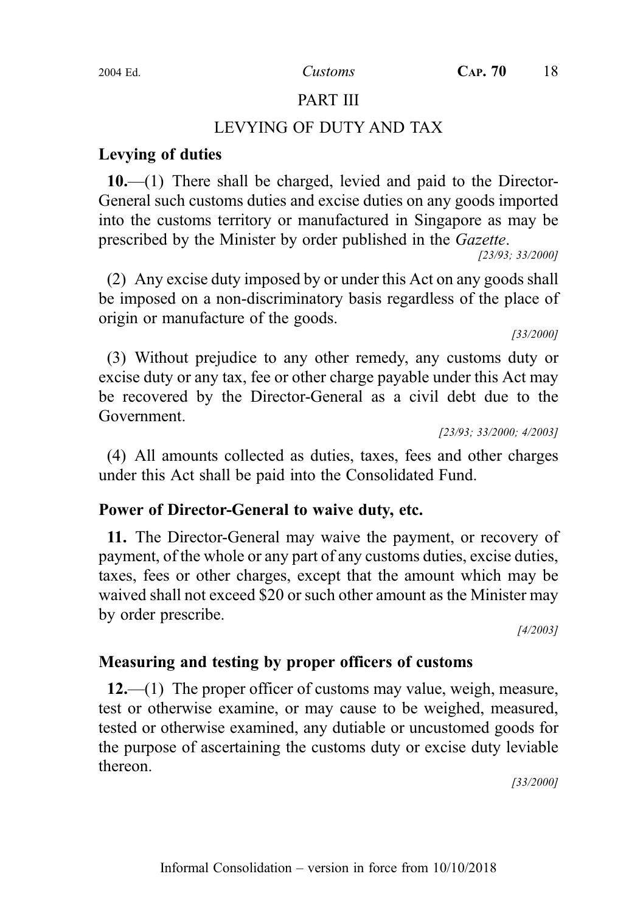## PART III

## LEVYING OF DUTY AND TAX

### Levying of duties

**10.**—(1) There shall be charged, levied and paid to the Director-General such customs duties and excise duties on any goods imported into the customs territory or manufactured in Singapore as may be prescribed by the Minister by order published in the *Gazette*.

*[23/93; 33/2000]*

(2) Any excise duty imposed by or under this Act on any goods shall be imposed on a non-discriminatory basis regardless of the place of origin or manufacture of the goods.

*[33/2000]*

(3) Without prejudice to any other remedy, any customs duty or excise duty or any tax, fee or other charge payable under this Act may be recovered by the Director-General as a civil debt due to the Government.

*[23/93; 33/2000; 4/2003]*

(4) All amounts collected as duties, taxes, fees and other charges under this Act shall be paid into the Consolidated Fund.

### Power of Director-General to waive duty, etc.

**11.** The Director-General may waive the payment, or recovery of payment, of the whole or any part of any customs duties, excise duties, taxes, fees or other charges, except that the amount which may be waived shall not exceed $20 or such other amount as the Minister may by order prescribe.

*[4/2003]*

### Measuring and testing by proper officers of customs

**12.**—(1) The proper officer of customs may value, weigh, measure, test or otherwise examine, or may cause to be weighed, measured, tested or otherwise examined, any dutiable or uncustomed goods for the purpose of ascertaining the customs duty or excise duty leviable thereon.

*[33/2000]*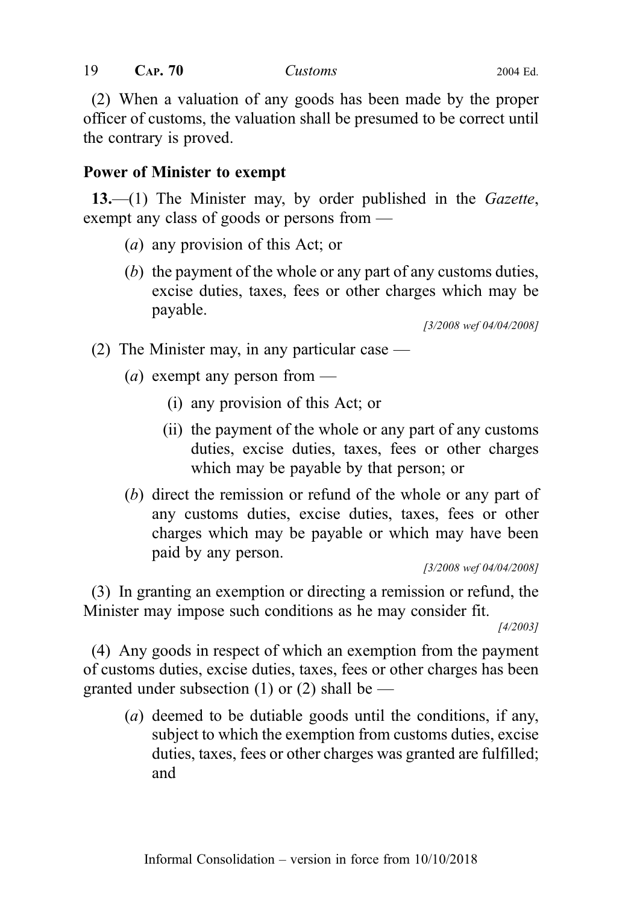(2) When a valuation of any goods has been made by the proper officer of customs, the valuation shall be presumed to be correct until the contrary is proved.

### Power of Minister to exempt

**13.**—(1) The Minister may, by order published in the *Gazette*, exempt any class of goods or persons from —

- (*a*) any provision of this Act; or
- (*b*) the payment of the whole or any part of any customs duties, excise duties, taxes, fees or other charges which may be payable.

*[3/2008 wef 04/04/2008]*

(2) The Minister may, in any particular case —

- (*a*) exempt any person from —
  - (i) any provision of this Act; or
  - (ii) the payment of the whole or any part of any customs duties, excise duties, taxes, fees or other charges which may be payable by that person; or
- (*b*) direct the remission or refund of the whole or any part of any customs duties, excise duties, taxes, fees or other charges which may be payable or which may have been paid by any person.

*[3/2008 wef 04/04/2008]*

(3) In granting an exemption or directing a remission or refund, the Minister may impose such conditions as he may consider fit.

*[4/2003]*

(4) Any goods in respect of which an exemption from the payment of customs duties, excise duties, taxes, fees or other charges has been granted under subsection (1) or (2) shall be —

- (*a*) deemed to be dutiable goods until the conditions, if any, subject to which the exemption from customs duties, excise duties, taxes, fees or other charges was granted are fulfilled; and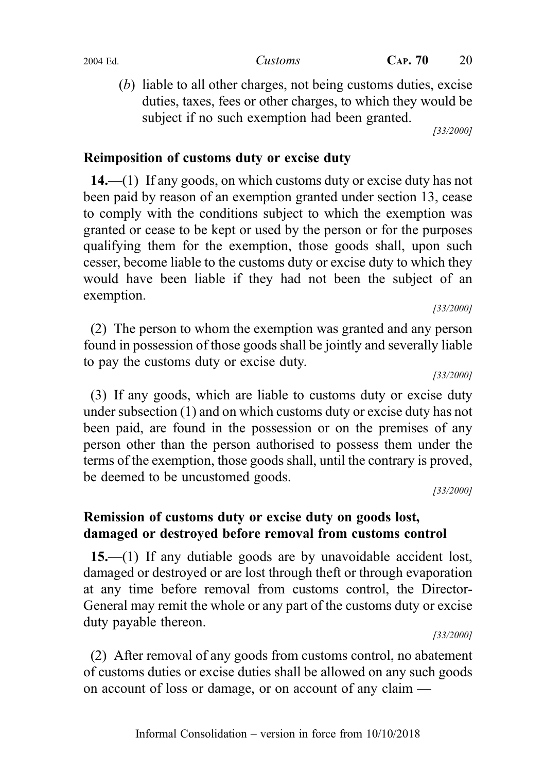(*b*) liable to all other charges, not being customs duties, excise duties, taxes, fees or other charges, to which they would be subject if no such exemption had been granted.

[33/2000]

### Reimposition of customs duty or excise duty

**14.**—(1) If any goods, on which customs duty or excise duty has not been paid by reason of an exemption granted under section 13, cease to comply with the conditions subject to which the exemption was granted or cease to be kept or used by the person or for the purposes qualifying them for the exemption, those goods shall, upon such cesser, become liable to the customs duty or excise duty to which they would have been liable if they had not been the subject of an exemption.

[33/2000]

(2) The person to whom the exemption was granted and any person found in possession of those goods shall be jointly and severally liable to pay the customs duty or excise duty.

[33/2000]

(3) If any goods, which are liable to customs duty or excise duty under subsection (1) and on which customs duty or excise duty has not been paid, are found in the possession or on the premises of any person other than the person authorised to possess them under the terms of the exemption, those goods shall, until the contrary is proved, be deemed to be uncustomed goods.

[33/2000]

### Remission of customs duty or excise duty on goods lost, damaged or destroyed before removal from customs control

**15.**—(1) If any dutiable goods are by unavoidable accident lost, damaged or destroyed or are lost through theft or through evaporation at any time before removal from customs control, the Director-General may remit the whole or any part of the customs duty or excise duty payable thereon.

[33/2000]

(2) After removal of any goods from customs control, no abatement of customs duties or excise duties shall be allowed on any such goods on account of loss or damage, or on account of any claim —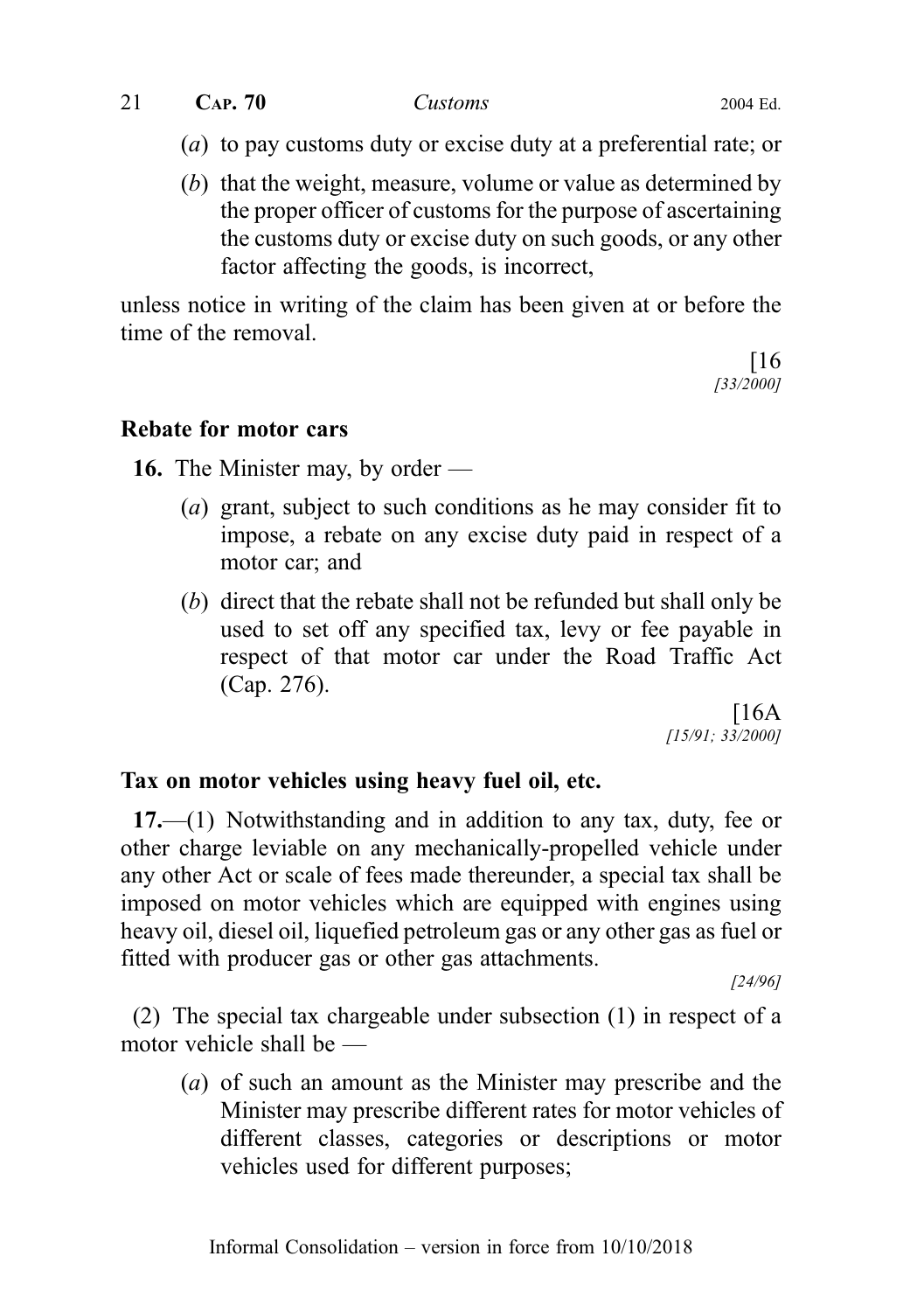(*a*) to pay customs duty or excise duty at a preferential rate; or

(*b*) that the weight, measure, volume or value as determined by the proper officer of customs for the purpose of ascertaining the customs duty or excise duty on such goods, or any other factor affecting the goods, is incorrect,

unless notice in writing of the claim has been given at or before the time of the removal.

[16
*[33/2000]*

### Rebate for motor cars

**16.** The Minister may, by order —

(*a*) grant, subject to such conditions as he may consider fit to impose, a rebate on any excise duty paid in respect of a motor car; and

(*b*) direct that the rebate shall not be refunded but shall only be used to set off any specified tax, levy or fee payable in respect of that motor car under the Road Traffic Act (Cap. 276).

[16A
*[15/91; 33/2000]*

### Tax on motor vehicles using heavy fuel oil, etc.

**17.**—(1) Notwithstanding and in addition to any tax, duty, fee or other charge leviable on any mechanically-propelled vehicle under any other Act or scale of fees made thereunder, a special tax shall be imposed on motor vehicles which are equipped with engines using heavy oil, diesel oil, liquefied petroleum gas or any other gas as fuel or fitted with producer gas or other gas attachments.

*[24/96]*

(2) The special tax chargeable under subsection (1) in respect of a motor vehicle shall be —

(*a*) of such an amount as the Minister may prescribe and the Minister may prescribe different rates for motor vehicles of different classes, categories or descriptions or motor vehicles used for different purposes;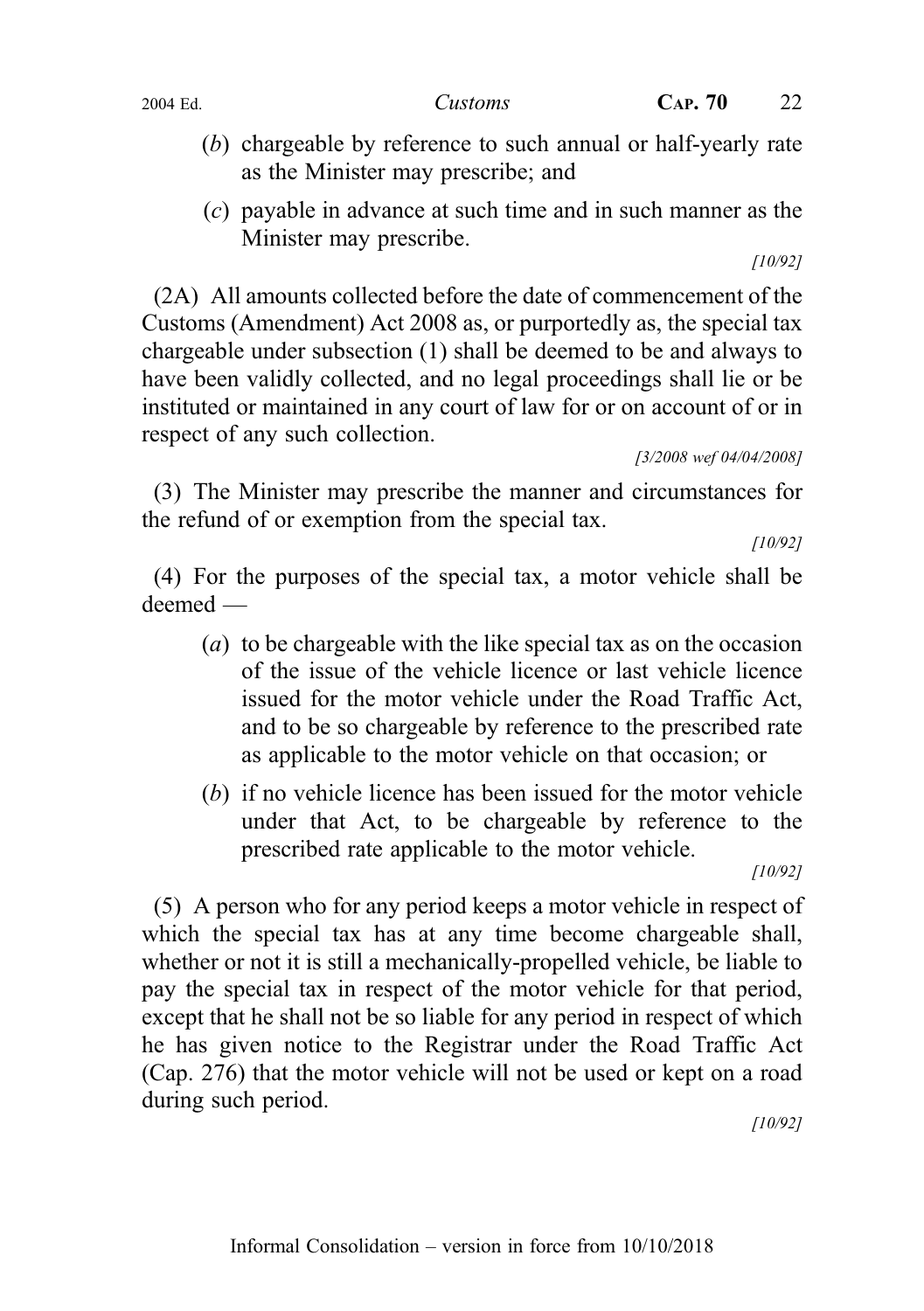(*b*) chargeable by reference to such annual or half-yearly rate as the Minister may prescribe; and

(*c*) payable in advance at such time and in such manner as the Minister may prescribe.

*[10/92]*

(2A) All amounts collected before the date of commencement of the Customs (Amendment) Act 2008 as, or purportedly as, the special tax chargeable under subsection (1) shall be deemed to be and always to have been validly collected, and no legal proceedings shall lie or be instituted or maintained in any court of law for or on account of or in respect of any such collection.

*[3/2008 wef 04/04/2008]*

(3) The Minister may prescribe the manner and circumstances for the refund of or exemption from the special tax.

*[10/92]*

(4) For the purposes of the special tax, a motor vehicle shall be deemed —

(*a*) to be chargeable with the like special tax as on the occasion of the issue of the vehicle licence or last vehicle licence issued for the motor vehicle under the Road Traffic Act, and to be so chargeable by reference to the prescribed rate as applicable to the motor vehicle on that occasion; or

(*b*) if no vehicle licence has been issued for the motor vehicle under that Act, to be chargeable by reference to the prescribed rate applicable to the motor vehicle.

*[10/92]*

(5) A person who for any period keeps a motor vehicle in respect of which the special tax has at any time become chargeable shall, whether or not it is still a mechanically-propelled vehicle, be liable to pay the special tax in respect of the motor vehicle for that period, except that he shall not be so liable for any period in respect of which he has given notice to the Registrar under the Road Traffic Act (Cap. 276) that the motor vehicle will not be used or kept on a road during such period.

*[10/92]*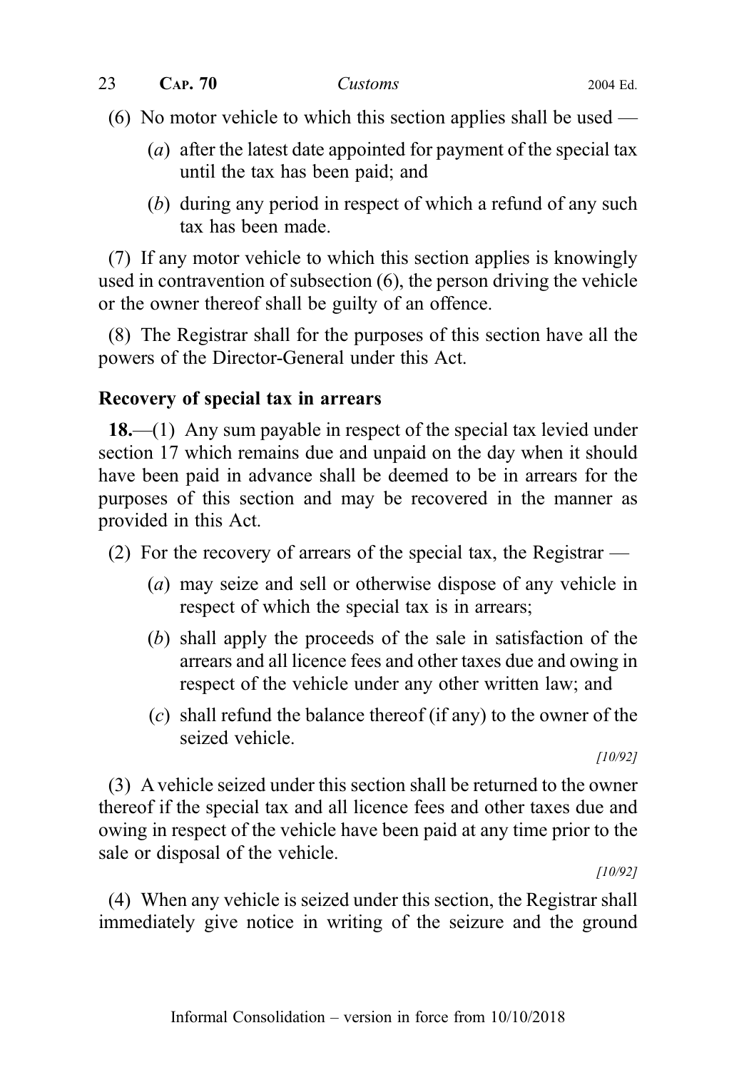(6) No motor vehicle to which this section applies shall be used —

(*a*) after the latest date appointed for payment of the special tax until the tax has been paid; and

(*b*) during any period in respect of which a refund of any such tax has been made.

(7) If any motor vehicle to which this section applies is knowingly used in contravention of subsection (6), the person driving the vehicle or the owner thereof shall be guilty of an offence.

(8) The Registrar shall for the purposes of this section have all the powers of the Director-General under this Act.

### Recovery of special tax in arrears

**18.**—(1) Any sum payable in respect of the special tax levied under section 17 which remains due and unpaid on the day when it should have been paid in advance shall be deemed to be in arrears for the purposes of this section and may be recovered in the manner as provided in this Act.

(2) For the recovery of arrears of the special tax, the Registrar —

(*a*) may seize and sell or otherwise dispose of any vehicle in respect of which the special tax is in arrears;

(*b*) shall apply the proceeds of the sale in satisfaction of the arrears and all licence fees and other taxes due and owing in respect of the vehicle under any other written law; and

(*c*) shall refund the balance thereof (if any) to the owner of the seized vehicle.

*[10/92]*

(3) A vehicle seized under this section shall be returned to the owner thereof if the special tax and all licence fees and other taxes due and owing in respect of the vehicle have been paid at any time prior to the sale or disposal of the vehicle.

*[10/92]*

(4) When any vehicle is seized under this section, the Registrar shall immediately give notice in writing of the seizure and the ground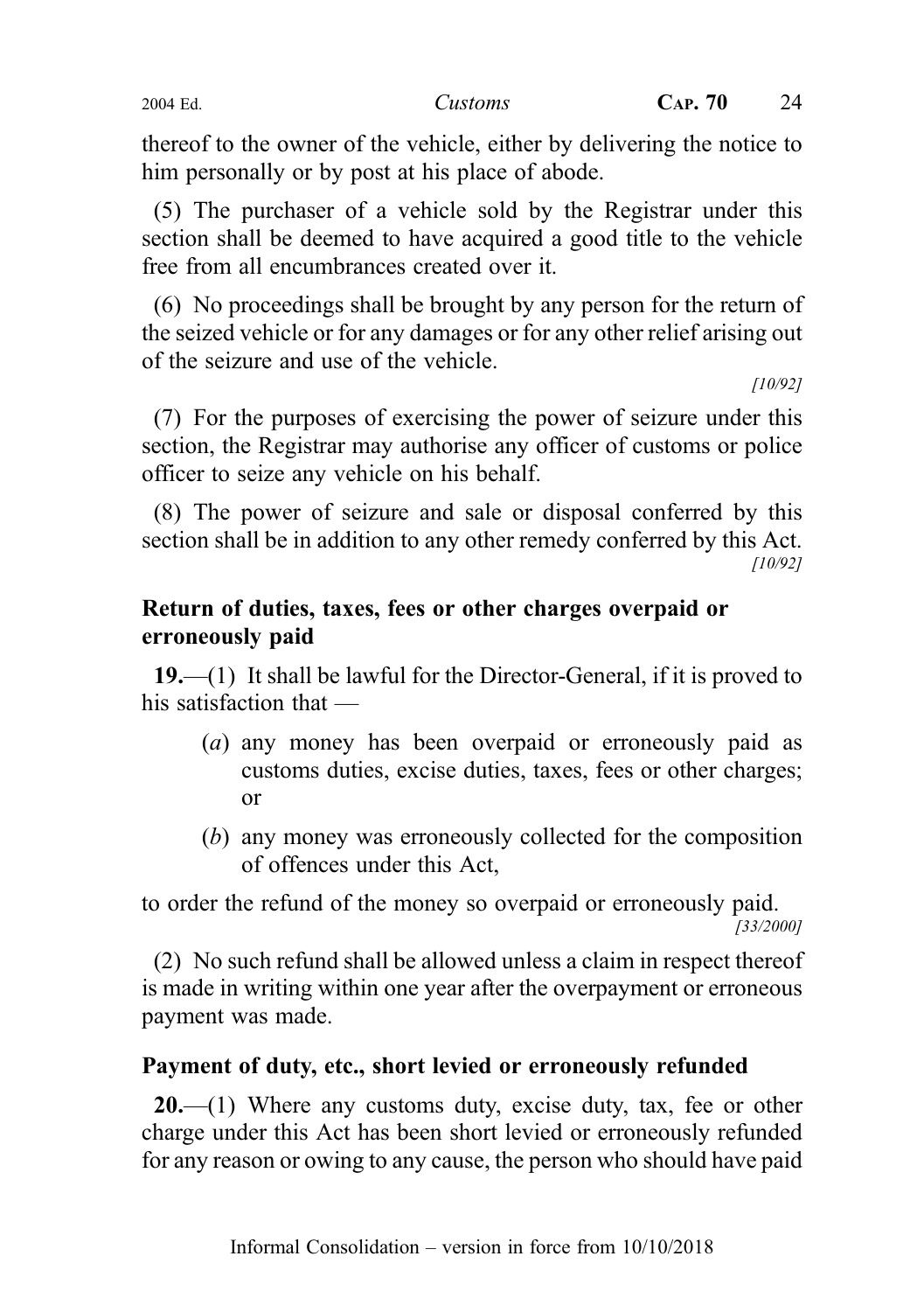thereof to the owner of the vehicle, either by delivering the notice to him personally or by post at his place of abode.

(5) The purchaser of a vehicle sold by the Registrar under this section shall be deemed to have acquired a good title to the vehicle free from all encumbrances created over it.

(6) No proceedings shall be brought by any person for the return of the seized vehicle or for any damages or for any other relief arising out of the seizure and use of the vehicle.

[10/92]

(7) For the purposes of exercising the power of seizure under this section, the Registrar may authorise any officer of customs or police officer to seize any vehicle on his behalf.

(8) The power of seizure and sale or disposal conferred by this section shall be in addition to any other remedy conferred by this Act.

[10/92]

### Return of duties, taxes, fees or other charges overpaid or erroneously paid

**19.**—(1) It shall be lawful for the Director-General, if it is proved to his satisfaction that —

- (*a*) any money has been overpaid or erroneously paid as customs duties, excise duties, taxes, fees or other charges; or
- (*b*) any money was erroneously collected for the composition of offences under this Act,

to order the refund of the money so overpaid or erroneously paid.

[33/2000]

(2) No such refund shall be allowed unless a claim in respect thereof is made in writing within one year after the overpayment or erroneous payment was made.

### Payment of duty, etc., short levied or erroneously refunded

**20.**—(1) Where any customs duty, excise duty, tax, fee or other charge under this Act has been short levied or erroneously refunded for any reason or owing to any cause, the person who should have paid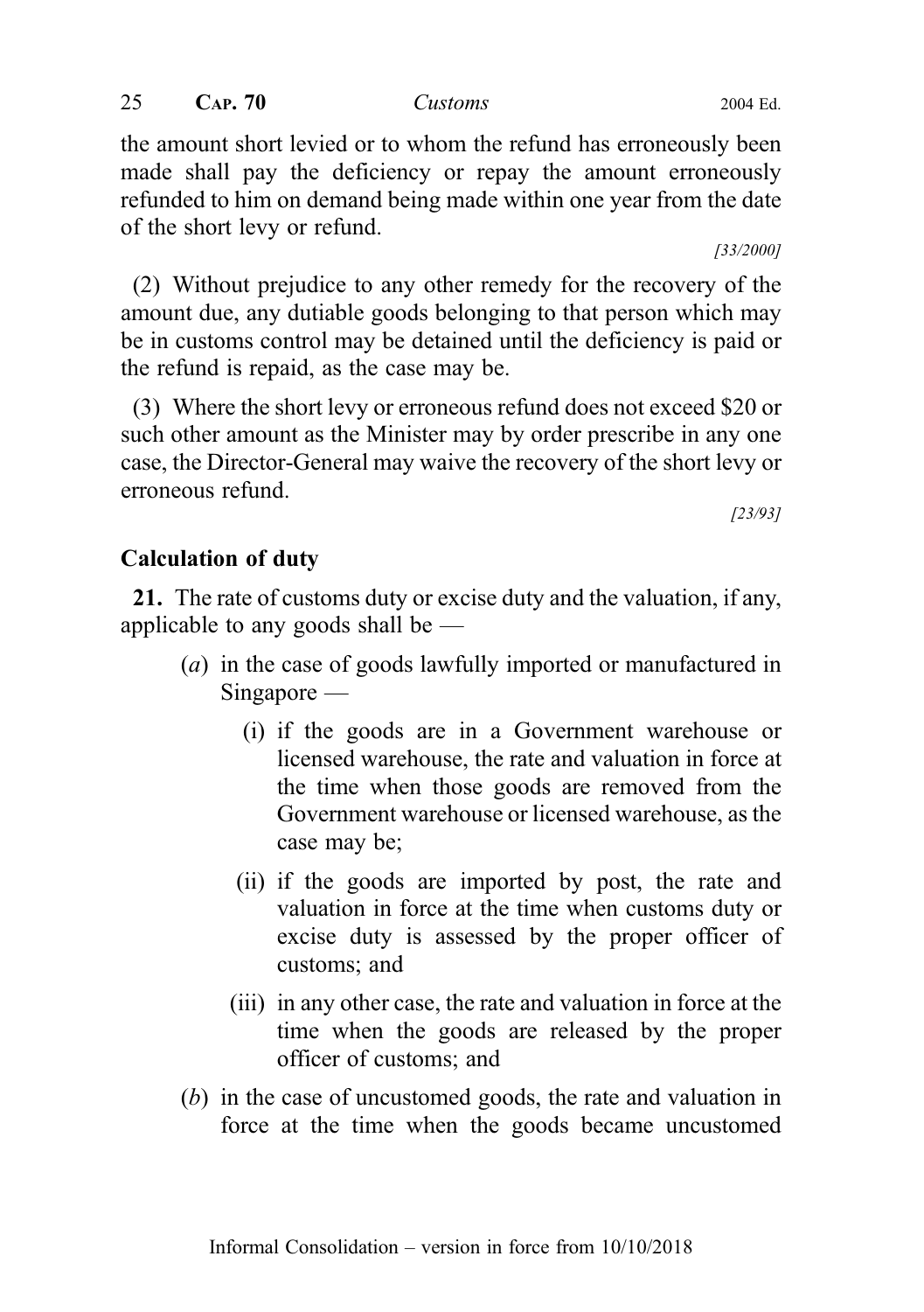the amount short levied or to whom the refund has erroneously been made shall pay the deficiency or repay the amount erroneously refunded to him on demand being made within one year from the date of the short levy or refund.

[33/2000]

(2) Without prejudice to any other remedy for the recovery of the amount due, any dutiable goods belonging to that person which may be in customs control may be detained until the deficiency is paid or the refund is repaid, as the case may be.

(3) Where the short levy or erroneous refund does not exceed $20 or such other amount as the Minister may by order prescribe in any one case, the Director-General may waive the recovery of the short levy or erroneous refund.

[23/93]

**Calculation of duty**

**21.** The rate of customs duty or excise duty and the valuation, if any, applicable to any goods shall be —

- (*a*) in the case of goods lawfully imported or manufactured in Singapore —
  - (i) if the goods are in a Government warehouse or licensed warehouse, the rate and valuation in force at the time when those goods are removed from the Government warehouse or licensed warehouse, as the case may be;
  - (ii) if the goods are imported by post, the rate and valuation in force at the time when customs duty or excise duty is assessed by the proper officer of customs; and
  - (iii) in any other case, the rate and valuation in force at the time when the goods are released by the proper officer of customs; and
- (*b*) in the case of uncustomed goods, the rate and valuation in force at the time when the goods became uncustomed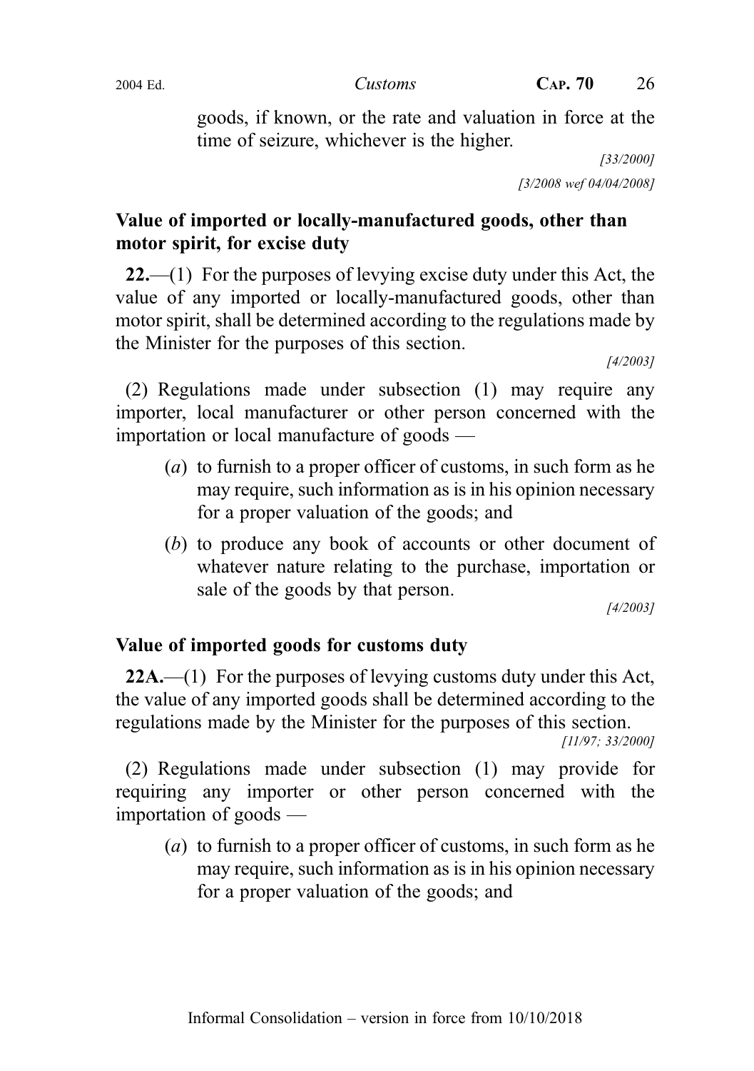goods, if known, or the rate and valuation in force at the time of seizure, whichever is the higher.

[33/2000]

[3/2008 wef 04/04/2008]

### Value of imported or locally-manufactured goods, other than motor spirit, for excise duty

**22.**—(1) For the purposes of levying excise duty under this Act, the value of any imported or locally-manufactured goods, other than motor spirit, shall be determined according to the regulations made by the Minister for the purposes of this section.

[4/2003]

(2) Regulations made under subsection (1) may require any importer, local manufacturer or other person concerned with the importation or local manufacture of goods —

- (*a*) to furnish to a proper officer of customs, in such form as he may require, such information as is in his opinion necessary for a proper valuation of the goods; and
- (*b*) to produce any book of accounts or other document of whatever nature relating to the purchase, importation or sale of the goods by that person.

[4/2003]

### Value of imported goods for customs duty

**22A.**—(1) For the purposes of levying customs duty under this Act, the value of any imported goods shall be determined according to the regulations made by the Minister for the purposes of this section.

[11/97; 33/2000]

(2) Regulations made under subsection (1) may provide for requiring any importer or other person concerned with the importation of goods —

- (*a*) to furnish to a proper officer of customs, in such form as he may require, such information as is in his opinion necessary for a proper valuation of the goods; and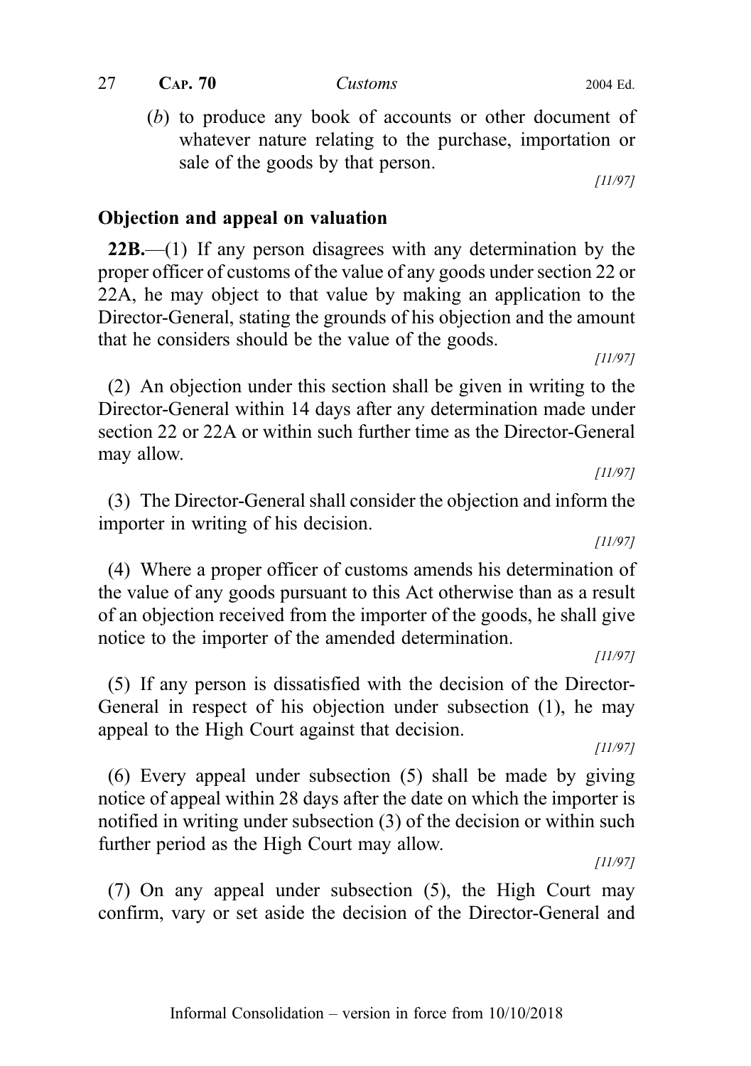(*b*) to produce any book of accounts or other document of whatever nature relating to the purchase, importation or sale of the goods by that person.

[11/97]

### Objection and appeal on valuation

**22B.**—(1) If any person disagrees with any determination by the proper officer of customs of the value of any goods under section 22 or 22A, he may object to that value by making an application to the Director-General, stating the grounds of his objection and the amount that he considers should be the value of the goods.

[11/97]

(2) An objection under this section shall be given in writing to the Director-General within 14 days after any determination made under section 22 or 22A or within such further time as the Director-General may allow.

[11/97]

(3) The Director-General shall consider the objection and inform the importer in writing of his decision.

[11/97]

(4) Where a proper officer of customs amends his determination of the value of any goods pursuant to this Act otherwise than as a result of an objection received from the importer of the goods, he shall give notice to the importer of the amended determination.

[11/97]

(5) If any person is dissatisfied with the decision of the Director-General in respect of his objection under subsection (1), he may appeal to the High Court against that decision.

[11/97]

(6) Every appeal under subsection (5) shall be made by giving notice of appeal within 28 days after the date on which the importer is notified in writing under subsection (3) of the decision or within such further period as the High Court may allow.

[11/97]

(7) On any appeal under subsection (5), the High Court may confirm, vary or set aside the decision of the Director-General and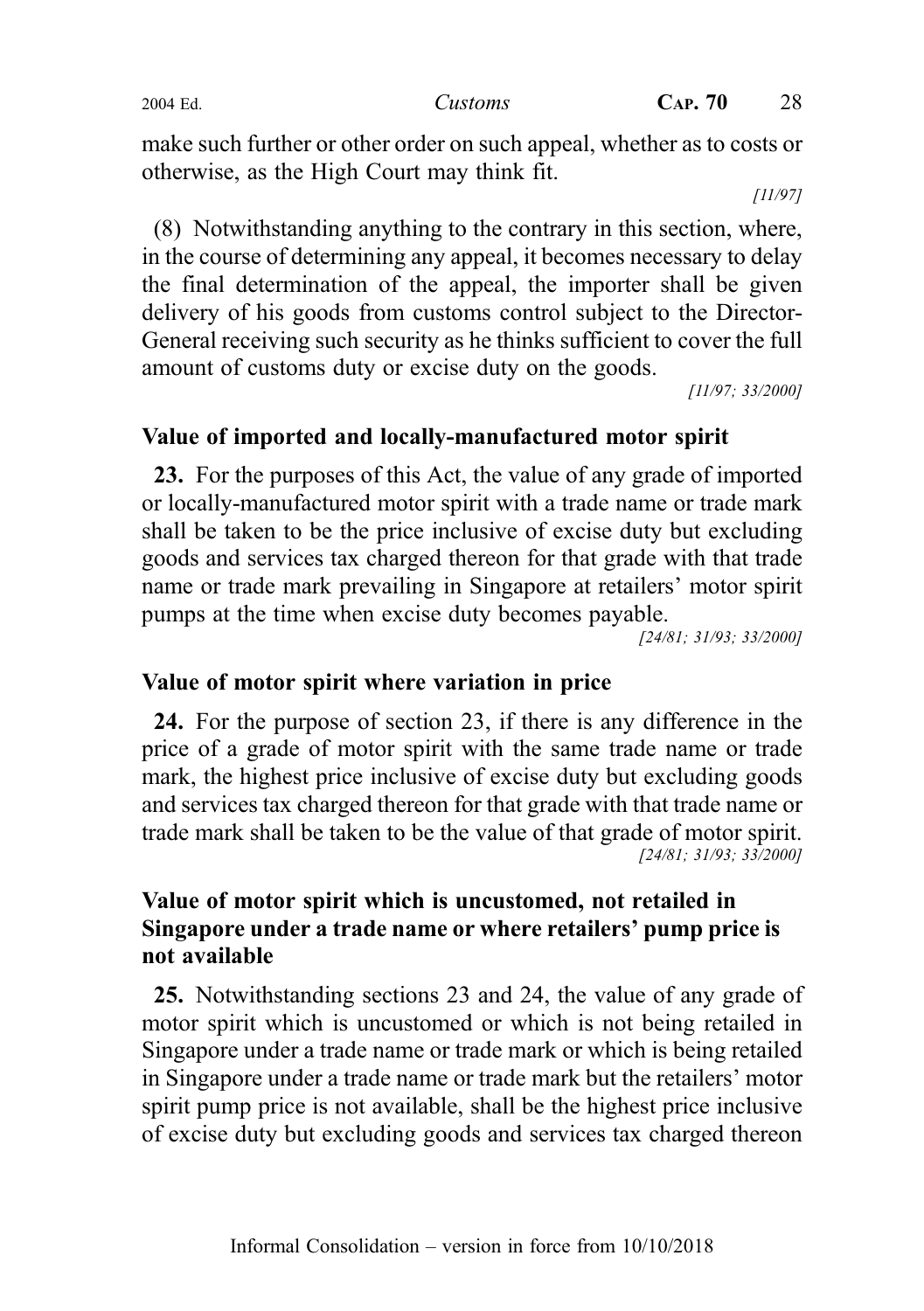make such further or other order on such appeal, whether as to costs or otherwise, as the High Court may think fit.

[11/97]

(8) Notwithstanding anything to the contrary in this section, where, in the course of determining any appeal, it becomes necessary to delay the final determination of the appeal, the importer shall be given delivery of his goods from customs control subject to the Director-General receiving such security as he thinks sufficient to cover the full amount of customs duty or excise duty on the goods.

[11/97; 33/2000]

### Value of imported and locally-manufactured motor spirit

**23.** For the purposes of this Act, the value of any grade of imported or locally-manufactured motor spirit with a trade name or trade mark shall be taken to be the price inclusive of excise duty but excluding goods and services tax charged thereon for that grade with that trade name or trade mark prevailing in Singapore at retailers' motor spirit pumps at the time when excise duty becomes payable.

[24/81; 31/93; 33/2000]

### Value of motor spirit where variation in price

**24.** For the purpose of section 23, if there is any difference in the price of a grade of motor spirit with the same trade name or trade mark, the highest price inclusive of excise duty but excluding goods and services tax charged thereon for that grade with that trade name or trade mark shall be taken to be the value of that grade of motor spirit.

[24/81; 31/93; 33/2000]

### Value of motor spirit which is uncustomed, not retailed in Singapore under a trade name or where retailers' pump price is not available

**25.** Notwithstanding sections 23 and 24, the value of any grade of motor spirit which is uncustomed or which is not being retailed in Singapore under a trade name or trade mark or which is being retailed in Singapore under a trade name or trade mark but the retailers' motor spirit pump price is not available, shall be the highest price inclusive of excise duty but excluding goods and services tax charged thereon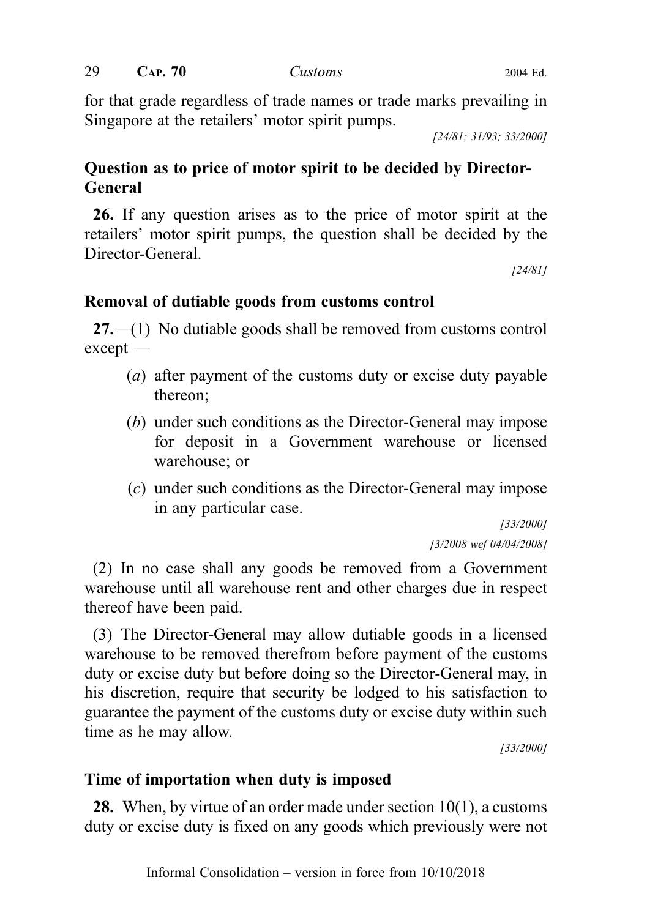for that grade regardless of trade names or trade marks prevailing in Singapore at the retailers' motor spirit pumps.

[24/81; 31/93; 33/2000]

### Question as to price of motor spirit to be decided by Director-General

**26.** If any question arises as to the price of motor spirit at the retailers' motor spirit pumps, the question shall be decided by the Director-General.

[24/81]

### Removal of dutiable goods from customs control

**27.**—(1) No dutiable goods shall be removed from customs control except —

(*a*) after payment of the customs duty or excise duty payable thereon;

(*b*) under such conditions as the Director-General may impose for deposit in a Government warehouse or licensed warehouse; or

(*c*) under such conditions as the Director-General may impose in any particular case.

[33/2000]

[3/2008 wef 04/04/2008]

(2) In no case shall any goods be removed from a Government warehouse until all warehouse rent and other charges due in respect thereof have been paid.

(3) The Director-General may allow dutiable goods in a licensed warehouse to be removed therefrom before payment of the customs duty or excise duty but before doing so the Director-General may, in his discretion, require that security be lodged to his satisfaction to guarantee the payment of the customs duty or excise duty within such time as he may allow.

[33/2000]

### Time of importation when duty is imposed

**28.** When, by virtue of an order made under section 10(1), a customs duty or excise duty is fixed on any goods which previously were not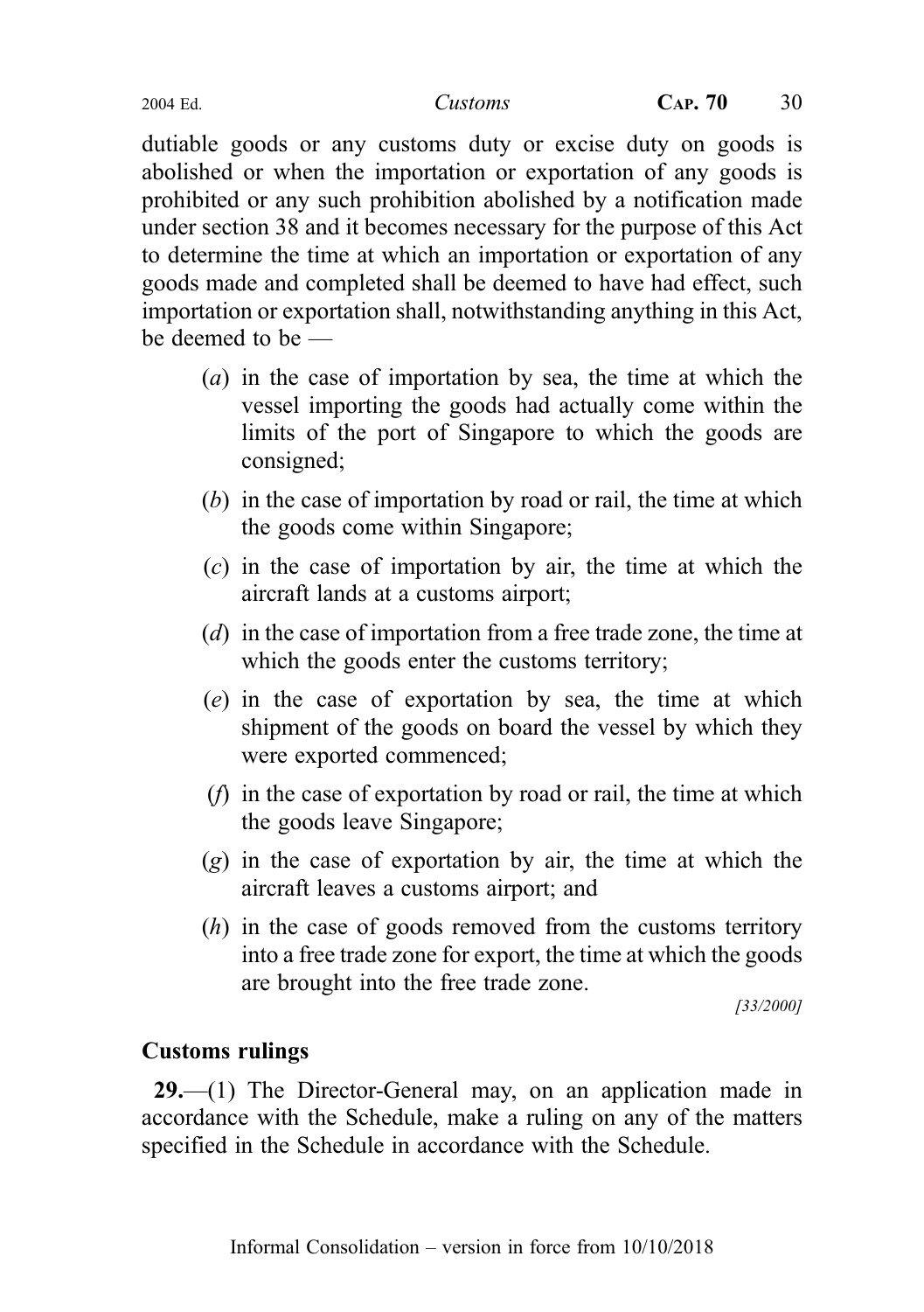dutiable goods or any customs duty or excise duty on goods is abolished or when the importation or exportation of any goods is prohibited or any such prohibition abolished by a notification made under section 38 and it becomes necessary for the purpose of this Act to determine the time at which an importation or exportation of any goods made and completed shall be deemed to have had effect, such importation or exportation shall, notwithstanding anything in this Act, be deemed to be —

(*a*) in the case of importation by sea, the time at which the vessel importing the goods had actually come within the limits of the port of Singapore to which the goods are consigned;

(*b*) in the case of importation by road or rail, the time at which the goods come within Singapore;

(*c*) in the case of importation by air, the time at which the aircraft lands at a customs airport;

(*d*) in the case of importation from a free trade zone, the time at which the goods enter the customs territory;

(*e*) in the case of exportation by sea, the time at which shipment of the goods on board the vessel by which they were exported commenced;

(*f*) in the case of exportation by road or rail, the time at which the goods leave Singapore;

(*g*) in the case of exportation by air, the time at which the aircraft leaves a customs airport; and

(*h*) in the case of goods removed from the customs territory into a free trade zone for export, the time at which the goods are brought into the free trade zone.

*[33/2000]*

## Customs rulings

**29.**—(1) The Director-General may, on an application made in accordance with the Schedule, make a ruling on any of the matters specified in the Schedule in accordance with the Schedule.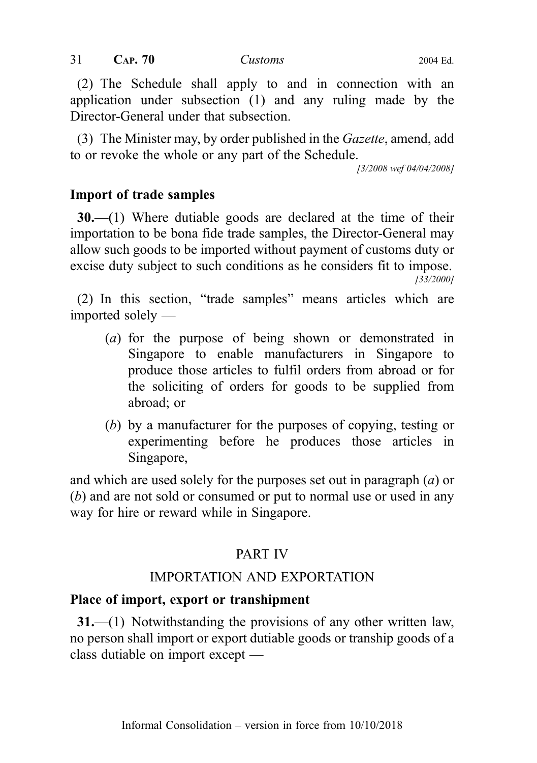(2) The Schedule shall apply to and in connection with an application under subsection (1) and any ruling made by the Director-General under that subsection.

(3) The Minister may, by order published in the *Gazette*, amend, add to or revoke the whole or any part of the Schedule.

[3/2008 wef 04/04/2008]

### Import of trade samples

**30.**—(1) Where dutiable goods are declared at the time of their importation to be bona fide trade samples, the Director-General may allow such goods to be imported without payment of customs duty or excise duty subject to such conditions as he considers fit to impose.

[33/2000]

(2) In this section, "trade samples" means articles which are imported solely —

- (*a*) for the purpose of being shown or demonstrated in Singapore to enable manufacturers in Singapore to produce those articles to fulfil orders from abroad or for the soliciting of orders for goods to be supplied from abroad; or
- (*b*) by a manufacturer for the purposes of copying, testing or experimenting before he produces those articles in Singapore,

and which are used solely for the purposes set out in paragraph (*a*) or (*b*) and are not sold or consumed or put to normal use or used in any way for hire or reward while in Singapore.

## PART IV

## IMPORTATION AND EXPORTATION

### Place of import, export or transhipment

**31.**—(1) Notwithstanding the provisions of any other written law, no person shall import or export dutiable goods or tranship goods of a class dutiable on import except —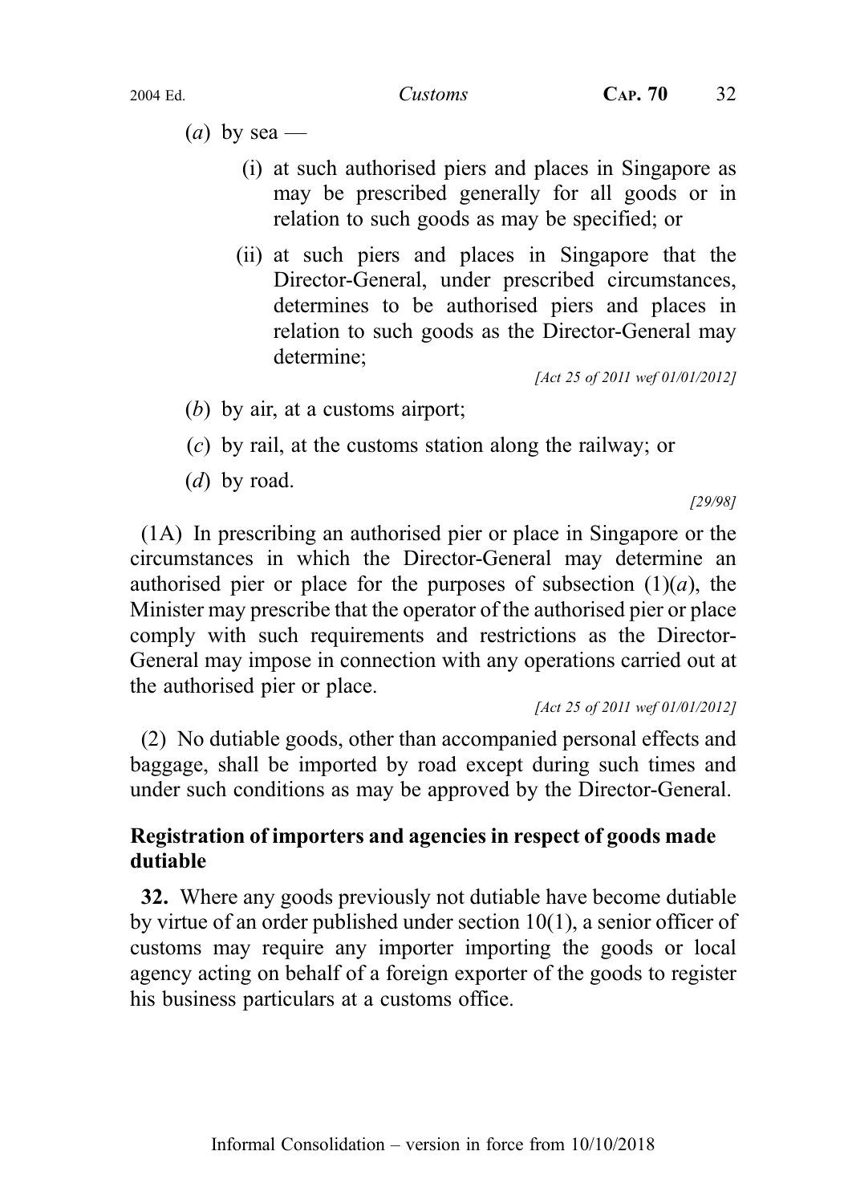(*a*) by sea —

(i) at such authorised piers and places in Singapore as may be prescribed generally for all goods or in relation to such goods as may be specified; or

(ii) at such piers and places in Singapore that the Director-General, under prescribed circumstances, determines to be authorised piers and places in relation to such goods as the Director-General may determine;

*[Act 25 of 2011 wef 01/01/2012]*

(*b*) by air, at a customs airport;

(*c*) by rail, at the customs station along the railway; or

(*d*) by road.

*[29/98]*

(1A) In prescribing an authorised pier or place in Singapore or the circumstances in which the Director-General may determine an authorised pier or place for the purposes of subsection (1)(*a*), the Minister may prescribe that the operator of the authorised pier or place comply with such requirements and restrictions as the Director-General may impose in connection with any operations carried out at the authorised pier or place.

*[Act 25 of 2011 wef 01/01/2012]*

(2) No dutiable goods, other than accompanied personal effects and baggage, shall be imported by road except during such times and under such conditions as may be approved by the Director-General.

**Registration of importers and agencies in respect of goods made dutiable**

**32.** Where any goods previously not dutiable have become dutiable by virtue of an order published under section 10(1), a senior officer of customs may require any importer importing the goods or local agency acting on behalf of a foreign exporter of the goods to register his business particulars at a customs office.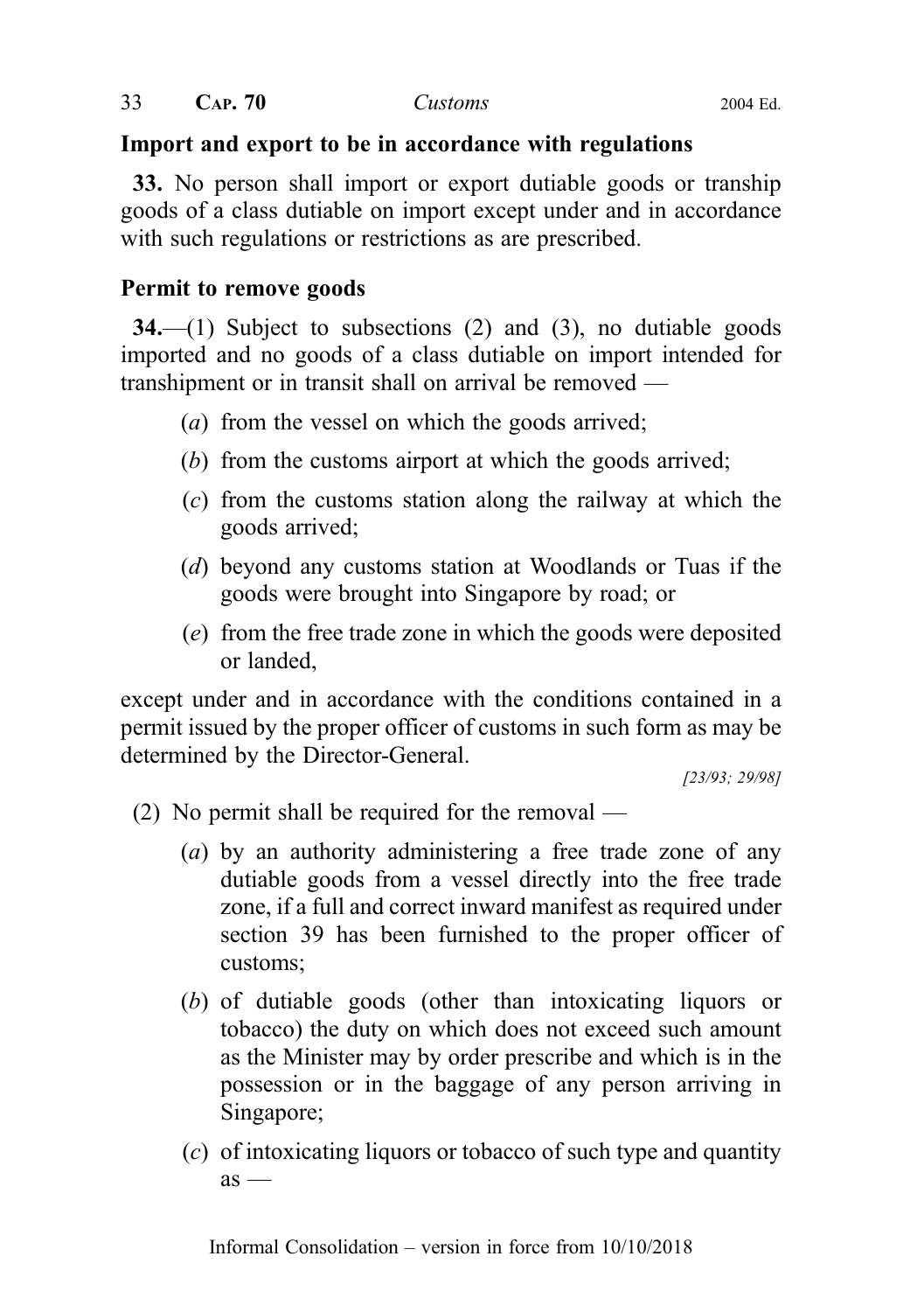### Import and export to be in accordance with regulations

**33.** No person shall import or export dutiable goods or tranship goods of a class dutiable on import except under and in accordance with such regulations or restrictions as are prescribed.

### Permit to remove goods

**34.**—(1) Subject to subsections (2) and (3), no dutiable goods imported and no goods of a class dutiable on import intended for transhipment or in transit shall on arrival be removed —

- (*a*) from the vessel on which the goods arrived;
- (*b*) from the customs airport at which the goods arrived;
- (*c*) from the customs station along the railway at which the goods arrived;
- (*d*) beyond any customs station at Woodlands or Tuas if the goods were brought into Singapore by road; or
- (*e*) from the free trade zone in which the goods were deposited or landed,

except under and in accordance with the conditions contained in a permit issued by the proper officer of customs in such form as may be determined by the Director-General.

*[23/93; 29/98]*

(2) No permit shall be required for the removal —

- (*a*) by an authority administering a free trade zone of any dutiable goods from a vessel directly into the free trade zone, if a full and correct inward manifest as required under section 39 has been furnished to the proper officer of customs;
- (*b*) of dutiable goods (other than intoxicating liquors or tobacco) the duty on which does not exceed such amount as the Minister may by order prescribe and which is in the possession or in the baggage of any person arriving in Singapore;
- (*c*) of intoxicating liquors or tobacco of such type and quantity as —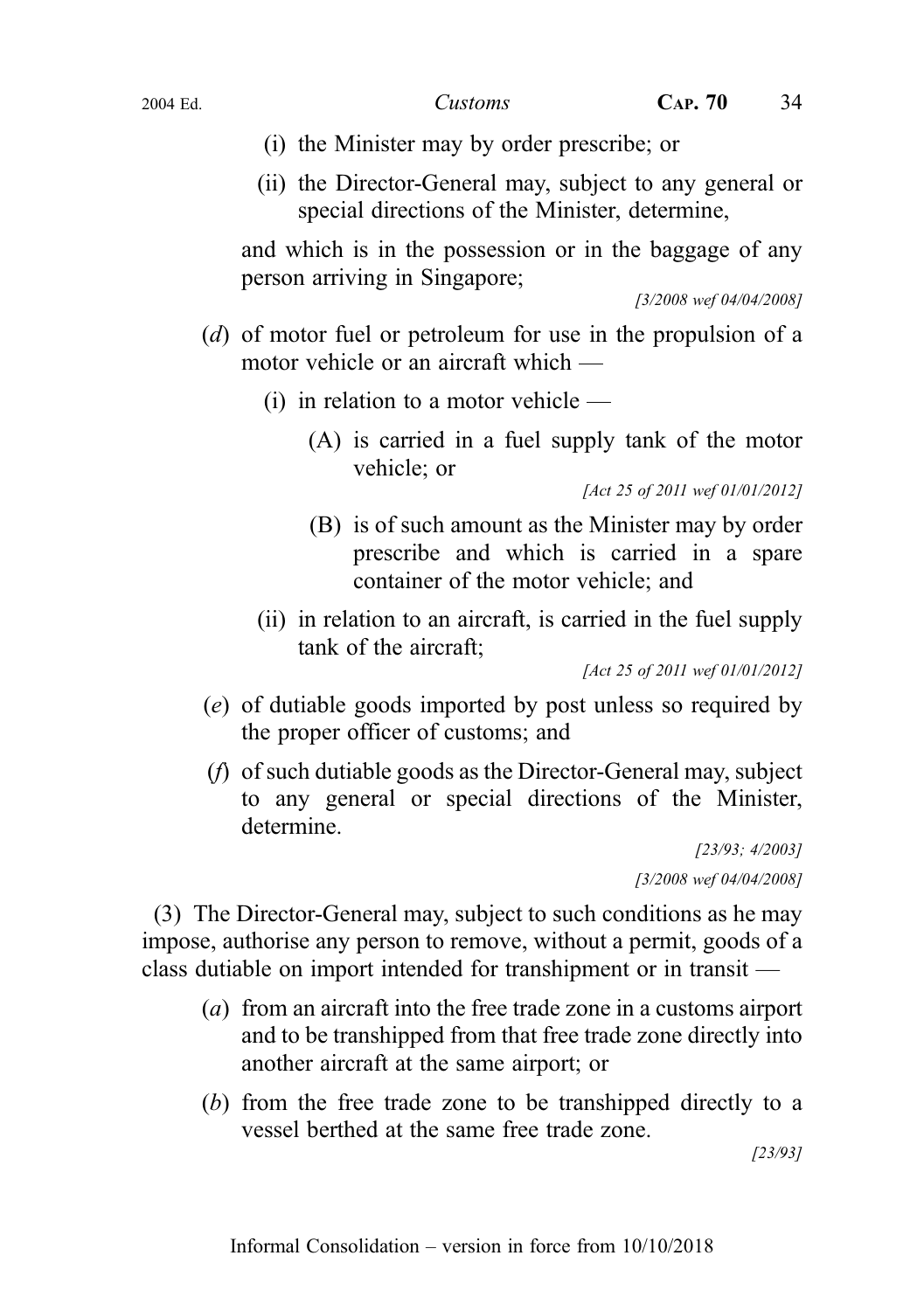(i) the Minister may by order prescribe; or

(ii) the Director-General may, subject to any general or special directions of the Minister, determine,

and which is in the possession or in the baggage of any person arriving in Singapore;

[3/2008 wef 04/04/2008]

(*d*) of motor fuel or petroleum for use in the propulsion of a motor vehicle or an aircraft which —

(i) in relation to a motor vehicle —

(A) is carried in a fuel supply tank of the motor vehicle; or

[Act 25 of 2011 wef 01/01/2012]

(B) is of such amount as the Minister may by order prescribe and which is carried in a spare container of the motor vehicle; and

(ii) in relation to an aircraft, is carried in the fuel supply tank of the aircraft;

[Act 25 of 2011 wef 01/01/2012]

(*e*) of dutiable goods imported by post unless so required by the proper officer of customs; and

(*f*) of such dutiable goods as the Director-General may, subject to any general or special directions of the Minister, determine.

[23/93; 4/2003]

[3/2008 wef 04/04/2008]

(3) The Director-General may, subject to such conditions as he may impose, authorise any person to remove, without a permit, goods of a class dutiable on import intended for transhipment or in transit —

(*a*) from an aircraft into the free trade zone in a customs airport and to be transhipped from that free trade zone directly into another aircraft at the same airport; or

(*b*) from the free trade zone to be transhipped directly to a vessel berthed at the same free trade zone.

[23/93]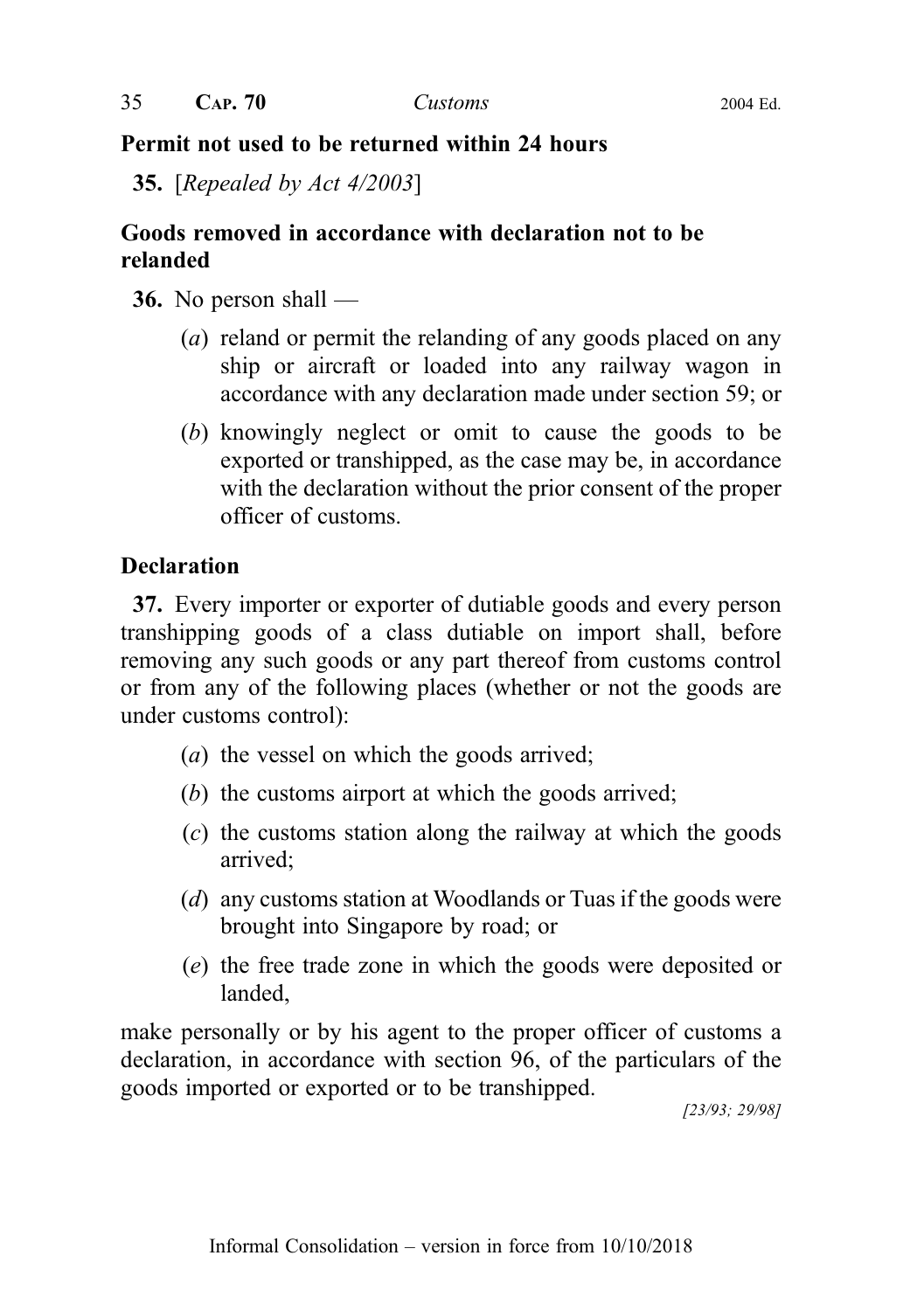**Permit not used to be returned within 24 hours**

**35.** [*Repealed by Act 4/2003*]

**Goods removed in accordance with declaration not to be relanded**

**36.** No person shall —

(*a*) reland or permit the relanding of any goods placed on any ship or aircraft or loaded into any railway wagon in accordance with any declaration made under section 59; or

(*b*) knowingly neglect or omit to cause the goods to be exported or transhipped, as the case may be, in accordance with the declaration without the prior consent of the proper officer of customs.

**Declaration**

**37.** Every importer or exporter of dutiable goods and every person transhipping goods of a class dutiable on import shall, before removing any such goods or any part thereof from customs control or from any of the following places (whether or not the goods are under customs control):

(*a*) the vessel on which the goods arrived;

(*b*) the customs airport at which the goods arrived;

(*c*) the customs station along the railway at which the goods arrived;

(*d*) any customs station at Woodlands or Tuas if the goods were brought into Singapore by road; or

(*e*) the free trade zone in which the goods were deposited or landed,

make personally or by his agent to the proper officer of customs a declaration, in accordance with section 96, of the particulars of the goods imported or exported or to be transhipped.

*[23/93; 29/98]*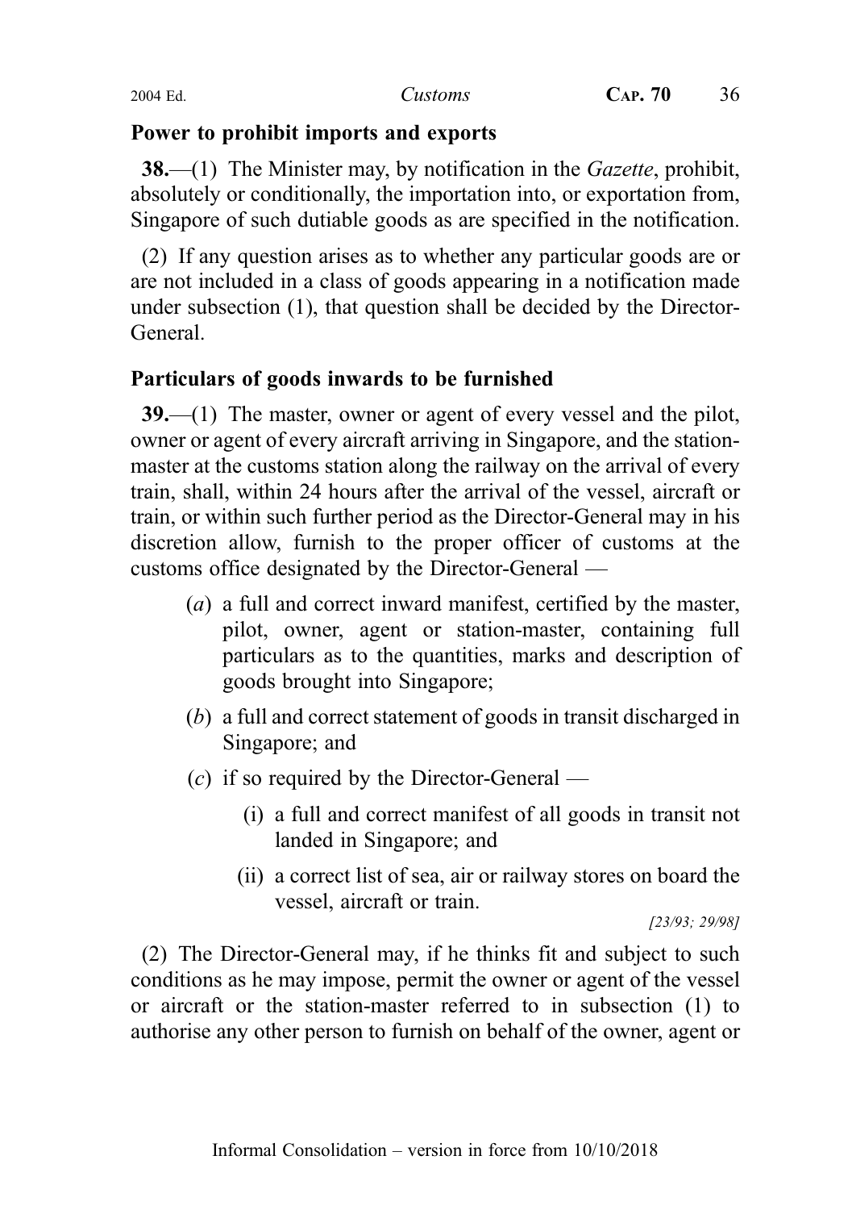**Power to prohibit imports and exports**

**38.**—(1) The Minister may, by notification in the *Gazette*, prohibit, absolutely or conditionally, the importation into, or exportation from, Singapore of such dutiable goods as are specified in the notification.

(2) If any question arises as to whether any particular goods are or are not included in a class of goods appearing in a notification made under subsection (1), that question shall be decided by the Director-General.

**Particulars of goods inwards to be furnished**

**39.**—(1) The master, owner or agent of every vessel and the pilot, owner or agent of every aircraft arriving in Singapore, and the station-master at the customs station along the railway on the arrival of every train, shall, within 24 hours after the arrival of the vessel, aircraft or train, or within such further period as the Director-General may in his discretion allow, furnish to the proper officer of customs at the customs office designated by the Director-General —

(*a*) a full and correct inward manifest, certified by the master, pilot, owner, agent or station-master, containing full particulars as to the quantities, marks and description of goods brought into Singapore;

(*b*) a full and correct statement of goods in transit discharged in Singapore; and

(*c*) if so required by the Director-General —

(i) a full and correct manifest of all goods in transit not landed in Singapore; and

(ii) a correct list of sea, air or railway stores on board the vessel, aircraft or train.

*[23/93; 29/98]*

(2) The Director-General may, if he thinks fit and subject to such conditions as he may impose, permit the owner or agent of the vessel or aircraft or the station-master referred to in subsection (1) to authorise any other person to furnish on behalf of the owner, agent or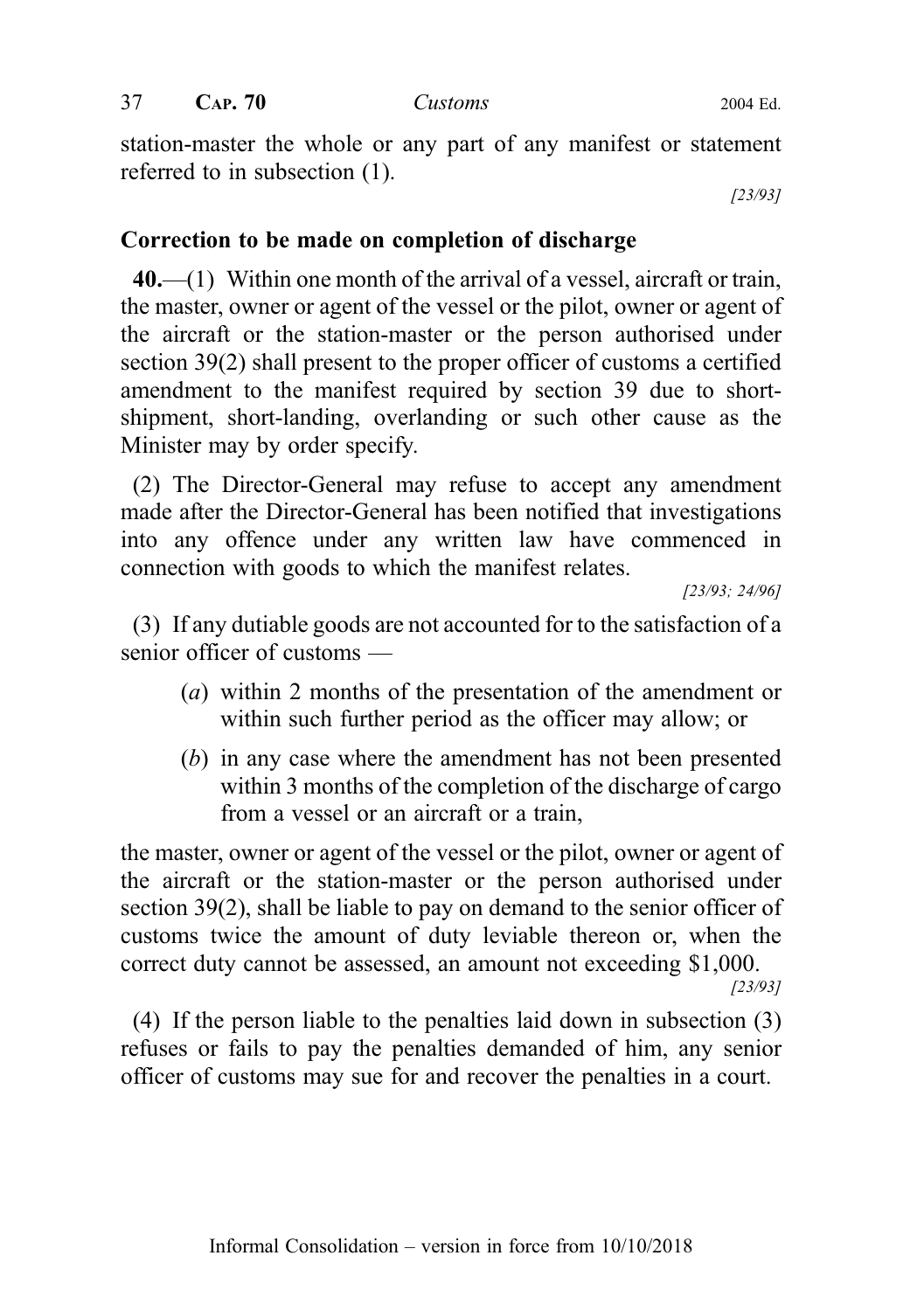station-master the whole or any part of any manifest or statement referred to in subsection (1).

[23/93]

**Correction to be made on completion of discharge**

**40.**—(1) Within one month of the arrival of a vessel, aircraft or train, the master, owner or agent of the vessel or the pilot, owner or agent of the aircraft or the station-master or the person authorised under section 39(2) shall present to the proper officer of customs a certified amendment to the manifest required by section 39 due to short-shipment, short-landing, overlanding or such other cause as the Minister may by order specify.

(2) The Director-General may refuse to accept any amendment made after the Director-General has been notified that investigations into any offence under any written law have commenced in connection with goods to which the manifest relates.

[23/93; 24/96]

(3) If any dutiable goods are not accounted for to the satisfaction of a senior officer of customs —

(*a*) within 2 months of the presentation of the amendment or within such further period as the officer may allow; or

(*b*) in any case where the amendment has not been presented within 3 months of the completion of the discharge of cargo from a vessel or an aircraft or a train,

the master, owner or agent of the vessel or the pilot, owner or agent of the aircraft or the station-master or the person authorised under section 39(2), shall be liable to pay on demand to the senior officer of customs twice the amount of duty leviable thereon or, when the correct duty cannot be assessed, an amount not exceeding $1,000.

[23/93]

(4) If the person liable to the penalties laid down in subsection (3) refuses or fails to pay the penalties demanded of him, any senior officer of customs may sue for and recover the penalties in a court.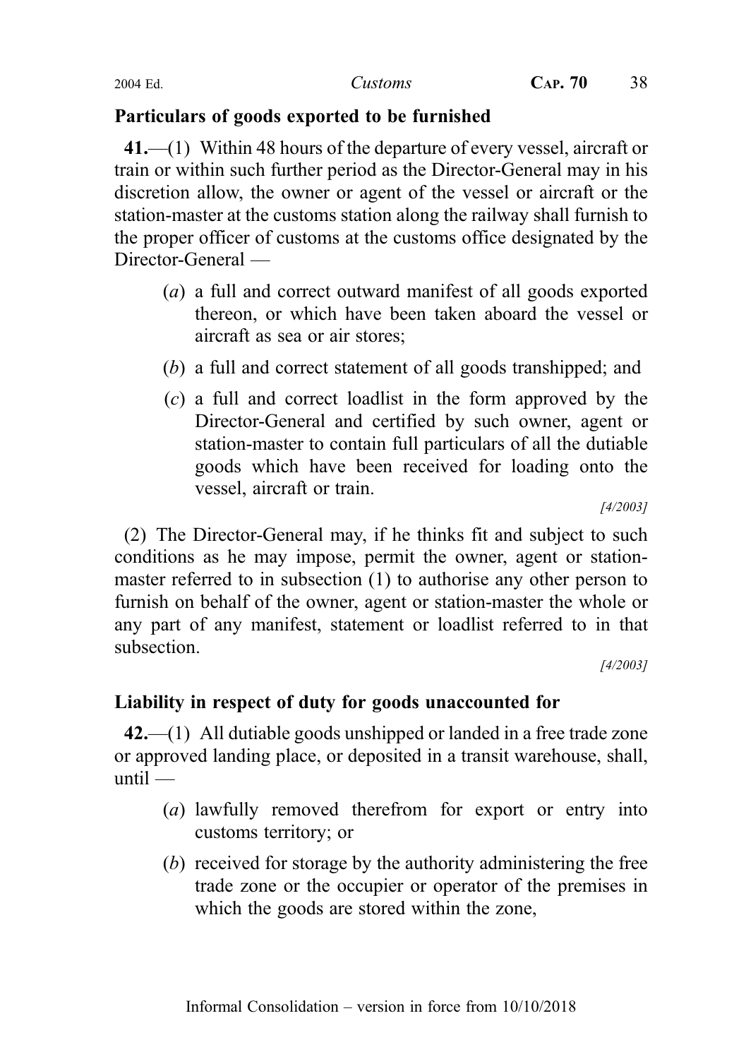## Particulars of goods exported to be furnished

**41.**—(1) Within 48 hours of the departure of every vessel, aircraft or train or within such further period as the Director-General may in his discretion allow, the owner or agent of the vessel or aircraft or the station-master at the customs station along the railway shall furnish to the proper officer of customs at the customs office designated by the Director-General —

(*a*) a full and correct outward manifest of all goods exported thereon, or which have been taken aboard the vessel or aircraft as sea or air stores;

(*b*) a full and correct statement of all goods transhipped; and

(*c*) a full and correct loadlist in the form approved by the Director-General and certified by such owner, agent or station-master to contain full particulars of all the dutiable goods which have been received for loading onto the vessel, aircraft or train.

*[4/2003]*

(2) The Director-General may, if he thinks fit and subject to such conditions as he may impose, permit the owner, agent or station-master referred to in subsection (1) to authorise any other person to furnish on behalf of the owner, agent or station-master the whole or any part of any manifest, statement or loadlist referred to in that subsection.

*[4/2003]*

## Liability in respect of duty for goods unaccounted for

**42.**—(1) All dutiable goods unshipped or landed in a free trade zone or approved landing place, or deposited in a transit warehouse, shall, until —

(*a*) lawfully removed therefrom for export or entry into customs territory; or

(*b*) received for storage by the authority administering the free trade zone or the occupier or operator of the premises in which the goods are stored within the zone,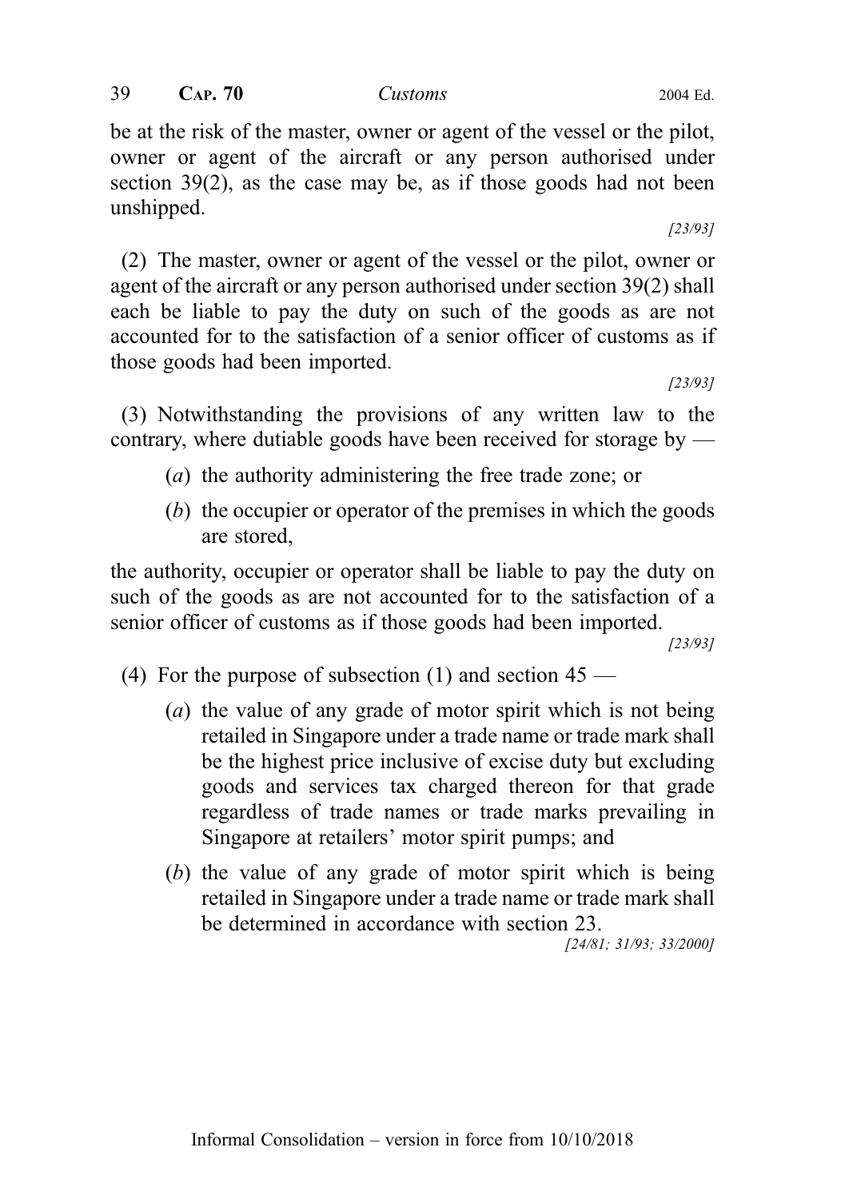be at the risk of the master, owner or agent of the vessel or the pilot, owner or agent of the aircraft or any person authorised under section 39(2), as the case may be, as if those goods had not been unshipped.

[23/93]

(2) The master, owner or agent of the vessel or the pilot, owner or agent of the aircraft or any person authorised under section 39(2) shall each be liable to pay the duty on such of the goods as are not accounted for to the satisfaction of a senior officer of customs as if those goods had been imported.

[23/93]

(3) Notwithstanding the provisions of any written law to the contrary, where dutiable goods have been received for storage by —

(*a*) the authority administering the free trade zone; or

(*b*) the occupier or operator of the premises in which the goods are stored,

the authority, occupier or operator shall be liable to pay the duty on such of the goods as are not accounted for to the satisfaction of a senior officer of customs as if those goods had been imported.

[23/93]

(4) For the purpose of subsection (1) and section 45 —

(*a*) the value of any grade of motor spirit which is not being retailed in Singapore under a trade name or trade mark shall be the highest price inclusive of excise duty but excluding goods and services tax charged thereon for that grade regardless of trade names or trade marks prevailing in Singapore at retailers' motor spirit pumps; and

(*b*) the value of any grade of motor spirit which is being retailed in Singapore under a trade name or trade mark shall be determined in accordance with section 23.

[24/81; 31/93; 33/2000]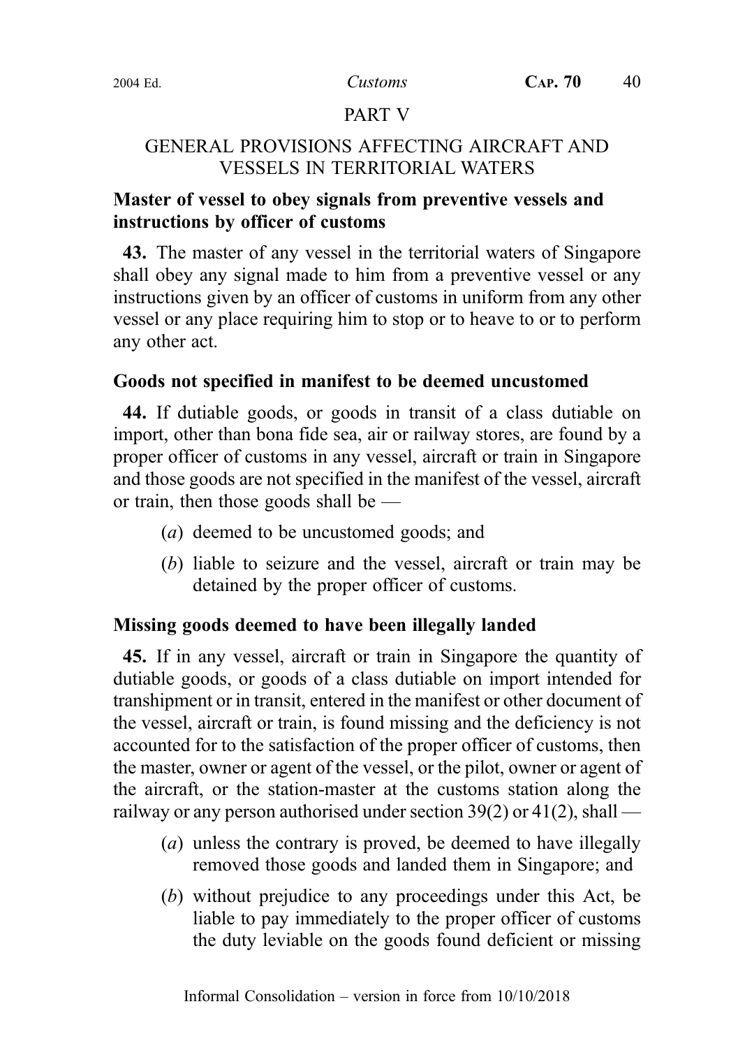## PART V

## GENERAL PROVISIONS AFFECTING AIRCRAFT AND VESSELS IN TERRITORIAL WATERS

### Master of vessel to obey signals from preventive vessels and instructions by officer of customs

**43.** The master of any vessel in the territorial waters of Singapore shall obey any signal made to him from a preventive vessel or any instructions given by an officer of customs in uniform from any other vessel or any place requiring him to stop or to heave to or to perform any other act.

### Goods not specified in manifest to be deemed uncustomed

**44.** If dutiable goods, or goods in transit of a class dutiable on import, other than bona fide sea, air or railway stores, are found by a proper officer of customs in any vessel, aircraft or train in Singapore and those goods are not specified in the manifest of the vessel, aircraft or train, then those goods shall be —

(*a*) deemed to be uncustomed goods; and

(*b*) liable to seizure and the vessel, aircraft or train may be detained by the proper officer of customs.

### Missing goods deemed to have been illegally landed

**45.** If in any vessel, aircraft or train in Singapore the quantity of dutiable goods, or goods of a class dutiable on import intended for transhipment or in transit, entered in the manifest or other document of the vessel, aircraft or train, is found missing and the deficiency is not accounted for to the satisfaction of the proper officer of customs, then the master, owner or agent of the vessel, or the pilot, owner or agent of the aircraft, or the station-master at the customs station along the railway or any person authorised under section 39(2) or 41(2), shall —

(*a*) unless the contrary is proved, be deemed to have illegally removed those goods and landed them in Singapore; and

(*b*) without prejudice to any proceedings under this Act, be liable to pay immediately to the proper officer of customs the duty leviable on the goods found deficient or missing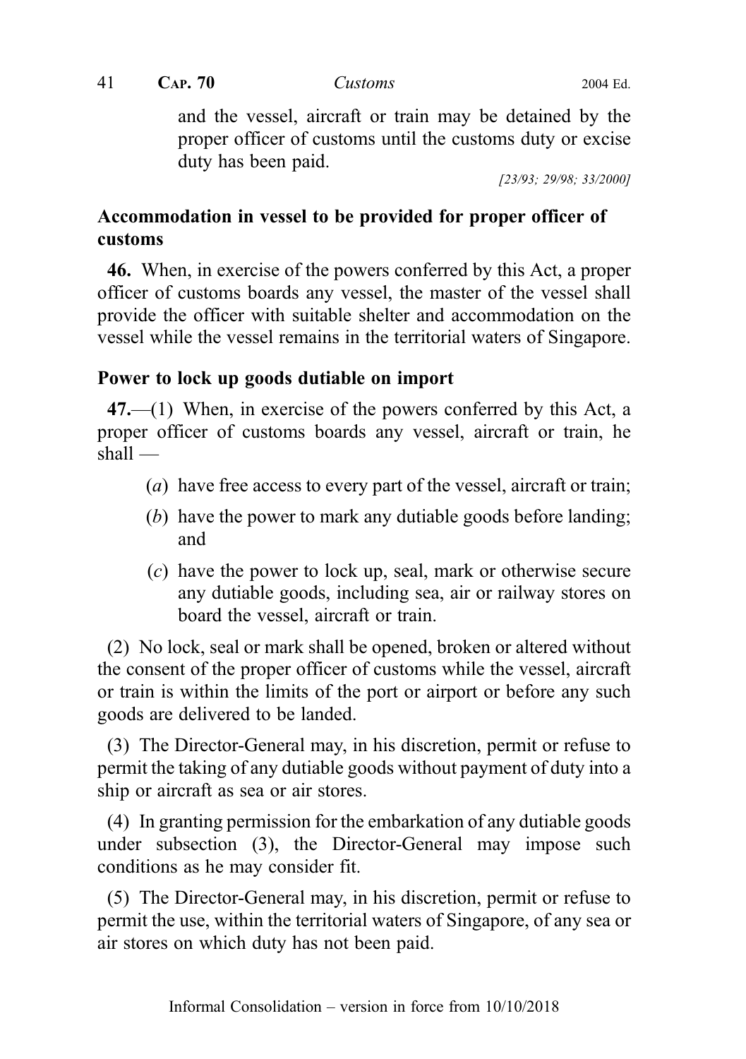and the vessel, aircraft or train may be detained by the proper officer of customs until the customs duty or excise duty has been paid.

[23/93; 29/98; 33/2000]

**Accommodation in vessel to be provided for proper officer of customs**

**46.** When, in exercise of the powers conferred by this Act, a proper officer of customs boards any vessel, the master of the vessel shall provide the officer with suitable shelter and accommodation on the vessel while the vessel remains in the territorial waters of Singapore.

**Power to lock up goods dutiable on import**

**47.**—(1) When, in exercise of the powers conferred by this Act, a proper officer of customs boards any vessel, aircraft or train, he shall —

(*a*) have free access to every part of the vessel, aircraft or train;

(*b*) have the power to mark any dutiable goods before landing; and

(*c*) have the power to lock up, seal, mark or otherwise secure any dutiable goods, including sea, air or railway stores on board the vessel, aircraft or train.

(2) No lock, seal or mark shall be opened, broken or altered without the consent of the proper officer of customs while the vessel, aircraft or train is within the limits of the port or airport or before any such goods are delivered to be landed.

(3) The Director-General may, in his discretion, permit or refuse to permit the taking of any dutiable goods without payment of duty into a ship or aircraft as sea or air stores.

(4) In granting permission for the embarkation of any dutiable goods under subsection (3), the Director-General may impose such conditions as he may consider fit.

(5) The Director-General may, in his discretion, permit or refuse to permit the use, within the territorial waters of Singapore, of any sea or air stores on which duty has not been paid.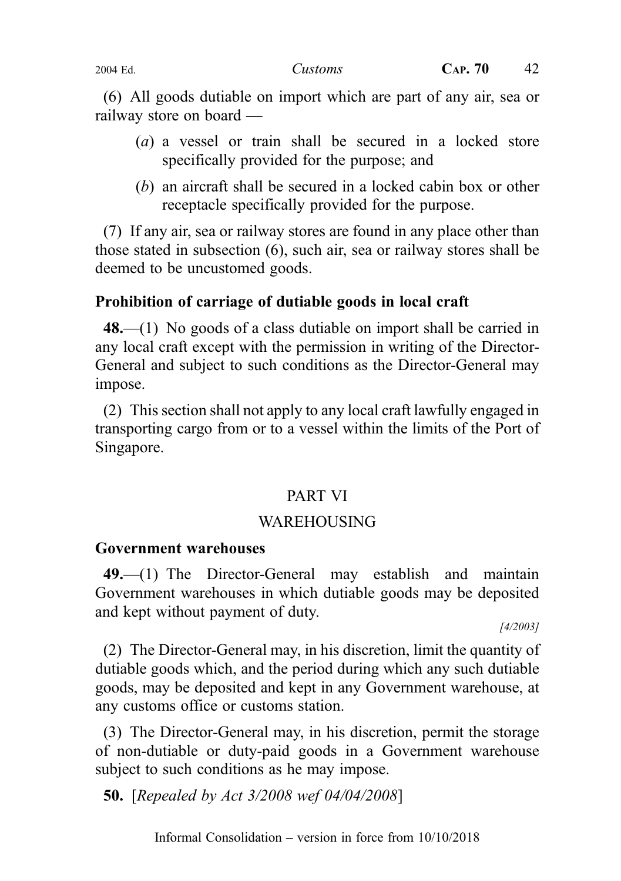(6) All goods dutiable on import which are part of any air, sea or railway store on board —

(*a*) a vessel or train shall be secured in a locked store specifically provided for the purpose; and

(*b*) an aircraft shall be secured in a locked cabin box or other receptacle specifically provided for the purpose.

(7) If any air, sea or railway stores are found in any place other than those stated in subsection (6), such air, sea or railway stores shall be deemed to be uncustomed goods.

### Prohibition of carriage of dutiable goods in local craft

**48.**—(1) No goods of a class dutiable on import shall be carried in any local craft except with the permission in writing of the Director-General and subject to such conditions as the Director-General may impose.

(2) This section shall not apply to any local craft lawfully engaged in transporting cargo from or to a vessel within the limits of the Port of Singapore.

## PART VI

## WAREHOUSING

### Government warehouses

**49.**—(1) The Director-General may establish and maintain Government warehouses in which dutiable goods may be deposited and kept without payment of duty.

*[4/2003]*

(2) The Director-General may, in his discretion, limit the quantity of dutiable goods which, and the period during which any such dutiable goods, may be deposited and kept in any Government warehouse, at any customs office or customs station.

(3) The Director-General may, in his discretion, permit the storage of non-dutiable or duty-paid goods in a Government warehouse subject to such conditions as he may impose.

**50.** [*Repealed by Act 3/2008 wef 04/04/2008*]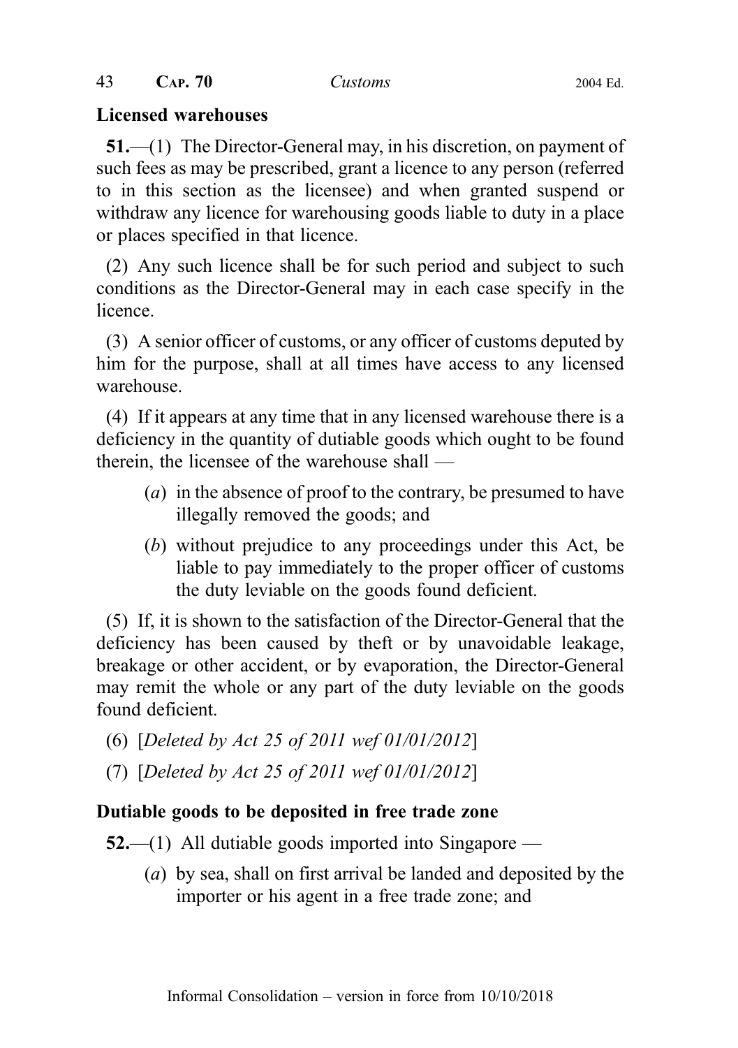**Licensed warehouses**

**51.**—(1) The Director-General may, in his discretion, on payment of such fees as may be prescribed, grant a licence to any person (referred to in this section as the licensee) and when granted suspend or withdraw any licence for warehousing goods liable to duty in a place or places specified in that licence.

(2) Any such licence shall be for such period and subject to such conditions as the Director-General may in each case specify in the licence.

(3) A senior officer of customs, or any officer of customs deputed by him for the purpose, shall at all times have access to any licensed warehouse.

(4) If it appears at any time that in any licensed warehouse there is a deficiency in the quantity of dutiable goods which ought to be found therein, the licensee of the warehouse shall —

- (*a*) in the absence of proof to the contrary, be presumed to have illegally removed the goods; and
- (*b*) without prejudice to any proceedings under this Act, be liable to pay immediately to the proper officer of customs the duty leviable on the goods found deficient.

(5) If, it is shown to the satisfaction of the Director-General that the deficiency has been caused by theft or by unavoidable leakage, breakage or other accident, or by evaporation, the Director-General may remit the whole or any part of the duty leviable on the goods found deficient.

(6) [*Deleted by Act 25 of 2011 wef 01/01/2012*]

(7) [*Deleted by Act 25 of 2011 wef 01/01/2012*]

**Dutiable goods to be deposited in free trade zone**

**52.**—(1) All dutiable goods imported into Singapore —

- (*a*) by sea, shall on first arrival be landed and deposited by the importer or his agent in a free trade zone; and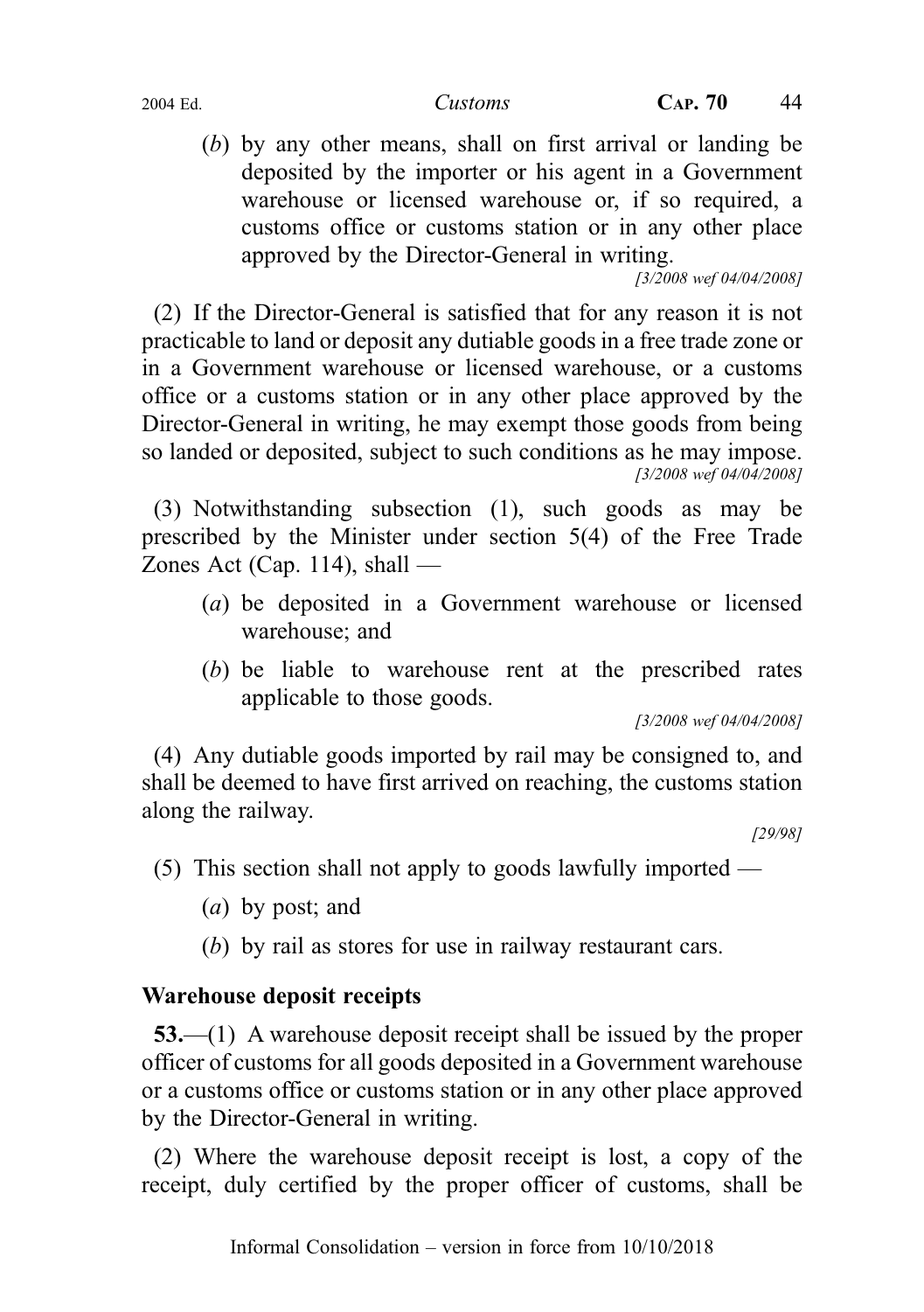(*b*) by any other means, shall on first arrival or landing be deposited by the importer or his agent in a Government warehouse or licensed warehouse or, if so required, a customs office or customs station or in any other place approved by the Director-General in writing.

*[3/2008 wef 04/04/2008]*

(2) If the Director-General is satisfied that for any reason it is not practicable to land or deposit any dutiable goods in a free trade zone or in a Government warehouse or licensed warehouse, or a customs office or a customs station or in any other place approved by the Director-General in writing, he may exempt those goods from being so landed or deposited, subject to such conditions as he may impose.

*[3/2008 wef 04/04/2008]*

(3) Notwithstanding subsection (1), such goods as may be prescribed by the Minister under section 5(4) of the Free Trade Zones Act (Cap. 114), shall —

(*a*) be deposited in a Government warehouse or licensed warehouse; and

(*b*) be liable to warehouse rent at the prescribed rates applicable to those goods.

*[3/2008 wef 04/04/2008]*

(4) Any dutiable goods imported by rail may be consigned to, and shall be deemed to have first arrived on reaching, the customs station along the railway.

*[29/98]*

(5) This section shall not apply to goods lawfully imported —

(*a*) by post; and

(*b*) by rail as stores for use in railway restaurant cars.

### Warehouse deposit receipts

**53.**—(1) A warehouse deposit receipt shall be issued by the proper officer of customs for all goods deposited in a Government warehouse or a customs office or customs station or in any other place approved by the Director-General in writing.

(2) Where the warehouse deposit receipt is lost, a copy of the receipt, duly certified by the proper officer of customs, shall be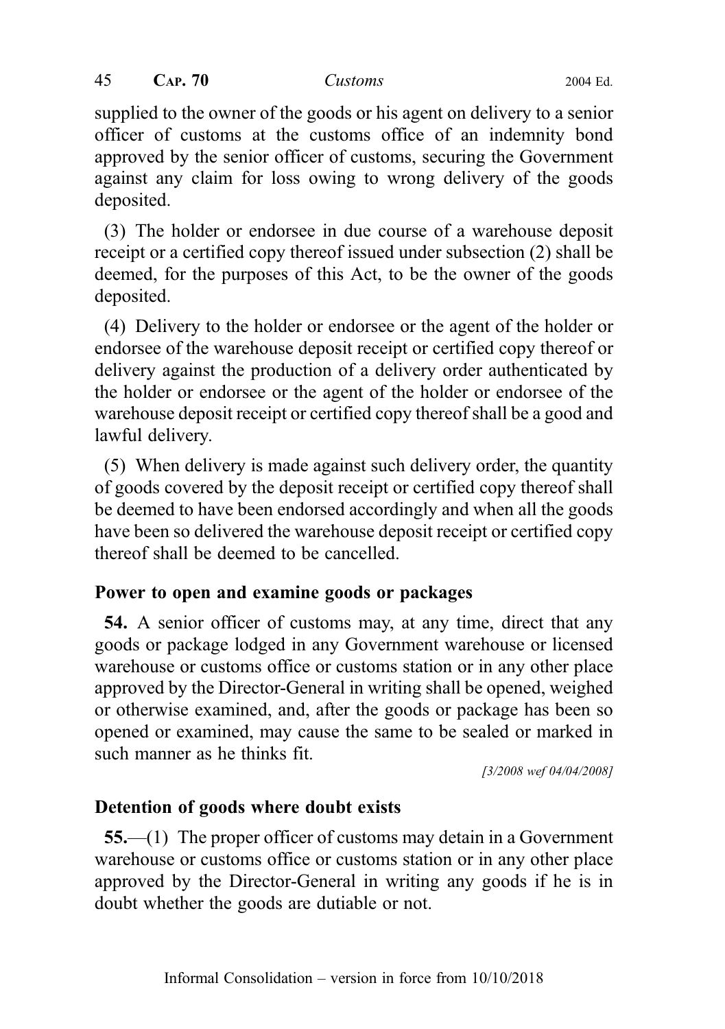supplied to the owner of the goods or his agent on delivery to a senior officer of customs at the customs office of an indemnity bond approved by the senior officer of customs, securing the Government against any claim for loss owing to wrong delivery of the goods deposited.

(3) The holder or endorsee in due course of a warehouse deposit receipt or a certified copy thereof issued under subsection (2) shall be deemed, for the purposes of this Act, to be the owner of the goods deposited.

(4) Delivery to the holder or endorsee or the agent of the holder or endorsee of the warehouse deposit receipt or certified copy thereof or delivery against the production of a delivery order authenticated by the holder or endorsee or the agent of the holder or endorsee of the warehouse deposit receipt or certified copy thereof shall be a good and lawful delivery.

(5) When delivery is made against such delivery order, the quantity of goods covered by the deposit receipt or certified copy thereof shall be deemed to have been endorsed accordingly and when all the goods have been so delivered the warehouse deposit receipt or certified copy thereof shall be deemed to be cancelled.

### Power to open and examine goods or packages

**54.** A senior officer of customs may, at any time, direct that any goods or package lodged in any Government warehouse or licensed warehouse or customs office or customs station or in any other place approved by the Director-General in writing shall be opened, weighed or otherwise examined, and, after the goods or package has been so opened or examined, may cause the same to be sealed or marked in such manner as he thinks fit.

*[3/2008 wef 04/04/2008]*

### Detention of goods where doubt exists

**55.**—(1) The proper officer of customs may detain in a Government warehouse or customs office or customs station or in any other place approved by the Director-General in writing any goods if he is in doubt whether the goods are dutiable or not.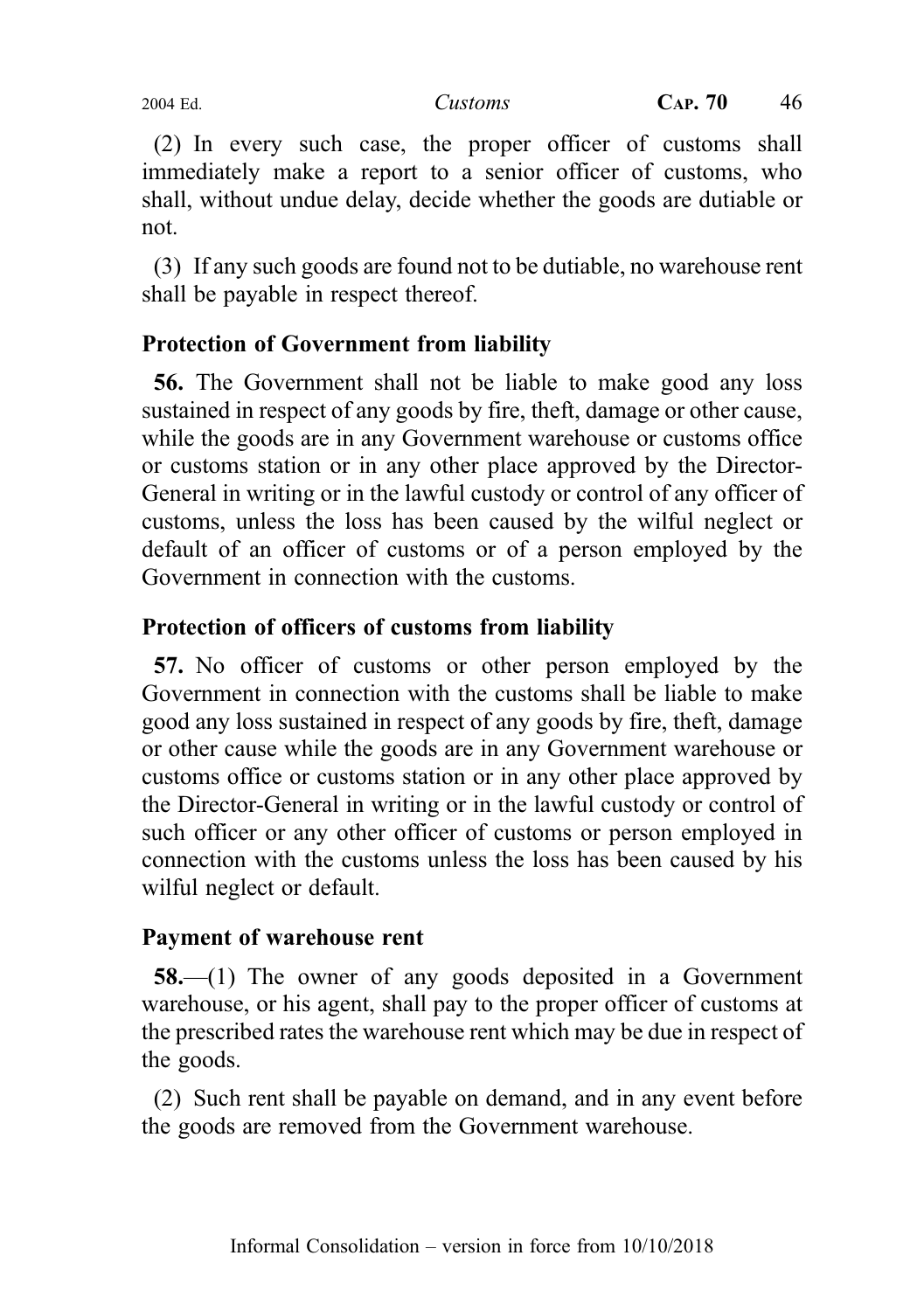(2) In every such case, the proper officer of customs shall immediately make a report to a senior officer of customs, who shall, without undue delay, decide whether the goods are dutiable or not.

(3) If any such goods are found not to be dutiable, no warehouse rent shall be payable in respect thereof.

### Protection of Government from liability

**56.** The Government shall not be liable to make good any loss sustained in respect of any goods by fire, theft, damage or other cause, while the goods are in any Government warehouse or customs office or customs station or in any other place approved by the Director-General in writing or in the lawful custody or control of any officer of customs, unless the loss has been caused by the wilful neglect or default of an officer of customs or of a person employed by the Government in connection with the customs.

### Protection of officers of customs from liability

**57.** No officer of customs or other person employed by the Government in connection with the customs shall be liable to make good any loss sustained in respect of any goods by fire, theft, damage or other cause while the goods are in any Government warehouse or customs office or customs station or in any other place approved by the Director-General in writing or in the lawful custody or control of such officer or any other officer of customs or person employed in connection with the customs unless the loss has been caused by his wilful neglect or default.

### Payment of warehouse rent

**58.**—(1) The owner of any goods deposited in a Government warehouse, or his agent, shall pay to the proper officer of customs at the prescribed rates the warehouse rent which may be due in respect of the goods.

(2) Such rent shall be payable on demand, and in any event before the goods are removed from the Government warehouse.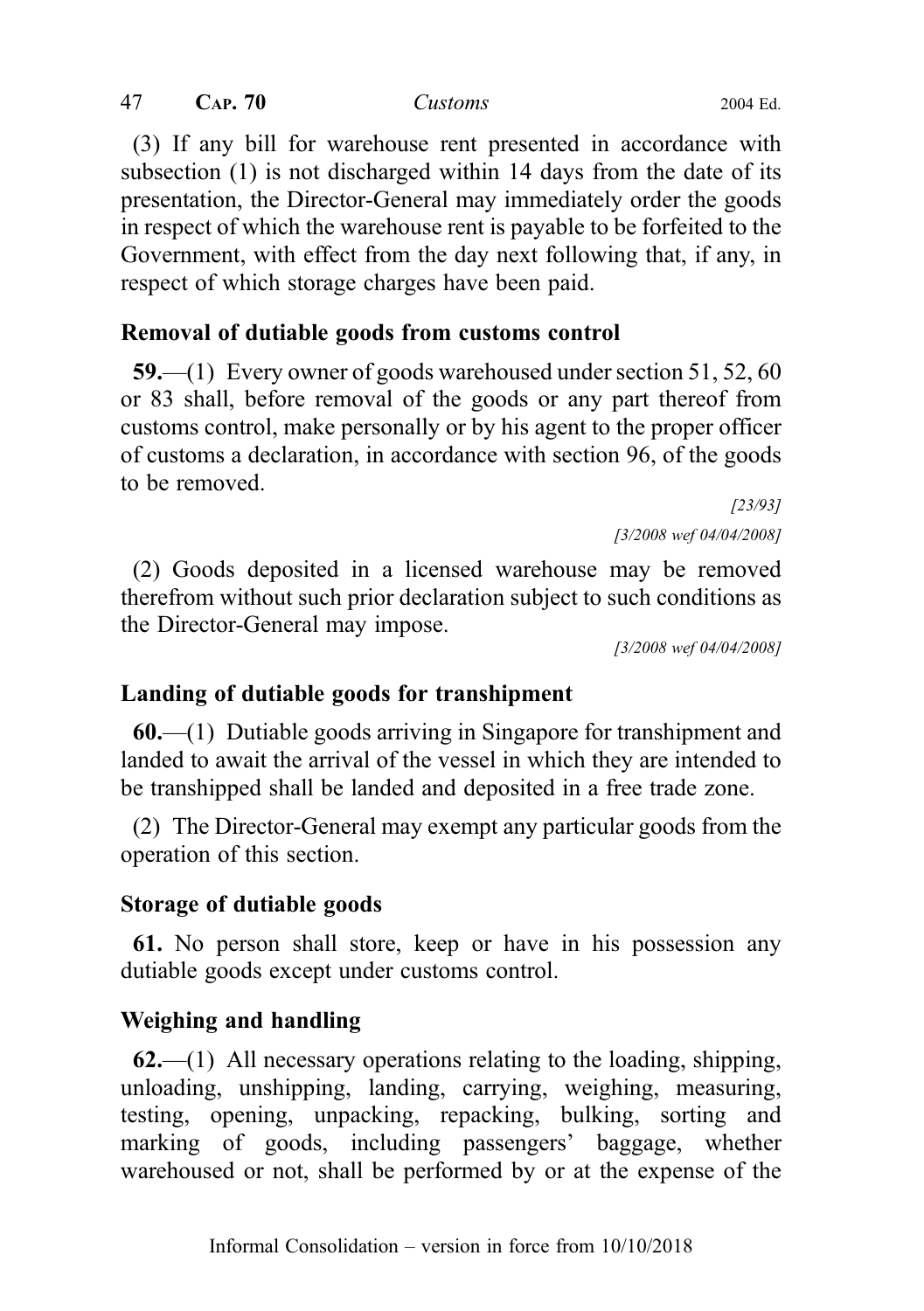(3) If any bill for warehouse rent presented in accordance with subsection (1) is not discharged within 14 days from the date of its presentation, the Director-General may immediately order the goods in respect of which the warehouse rent is payable to be forfeited to the Government, with effect from the day next following that, if any, in respect of which storage charges have been paid.

### Removal of dutiable goods from customs control

**59.**—(1) Every owner of goods warehoused under section 51, 52, 60 or 83 shall, before removal of the goods or any part thereof from customs control, make personally or by his agent to the proper officer of customs a declaration, in accordance with section 96, of the goods to be removed.

[23/93]

[3/2008 wef 04/04/2008]

(2) Goods deposited in a licensed warehouse may be removed therefrom without such prior declaration subject to such conditions as the Director-General may impose.

[3/2008 wef 04/04/2008]

### Landing of dutiable goods for transhipment

**60.**—(1) Dutiable goods arriving in Singapore for transhipment and landed to await the arrival of the vessel in which they are intended to be transhipped shall be landed and deposited in a free trade zone.

(2) The Director-General may exempt any particular goods from the operation of this section.

### Storage of dutiable goods

**61.** No person shall store, keep or have in his possession any dutiable goods except under customs control.

### Weighing and handling

**62.**—(1) All necessary operations relating to the loading, shipping, unloading, unshipping, landing, carrying, weighing, measuring, testing, opening, unpacking, repacking, bulking, sorting and marking of goods, including passengers' baggage, whether warehoused or not, shall be performed by or at the expense of the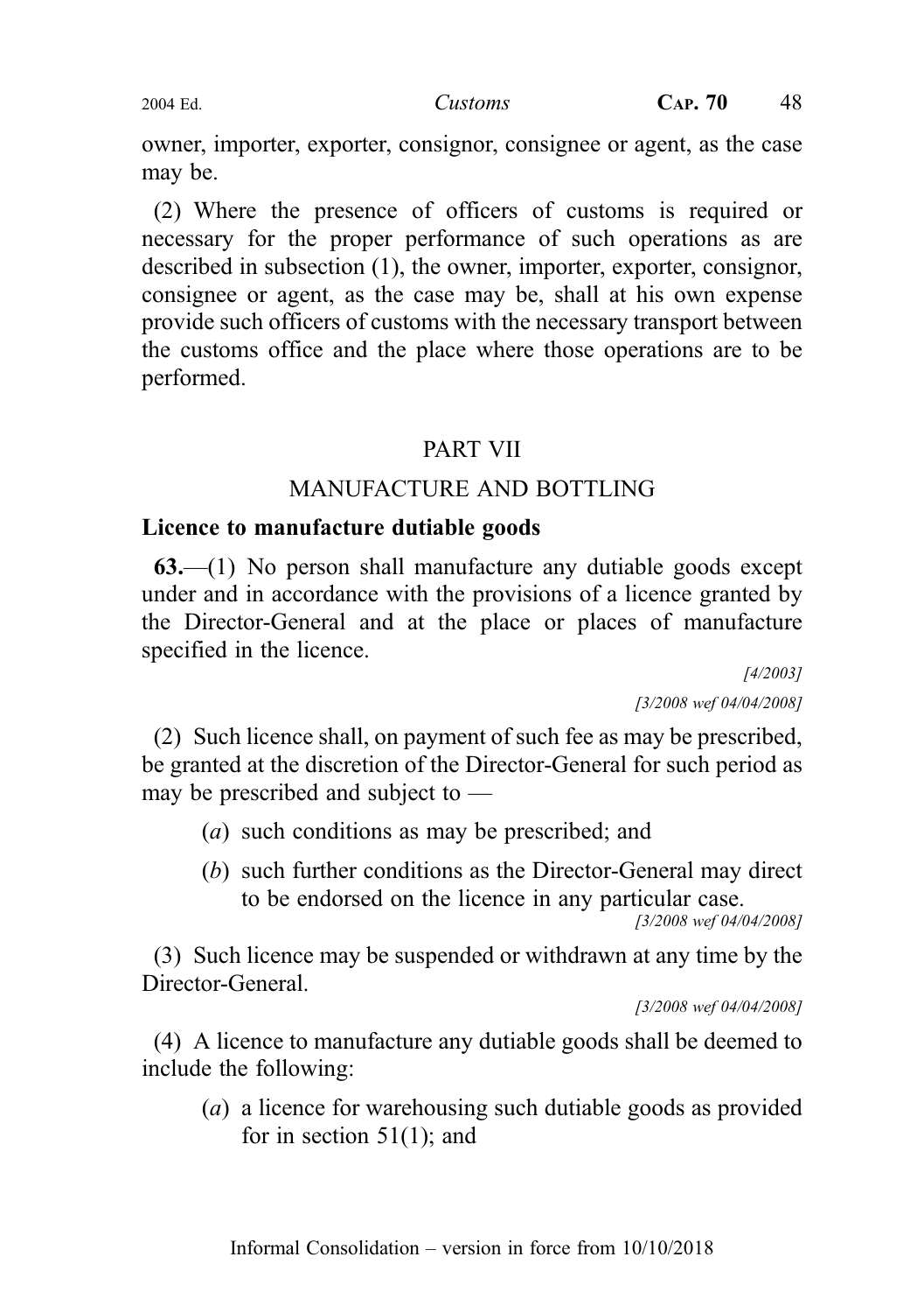owner, importer, exporter, consignor, consignee or agent, as the case may be.

(2) Where the presence of officers of customs is required or necessary for the proper performance of such operations as are described in subsection (1), the owner, importer, exporter, consignor, consignee or agent, as the case may be, shall at his own expense provide such officers of customs with the necessary transport between the customs office and the place where those operations are to be performed.

## PART VII

## MANUFACTURE AND BOTTLING

### Licence to manufacture dutiable goods

**63.**—(1) No person shall manufacture any dutiable goods except under and in accordance with the provisions of a licence granted by the Director-General and at the place or places of manufacture specified in the licence.

*[4/2003]*

*[3/2008 wef 04/04/2008]*

(2) Such licence shall, on payment of such fee as may be prescribed, be granted at the discretion of the Director-General for such period as may be prescribed and subject to —

(*a*) such conditions as may be prescribed; and

(*b*) such further conditions as the Director-General may direct to be endorsed on the licence in any particular case.

*[3/2008 wef 04/04/2008]*

(3) Such licence may be suspended or withdrawn at any time by the Director-General.

*[3/2008 wef 04/04/2008]*

(4) A licence to manufacture any dutiable goods shall be deemed to include the following:

(*a*) a licence for warehousing such dutiable goods as provided for in section 51(1); and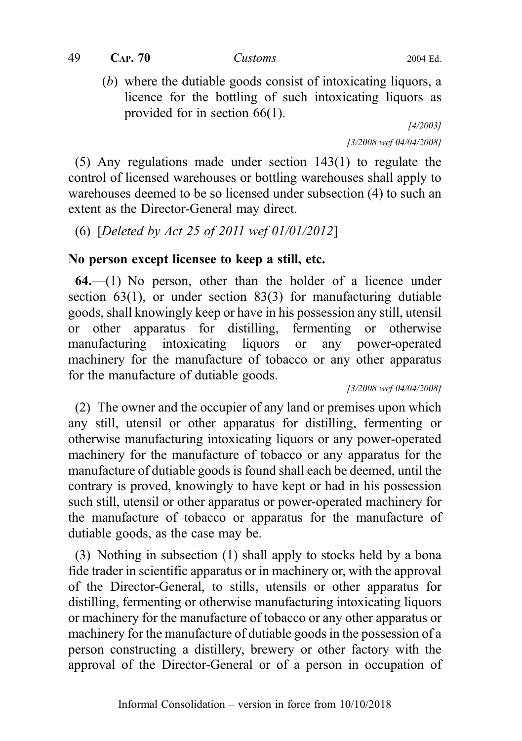(*b*) where the dutiable goods consist of intoxicating liquors, a licence for the bottling of such intoxicating liquors as provided for in section 66(1).

[4/2003]

[3/2008 wef 04/04/2008]

(5) Any regulations made under section 143(1) to regulate the control of licensed warehouses or bottling warehouses shall apply to warehouses deemed to be so licensed under subsection (4) to such an extent as the Director-General may direct.

(6) [*Deleted by Act 25 of 2011 wef 01/01/2012*]

**No person except licensee to keep a still, etc.**

**64.**—(1) No person, other than the holder of a licence under section 63(1), or under section 83(3) for manufacturing dutiable goods, shall knowingly keep or have in his possession any still, utensil or other apparatus for distilling, fermenting or otherwise manufacturing intoxicating liquors or any power-operated machinery for the manufacture of tobacco or any other apparatus for the manufacture of dutiable goods.

[3/2008 wef 04/04/2008]

(2) The owner and the occupier of any land or premises upon which any still, utensil or other apparatus for distilling, fermenting or otherwise manufacturing intoxicating liquors or any power-operated machinery for the manufacture of tobacco or any apparatus for the manufacture of dutiable goods is found shall each be deemed, until the contrary is proved, knowingly to have kept or had in his possession such still, utensil or other apparatus or power-operated machinery for the manufacture of tobacco or apparatus for the manufacture of dutiable goods, as the case may be.

(3) Nothing in subsection (1) shall apply to stocks held by a bona fide trader in scientific apparatus or in machinery or, with the approval of the Director-General, to stills, utensils or other apparatus for distilling, fermenting or otherwise manufacturing intoxicating liquors or machinery for the manufacture of tobacco or any other apparatus or machinery for the manufacture of dutiable goods in the possession of a person constructing a distillery, brewery or other factory with the approval of the Director-General or of a person in occupation of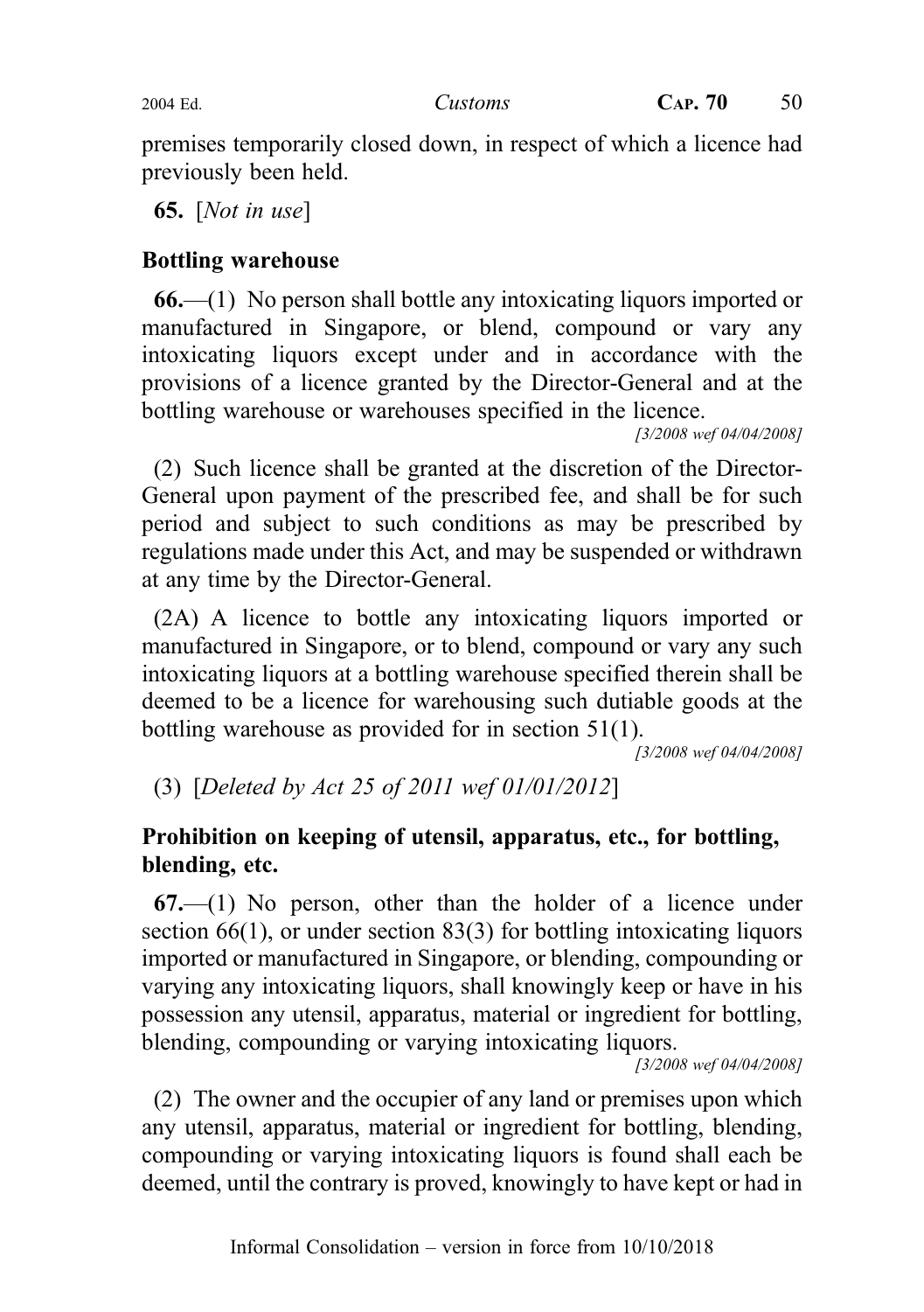premises temporarily closed down, in respect of which a licence had previously been held.

**65.** [*Not in use*]

### Bottling warehouse

**66.**—(1) No person shall bottle any intoxicating liquors imported or manufactured in Singapore, or blend, compound or vary any intoxicating liquors except under and in accordance with the provisions of a licence granted by the Director-General and at the bottling warehouse or warehouses specified in the licence.

*[3/2008 wef 04/04/2008]*

(2) Such licence shall be granted at the discretion of the Director-General upon payment of the prescribed fee, and shall be for such period and subject to such conditions as may be prescribed by regulations made under this Act, and may be suspended or withdrawn at any time by the Director-General.

(2A) A licence to bottle any intoxicating liquors imported or manufactured in Singapore, or to blend, compound or vary any such intoxicating liquors at a bottling warehouse specified therein shall be deemed to be a licence for warehousing such dutiable goods at the bottling warehouse as provided for in section 51(1).

*[3/2008 wef 04/04/2008]*

(3) [*Deleted by Act 25 of 2011 wef 01/01/2012*]

### Prohibition on keeping of utensil, apparatus, etc., for bottling, blending, etc.

**67.**—(1) No person, other than the holder of a licence under section 66(1), or under section 83(3) for bottling intoxicating liquors imported or manufactured in Singapore, or blending, compounding or varying any intoxicating liquors, shall knowingly keep or have in his possession any utensil, apparatus, material or ingredient for bottling, blending, compounding or varying intoxicating liquors.

*[3/2008 wef 04/04/2008]*

(2) The owner and the occupier of any land or premises upon which any utensil, apparatus, material or ingredient for bottling, blending, compounding or varying intoxicating liquors is found shall each be deemed, until the contrary is proved, knowingly to have kept or had in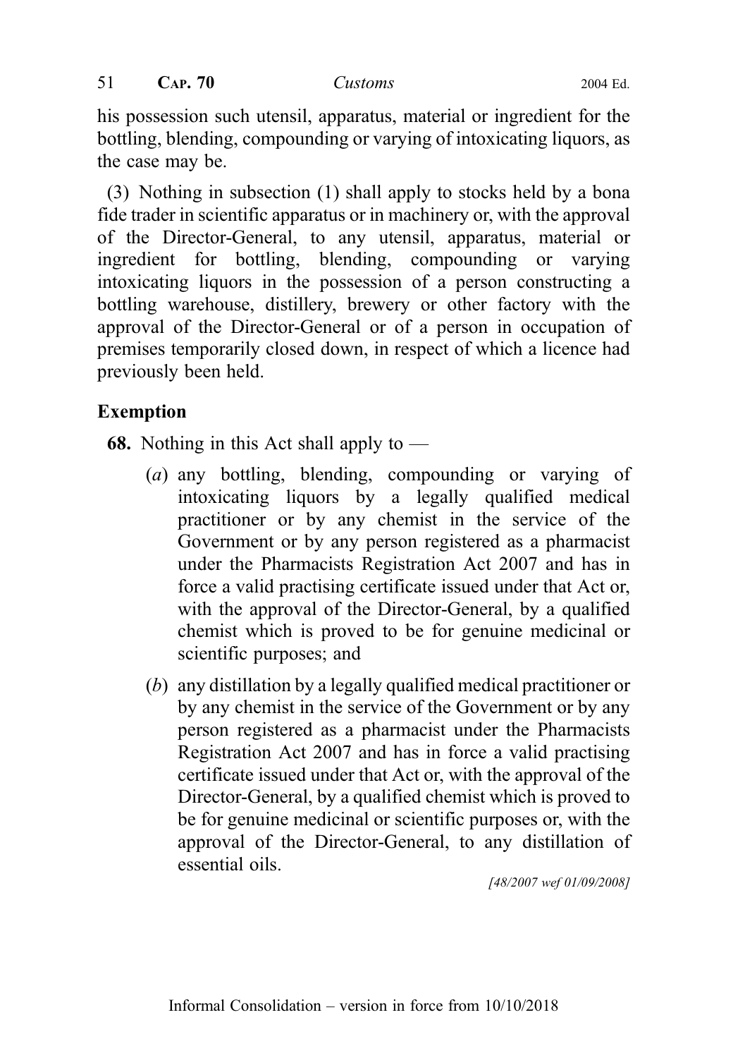his possession such utensil, apparatus, material or ingredient for the bottling, blending, compounding or varying of intoxicating liquors, as the case may be.

(3) Nothing in subsection (1) shall apply to stocks held by a bona fide trader in scientific apparatus or in machinery or, with the approval of the Director-General, to any utensil, apparatus, material or ingredient for bottling, blending, compounding or varying intoxicating liquors in the possession of a person constructing a bottling warehouse, distillery, brewery or other factory with the approval of the Director-General or of a person in occupation of premises temporarily closed down, in respect of which a licence had previously been held.

## Exemption

**68.** Nothing in this Act shall apply to —

- (*a*) any bottling, blending, compounding or varying of intoxicating liquors by a legally qualified medical practitioner or by any chemist in the service of the Government or by any person registered as a pharmacist under the Pharmacists Registration Act 2007 and has in force a valid practising certificate issued under that Act or, with the approval of the Director-General, by a qualified chemist which is proved to be for genuine medicinal or scientific purposes; and
- (*b*) any distillation by a legally qualified medical practitioner or by any chemist in the service of the Government or by any person registered as a pharmacist under the Pharmacists Registration Act 2007 and has in force a valid practising certificate issued under that Act or, with the approval of the Director-General, by a qualified chemist which is proved to be for genuine medicinal or scientific purposes or, with the approval of the Director-General, to any distillation of essential oils.

*[48/2007 wef 01/09/2008]*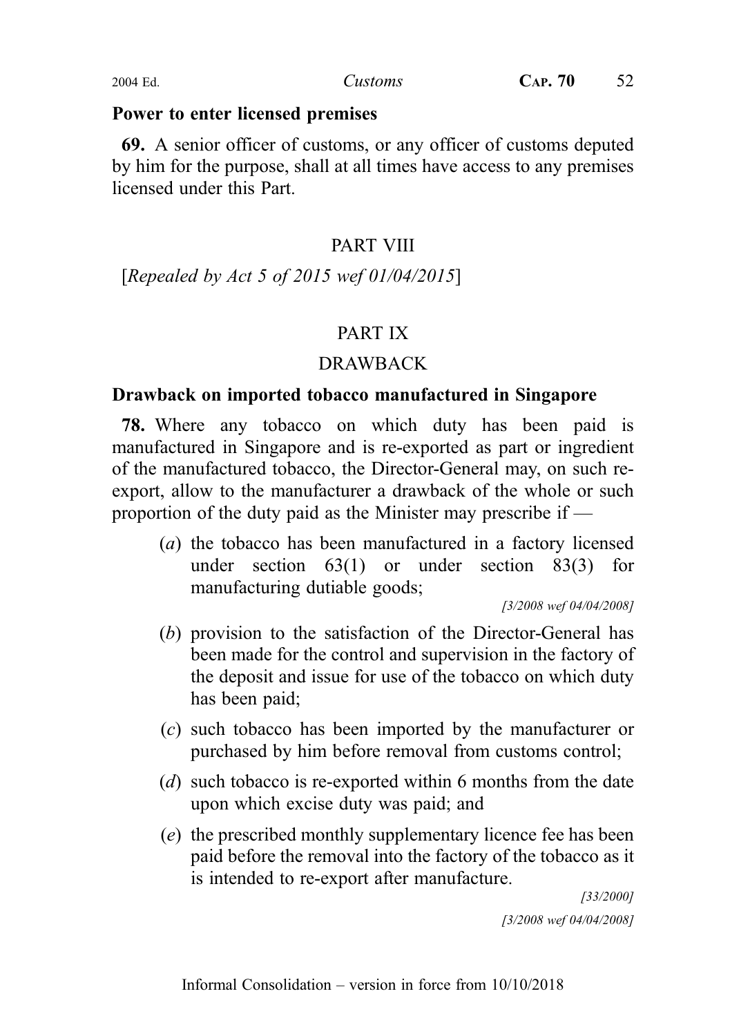**Power to enter licensed premises**

**69.** A senior officer of customs, or any officer of customs deputed by him for the purpose, shall at all times have access to any premises licensed under this Part.

PART VIII

[*Repealed by Act 5 of 2015 wef 01/04/2015*]

PART IX

DRAWBACK

**Drawback on imported tobacco manufactured in Singapore**

**78.** Where any tobacco on which duty has been paid is manufactured in Singapore and is re-exported as part or ingredient of the manufactured tobacco, the Director-General may, on such re-export, allow to the manufacturer a drawback of the whole or such proportion of the duty paid as the Minister may prescribe if —

(*a*) the tobacco has been manufactured in a factory licensed under section 63(1) or under section 83(3) for manufacturing dutiable goods;

*[3/2008 wef 04/04/2008]*

(*b*) provision to the satisfaction of the Director-General has been made for the control and supervision in the factory of the deposit and issue for use of the tobacco on which duty has been paid;

(*c*) such tobacco has been imported by the manufacturer or purchased by him before removal from customs control;

(*d*) such tobacco is re-exported within 6 months from the date upon which excise duty was paid; and

(*e*) the prescribed monthly supplementary licence fee has been paid before the removal into the factory of the tobacco as it is intended to re-export after manufacture.

*[33/2000]*

*[3/2008 wef 04/04/2008]*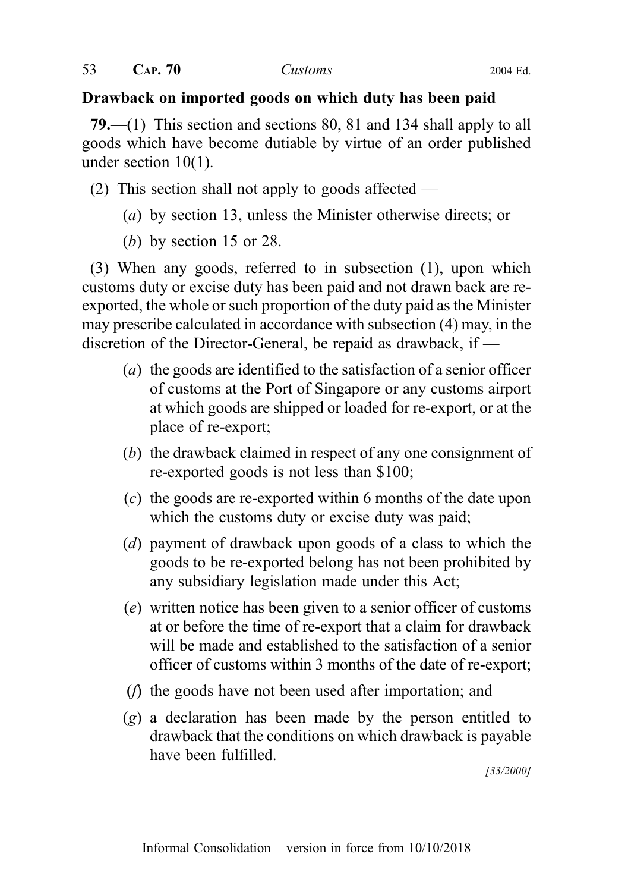## Drawback on imported goods on which duty has been paid

**79.**—(1) This section and sections 80, 81 and 134 shall apply to all goods which have become dutiable by virtue of an order published under section 10(1).

(2) This section shall not apply to goods affected —

(*a*) by section 13, unless the Minister otherwise directs; or

(*b*) by section 15 or 28.

(3) When any goods, referred to in subsection (1), upon which customs duty or excise duty has been paid and not drawn back are re-exported, the whole or such proportion of the duty paid as the Minister may prescribe calculated in accordance with subsection (4) may, in the discretion of the Director-General, be repaid as drawback, if —

(*a*) the goods are identified to the satisfaction of a senior officer of customs at the Port of Singapore or any customs airport at which goods are shipped or loaded for re-export, or at the place of re-export;

(*b*) the drawback claimed in respect of any one consignment of re-exported goods is not less than $100;

(*c*) the goods are re-exported within 6 months of the date upon which the customs duty or excise duty was paid;

(*d*) payment of drawback upon goods of a class to which the goods to be re-exported belong has not been prohibited by any subsidiary legislation made under this Act;

(*e*) written notice has been given to a senior officer of customs at or before the time of re-export that a claim for drawback will be made and established to the satisfaction of a senior officer of customs within 3 months of the date of re-export;

(*f*) the goods have not been used after importation; and

(*g*) a declaration has been made by the person entitled to drawback that the conditions on which drawback is payable have been fulfilled.

*[33/2000]*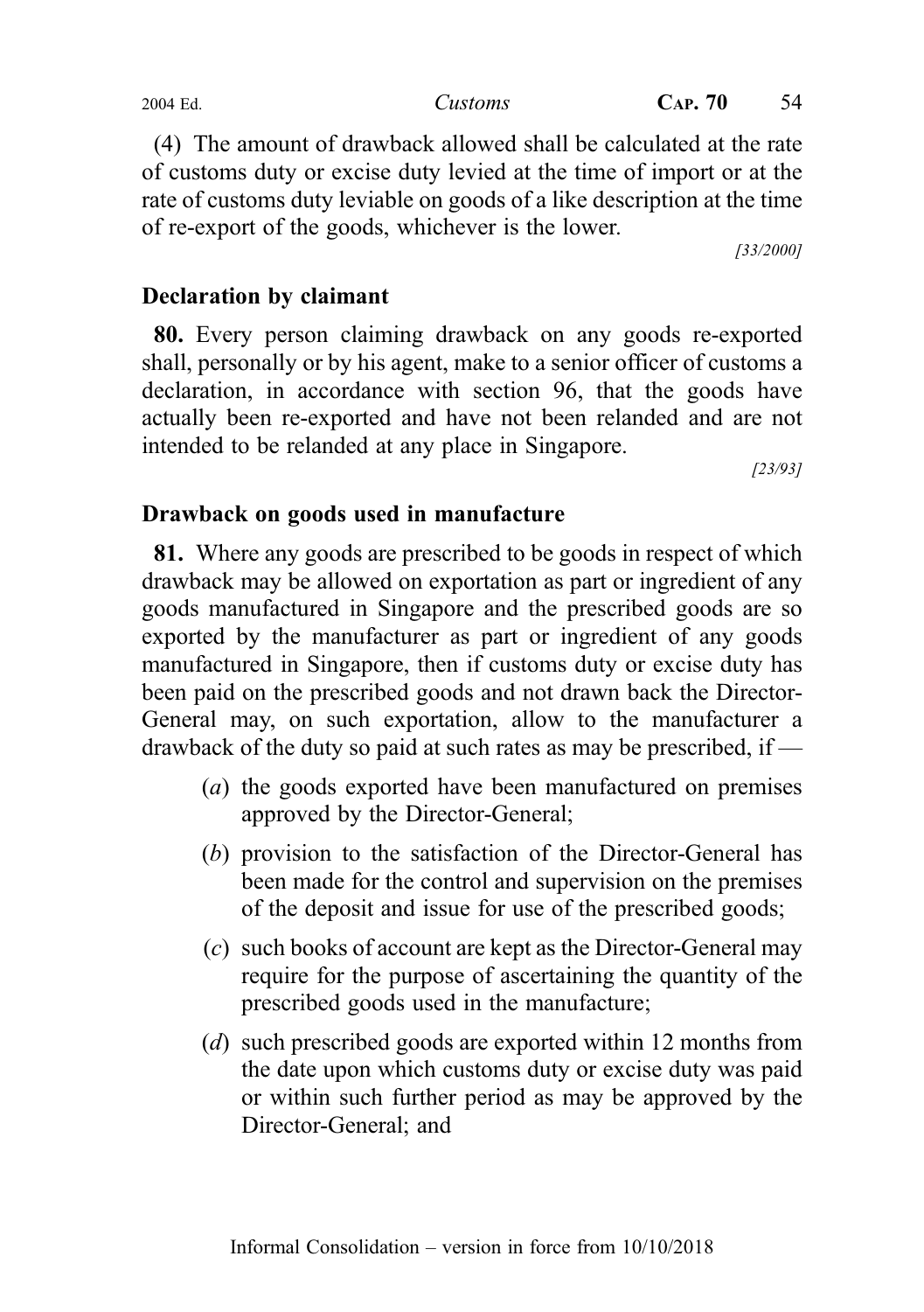(4) The amount of drawback allowed shall be calculated at the rate of customs duty or excise duty levied at the time of import or at the rate of customs duty leviable on goods of a like description at the time of re-export of the goods, whichever is the lower.

[33/2000]

### Declaration by claimant

**80.** Every person claiming drawback on any goods re-exported shall, personally or by his agent, make to a senior officer of customs a declaration, in accordance with section 96, that the goods have actually been re-exported and have not been relanded and are not intended to be relanded at any place in Singapore.

[23/93]

### Drawback on goods used in manufacture

**81.** Where any goods are prescribed to be goods in respect of which drawback may be allowed on exportation as part or ingredient of any goods manufactured in Singapore and the prescribed goods are so exported by the manufacturer as part or ingredient of any goods manufactured in Singapore, then if customs duty or excise duty has been paid on the prescribed goods and not drawn back the Director-General may, on such exportation, allow to the manufacturer a drawback of the duty so paid at such rates as may be prescribed, if —

(*a*) the goods exported have been manufactured on premises approved by the Director-General;

(*b*) provision to the satisfaction of the Director-General has been made for the control and supervision on the premises of the deposit and issue for use of the prescribed goods;

(*c*) such books of account are kept as the Director-General may require for the purpose of ascertaining the quantity of the prescribed goods used in the manufacture;

(*d*) such prescribed goods are exported within 12 months from the date upon which customs duty or excise duty was paid or within such further period as may be approved by the Director-General; and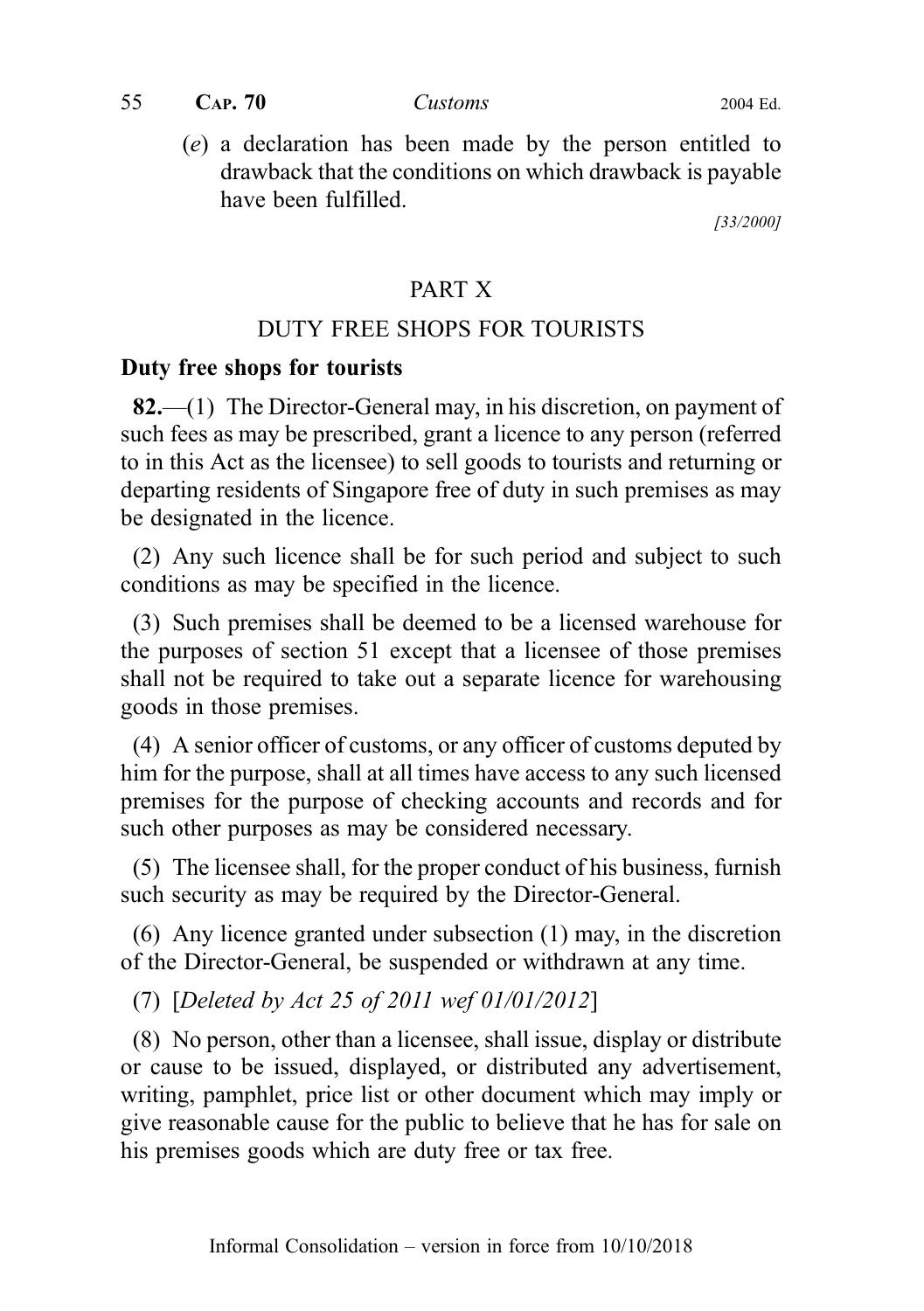(*e*) a declaration has been made by the person entitled to drawback that the conditions on which drawback is payable have been fulfilled.

*[33/2000]*

## PART X

## DUTY FREE SHOPS FOR TOURISTS

### Duty free shops for tourists

**82.**—(1) The Director-General may, in his discretion, on payment of such fees as may be prescribed, grant a licence to any person (referred to in this Act as the licensee) to sell goods to tourists and returning or departing residents of Singapore free of duty in such premises as may be designated in the licence.

(2) Any such licence shall be for such period and subject to such conditions as may be specified in the licence.

(3) Such premises shall be deemed to be a licensed warehouse for the purposes of section 51 except that a licensee of those premises shall not be required to take out a separate licence for warehousing goods in those premises.

(4) A senior officer of customs, or any officer of customs deputed by him for the purpose, shall at all times have access to any such licensed premises for the purpose of checking accounts and records and for such other purposes as may be considered necessary.

(5) The licensee shall, for the proper conduct of his business, furnish such security as may be required by the Director-General.

(6) Any licence granted under subsection (1) may, in the discretion of the Director-General, be suspended or withdrawn at any time.

(7) [*Deleted by Act 25 of 2011 wef 01/01/2012*]

(8) No person, other than a licensee, shall issue, display or distribute or cause to be issued, displayed, or distributed any advertisement, writing, pamphlet, price list or other document which may imply or give reasonable cause for the public to believe that he has for sale on his premises goods which are duty free or tax free.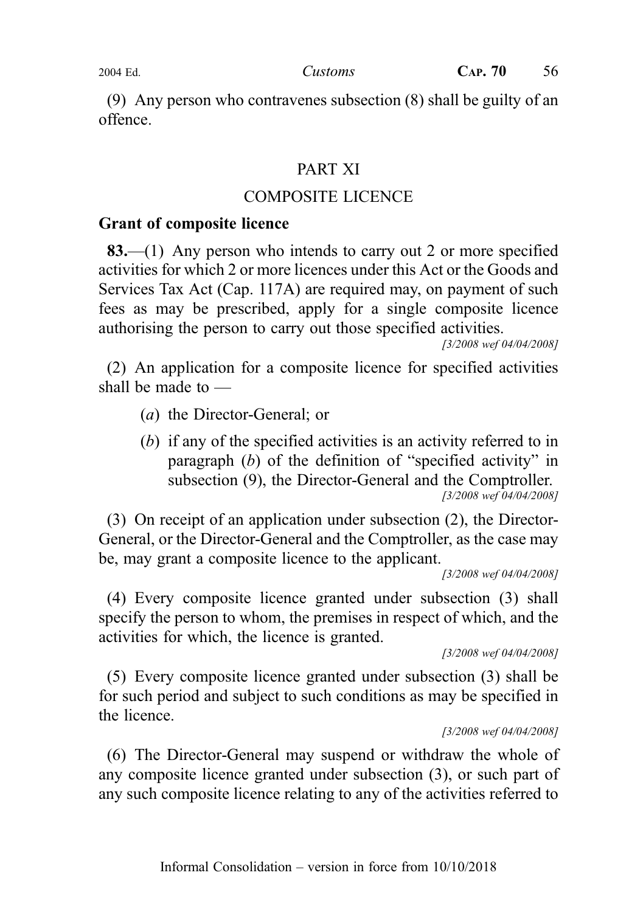(9) Any person who contravenes subsection (8) shall be guilty of an offence.

## PART XI

## COMPOSITE LICENCE

### Grant of composite licence

**83.**—(1) Any person who intends to carry out 2 or more specified activities for which 2 or more licences under this Act or the Goods and Services Tax Act (Cap. 117A) are required may, on payment of such fees as may be prescribed, apply for a single composite licence authorising the person to carry out those specified activities.

*[3/2008 wef 04/04/2008]*

(2) An application for a composite licence for specified activities shall be made to —

(*a*) the Director-General; or

(*b*) if any of the specified activities is an activity referred to in paragraph (*b*) of the definition of "specified activity" in subsection (9), the Director-General and the Comptroller.

*[3/2008 wef 04/04/2008]*

(3) On receipt of an application under subsection (2), the Director-General, or the Director-General and the Comptroller, as the case may be, may grant a composite licence to the applicant.

*[3/2008 wef 04/04/2008]*

(4) Every composite licence granted under subsection (3) shall specify the person to whom, the premises in respect of which, and the activities for which, the licence is granted.

*[3/2008 wef 04/04/2008]*

(5) Every composite licence granted under subsection (3) shall be for such period and subject to such conditions as may be specified in the licence.

*[3/2008 wef 04/04/2008]*

(6) The Director-General may suspend or withdraw the whole of any composite licence granted under subsection (3), or such part of any such composite licence relating to any of the activities referred to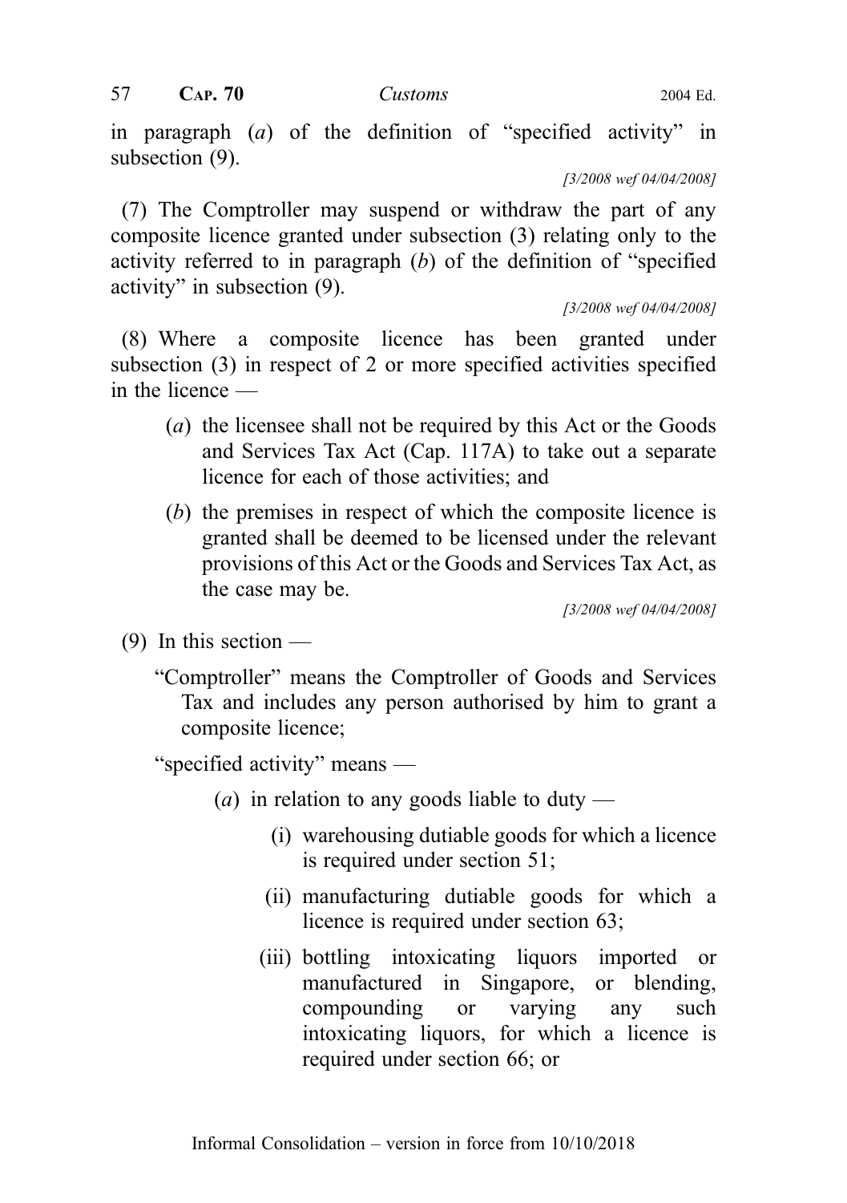in paragraph (*a*) of the definition of "specified activity" in subsection (9).

[3/2008 wef 04/04/2008]

(7) The Comptroller may suspend or withdraw the part of any composite licence granted under subsection (3) relating only to the activity referred to in paragraph (*b*) of the definition of "specified activity" in subsection (9).

[3/2008 wef 04/04/2008]

(8) Where a composite licence has been granted under subsection (3) in respect of 2 or more specified activities specified in the licence —

- (*a*) the licensee shall not be required by this Act or the Goods and Services Tax Act (Cap. 117A) to take out a separate licence for each of those activities; and
- (*b*) the premises in respect of which the composite licence is granted shall be deemed to be licensed under the relevant provisions of this Act or the Goods and Services Tax Act, as the case may be.

[3/2008 wef 04/04/2008]

(9) In this section —

"Comptroller" means the Comptroller of Goods and Services Tax and includes any person authorised by him to grant a composite licence;

"specified activity" means —

- (*a*) in relation to any goods liable to duty —
  - (i) warehousing dutiable goods for which a licence is required under section 51;
  - (ii) manufacturing dutiable goods for which a licence is required under section 63;
  - (iii) bottling intoxicating liquors imported or manufactured in Singapore, or blending, compounding or varying any such intoxicating liquors, for which a licence is required under section 66; or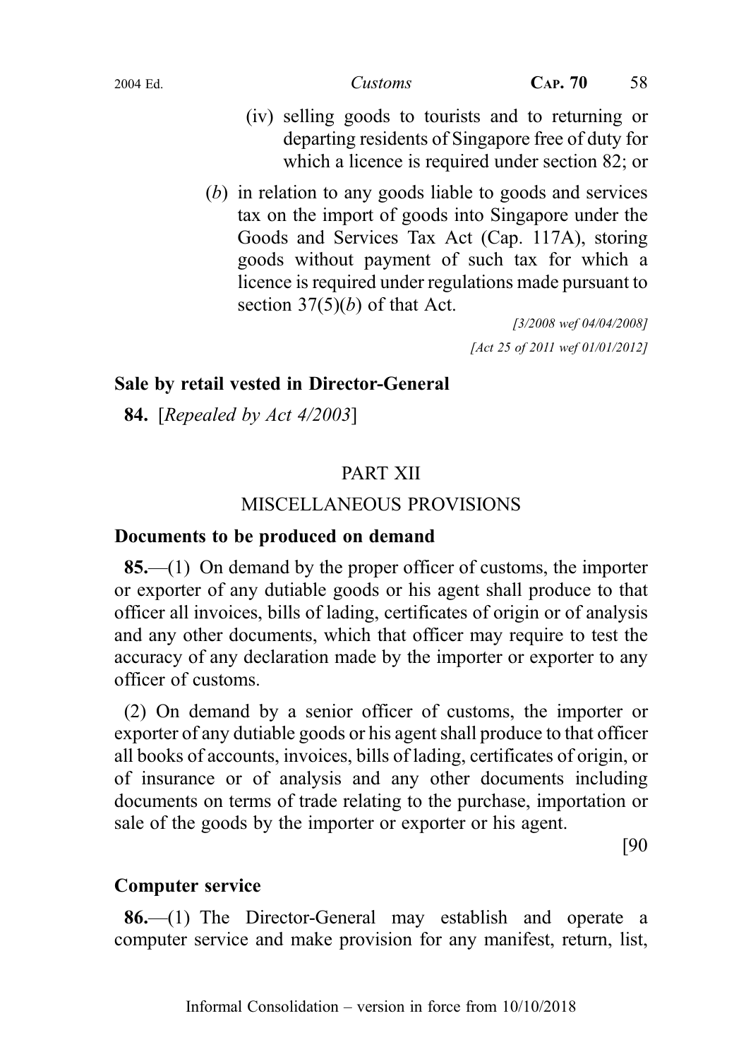(iv) selling goods to tourists and to returning or departing residents of Singapore free of duty for which a licence is required under section 82; or

(*b*) in relation to any goods liable to goods and services tax on the import of goods into Singapore under the Goods and Services Tax Act (Cap. 117A), storing goods without payment of such tax for which a licence is required under regulations made pursuant to section 37(5)(*b*) of that Act.

*[3/2008 wef 04/04/2008]*

*[Act 25 of 2011 wef 01/01/2012]*

**Sale by retail vested in Director-General**

**84.** [*Repealed by Act 4/2003*]

## PART XII

## MISCELLANEOUS PROVISIONS

**Documents to be produced on demand**

**85.**—(1) On demand by the proper officer of customs, the importer or exporter of any dutiable goods or his agent shall produce to that officer all invoices, bills of lading, certificates of origin or of analysis and any other documents, which that officer may require to test the accuracy of any declaration made by the importer or exporter to any officer of customs.

(2) On demand by a senior officer of customs, the importer or exporter of any dutiable goods or his agent shall produce to that officer all books of accounts, invoices, bills of lading, certificates of origin, or of insurance or of analysis and any other documents including documents on terms of trade relating to the purchase, importation or sale of the goods by the importer or exporter or his agent.

[90

**Computer service**

**86.**—(1) The Director-General may establish and operate a computer service and make provision for any manifest, return, list,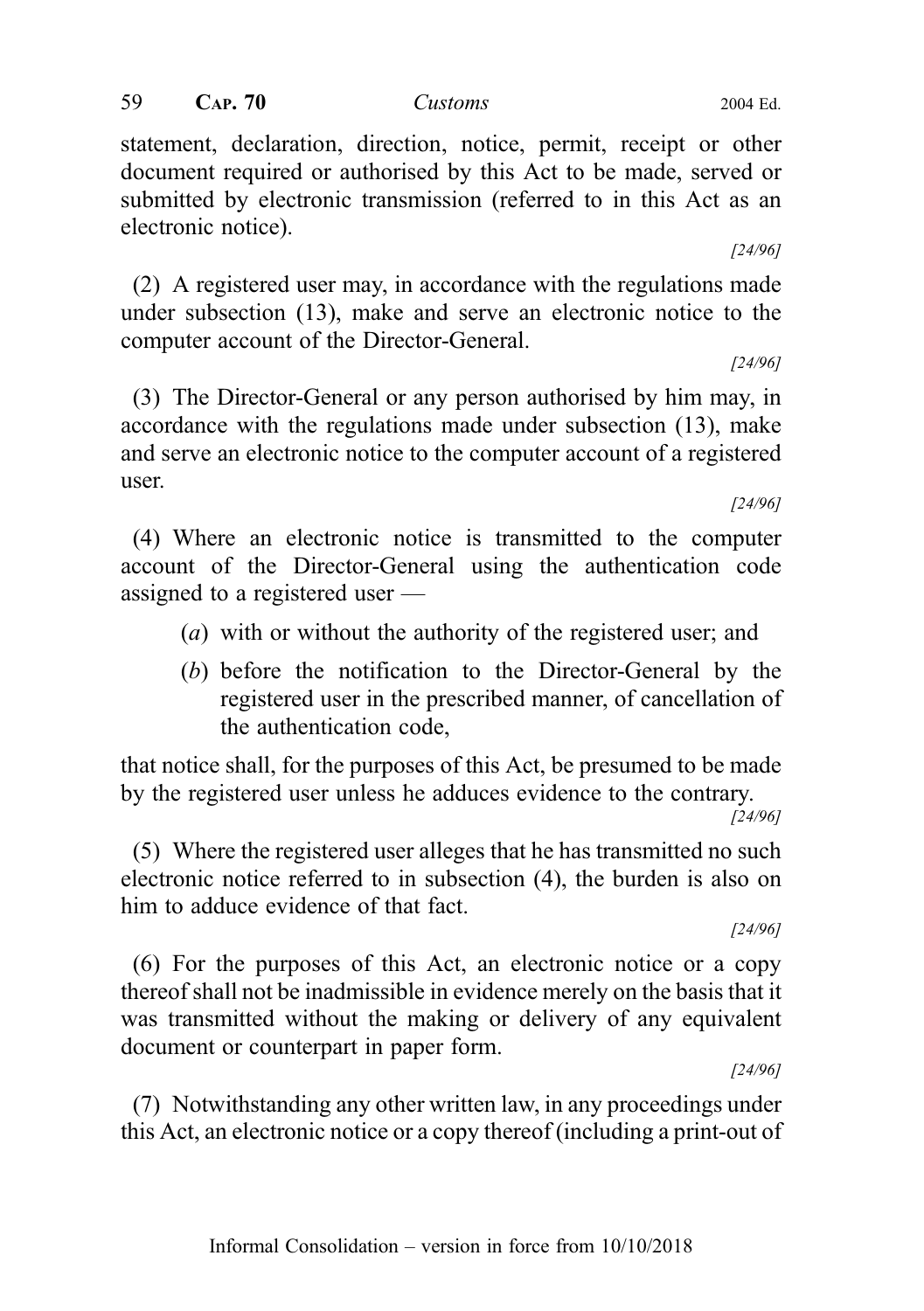statement, declaration, direction, notice, permit, receipt or other document required or authorised by this Act to be made, served or submitted by electronic transmission (referred to in this Act as an electronic notice).

[24/96]

(2) A registered user may, in accordance with the regulations made under subsection (13), make and serve an electronic notice to the computer account of the Director-General.

[24/96]

(3) The Director-General or any person authorised by him may, in accordance with the regulations made under subsection (13), make and serve an electronic notice to the computer account of a registered user.

[24/96]

(4) Where an electronic notice is transmitted to the computer account of the Director-General using the authentication code assigned to a registered user —

(*a*) with or without the authority of the registered user; and

(*b*) before the notification to the Director-General by the registered user in the prescribed manner, of cancellation of the authentication code,

that notice shall, for the purposes of this Act, be presumed to be made by the registered user unless he adduces evidence to the contrary.

[24/96]

(5) Where the registered user alleges that he has transmitted no such electronic notice referred to in subsection (4), the burden is also on him to adduce evidence of that fact.

[24/96]

(6) For the purposes of this Act, an electronic notice or a copy thereof shall not be inadmissible in evidence merely on the basis that it was transmitted without the making or delivery of any equivalent document or counterpart in paper form.

[24/96]

(7) Notwithstanding any other written law, in any proceedings under this Act, an electronic notice or a copy thereof (including a print-out of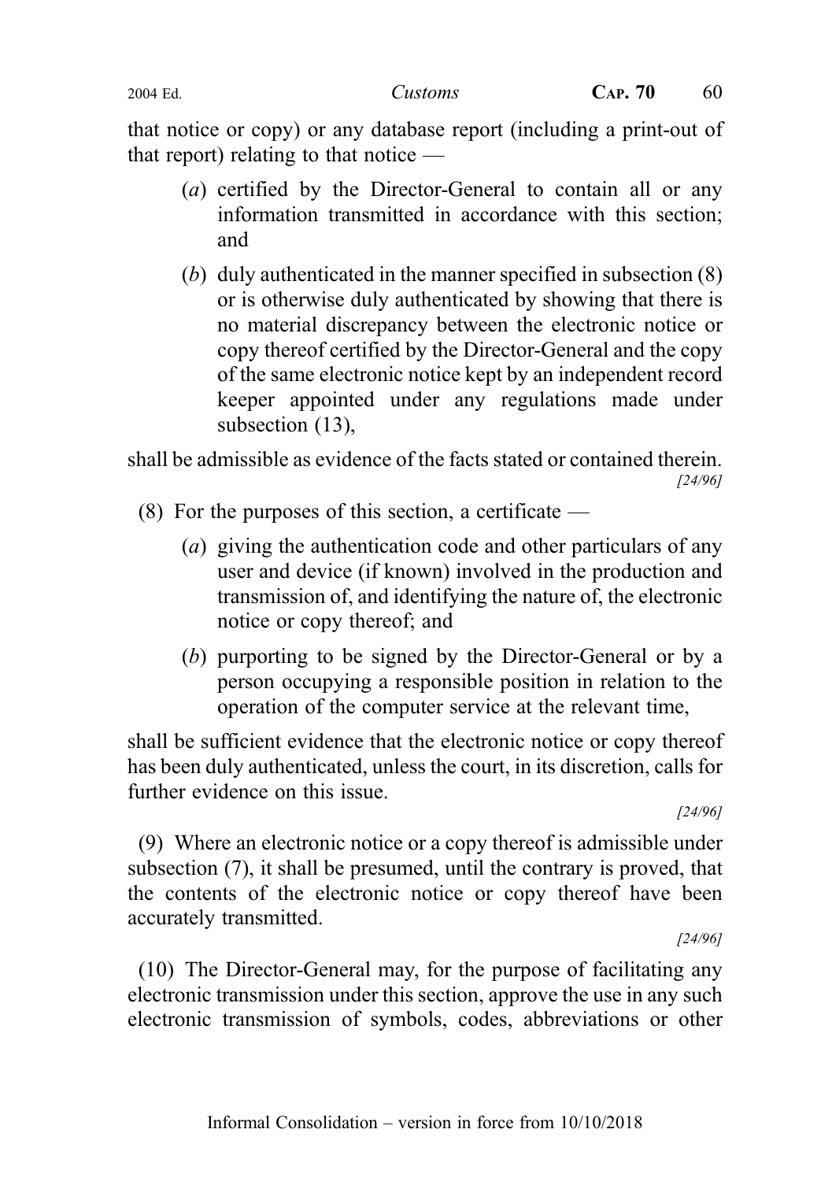that notice or copy) or any database report (including a print-out of that report) relating to that notice —

(*a*) certified by the Director-General to contain all or any information transmitted in accordance with this section; and

(*b*) duly authenticated in the manner specified in subsection (8) or is otherwise duly authenticated by showing that there is no material discrepancy between the electronic notice or copy thereof certified by the Director-General and the copy of the same electronic notice kept by an independent record keeper appointed under any regulations made under subsection (13),

shall be admissible as evidence of the facts stated or contained therein.
*[24/96]*

(8) For the purposes of this section, a certificate —

(*a*) giving the authentication code and other particulars of any user and device (if known) involved in the production and transmission of, and identifying the nature of, the electronic notice or copy thereof; and

(*b*) purporting to be signed by the Director-General or by a person occupying a responsible position in relation to the operation of the computer service at the relevant time,

shall be sufficient evidence that the electronic notice or copy thereof has been duly authenticated, unless the court, in its discretion, calls for further evidence on this issue.
*[24/96]*

(9) Where an electronic notice or a copy thereof is admissible under subsection (7), it shall be presumed, until the contrary is proved, that the contents of the electronic notice or copy thereof have been accurately transmitted.
*[24/96]*

(10) The Director-General may, for the purpose of facilitating any electronic transmission under this section, approve the use in any such electronic transmission of symbols, codes, abbreviations or other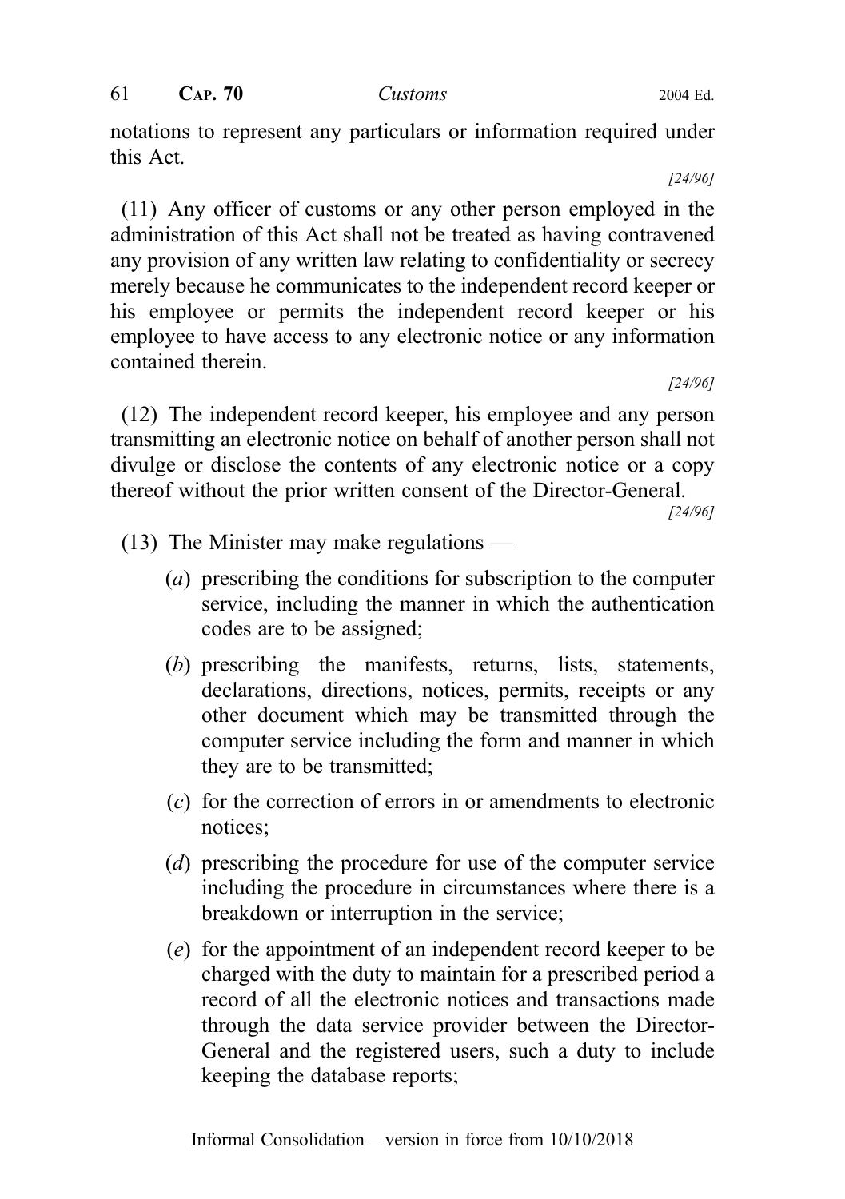notations to represent any particulars or information required under this Act.

[24/96]

(11) Any officer of customs or any other person employed in the administration of this Act shall not be treated as having contravened any provision of any written law relating to confidentiality or secrecy merely because he communicates to the independent record keeper or his employee or permits the independent record keeper or his employee to have access to any electronic notice or any information contained therein.

[24/96]

(12) The independent record keeper, his employee and any person transmitting an electronic notice on behalf of another person shall not divulge or disclose the contents of any electronic notice or a copy thereof without the prior written consent of the Director-General.

[24/96]

(13) The Minister may make regulations —

(*a*) prescribing the conditions for subscription to the computer service, including the manner in which the authentication codes are to be assigned;

(*b*) prescribing the manifests, returns, lists, statements, declarations, directions, notices, permits, receipts or any other document which may be transmitted through the computer service including the form and manner in which they are to be transmitted;

(*c*) for the correction of errors in or amendments to electronic notices;

(*d*) prescribing the procedure for use of the computer service including the procedure in circumstances where there is a breakdown or interruption in the service;

(*e*) for the appointment of an independent record keeper to be charged with the duty to maintain for a prescribed period a record of all the electronic notices and transactions made through the data service provider between the Director-General and the registered users, such a duty to include keeping the database reports;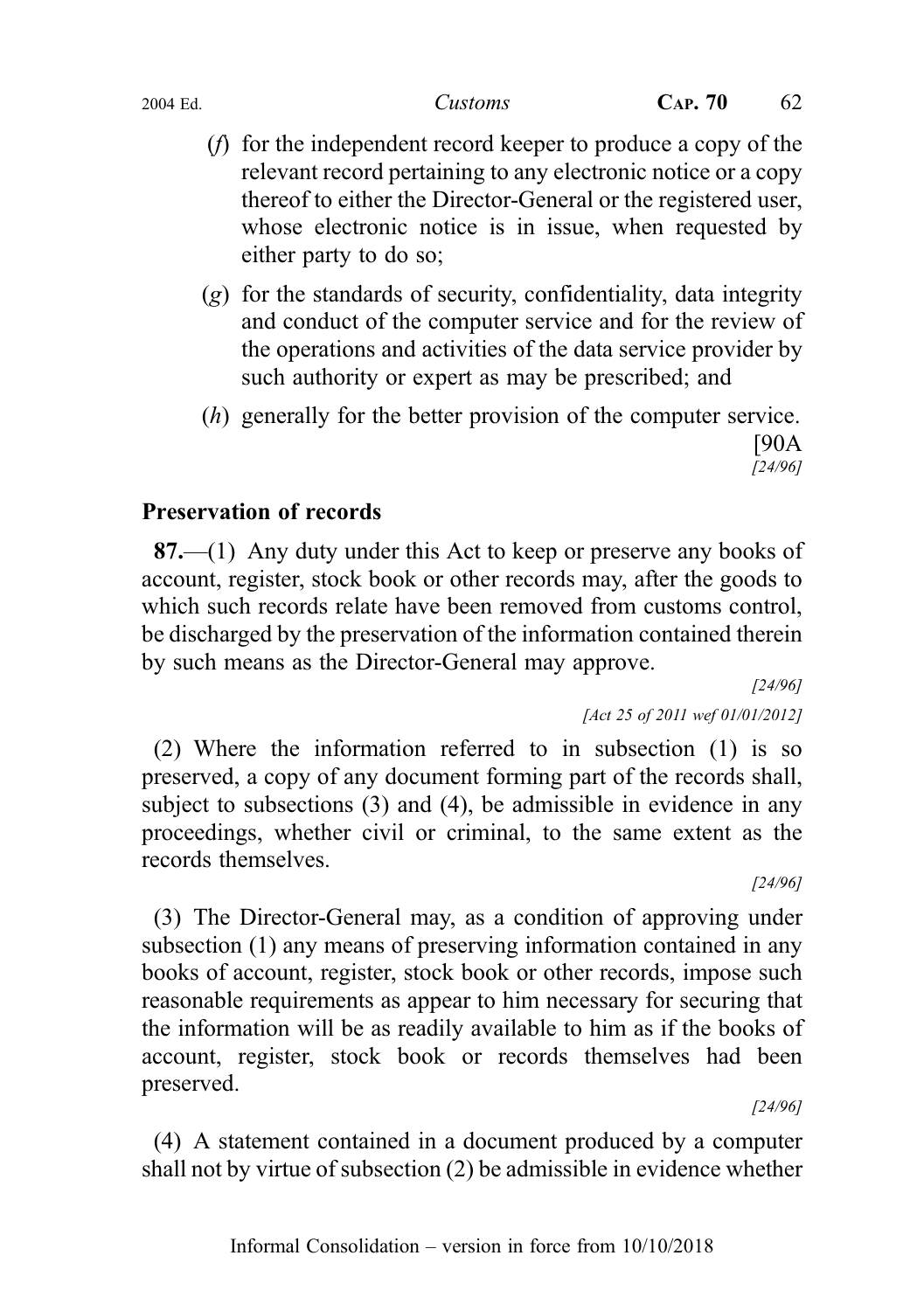(f) for the independent record keeper to produce a copy of the relevant record pertaining to any electronic notice or a copy thereof to either the Director-General or the registered user, whose electronic notice is in issue, when requested by either party to do so;

(g) for the standards of security, confidentiality, data integrity and conduct of the computer service and for the review of the operations and activities of the data service provider by such authority or expert as may be prescribed; and

(h) generally for the better provision of the computer service.

[90A
*[24/96]*

## Preservation of records

**87.**—(1) Any duty under this Act to keep or preserve any books of account, register, stock book or other records may, after the goods to which such records relate have been removed from customs control, be discharged by the preservation of the information contained therein by such means as the Director-General may approve.

*[24/96]*

*[Act 25 of 2011 wef 01/01/2012]*

(2) Where the information referred to in subsection (1) is so preserved, a copy of any document forming part of the records shall, subject to subsections (3) and (4), be admissible in evidence in any proceedings, whether civil or criminal, to the same extent as the records themselves.

*[24/96]*

(3) The Director-General may, as a condition of approving under subsection (1) any means of preserving information contained in any books of account, register, stock book or other records, impose such reasonable requirements as appear to him necessary for securing that the information will be as readily available to him as if the books of account, register, stock book or records themselves had been preserved.

*[24/96]*

(4) A statement contained in a document produced by a computer shall not by virtue of subsection (2) be admissible in evidence whether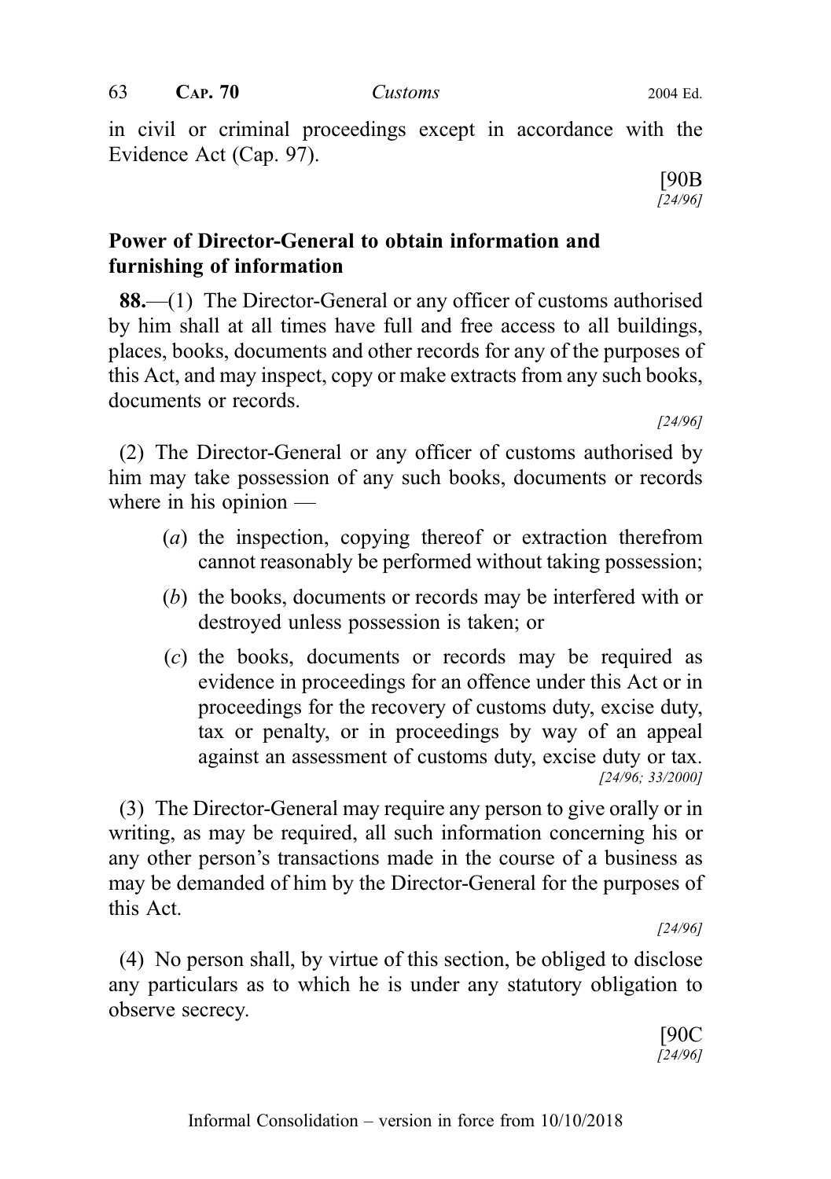in civil or criminal proceedings except in accordance with the Evidence Act (Cap. 97).

[90B
*[24/96]*

**Power of Director-General to obtain information and furnishing of information**

**88.**—(1) The Director-General or any officer of customs authorised by him shall at all times have full and free access to all buildings, places, books, documents and other records for any of the purposes of this Act, and may inspect, copy or make extracts from any such books, documents or records.

*[24/96]*

(2) The Director-General or any officer of customs authorised by him may take possession of any such books, documents or records where in his opinion —

(*a*) the inspection, copying thereof or extraction therefrom cannot reasonably be performed without taking possession;

(*b*) the books, documents or records may be interfered with or destroyed unless possession is taken; or

(*c*) the books, documents or records may be required as evidence in proceedings for an offence under this Act or in proceedings for the recovery of customs duty, excise duty, tax or penalty, or in proceedings by way of an appeal against an assessment of customs duty, excise duty or tax.

*[24/96; 33/2000]*

(3) The Director-General may require any person to give orally or in writing, as may be required, all such information concerning his or any other person's transactions made in the course of a business as may be demanded of him by the Director-General for the purposes of this Act.

*[24/96]*

(4) No person shall, by virtue of this section, be obliged to disclose any particulars as to which he is under any statutory obligation to observe secrecy.

[90C
*[24/96]*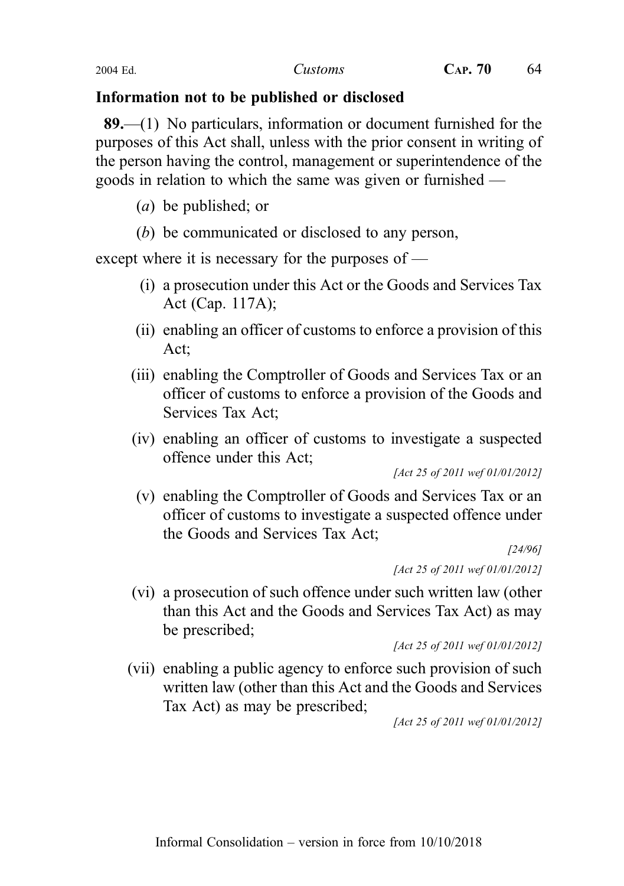**Information not to be published or disclosed**

**89.**—(1) No particulars, information or document furnished for the purposes of this Act shall, unless with the prior consent in writing of the person having the control, management or superintendence of the goods in relation to which the same was given or furnished —

(*a*) be published; or

(*b*) be communicated or disclosed to any person,

except where it is necessary for the purposes of —

(i) a prosecution under this Act or the Goods and Services Tax Act (Cap. 117A);

(ii) enabling an officer of customs to enforce a provision of this Act;

(iii) enabling the Comptroller of Goods and Services Tax or an officer of customs to enforce a provision of the Goods and Services Tax Act;

(iv) enabling an officer of customs to investigate a suspected offence under this Act;

*[Act 25 of 2011 wef 01/01/2012]*

(v) enabling the Comptroller of Goods and Services Tax or an officer of customs to investigate a suspected offence under the Goods and Services Tax Act;

*[24/96]*

*[Act 25 of 2011 wef 01/01/2012]*

(vi) a prosecution of such offence under such written law (other than this Act and the Goods and Services Tax Act) as may be prescribed;

*[Act 25 of 2011 wef 01/01/2012]*

(vii) enabling a public agency to enforce such provision of such written law (other than this Act and the Goods and Services Tax Act) as may be prescribed;

*[Act 25 of 2011 wef 01/01/2012]*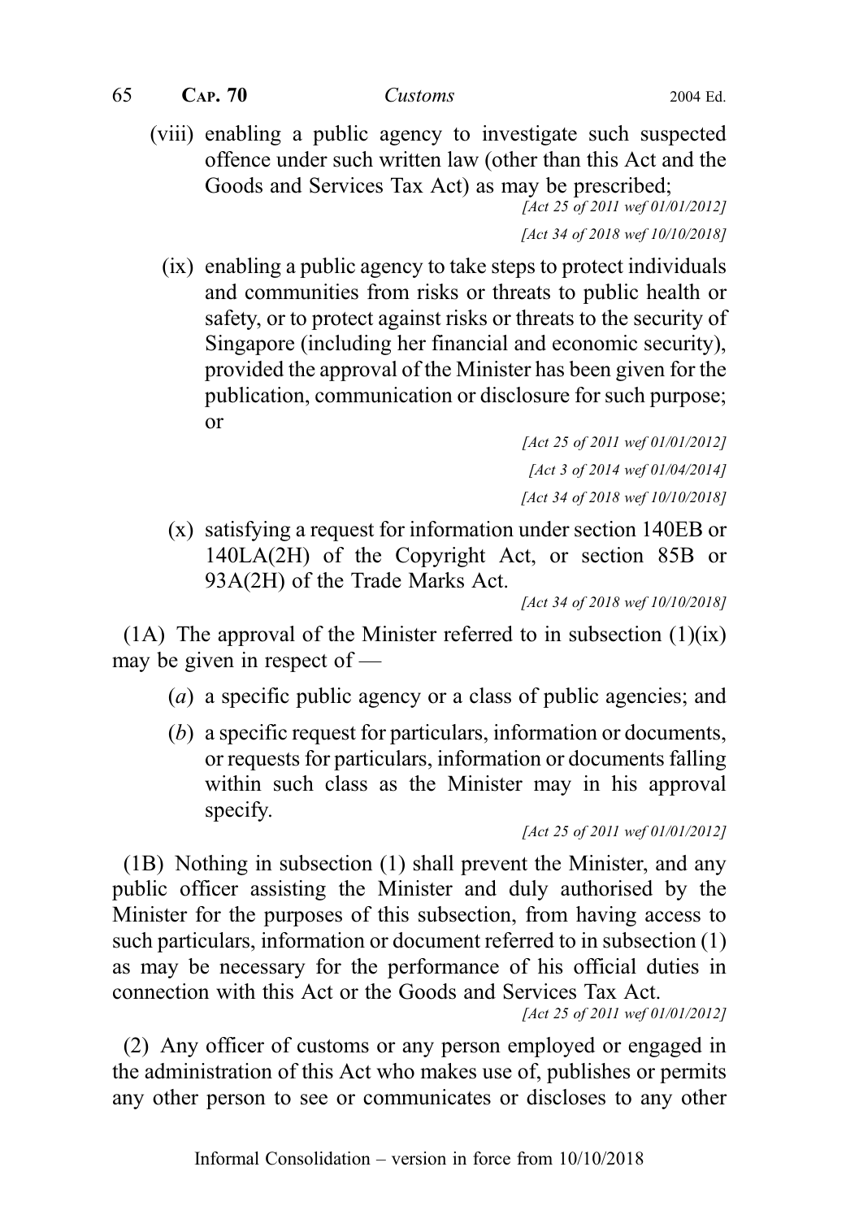(viii) enabling a public agency to investigate such suspected offence under such written law (other than this Act and the Goods and Services Tax Act) as may be prescribed;

*[Act 25 of 2011 wef 01/01/2012]*

*[Act 34 of 2018 wef 10/10/2018]*

(ix) enabling a public agency to take steps to protect individuals and communities from risks or threats to public health or safety, or to protect against risks or threats to the security of Singapore (including her financial and economic security), provided the approval of the Minister has been given for the publication, communication or disclosure for such purpose; or

*[Act 25 of 2011 wef 01/01/2012]*

*[Act 3 of 2014 wef 01/04/2014]*

*[Act 34 of 2018 wef 10/10/2018]*

(x) satisfying a request for information under section 140EB or 140LA(2H) of the Copyright Act, or section 85B or 93A(2H) of the Trade Marks Act.

*[Act 34 of 2018 wef 10/10/2018]*

(1A) The approval of the Minister referred to in subsection (1)(ix) may be given in respect of —

(*a*) a specific public agency or a class of public agencies; and

(*b*) a specific request for particulars, information or documents, or requests for particulars, information or documents falling within such class as the Minister may in his approval specify.

*[Act 25 of 2011 wef 01/01/2012]*

(1B) Nothing in subsection (1) shall prevent the Minister, and any public officer assisting the Minister and duly authorised by the Minister for the purposes of this subsection, from having access to such particulars, information or document referred to in subsection (1) as may be necessary for the performance of his official duties in connection with this Act or the Goods and Services Tax Act.

*[Act 25 of 2011 wef 01/01/2012]*

(2) Any officer of customs or any person employed or engaged in the administration of this Act who makes use of, publishes or permits any other person to see or communicates or discloses to any other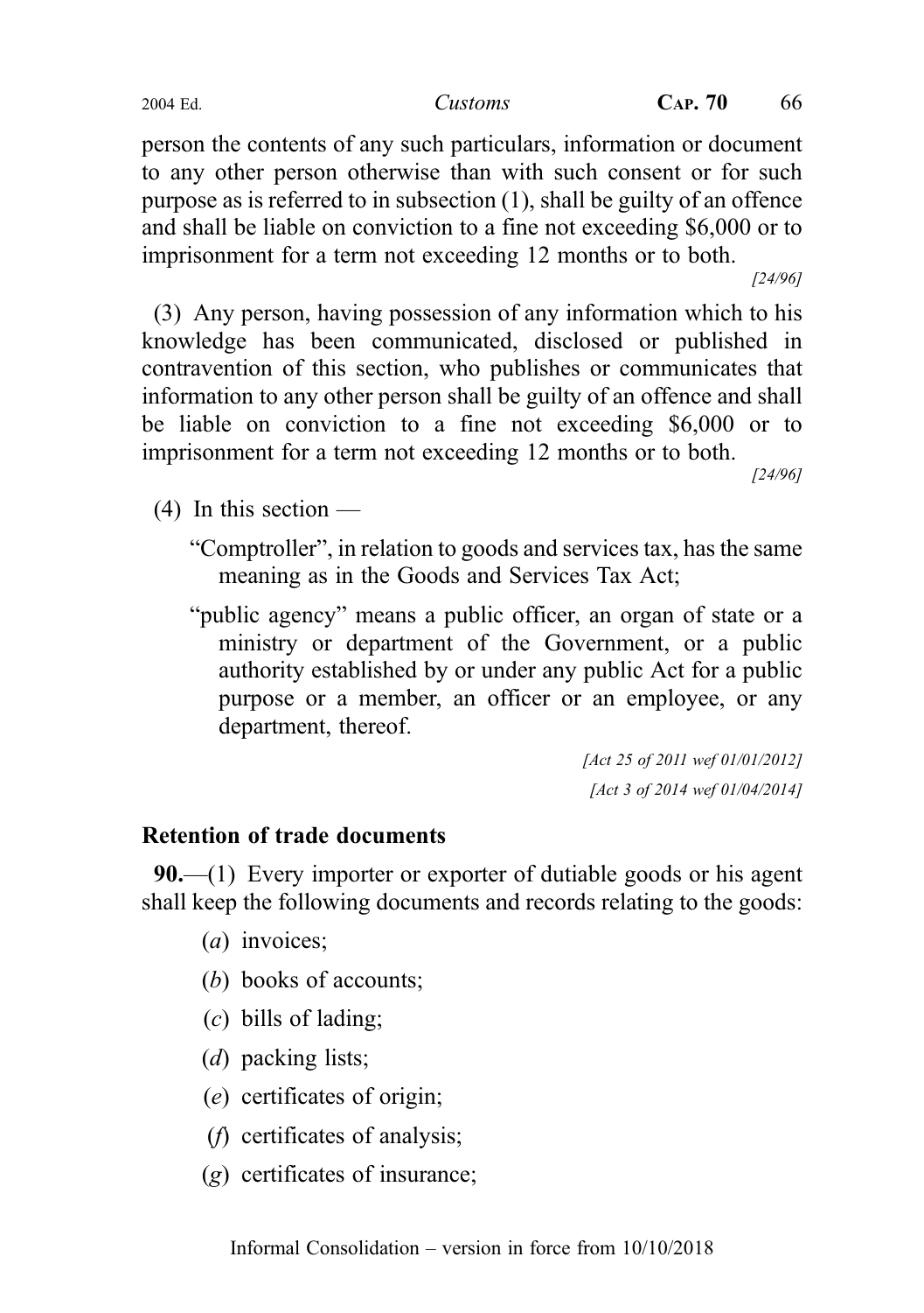person the contents of any such particulars, information or document to any other person otherwise than with such consent or for such purpose as is referred to in subsection (1), shall be guilty of an offence and shall be liable on conviction to a fine not exceeding $6,000 or to imprisonment for a term not exceeding 12 months or to both.

*[24/96]*

(3) Any person, having possession of any information which to his knowledge has been communicated, disclosed or published in contravention of this section, who publishes or communicates that information to any other person shall be guilty of an offence and shall be liable on conviction to a fine not exceeding $6,000 or to imprisonment for a term not exceeding 12 months or to both.

*[24/96]*

(4) In this section —

"Comptroller", in relation to goods and services tax, has the same meaning as in the Goods and Services Tax Act;

"public agency" means a public officer, an organ of state or a ministry or department of the Government, or a public authority established by or under any public Act for a public purpose or a member, an officer or an employee, or any department, thereof.

*[Act 25 of 2011 wef 01/01/2012]*

*[Act 3 of 2014 wef 01/04/2014]*

**Retention of trade documents**

**90.**—(1) Every importer or exporter of dutiable goods or his agent shall keep the following documents and records relating to the goods:

(*a*) invoices;

(*b*) books of accounts;

(*c*) bills of lading;

(*d*) packing lists;

(*e*) certificates of origin;

(*f*) certificates of analysis;

(*g*) certificates of insurance;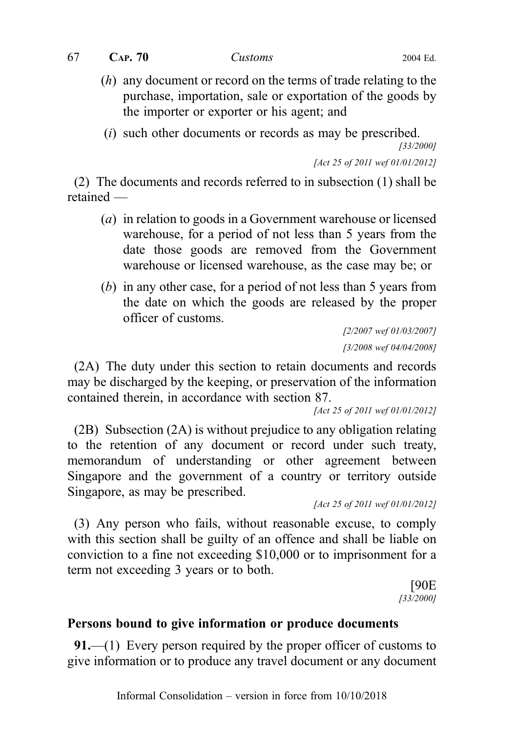(*h*) any document or record on the terms of trade relating to the purchase, importation, sale or exportation of the goods by the importer or exporter or his agent; and

(*i*) such other documents or records as may be prescribed.

*[33/2000]*

*[Act 25 of 2011 wef 01/01/2012]*

(2) The documents and records referred to in subsection (1) shall be retained —

(*a*) in relation to goods in a Government warehouse or licensed warehouse, for a period of not less than 5 years from the date those goods are removed from the Government warehouse or licensed warehouse, as the case may be; or

(*b*) in any other case, for a period of not less than 5 years from the date on which the goods are released by the proper officer of customs.

*[2/2007 wef 01/03/2007]*

*[3/2008 wef 04/04/2008]*

(2A) The duty under this section to retain documents and records may be discharged by the keeping, or preservation of the information contained therein, in accordance with section 87.

*[Act 25 of 2011 wef 01/01/2012]*

(2B) Subsection (2A) is without prejudice to any obligation relating to the retention of any document or record under such treaty, memorandum of understanding or other agreement between Singapore and the government of a country or territory outside Singapore, as may be prescribed.

*[Act 25 of 2011 wef 01/01/2012]*

(3) Any person who fails, without reasonable excuse, to comply with this section shall be guilty of an offence and shall be liable on conviction to a fine not exceeding $10,000 or to imprisonment for a term not exceeding 3 years or to both.

[90E

*[33/2000]*

### Persons bound to give information or produce documents

**91.**—(1) Every person required by the proper officer of customs to give information or to produce any travel document or any document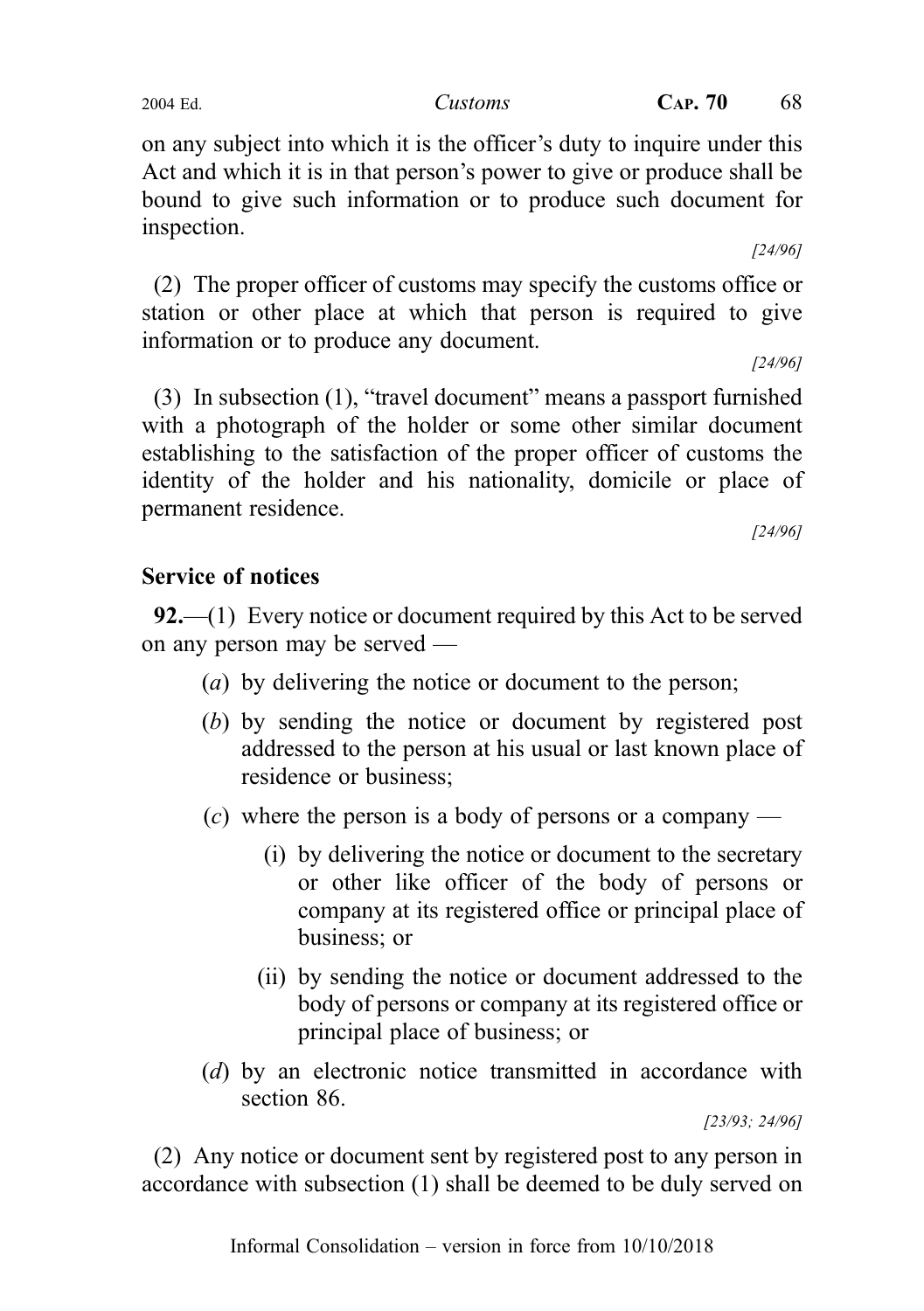on any subject into which it is the officer's duty to inquire under this Act and which it is in that person's power to give or produce shall be bound to give such information or to produce such document for inspection.

[24/96]

(2) The proper officer of customs may specify the customs office or station or other place at which that person is required to give information or to produce any document.

[24/96]

(3) In subsection (1), "travel document" means a passport furnished with a photograph of the holder or some other similar document establishing to the satisfaction of the proper officer of customs the identity of the holder and his nationality, domicile or place of permanent residence.

[24/96]

### Service of notices

**92.**—(1) Every notice or document required by this Act to be served on any person may be served —

(*a*) by delivering the notice or document to the person;

(*b*) by sending the notice or document by registered post addressed to the person at his usual or last known place of residence or business;

(*c*) where the person is a body of persons or a company —

(i) by delivering the notice or document to the secretary or other like officer of the body of persons or company at its registered office or principal place of business; or

(ii) by sending the notice or document addressed to the body of persons or company at its registered office or principal place of business; or

(*d*) by an electronic notice transmitted in accordance with section 86.

[23/93; 24/96]

(2) Any notice or document sent by registered post to any person in accordance with subsection (1) shall be deemed to be duly served on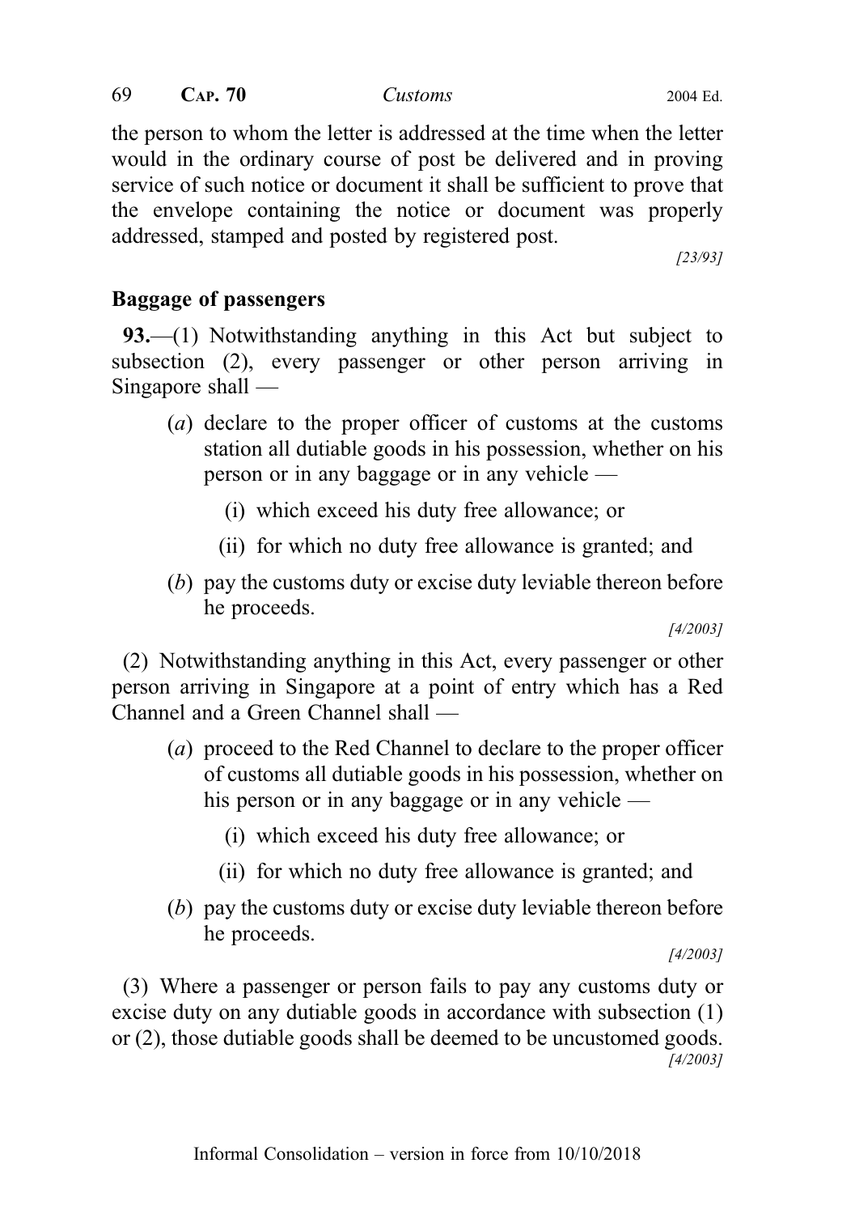the person to whom the letter is addressed at the time when the letter would in the ordinary course of post be delivered and in proving service of such notice or document it shall be sufficient to prove that the envelope containing the notice or document was properly addressed, stamped and posted by registered post.

[23/93]

## Baggage of passengers

**93.**—(1) Notwithstanding anything in this Act but subject to subsection (2), every passenger or other person arriving in Singapore shall —

(*a*) declare to the proper officer of customs at the customs station all dutiable goods in his possession, whether on his person or in any baggage or in any vehicle —

(i) which exceed his duty free allowance; or

(ii) for which no duty free allowance is granted; and

(*b*) pay the customs duty or excise duty leviable thereon before he proceeds.

[4/2003]

(2) Notwithstanding anything in this Act, every passenger or other person arriving in Singapore at a point of entry which has a Red Channel and a Green Channel shall —

(*a*) proceed to the Red Channel to declare to the proper officer of customs all dutiable goods in his possession, whether on his person or in any baggage or in any vehicle —

(i) which exceed his duty free allowance; or

(ii) for which no duty free allowance is granted; and

(*b*) pay the customs duty or excise duty leviable thereon before he proceeds.

[4/2003]

(3) Where a passenger or person fails to pay any customs duty or excise duty on any dutiable goods in accordance with subsection (1) or (2), those dutiable goods shall be deemed to be uncustomed goods.

[4/2003]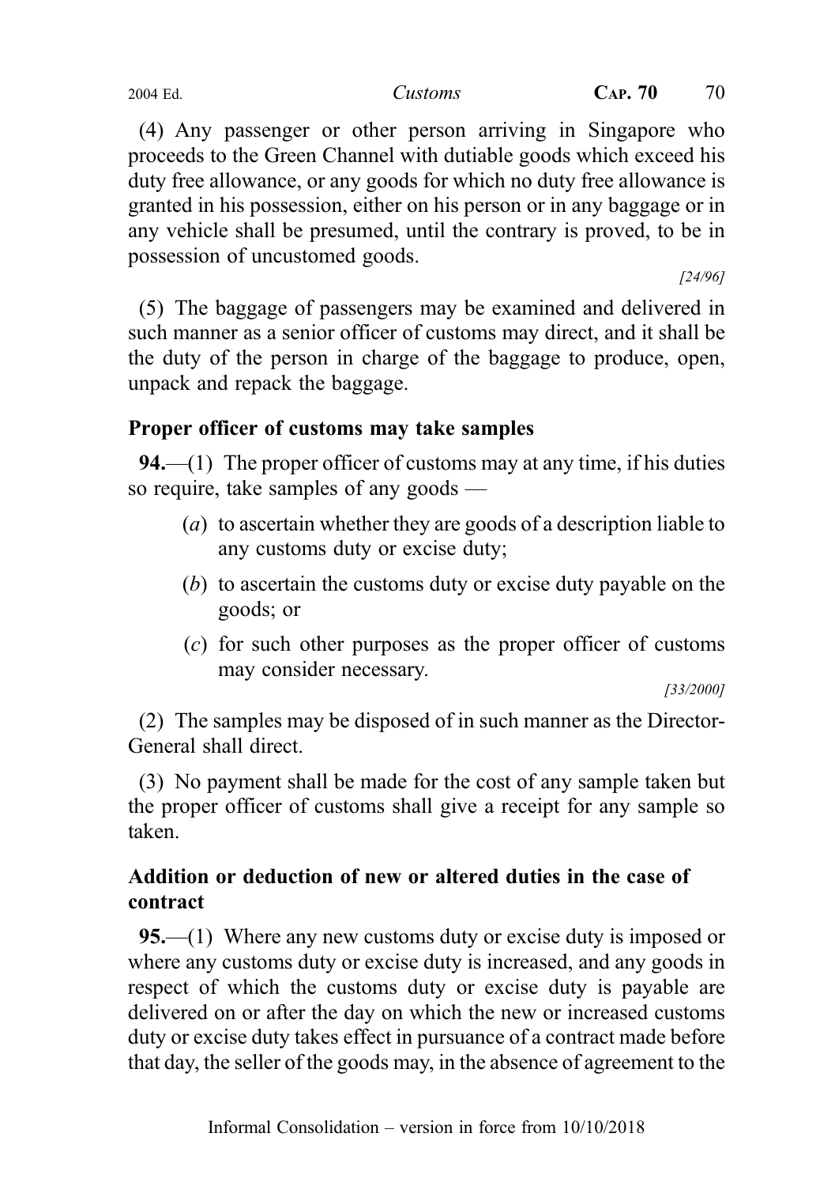(4) Any passenger or other person arriving in Singapore who proceeds to the Green Channel with dutiable goods which exceed his duty free allowance, or any goods for which no duty free allowance is granted in his possession, either on his person or in any baggage or in any vehicle shall be presumed, until the contrary is proved, to be in possession of uncustomed goods.

[24/96]

(5) The baggage of passengers may be examined and delivered in such manner as a senior officer of customs may direct, and it shall be the duty of the person in charge of the baggage to produce, open, unpack and repack the baggage.

**Proper officer of customs may take samples**

**94.**—(1) The proper officer of customs may at any time, if his duties so require, take samples of any goods —

(*a*) to ascertain whether they are goods of a description liable to any customs duty or excise duty;

(*b*) to ascertain the customs duty or excise duty payable on the goods; or

(*c*) for such other purposes as the proper officer of customs may consider necessary.

[33/2000]

(2) The samples may be disposed of in such manner as the Director-General shall direct.

(3) No payment shall be made for the cost of any sample taken but the proper officer of customs shall give a receipt for any sample so taken.

**Addition or deduction of new or altered duties in the case of contract**

**95.**—(1) Where any new customs duty or excise duty is imposed or where any customs duty or excise duty is increased, and any goods in respect of which the customs duty or excise duty is payable are delivered on or after the day on which the new or increased customs duty or excise duty takes effect in pursuance of a contract made before that day, the seller of the goods may, in the absence of agreement to the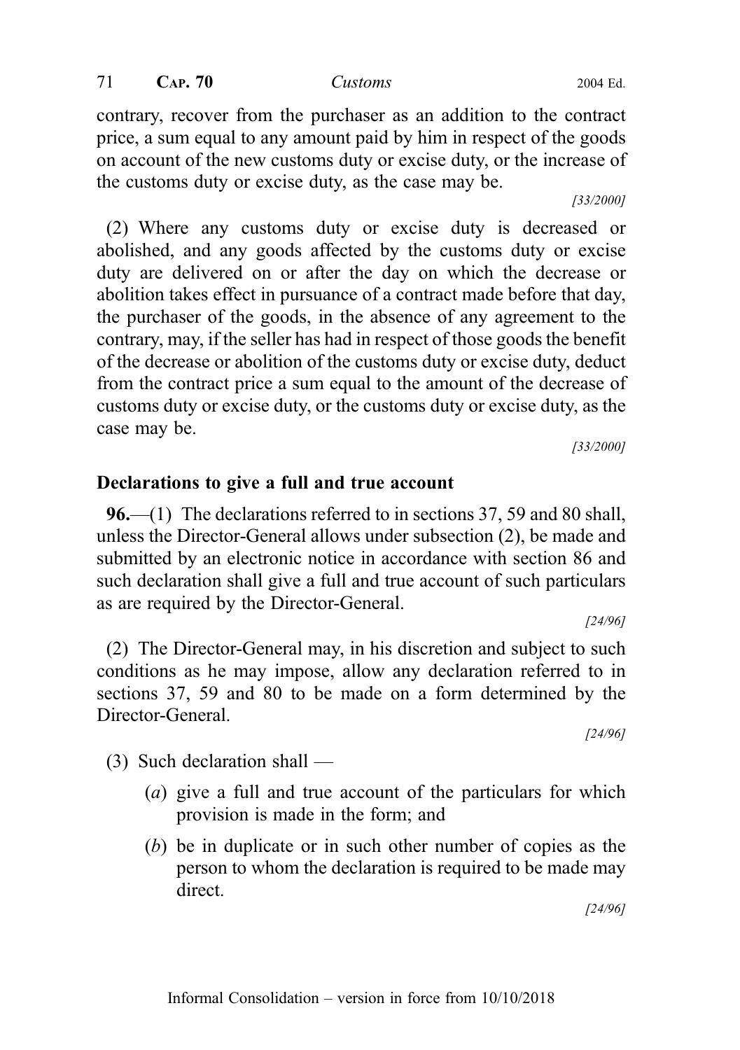contrary, recover from the purchaser as an addition to the contract price, a sum equal to any amount paid by him in respect of the goods on account of the new customs duty or excise duty, or the increase of the customs duty or excise duty, as the case may be.

[33/2000]

(2) Where any customs duty or excise duty is decreased or abolished, and any goods affected by the customs duty or excise duty are delivered on or after the day on which the decrease or abolition takes effect in pursuance of a contract made before that day, the purchaser of the goods, in the absence of any agreement to the contrary, may, if the seller has had in respect of those goods the benefit of the decrease or abolition of the customs duty or excise duty, deduct from the contract price a sum equal to the amount of the decrease of customs duty or excise duty, or the customs duty or excise duty, as the case may be.

[33/2000]

**Declarations to give a full and true account**

**96.**—(1) The declarations referred to in sections 37, 59 and 80 shall, unless the Director-General allows under subsection (2), be made and submitted by an electronic notice in accordance with section 86 and such declaration shall give a full and true account of such particulars as are required by the Director-General.

[24/96]

(2) The Director-General may, in his discretion and subject to such conditions as he may impose, allow any declaration referred to in sections 37, 59 and 80 to be made on a form determined by the Director-General.

[24/96]

(3) Such declaration shall —

(*a*) give a full and true account of the particulars for which provision is made in the form; and

(*b*) be in duplicate or in such other number of copies as the person to whom the declaration is required to be made may direct.

[24/96]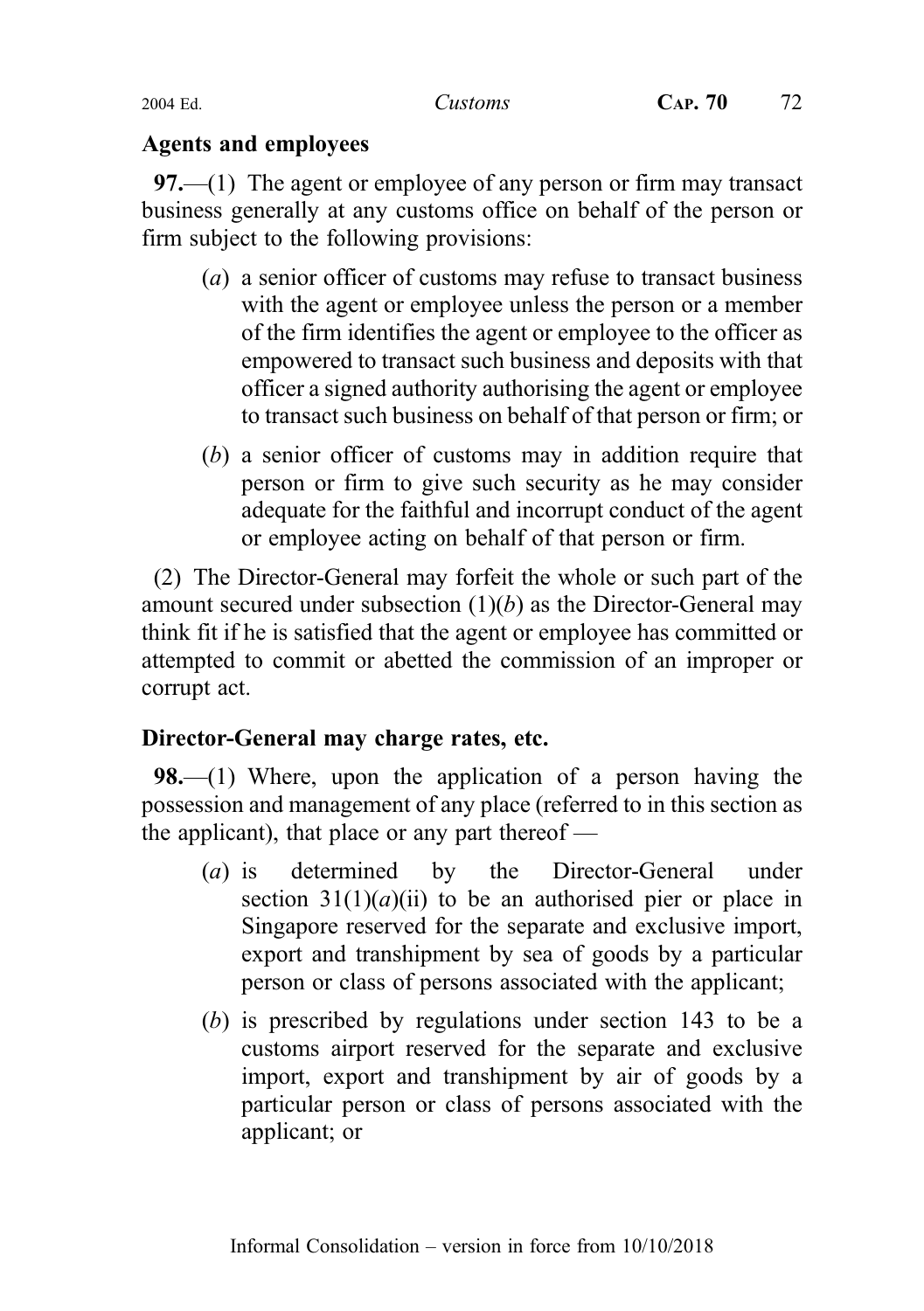**Agents and employees**

**97.**—(1) The agent or employee of any person or firm may transact business generally at any customs office on behalf of the person or firm subject to the following provisions:

(*a*) a senior officer of customs may refuse to transact business with the agent or employee unless the person or a member of the firm identifies the agent or employee to the officer as empowered to transact such business and deposits with that officer a signed authority authorising the agent or employee to transact such business on behalf of that person or firm; or

(*b*) a senior officer of customs may in addition require that person or firm to give such security as he may consider adequate for the faithful and incorrupt conduct of the agent or employee acting on behalf of that person or firm.

(2) The Director-General may forfeit the whole or such part of the amount secured under subsection (1)(*b*) as the Director-General may think fit if he is satisfied that the agent or employee has committed or attempted to commit or abetted the commission of an improper or corrupt act.

**Director-General may charge rates, etc.**

**98.**—(1) Where, upon the application of a person having the possession and management of any place (referred to in this section as the applicant), that place or any part thereof —

(*a*) is determined by the Director-General under section 31(1)(*a*)(ii) to be an authorised pier or place in Singapore reserved for the separate and exclusive import, export and transhipment by sea of goods by a particular person or class of persons associated with the applicant;

(*b*) is prescribed by regulations under section 143 to be a customs airport reserved for the separate and exclusive import, export and transhipment by air of goods by a particular person or class of persons associated with the applicant; or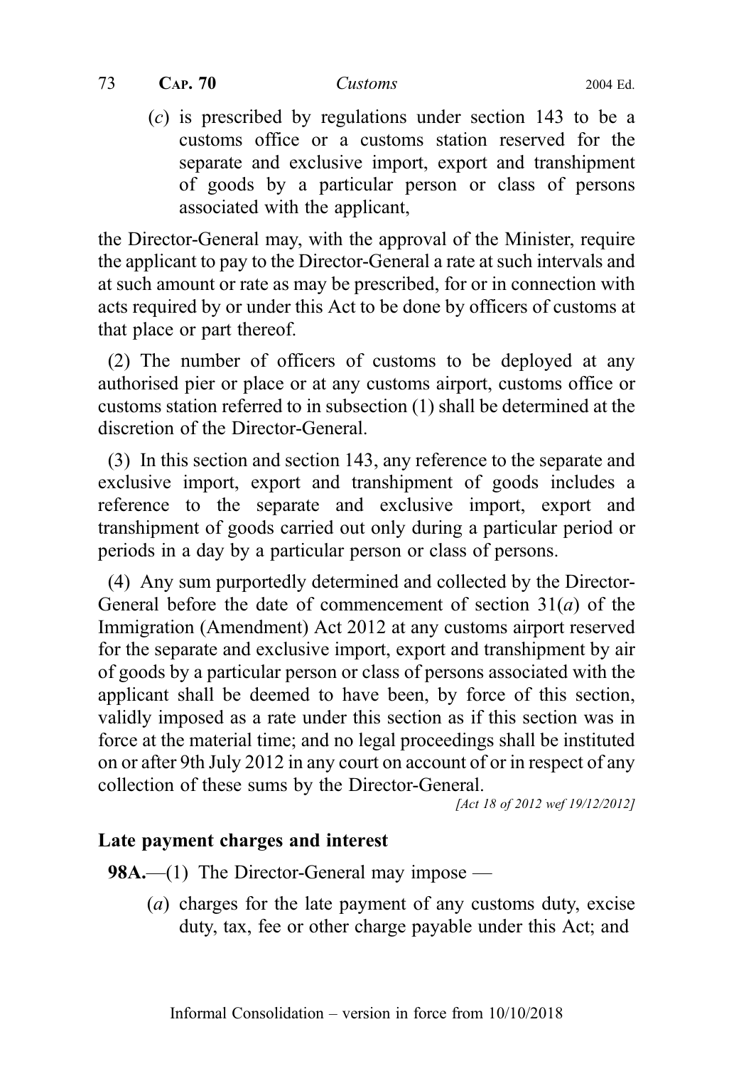(*c*) is prescribed by regulations under section 143 to be a customs office or a customs station reserved for the separate and exclusive import, export and transhipment of goods by a particular person or class of persons associated with the applicant,

the Director-General may, with the approval of the Minister, require the applicant to pay to the Director-General a rate at such intervals and at such amount or rate as may be prescribed, for or in connection with acts required by or under this Act to be done by officers of customs at that place or part thereof.

(2) The number of officers of customs to be deployed at any authorised pier or place or at any customs airport, customs office or customs station referred to in subsection (1) shall be determined at the discretion of the Director-General.

(3) In this section and section 143, any reference to the separate and exclusive import, export and transhipment of goods includes a reference to the separate and exclusive import, export and transhipment of goods carried out only during a particular period or periods in a day by a particular person or class of persons.

(4) Any sum purportedly determined and collected by the Director-General before the date of commencement of section 31(*a*) of the Immigration (Amendment) Act 2012 at any customs airport reserved for the separate and exclusive import, export and transhipment by air of goods by a particular person or class of persons associated with the applicant shall be deemed to have been, by force of this section, validly imposed as a rate under this section as if this section was in force at the material time; and no legal proceedings shall be instituted on or after 9th July 2012 in any court on account of or in respect of any collection of these sums by the Director-General.

*[Act 18 of 2012 wef 19/12/2012]*

### Late payment charges and interest

**98A.**—(1) The Director-General may impose —

(*a*) charges for the late payment of any customs duty, excise duty, tax, fee or other charge payable under this Act; and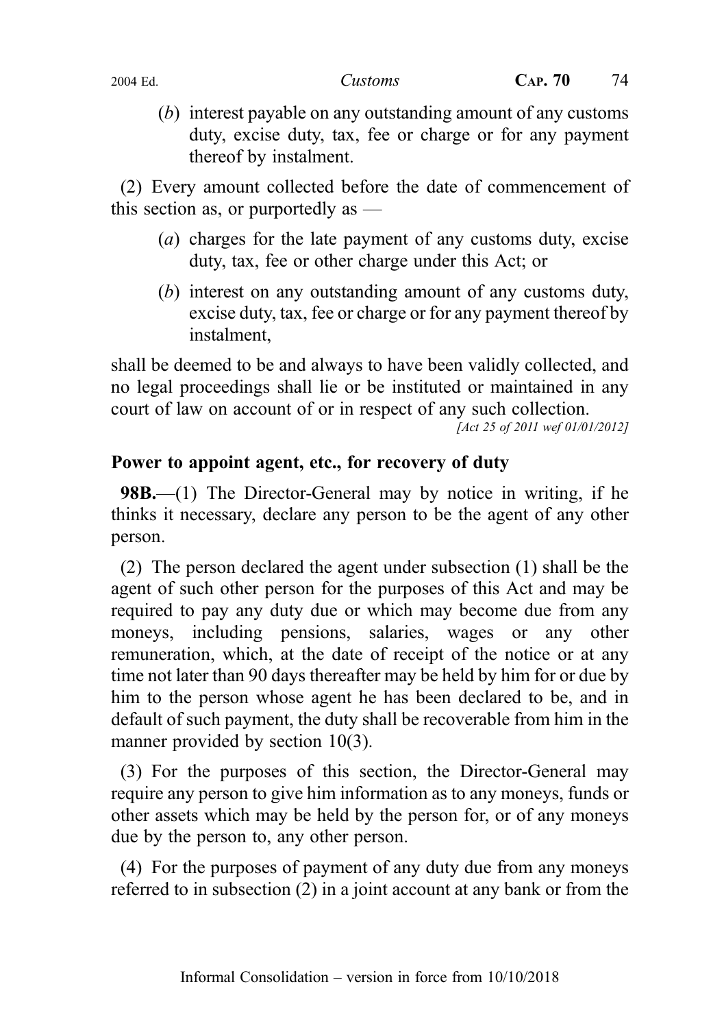(*b*) interest payable on any outstanding amount of any customs duty, excise duty, tax, fee or charge or for any payment thereof by instalment.

(2) Every amount collected before the date of commencement of this section as, or purportedly as —

(*a*) charges for the late payment of any customs duty, excise duty, tax, fee or other charge under this Act; or

(*b*) interest on any outstanding amount of any customs duty, excise duty, tax, fee or charge or for any payment thereof by instalment,

shall be deemed to be and always to have been validly collected, and no legal proceedings shall lie or be instituted or maintained in any court of law on account of or in respect of any such collection.

*[Act 25 of 2011 wef 01/01/2012]*

### Power to appoint agent, etc., for recovery of duty

**98B.**—(1) The Director-General may by notice in writing, if he thinks it necessary, declare any person to be the agent of any other person.

(2) The person declared the agent under subsection (1) shall be the agent of such other person for the purposes of this Act and may be required to pay any duty due or which may become due from any moneys, including pensions, salaries, wages or any other remuneration, which, at the date of receipt of the notice or at any time not later than 90 days thereafter may be held by him for or due by him to the person whose agent he has been declared to be, and in default of such payment, the duty shall be recoverable from him in the manner provided by section 10(3).

(3) For the purposes of this section, the Director-General may require any person to give him information as to any moneys, funds or other assets which may be held by the person for, or of any moneys due by the person to, any other person.

(4) For the purposes of payment of any duty due from any moneys referred to in subsection (2) in a joint account at any bank or from the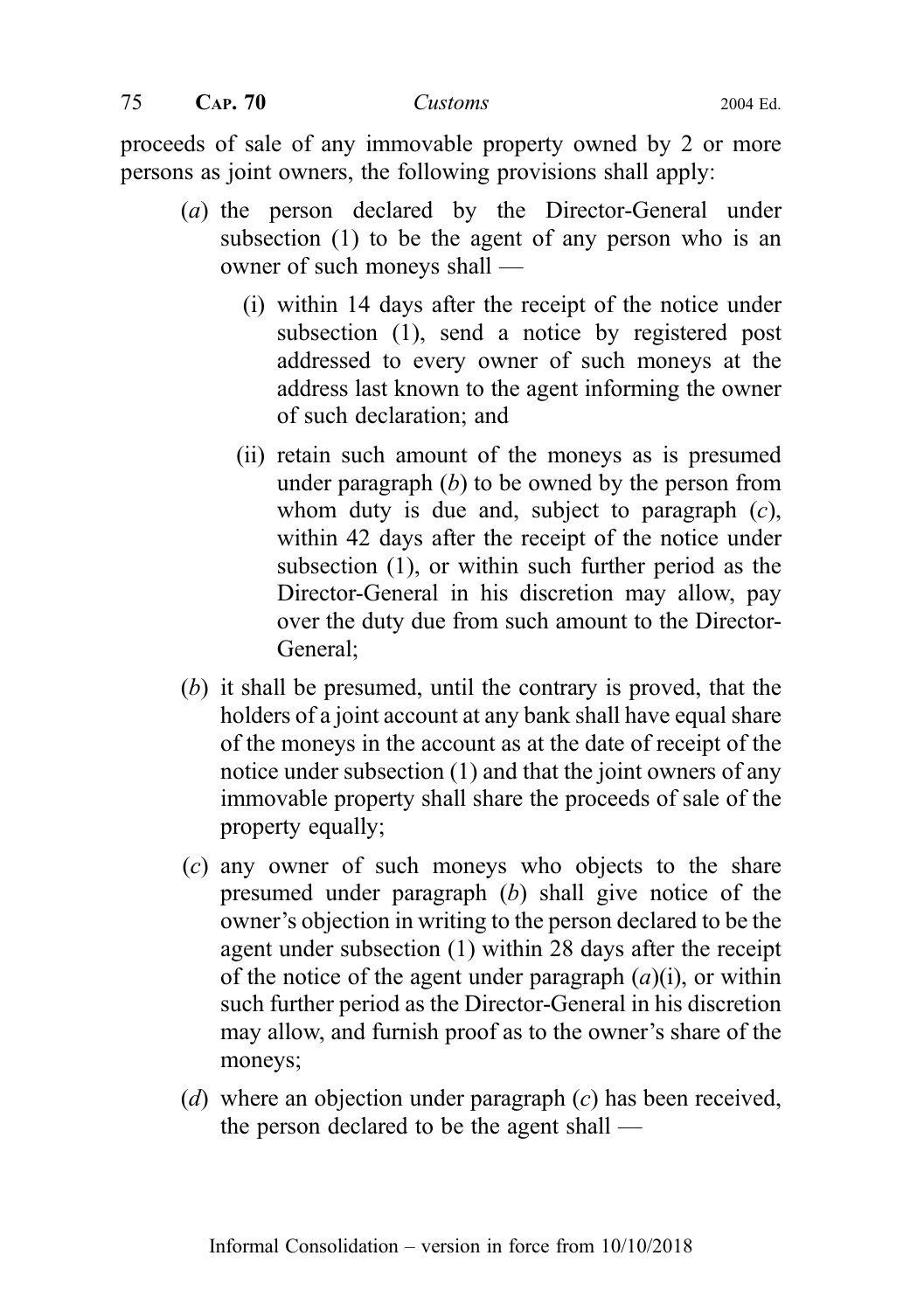proceeds of sale of any immovable property owned by 2 or more persons as joint owners, the following provisions shall apply:

(*a*) the person declared by the Director-General under subsection (1) to be the agent of any person who is an owner of such moneys shall —

(i) within 14 days after the receipt of the notice under subsection (1), send a notice by registered post addressed to every owner of such moneys at the address last known to the agent informing the owner of such declaration; and

(ii) retain such amount of the moneys as is presumed under paragraph (*b*) to be owned by the person from whom duty is due and, subject to paragraph (*c*), within 42 days after the receipt of the notice under subsection (1), or within such further period as the Director-General in his discretion may allow, pay over the duty due from such amount to the Director-General;

(*b*) it shall be presumed, until the contrary is proved, that the holders of a joint account at any bank shall have equal share of the moneys in the account as at the date of receipt of the notice under subsection (1) and that the joint owners of any immovable property shall share the proceeds of sale of the property equally;

(*c*) any owner of such moneys who objects to the share presumed under paragraph (*b*) shall give notice of the owner's objection in writing to the person declared to be the agent under subsection (1) within 28 days after the receipt of the notice of the agent under paragraph (*a*)(i), or within such further period as the Director-General in his discretion may allow, and furnish proof as to the owner's share of the moneys;

(*d*) where an objection under paragraph (*c*) has been received, the person declared to be the agent shall —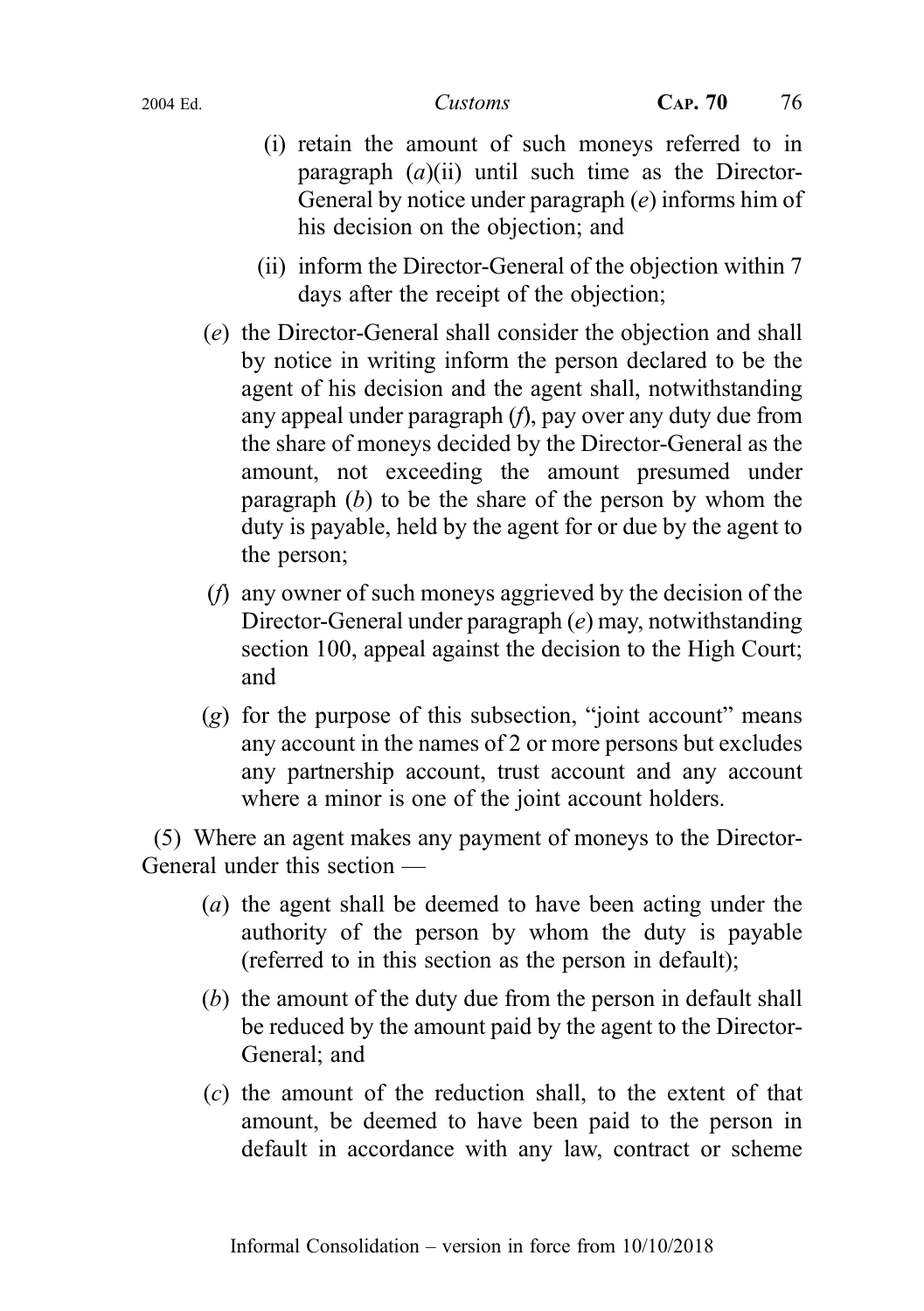(i) retain the amount of such moneys referred to in paragraph (*a*)(ii) until such time as the Director-General by notice under paragraph (*e*) informs him of his decision on the objection; and

(ii) inform the Director-General of the objection within 7 days after the receipt of the objection;

(*e*) the Director-General shall consider the objection and shall by notice in writing inform the person declared to be the agent of his decision and the agent shall, notwithstanding any appeal under paragraph (*f*), pay over any duty due from the share of moneys decided by the Director-General as the amount, not exceeding the amount presumed under paragraph (*b*) to be the share of the person by whom the duty is payable, held by the agent for or due by the agent to the person;

(*f*) any owner of such moneys aggrieved by the decision of the Director-General under paragraph (*e*) may, notwithstanding section 100, appeal against the decision to the High Court; and

(*g*) for the purpose of this subsection, "joint account" means any account in the names of 2 or more persons but excludes any partnership account, trust account and any account where a minor is one of the joint account holders.

(5) Where an agent makes any payment of moneys to the Director-General under this section —

(*a*) the agent shall be deemed to have been acting under the authority of the person by whom the duty is payable (referred to in this section as the person in default);

(*b*) the amount of the duty due from the person in default shall be reduced by the amount paid by the agent to the Director-General; and

(*c*) the amount of the reduction shall, to the extent of that amount, be deemed to have been paid to the person in default in accordance with any law, contract or scheme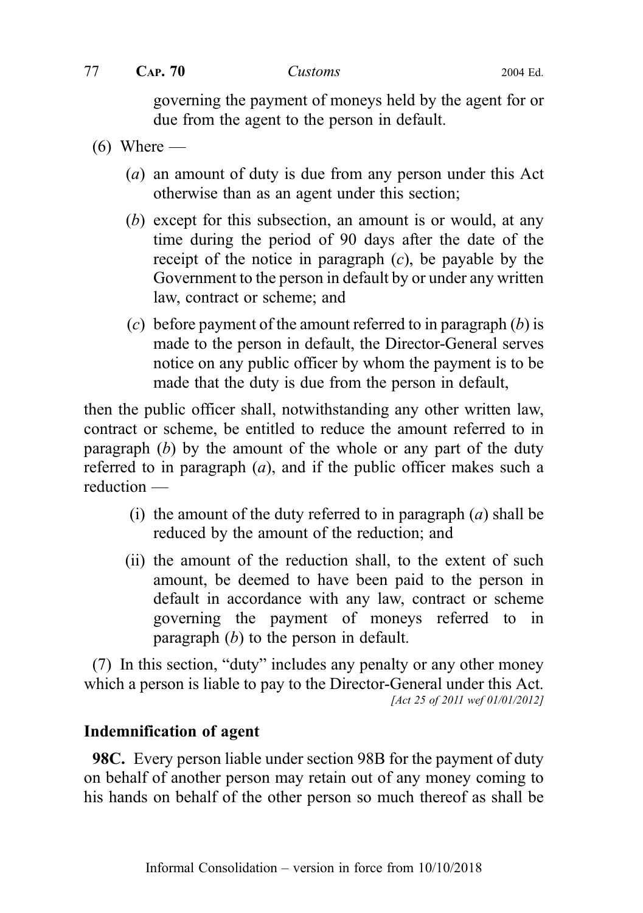governing the payment of moneys held by the agent for or due from the agent to the person in default.

(6) Where —

(*a*) an amount of duty is due from any person under this Act otherwise than as an agent under this section;

(*b*) except for this subsection, an amount is or would, at any time during the period of 90 days after the date of the receipt of the notice in paragraph (*c*), be payable by the Government to the person in default by or under any written law, contract or scheme; and

(*c*) before payment of the amount referred to in paragraph (*b*) is made to the person in default, the Director-General serves notice on any public officer by whom the payment is to be made that the duty is due from the person in default,

then the public officer shall, notwithstanding any other written law, contract or scheme, be entitled to reduce the amount referred to in paragraph (*b*) by the amount of the whole or any part of the duty referred to in paragraph (*a*), and if the public officer makes such a reduction —

(i) the amount of the duty referred to in paragraph (*a*) shall be reduced by the amount of the reduction; and

(ii) the amount of the reduction shall, to the extent of such amount, be deemed to have been paid to the person in default in accordance with any law, contract or scheme governing the payment of moneys referred to in paragraph (*b*) to the person in default.

(7) In this section, "duty" includes any penalty or any other money which a person is liable to pay to the Director-General under this Act.

*[Act 25 of 2011 wef 01/01/2012]*

**Indemnification of agent**

**98C.** Every person liable under section 98B for the payment of duty on behalf of another person may retain out of any money coming to his hands on behalf of the other person so much thereof as shall be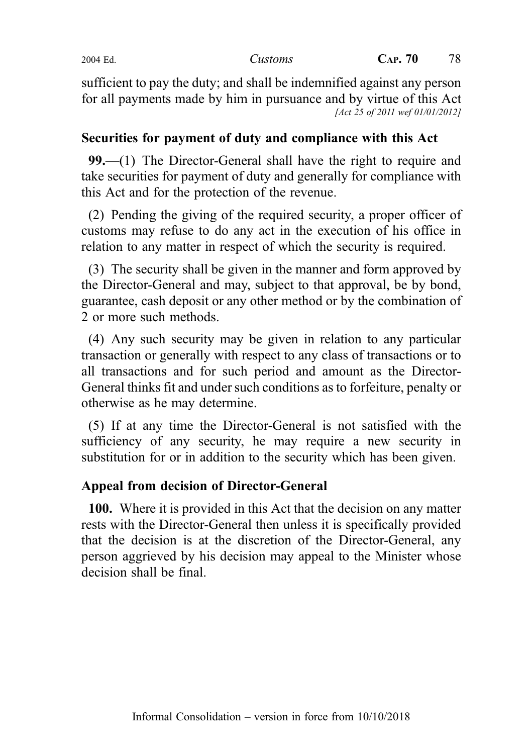sufficient to pay the duty; and shall be indemnified against any person for all payments made by him in pursuance and by virtue of this Act

*[Act 25 of 2011 wef 01/01/2012]*

## Securities for payment of duty and compliance with this Act

**99.**—(1) The Director-General shall have the right to require and take securities for payment of duty and generally for compliance with this Act and for the protection of the revenue.

(2) Pending the giving of the required security, a proper officer of customs may refuse to do any act in the execution of his office in relation to any matter in respect of which the security is required.

(3) The security shall be given in the manner and form approved by the Director-General and may, subject to that approval, be by bond, guarantee, cash deposit or any other method or by the combination of 2 or more such methods.

(4) Any such security may be given in relation to any particular transaction or generally with respect to any class of transactions or to all transactions and for such period and amount as the Director-General thinks fit and under such conditions as to forfeiture, penalty or otherwise as he may determine.

(5) If at any time the Director-General is not satisfied with the sufficiency of any security, he may require a new security in substitution for or in addition to the security which has been given.

## Appeal from decision of Director-General

**100.** Where it is provided in this Act that the decision on any matter rests with the Director-General then unless it is specifically provided that the decision is at the discretion of the Director-General, any person aggrieved by his decision may appeal to the Minister whose decision shall be final.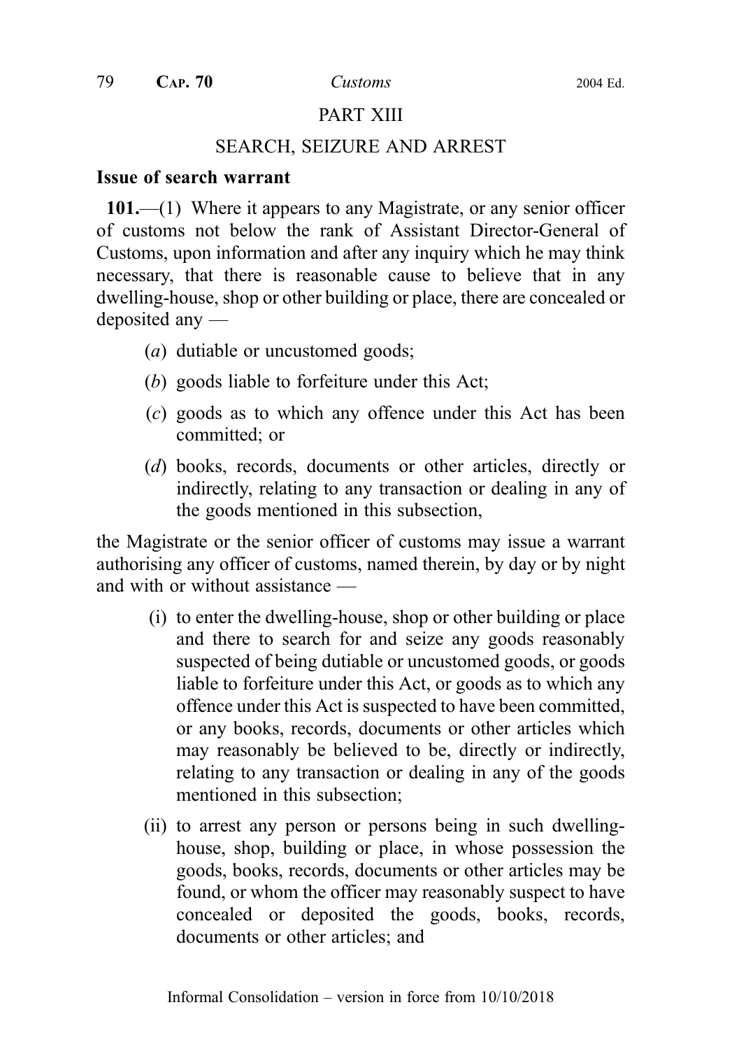## PART XIII

## SEARCH, SEIZURE AND ARREST

**Issue of search warrant**

**101.**—(1) Where it appears to any Magistrate, or any senior officer of customs not below the rank of Assistant Director-General of Customs, upon information and after any inquiry which he may think necessary, that there is reasonable cause to believe that in any dwelling-house, shop or other building or place, there are concealed or deposited any —

(*a*) dutiable or uncustomed goods;

(*b*) goods liable to forfeiture under this Act;

(*c*) goods as to which any offence under this Act has been committed; or

(*d*) books, records, documents or other articles, directly or indirectly, relating to any transaction or dealing in any of the goods mentioned in this subsection,

the Magistrate or the senior officer of customs may issue a warrant authorising any officer of customs, named therein, by day or by night and with or without assistance —

(i) to enter the dwelling-house, shop or other building or place and there to search for and seize any goods reasonably suspected of being dutiable or uncustomed goods, or goods liable to forfeiture under this Act, or goods as to which any offence under this Act is suspected to have been committed, or any books, records, documents or other articles which may reasonably be believed to be, directly or indirectly, relating to any transaction or dealing in any of the goods mentioned in this subsection;

(ii) to arrest any person or persons being in such dwelling-house, shop, building or place, in whose possession the goods, books, records, documents or other articles may be found, or whom the officer may reasonably suspect to have concealed or deposited the goods, books, records, documents or other articles; and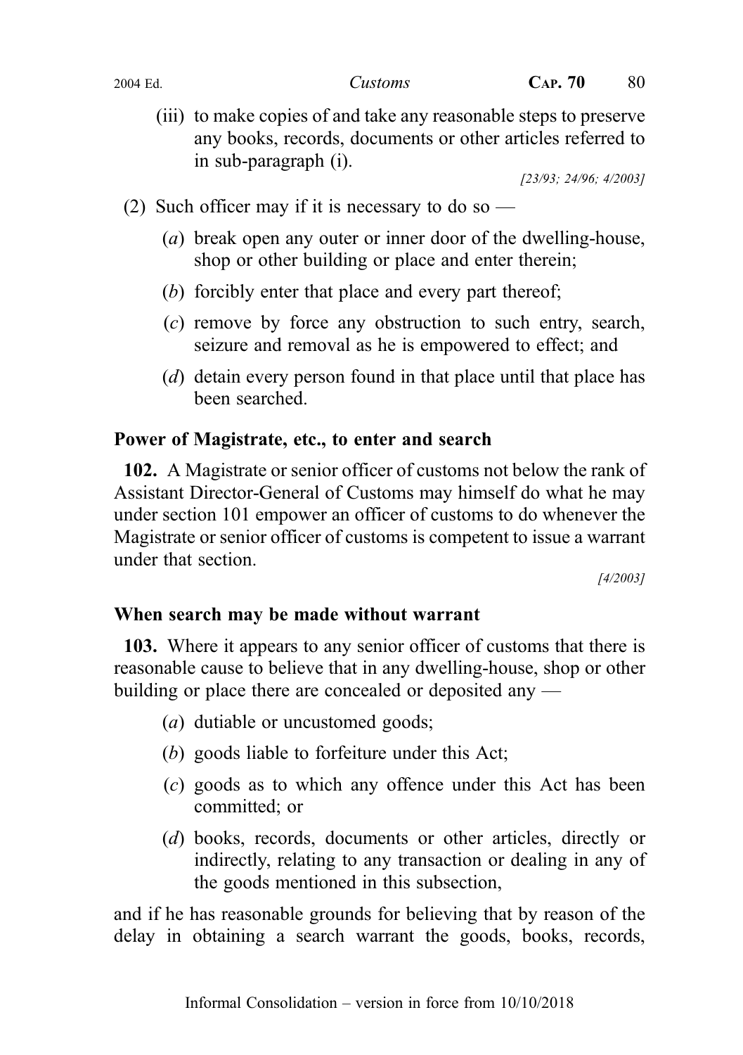(iii) to make copies of and take any reasonable steps to preserve any books, records, documents or other articles referred to in sub-paragraph (i).

[23/93; 24/96; 4/2003]

(2) Such officer may if it is necessary to do so —

(*a*) break open any outer or inner door of the dwelling-house, shop or other building or place and enter therein;

(*b*) forcibly enter that place and every part thereof;

(*c*) remove by force any obstruction to such entry, search, seizure and removal as he is empowered to effect; and

(*d*) detain every person found in that place until that place has been searched.

**Power of Magistrate, etc., to enter and search**

**102.** A Magistrate or senior officer of customs not below the rank of Assistant Director-General of Customs may himself do what he may under section 101 empower an officer of customs to do whenever the Magistrate or senior officer of customs is competent to issue a warrant under that section.

[4/2003]

**When search may be made without warrant**

**103.** Where it appears to any senior officer of customs that there is reasonable cause to believe that in any dwelling-house, shop or other building or place there are concealed or deposited any —

(*a*) dutiable or uncustomed goods;

(*b*) goods liable to forfeiture under this Act;

(*c*) goods as to which any offence under this Act has been committed; or

(*d*) books, records, documents or other articles, directly or indirectly, relating to any transaction or dealing in any of the goods mentioned in this subsection,

and if he has reasonable grounds for believing that by reason of the delay in obtaining a search warrant the goods, books, records,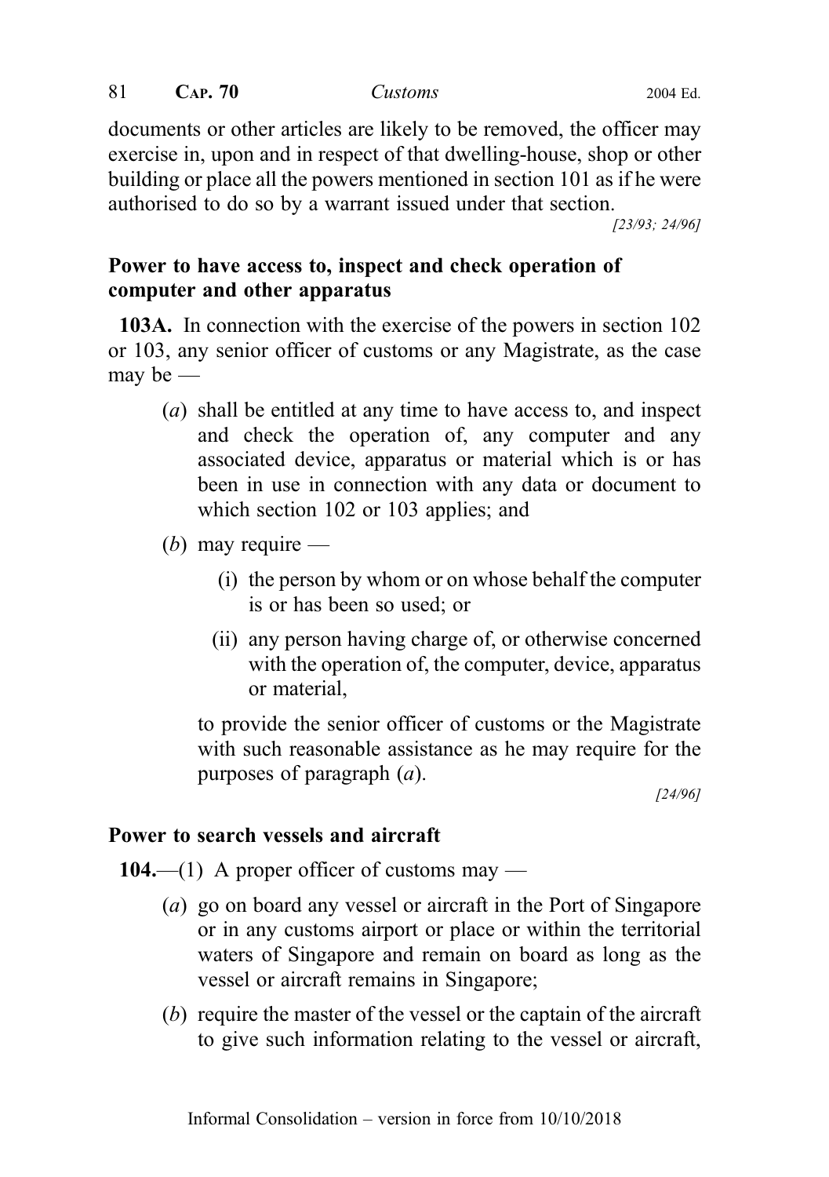documents or other articles are likely to be removed, the officer may exercise in, upon and in respect of that dwelling-house, shop or other building or place all the powers mentioned in section 101 as if he were authorised to do so by a warrant issued under that section.

[23/93; 24/96]

**Power to have access to, inspect and check operation of computer and other apparatus**

**103A.** In connection with the exercise of the powers in section 102 or 103, any senior officer of customs or any Magistrate, as the case may be —

(*a*) shall be entitled at any time to have access to, and inspect and check the operation of, any computer and any associated device, apparatus or material which is or has been in use in connection with any data or document to which section 102 or 103 applies; and

(*b*) may require —

(i) the person by whom or on whose behalf the computer is or has been so used; or

(ii) any person having charge of, or otherwise concerned with the operation of, the computer, device, apparatus or material,

to provide the senior officer of customs or the Magistrate with such reasonable assistance as he may require for the purposes of paragraph (*a*).

[24/96]

**Power to search vessels and aircraft**

**104.**—(1) A proper officer of customs may —

(*a*) go on board any vessel or aircraft in the Port of Singapore or in any customs airport or place or within the territorial waters of Singapore and remain on board as long as the vessel or aircraft remains in Singapore;

(*b*) require the master of the vessel or the captain of the aircraft to give such information relating to the vessel or aircraft,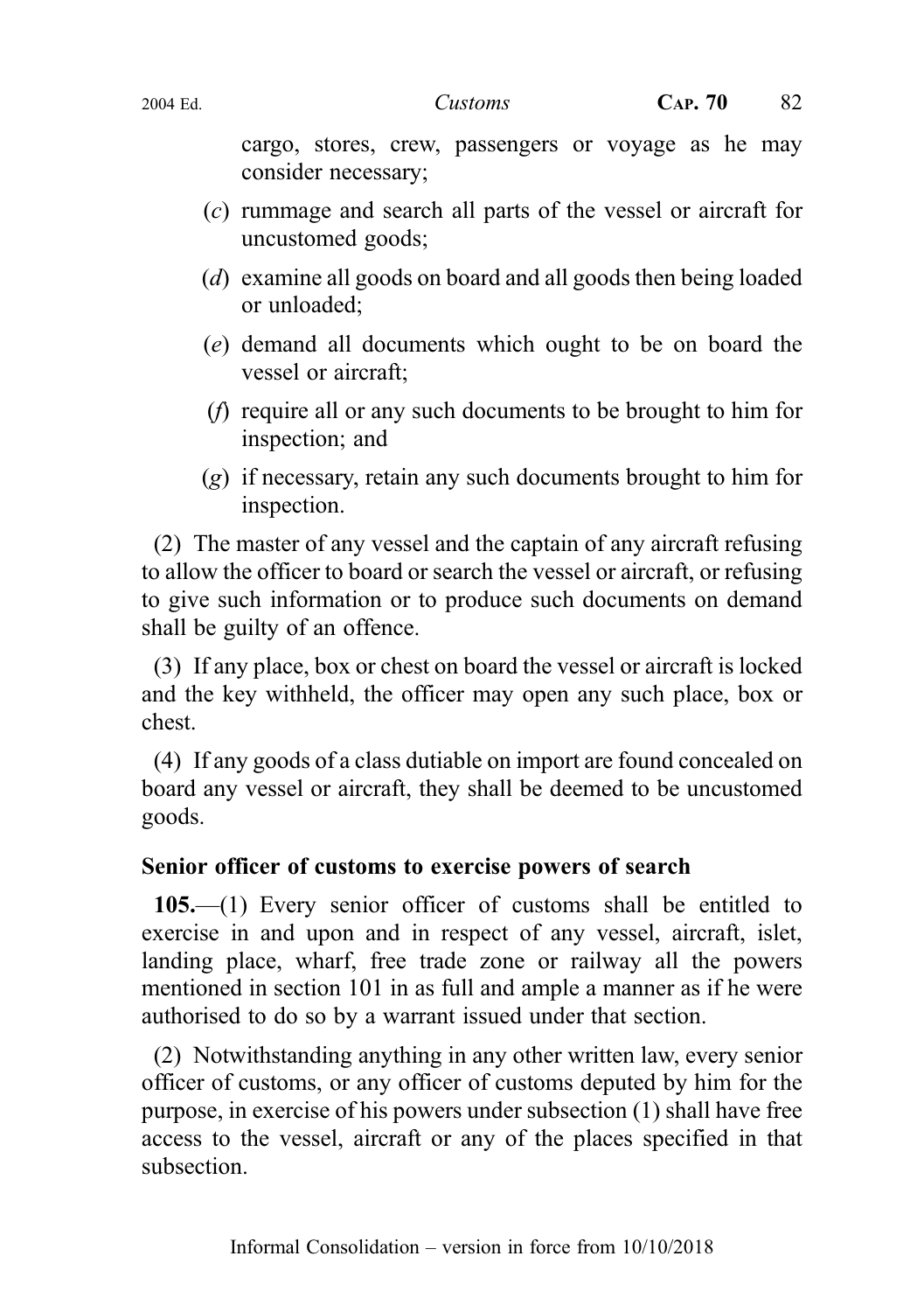cargo, stores, crew, passengers or voyage as he may consider necessary;

(*c*) rummage and search all parts of the vessel or aircraft for uncustomed goods;

(*d*) examine all goods on board and all goods then being loaded or unloaded;

(*e*) demand all documents which ought to be on board the vessel or aircraft;

(*f*) require all or any such documents to be brought to him for inspection; and

(*g*) if necessary, retain any such documents brought to him for inspection.

(2) The master of any vessel and the captain of any aircraft refusing to allow the officer to board or search the vessel or aircraft, or refusing to give such information or to produce such documents on demand shall be guilty of an offence.

(3) If any place, box or chest on board the vessel or aircraft is locked and the key withheld, the officer may open any such place, box or chest.

(4) If any goods of a class dutiable on import are found concealed on board any vessel or aircraft, they shall be deemed to be uncustomed goods.

**Senior officer of customs to exercise powers of search**

**105.**—(1) Every senior officer of customs shall be entitled to exercise in and upon and in respect of any vessel, aircraft, islet, landing place, wharf, free trade zone or railway all the powers mentioned in section 101 in as full and ample a manner as if he were authorised to do so by a warrant issued under that section.

(2) Notwithstanding anything in any other written law, every senior officer of customs, or any officer of customs deputed by him for the purpose, in exercise of his powers under subsection (1) shall have free access to the vessel, aircraft or any of the places specified in that subsection.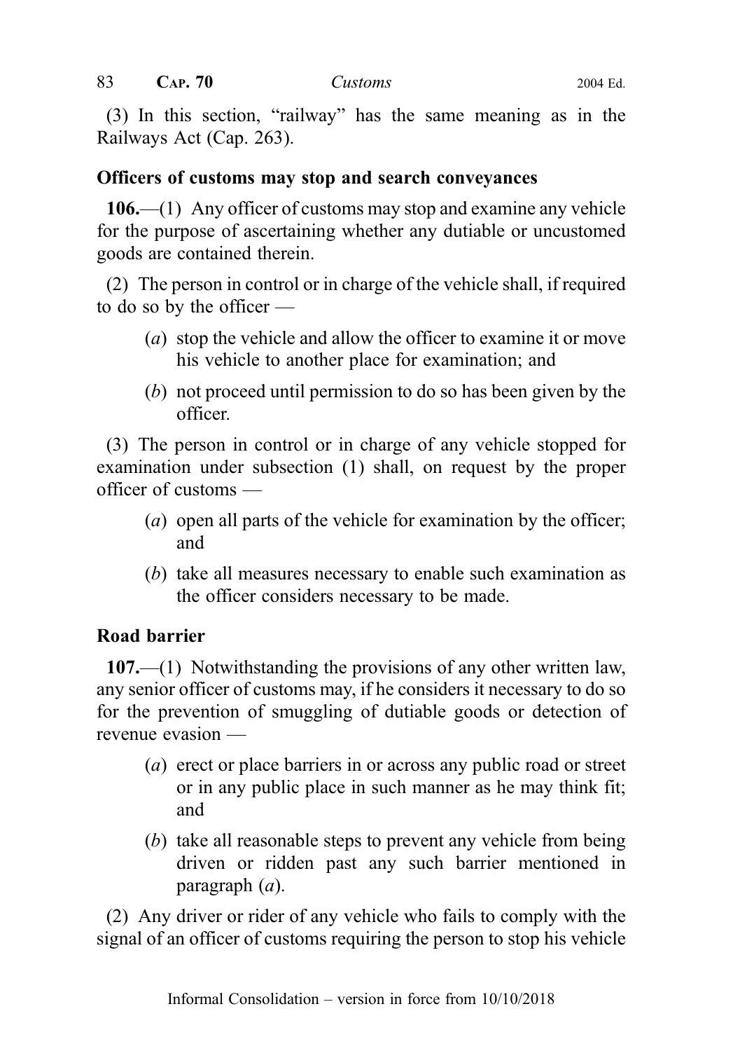(3) In this section, "railway" has the same meaning as in the Railways Act (Cap. 263).

### Officers of customs may stop and search conveyances

**106.**—(1) Any officer of customs may stop and examine any vehicle for the purpose of ascertaining whether any dutiable or uncustomed goods are contained therein.

(2) The person in control or in charge of the vehicle shall, if required to do so by the officer —

- (*a*) stop the vehicle and allow the officer to examine it or move his vehicle to another place for examination; and
- (*b*) not proceed until permission to do so has been given by the officer.

(3) The person in control or in charge of any vehicle stopped for examination under subsection (1) shall, on request by the proper officer of customs —

- (*a*) open all parts of the vehicle for examination by the officer; and
- (*b*) take all measures necessary to enable such examination as the officer considers necessary to be made.

### Road barrier

**107.**—(1) Notwithstanding the provisions of any other written law, any senior officer of customs may, if he considers it necessary to do so for the prevention of smuggling of dutiable goods or detection of revenue evasion —

- (*a*) erect or place barriers in or across any public road or street or in any public place in such manner as he may think fit; and
- (*b*) take all reasonable steps to prevent any vehicle from being driven or ridden past any such barrier mentioned in paragraph (*a*).

(2) Any driver or rider of any vehicle who fails to comply with the signal of an officer of customs requiring the person to stop his vehicle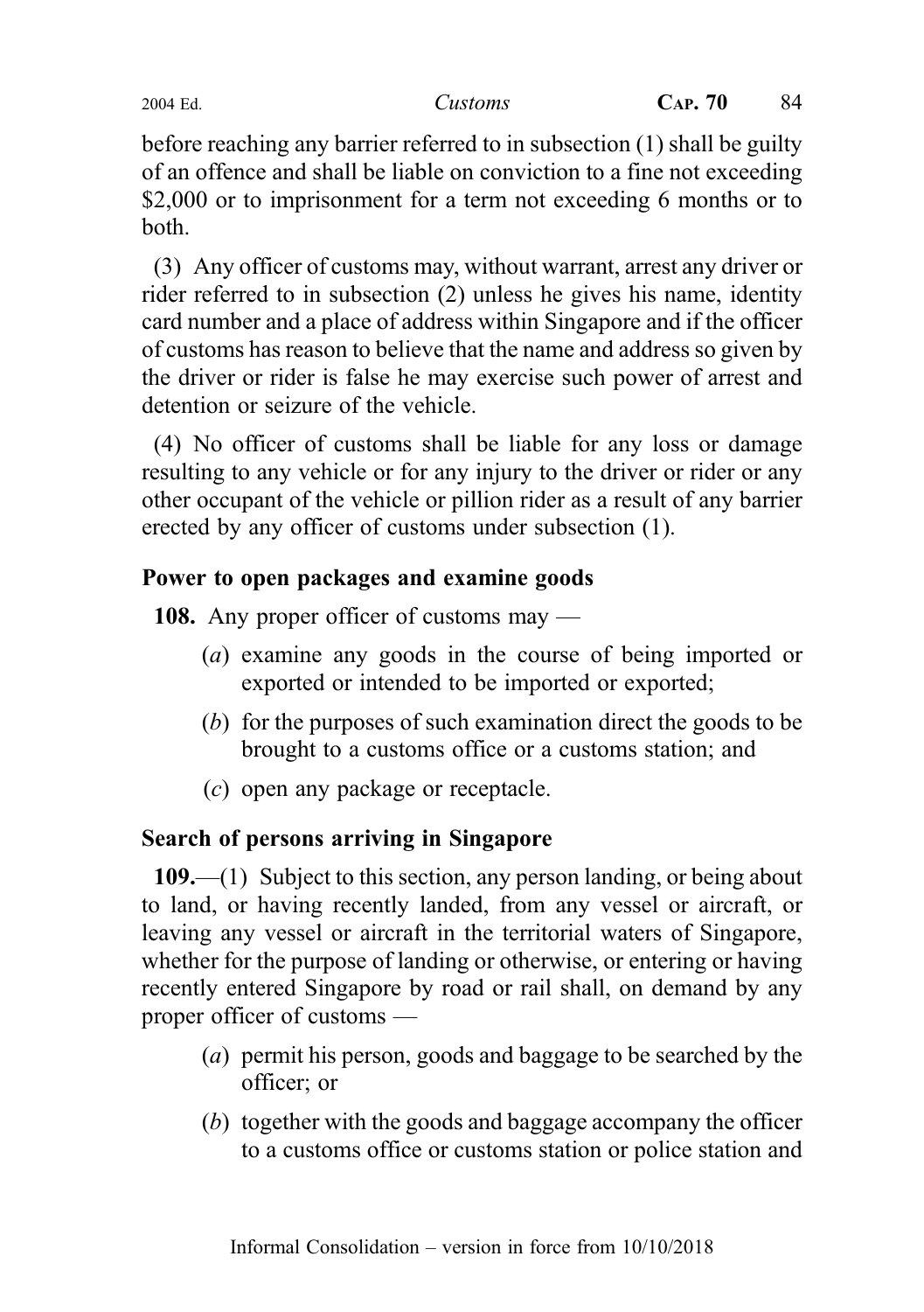before reaching any barrier referred to in subsection (1) shall be guilty of an offence and shall be liable on conviction to a fine not exceeding $2,000 or to imprisonment for a term not exceeding 6 months or to both.

(3) Any officer of customs may, without warrant, arrest any driver or rider referred to in subsection (2) unless he gives his name, identity card number and a place of address within Singapore and if the officer of customs has reason to believe that the name and address so given by the driver or rider is false he may exercise such power of arrest and detention or seizure of the vehicle.

(4) No officer of customs shall be liable for any loss or damage resulting to any vehicle or for any injury to the driver or rider or any other occupant of the vehicle or pillion rider as a result of any barrier erected by any officer of customs under subsection (1).

### Power to open packages and examine goods

**108.** Any proper officer of customs may —

- (*a*) examine any goods in the course of being imported or exported or intended to be imported or exported;
- (*b*) for the purposes of such examination direct the goods to be brought to a customs office or a customs station; and
- (*c*) open any package or receptacle.

### Search of persons arriving in Singapore

**109.**—(1) Subject to this section, any person landing, or being about to land, or having recently landed, from any vessel or aircraft, or leaving any vessel or aircraft in the territorial waters of Singapore, whether for the purpose of landing or otherwise, or entering or having recently entered Singapore by road or rail shall, on demand by any proper officer of customs —

- (*a*) permit his person, goods and baggage to be searched by the officer; or
- (*b*) together with the goods and baggage accompany the officer to a customs office or customs station or police station and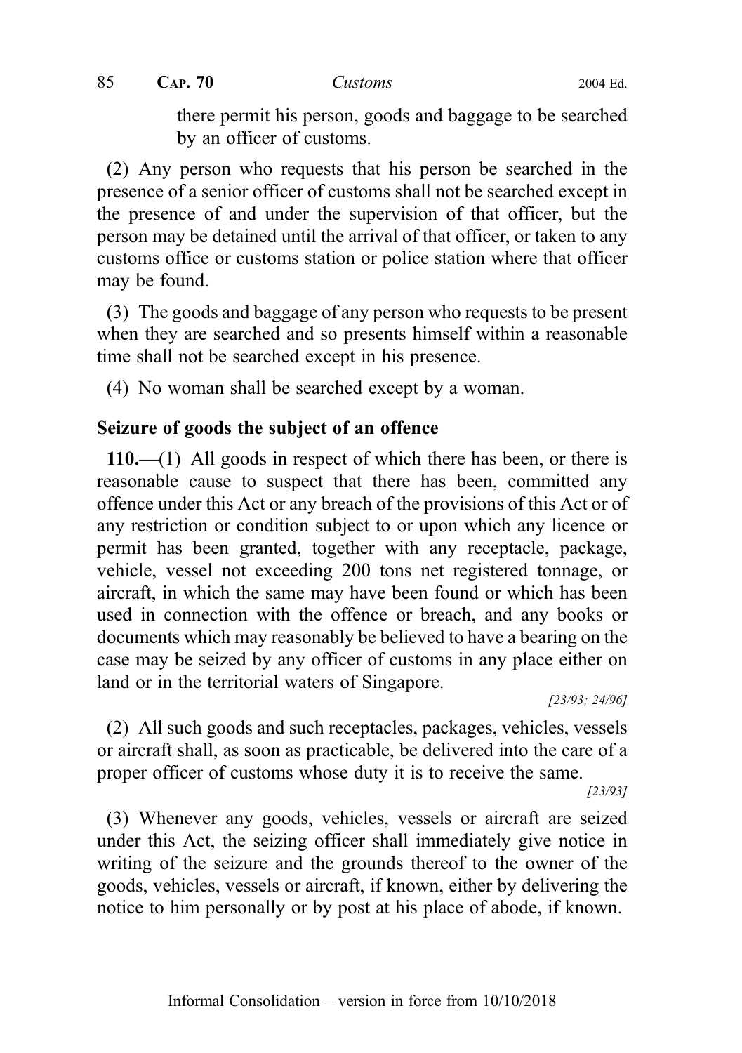there permit his person, goods and baggage to be searched by an officer of customs.

(2) Any person who requests that his person be searched in the presence of a senior officer of customs shall not be searched except in the presence of and under the supervision of that officer, but the person may be detained until the arrival of that officer, or taken to any customs office or customs station or police station where that officer may be found.

(3) The goods and baggage of any person who requests to be present when they are searched and so presents himself within a reasonable time shall not be searched except in his presence.

(4) No woman shall be searched except by a woman.

**Seizure of goods the subject of an offence**

**110.**—(1) All goods in respect of which there has been, or there is reasonable cause to suspect that there has been, committed any offence under this Act or any breach of the provisions of this Act or of any restriction or condition subject to or upon which any licence or permit has been granted, together with any receptacle, package, vehicle, vessel not exceeding 200 tons net registered tonnage, or aircraft, in which the same may have been found or which has been used in connection with the offence or breach, and any books or documents which may reasonably be believed to have a bearing on the case may be seized by any officer of customs in any place either on land or in the territorial waters of Singapore.

*[23/93; 24/96]*

(2) All such goods and such receptacles, packages, vehicles, vessels or aircraft shall, as soon as practicable, be delivered into the care of a proper officer of customs whose duty it is to receive the same.

*[23/93]*

(3) Whenever any goods, vehicles, vessels or aircraft are seized under this Act, the seizing officer shall immediately give notice in writing of the seizure and the grounds thereof to the owner of the goods, vehicles, vessels or aircraft, if known, either by delivering the notice to him personally or by post at his place of abode, if known.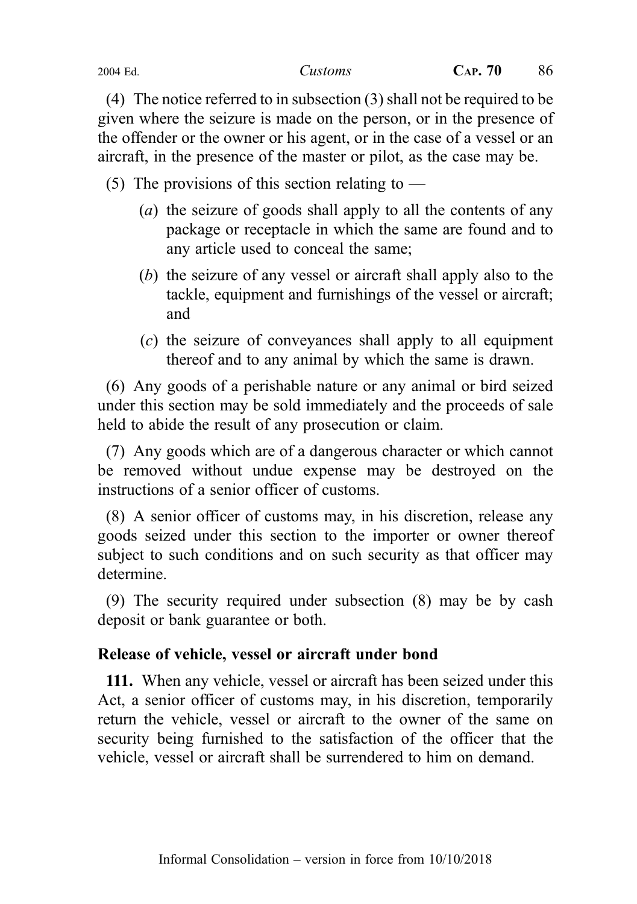(4) The notice referred to in subsection (3) shall not be required to be given where the seizure is made on the person, or in the presence of the offender or the owner or his agent, or in the case of a vessel or an aircraft, in the presence of the master or pilot, as the case may be.

(5) The provisions of this section relating to —

- (*a*) the seizure of goods shall apply to all the contents of any package or receptacle in which the same are found and to any article used to conceal the same;
- (*b*) the seizure of any vessel or aircraft shall apply also to the tackle, equipment and furnishings of the vessel or aircraft; and
- (*c*) the seizure of conveyances shall apply to all equipment thereof and to any animal by which the same is drawn.

(6) Any goods of a perishable nature or any animal or bird seized under this section may be sold immediately and the proceeds of sale held to abide the result of any prosecution or claim.

(7) Any goods which are of a dangerous character or which cannot be removed without undue expense may be destroyed on the instructions of a senior officer of customs.

(8) A senior officer of customs may, in his discretion, release any goods seized under this section to the importer or owner thereof subject to such conditions and on such security as that officer may determine.

(9) The security required under subsection (8) may be by cash deposit or bank guarantee or both.

**Release of vehicle, vessel or aircraft under bond**

**111.** When any vehicle, vessel or aircraft has been seized under this Act, a senior officer of customs may, in his discretion, temporarily return the vehicle, vessel or aircraft to the owner of the same on security being furnished to the satisfaction of the officer that the vehicle, vessel or aircraft shall be surrendered to him on demand.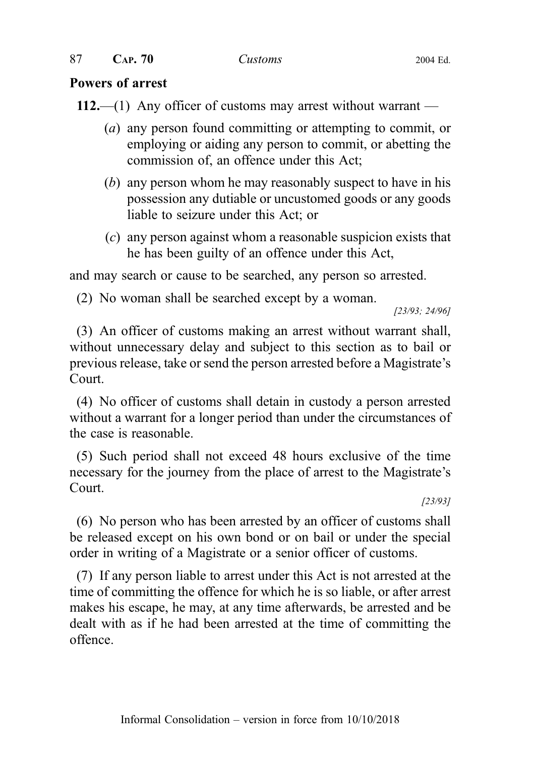**Powers of arrest**

**112.**—(1) Any officer of customs may arrest without warrant —

(*a*) any person found committing or attempting to commit, or employing or aiding any person to commit, or abetting the commission of, an offence under this Act;

(*b*) any person whom he may reasonably suspect to have in his possession any dutiable or uncustomed goods or any goods liable to seizure under this Act; or

(*c*) any person against whom a reasonable suspicion exists that he has been guilty of an offence under this Act,

and may search or cause to be searched, any person so arrested.

(2) No woman shall be searched except by a woman.

*[23/93; 24/96]*

(3) An officer of customs making an arrest without warrant shall, without unnecessary delay and subject to this section as to bail or previous release, take or send the person arrested before a Magistrate's Court.

(4) No officer of customs shall detain in custody a person arrested without a warrant for a longer period than under the circumstances of the case is reasonable.

(5) Such period shall not exceed 48 hours exclusive of the time necessary for the journey from the place of arrest to the Magistrate's Court.

*[23/93]*

(6) No person who has been arrested by an officer of customs shall be released except on his own bond or on bail or under the special order in writing of a Magistrate or a senior officer of customs.

(7) If any person liable to arrest under this Act is not arrested at the time of committing the offence for which he is so liable, or after arrest makes his escape, he may, at any time afterwards, be arrested and be dealt with as if he had been arrested at the time of committing the offence.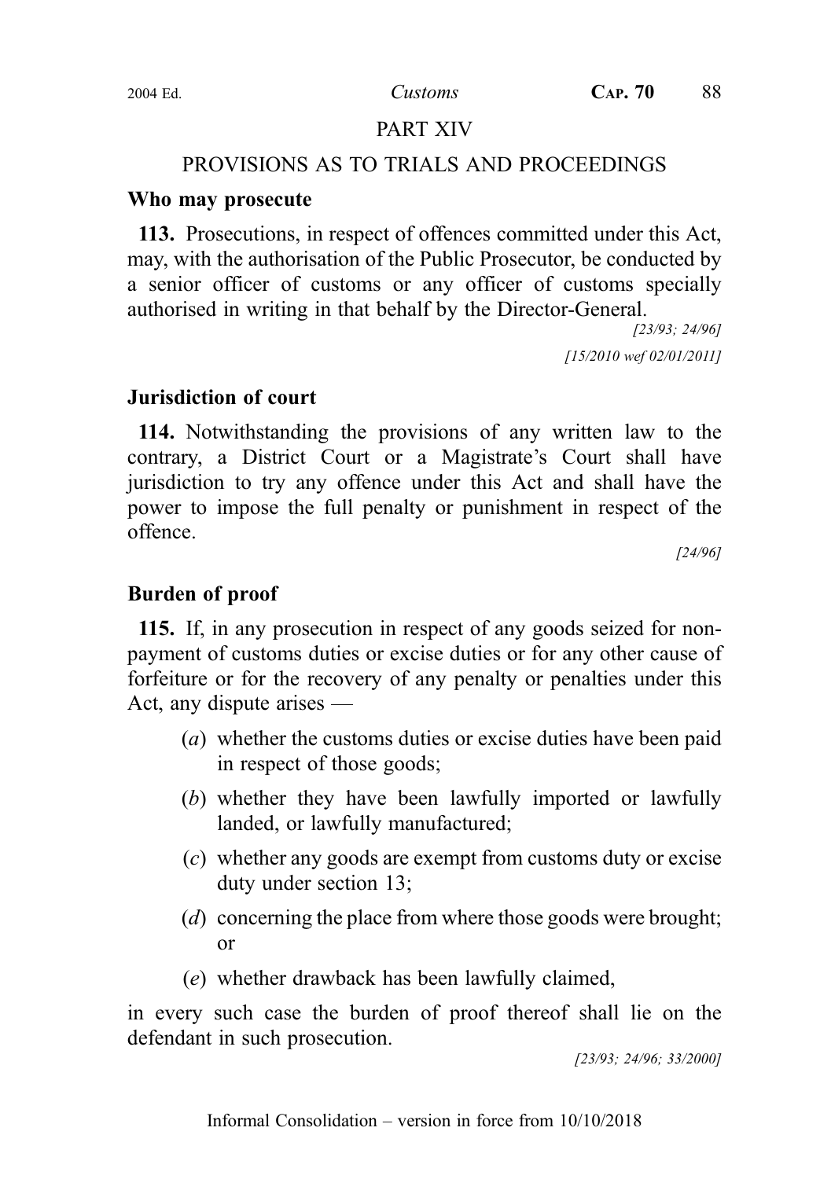## PART XIV

## PROVISIONS AS TO TRIALS AND PROCEEDINGS

### Who may prosecute

**113.** Prosecutions, in respect of offences committed under this Act, may, with the authorisation of the Public Prosecutor, be conducted by a senior officer of customs or any officer of customs specially authorised in writing in that behalf by the Director-General.

*[23/93; 24/96]*

*[15/2010 wef 02/01/2011]*

### Jurisdiction of court

**114.** Notwithstanding the provisions of any written law to the contrary, a District Court or a Magistrate's Court shall have jurisdiction to try any offence under this Act and shall have the power to impose the full penalty or punishment in respect of the offence.

*[24/96]*

### Burden of proof

**115.** If, in any prosecution in respect of any goods seized for non-payment of customs duties or excise duties or for any other cause of forfeiture or for the recovery of any penalty or penalties under this Act, any dispute arises —

(*a*) whether the customs duties or excise duties have been paid in respect of those goods;

(*b*) whether they have been lawfully imported or lawfully landed, or lawfully manufactured;

(*c*) whether any goods are exempt from customs duty or excise duty under section 13;

(*d*) concerning the place from where those goods were brought; or

(*e*) whether drawback has been lawfully claimed,

in every such case the burden of proof thereof shall lie on the defendant in such prosecution.

*[23/93; 24/96; 33/2000]*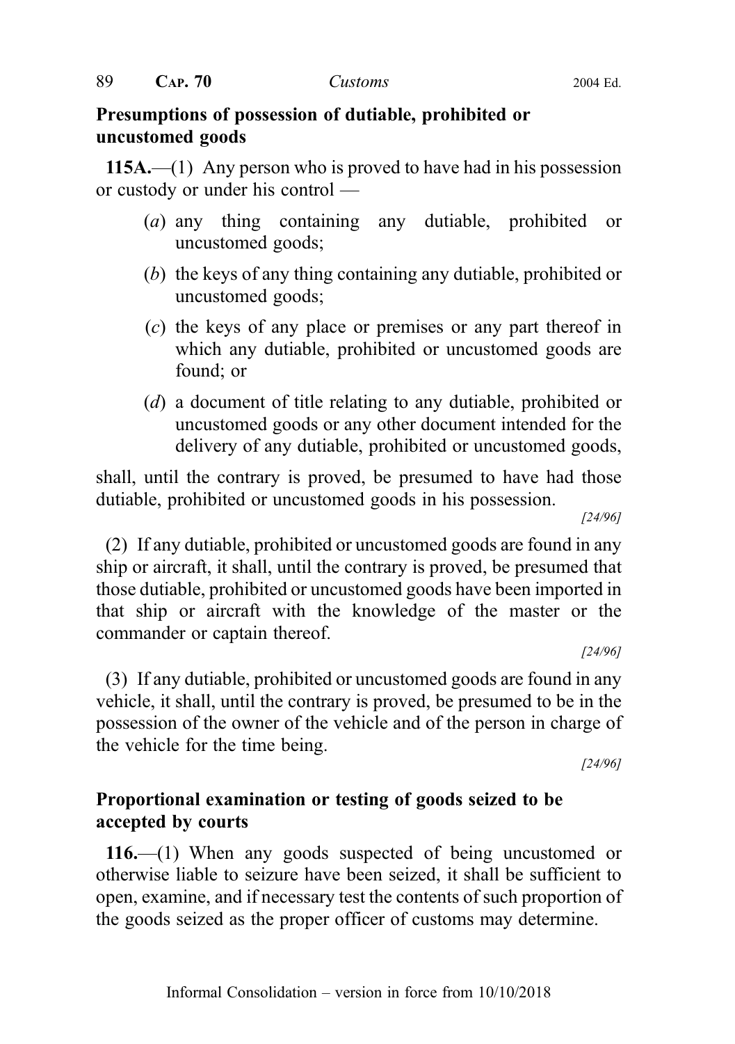**Presumptions of possession of dutiable, prohibited or uncustomed goods**

**115A.**—(1) Any person who is proved to have had in his possession or custody or under his control —

(*a*) any thing containing any dutiable, prohibited or uncustomed goods;

(*b*) the keys of any thing containing any dutiable, prohibited or uncustomed goods;

(*c*) the keys of any place or premises or any part thereof in which any dutiable, prohibited or uncustomed goods are found; or

(*d*) a document of title relating to any dutiable, prohibited or uncustomed goods or any other document intended for the delivery of any dutiable, prohibited or uncustomed goods,

shall, until the contrary is proved, be presumed to have had those dutiable, prohibited or uncustomed goods in his possession.

*[24/96]*

(2) If any dutiable, prohibited or uncustomed goods are found in any ship or aircraft, it shall, until the contrary is proved, be presumed that those dutiable, prohibited or uncustomed goods have been imported in that ship or aircraft with the knowledge of the master or the commander or captain thereof.

*[24/96]*

(3) If any dutiable, prohibited or uncustomed goods are found in any vehicle, it shall, until the contrary is proved, be presumed to be in the possession of the owner of the vehicle and of the person in charge of the vehicle for the time being.

*[24/96]*

**Proportional examination or testing of goods seized to be accepted by courts**

**116.**—(1) When any goods suspected of being uncustomed or otherwise liable to seizure have been seized, it shall be sufficient to open, examine, and if necessary test the contents of such proportion of the goods seized as the proper officer of customs may determine.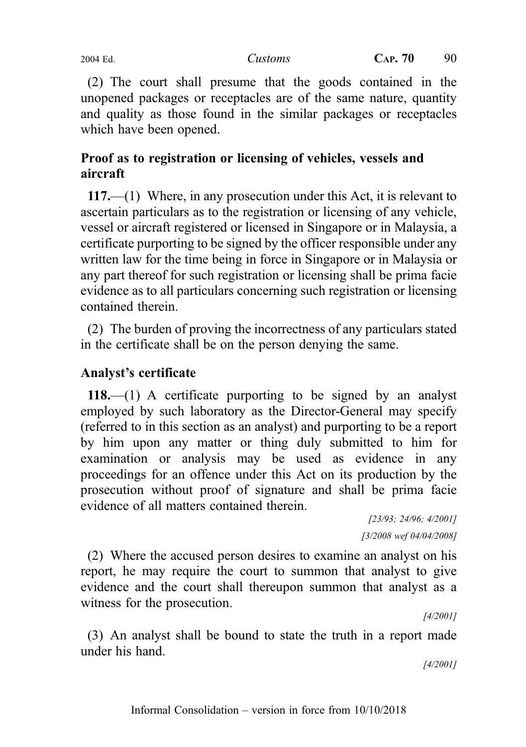(2) The court shall presume that the goods contained in the unopened packages or receptacles are of the same nature, quantity and quality as those found in the similar packages or receptacles which have been opened.

### Proof as to registration or licensing of vehicles, vessels and aircraft

**117.**—(1) Where, in any prosecution under this Act, it is relevant to ascertain particulars as to the registration or licensing of any vehicle, vessel or aircraft registered or licensed in Singapore or in Malaysia, a certificate purporting to be signed by the officer responsible under any written law for the time being in force in Singapore or in Malaysia or any part thereof for such registration or licensing shall be prima facie evidence as to all particulars concerning such registration or licensing contained therein.

(2) The burden of proving the incorrectness of any particulars stated in the certificate shall be on the person denying the same.

### Analyst's certificate

**118.**—(1) A certificate purporting to be signed by an analyst employed by such laboratory as the Director-General may specify (referred to in this section as an analyst) and purporting to be a report by him upon any matter or thing duly submitted to him for examination or analysis may be used as evidence in any proceedings for an offence under this Act on its production by the prosecution without proof of signature and shall be prima facie evidence of all matters contained therein.

*[23/93; 24/96; 4/2001]*

*[3/2008 wef 04/04/2008]*

(2) Where the accused person desires to examine an analyst on his report, he may require the court to summon that analyst to give evidence and the court shall thereupon summon that analyst as a witness for the prosecution.

*[4/2001]*

(3) An analyst shall be bound to state the truth in a report made under his hand.

*[4/2001]*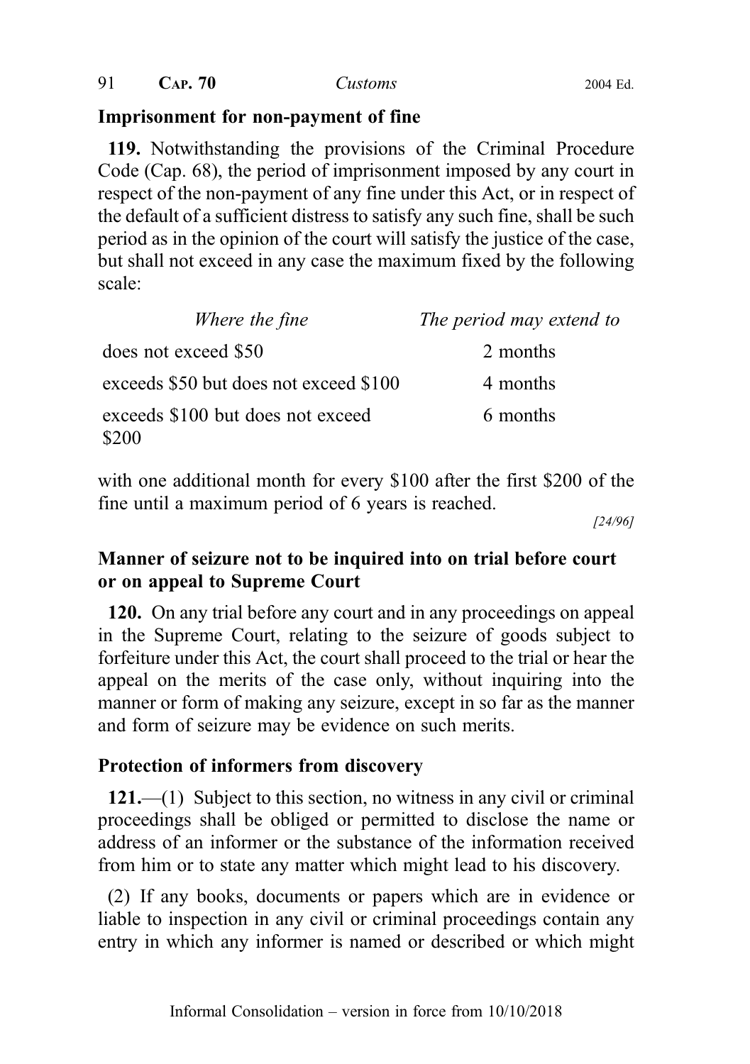## Imprisonment for non-payment of fine

**119.** Notwithstanding the provisions of the Criminal Procedure Code (Cap. 68), the period of imprisonment imposed by any court in respect of the non-payment of any fine under this Act, or in respect of the default of a sufficient distress to satisfy any such fine, shall be such period as in the opinion of the court will satisfy the justice of the case, but shall not exceed in any case the maximum fixed by the following scale:

| *Where the fine* | *The period may extend to* |
|---|---|
| does not exceed $50 | 2 months |
| exceeds $50 but does not exceed $100 | 4 months |
| exceeds $100 but does not exceed $200 | 6 months |

with one additional month for every $100 after the first $200 of the fine until a maximum period of 6 years is reached.

*[24/96]*

## Manner of seizure not to be inquired into on trial before court or on appeal to Supreme Court

**120.** On any trial before any court and in any proceedings on appeal in the Supreme Court, relating to the seizure of goods subject to forfeiture under this Act, the court shall proceed to the trial or hear the appeal on the merits of the case only, without inquiring into the manner or form of making any seizure, except in so far as the manner and form of seizure may be evidence on such merits.

## Protection of informers from discovery

**121.**—(1) Subject to this section, no witness in any civil or criminal proceedings shall be obliged or permitted to disclose the name or address of an informer or the substance of the information received from him or to state any matter which might lead to his discovery.

(2) If any books, documents or papers which are in evidence or liable to inspection in any civil or criminal proceedings contain any entry in which any informer is named or described or which might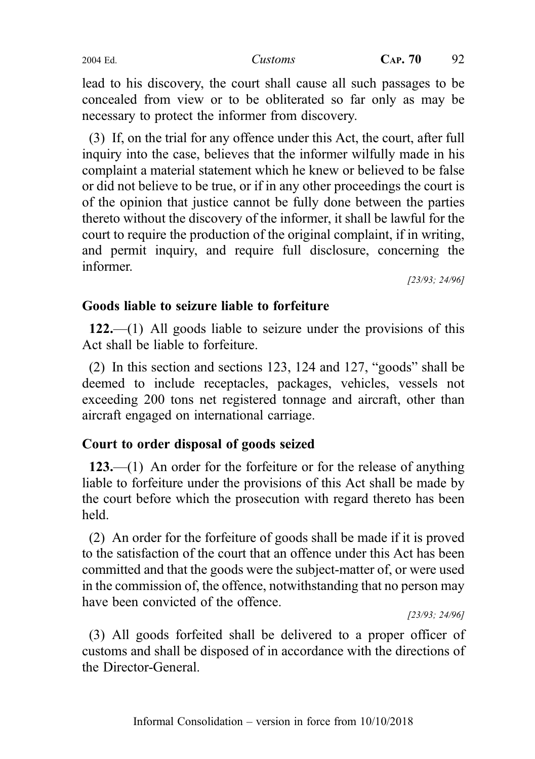lead to his discovery, the court shall cause all such passages to be concealed from view or to be obliterated so far only as may be necessary to protect the informer from discovery.

(3) If, on the trial for any offence under this Act, the court, after full inquiry into the case, believes that the informer wilfully made in his complaint a material statement which he knew or believed to be false or did not believe to be true, or if in any other proceedings the court is of the opinion that justice cannot be fully done between the parties thereto without the discovery of the informer, it shall be lawful for the court to require the production of the original complaint, if in writing, and permit inquiry, and require full disclosure, concerning the informer.

[23/93; 24/96]

### Goods liable to seizure liable to forfeiture

**122.**—(1) All goods liable to seizure under the provisions of this Act shall be liable to forfeiture.

(2) In this section and sections 123, 124 and 127, "goods" shall be deemed to include receptacles, packages, vehicles, vessels not exceeding 200 tons net registered tonnage and aircraft, other than aircraft engaged on international carriage.

### Court to order disposal of goods seized

**123.**—(1) An order for the forfeiture or for the release of anything liable to forfeiture under the provisions of this Act shall be made by the court before which the prosecution with regard thereto has been held.

(2) An order for the forfeiture of goods shall be made if it is proved to the satisfaction of the court that an offence under this Act has been committed and that the goods were the subject-matter of, or were used in the commission of, the offence, notwithstanding that no person may have been convicted of the offence.

[23/93; 24/96]

(3) All goods forfeited shall be delivered to a proper officer of customs and shall be disposed of in accordance with the directions of the Director-General.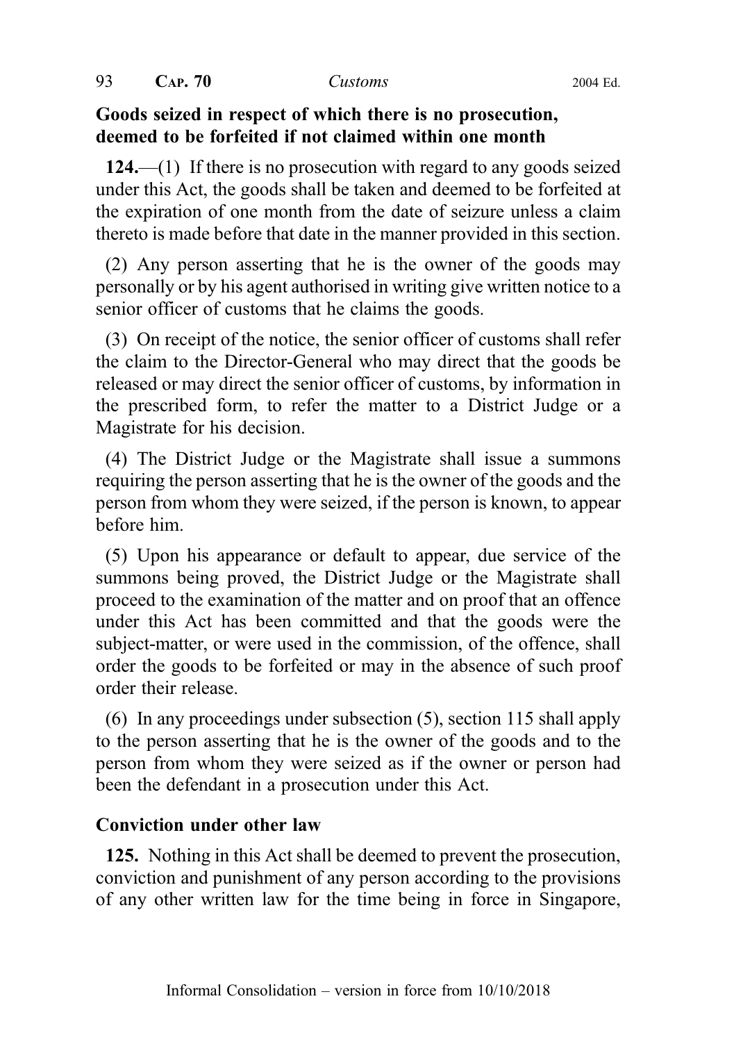**Goods seized in respect of which there is no prosecution, deemed to be forfeited if not claimed within one month**

**124.**—(1) If there is no prosecution with regard to any goods seized under this Act, the goods shall be taken and deemed to be forfeited at the expiration of one month from the date of seizure unless a claim thereto is made before that date in the manner provided in this section.

(2) Any person asserting that he is the owner of the goods may personally or by his agent authorised in writing give written notice to a senior officer of customs that he claims the goods.

(3) On receipt of the notice, the senior officer of customs shall refer the claim to the Director-General who may direct that the goods be released or may direct the senior officer of customs, by information in the prescribed form, to refer the matter to a District Judge or a Magistrate for his decision.

(4) The District Judge or the Magistrate shall issue a summons requiring the person asserting that he is the owner of the goods and the person from whom they were seized, if the person is known, to appear before him.

(5) Upon his appearance or default to appear, due service of the summons being proved, the District Judge or the Magistrate shall proceed to the examination of the matter and on proof that an offence under this Act has been committed and that the goods were the subject-matter, or were used in the commission, of the offence, shall order the goods to be forfeited or may in the absence of such proof order their release.

(6) In any proceedings under subsection (5), section 115 shall apply to the person asserting that he is the owner of the goods and to the person from whom they were seized as if the owner or person had been the defendant in a prosecution under this Act.

**Conviction under other law**

**125.** Nothing in this Act shall be deemed to prevent the prosecution, conviction and punishment of any person according to the provisions of any other written law for the time being in force in Singapore,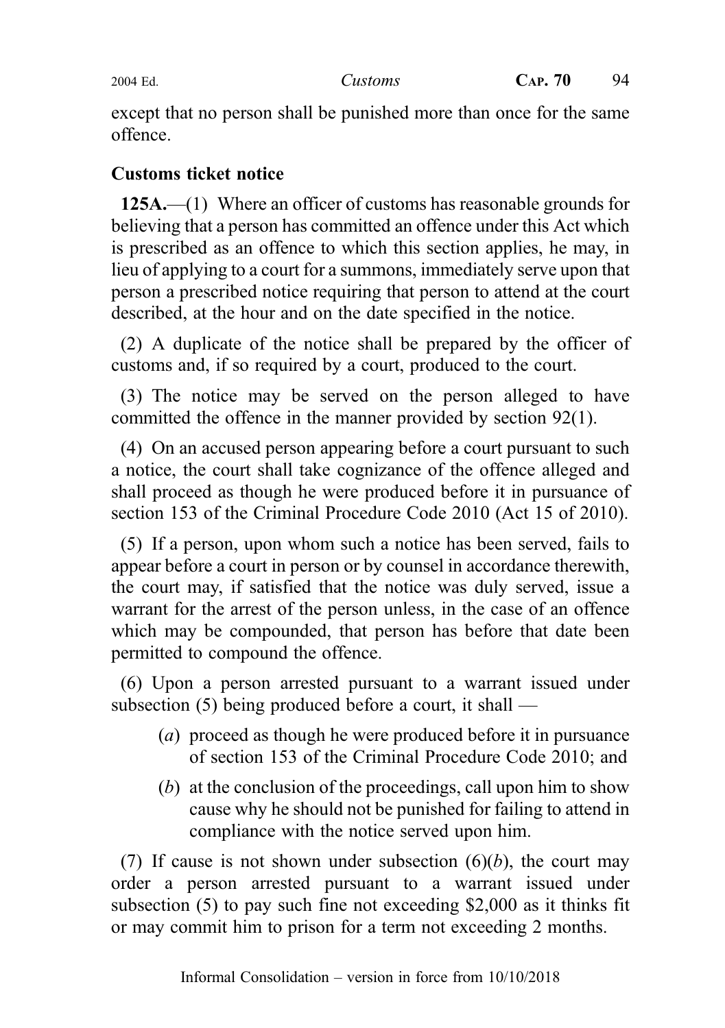except that no person shall be punished more than once for the same offence.

**Customs ticket notice**

**125A.**—(1) Where an officer of customs has reasonable grounds for believing that a person has committed an offence under this Act which is prescribed as an offence to which this section applies, he may, in lieu of applying to a court for a summons, immediately serve upon that person a prescribed notice requiring that person to attend at the court described, at the hour and on the date specified in the notice.

(2) A duplicate of the notice shall be prepared by the officer of customs and, if so required by a court, produced to the court.

(3) The notice may be served on the person alleged to have committed the offence in the manner provided by section 92(1).

(4) On an accused person appearing before a court pursuant to such a notice, the court shall take cognizance of the offence alleged and shall proceed as though he were produced before it in pursuance of section 153 of the Criminal Procedure Code 2010 (Act 15 of 2010).

(5) If a person, upon whom such a notice has been served, fails to appear before a court in person or by counsel in accordance therewith, the court may, if satisfied that the notice was duly served, issue a warrant for the arrest of the person unless, in the case of an offence which may be compounded, that person has before that date been permitted to compound the offence.

(6) Upon a person arrested pursuant to a warrant issued under subsection (5) being produced before a court, it shall —

(*a*) proceed as though he were produced before it in pursuance of section 153 of the Criminal Procedure Code 2010; and

(*b*) at the conclusion of the proceedings, call upon him to show cause why he should not be punished for failing to attend in compliance with the notice served upon him.

(7) If cause is not shown under subsection (6)(*b*), the court may order a person arrested pursuant to a warrant issued under subsection (5) to pay such fine not exceeding $2,000 as it thinks fit or may commit him to prison for a term not exceeding 2 months.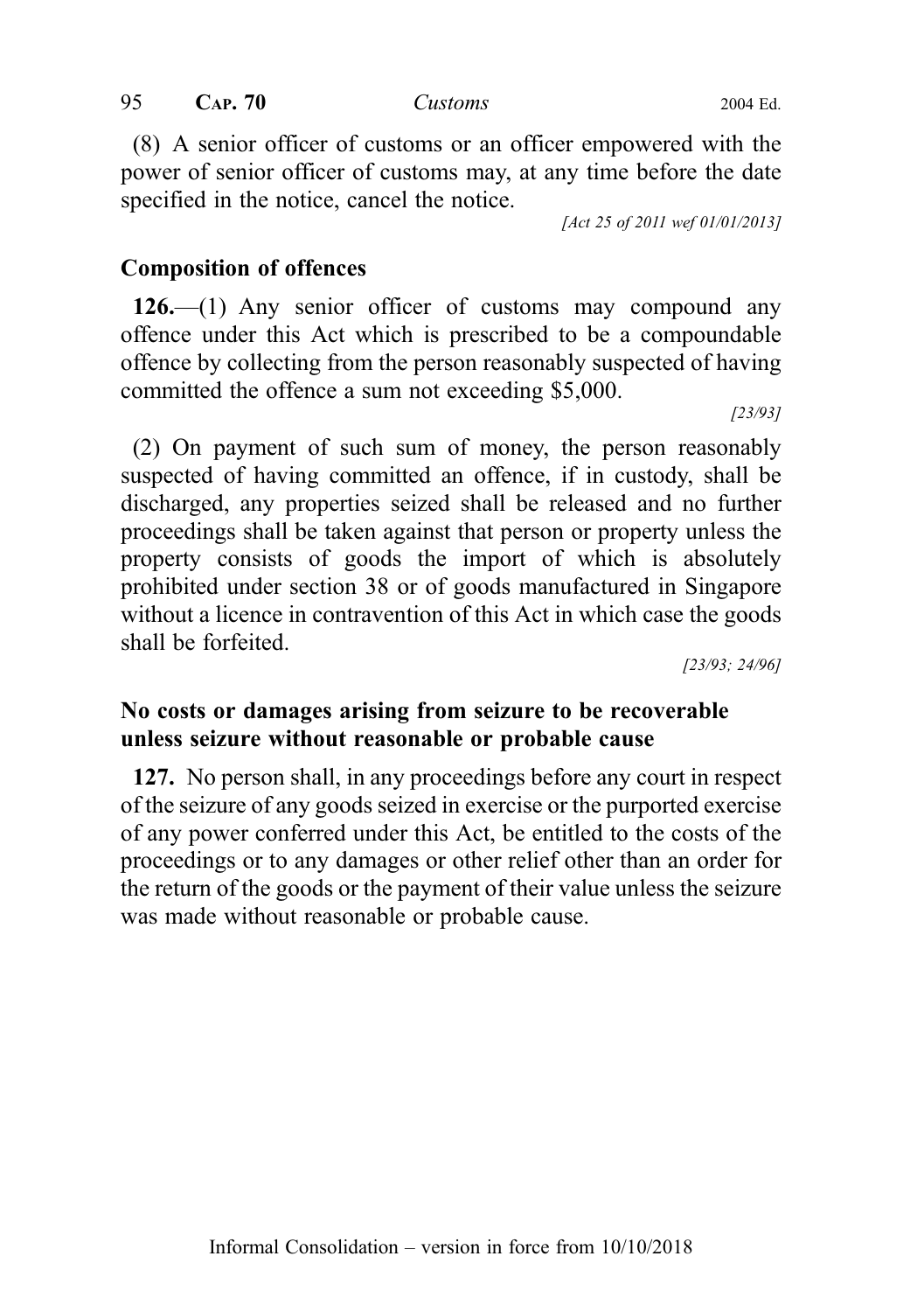(8) A senior officer of customs or an officer empowered with the power of senior officer of customs may, at any time before the date specified in the notice, cancel the notice.

*[Act 25 of 2011 wef 01/01/2013]*

## Composition of offences

**126.**—(1) Any senior officer of customs may compound any offence under this Act which is prescribed to be a compoundable offence by collecting from the person reasonably suspected of having committed the offence a sum not exceeding $5,000.

*[23/93]*

(2) On payment of such sum of money, the person reasonably suspected of having committed an offence, if in custody, shall be discharged, any properties seized shall be released and no further proceedings shall be taken against that person or property unless the property consists of goods the import of which is absolutely prohibited under section 38 or of goods manufactured in Singapore without a licence in contravention of this Act in which case the goods shall be forfeited.

*[23/93; 24/96]*

## No costs or damages arising from seizure to be recoverable unless seizure without reasonable or probable cause

**127.** No person shall, in any proceedings before any court in respect of the seizure of any goods seized in exercise or the purported exercise of any power conferred under this Act, be entitled to the costs of the proceedings or to any damages or other relief other than an order for the return of the goods or the payment of their value unless the seizure was made without reasonable or probable cause.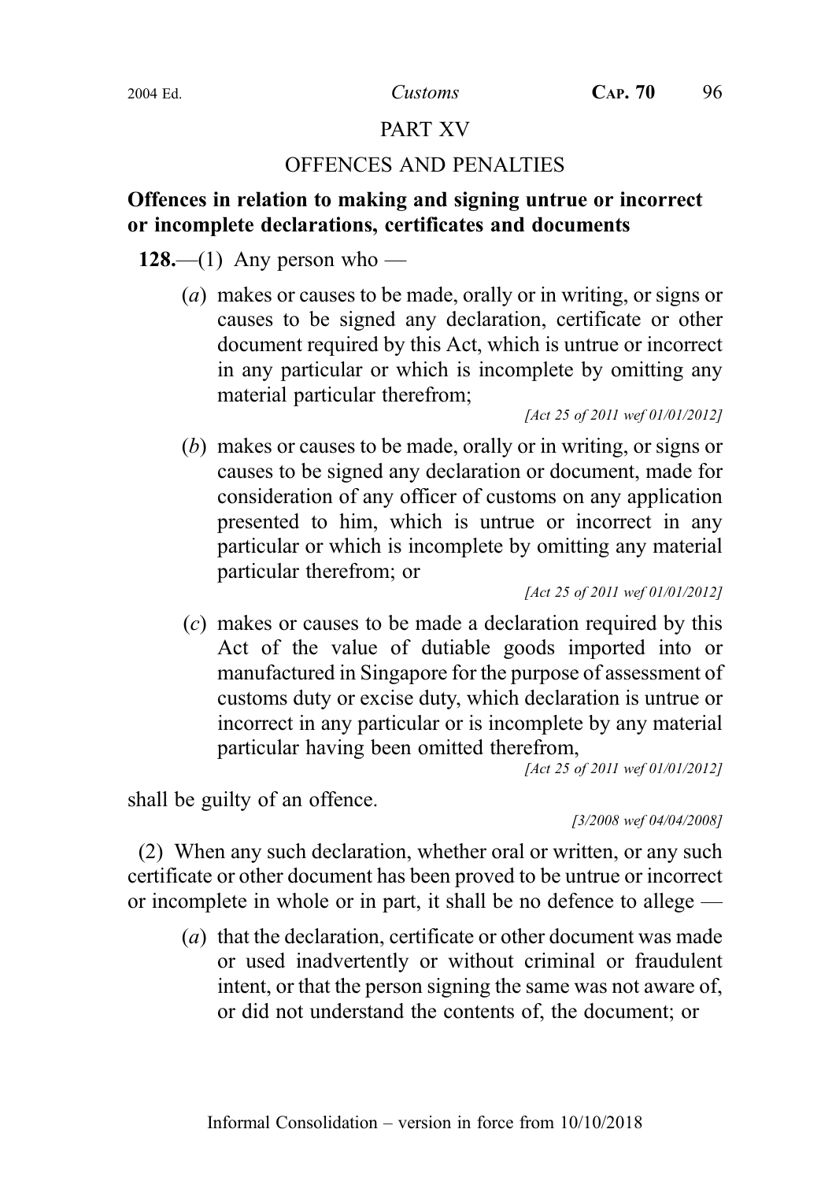## PART XV

## OFFENCES AND PENALTIES

**Offences in relation to making and signing untrue or incorrect or incomplete declarations, certificates and documents**

**128.**—(1) Any person who —

(*a*) makes or causes to be made, orally or in writing, or signs or causes to be signed any declaration, certificate or other document required by this Act, which is untrue or incorrect in any particular or which is incomplete by omitting any material particular therefrom;

*[Act 25 of 2011 wef 01/01/2012]*

(*b*) makes or causes to be made, orally or in writing, or signs or causes to be signed any declaration or document, made for consideration of any officer of customs on any application presented to him, which is untrue or incorrect in any particular or which is incomplete by omitting any material particular therefrom; or

*[Act 25 of 2011 wef 01/01/2012]*

(*c*) makes or causes to be made a declaration required by this Act of the value of dutiable goods imported into or manufactured in Singapore for the purpose of assessment of customs duty or excise duty, which declaration is untrue or incorrect in any particular or is incomplete by any material particular having been omitted therefrom,

*[Act 25 of 2011 wef 01/01/2012]*

shall be guilty of an offence.

*[3/2008 wef 04/04/2008]*

(2) When any such declaration, whether oral or written, or any such certificate or other document has been proved to be untrue or incorrect or incomplete in whole or in part, it shall be no defence to allege —

(*a*) that the declaration, certificate or other document was made or used inadvertently or without criminal or fraudulent intent, or that the person signing the same was not aware of, or did not understand the contents of, the document; or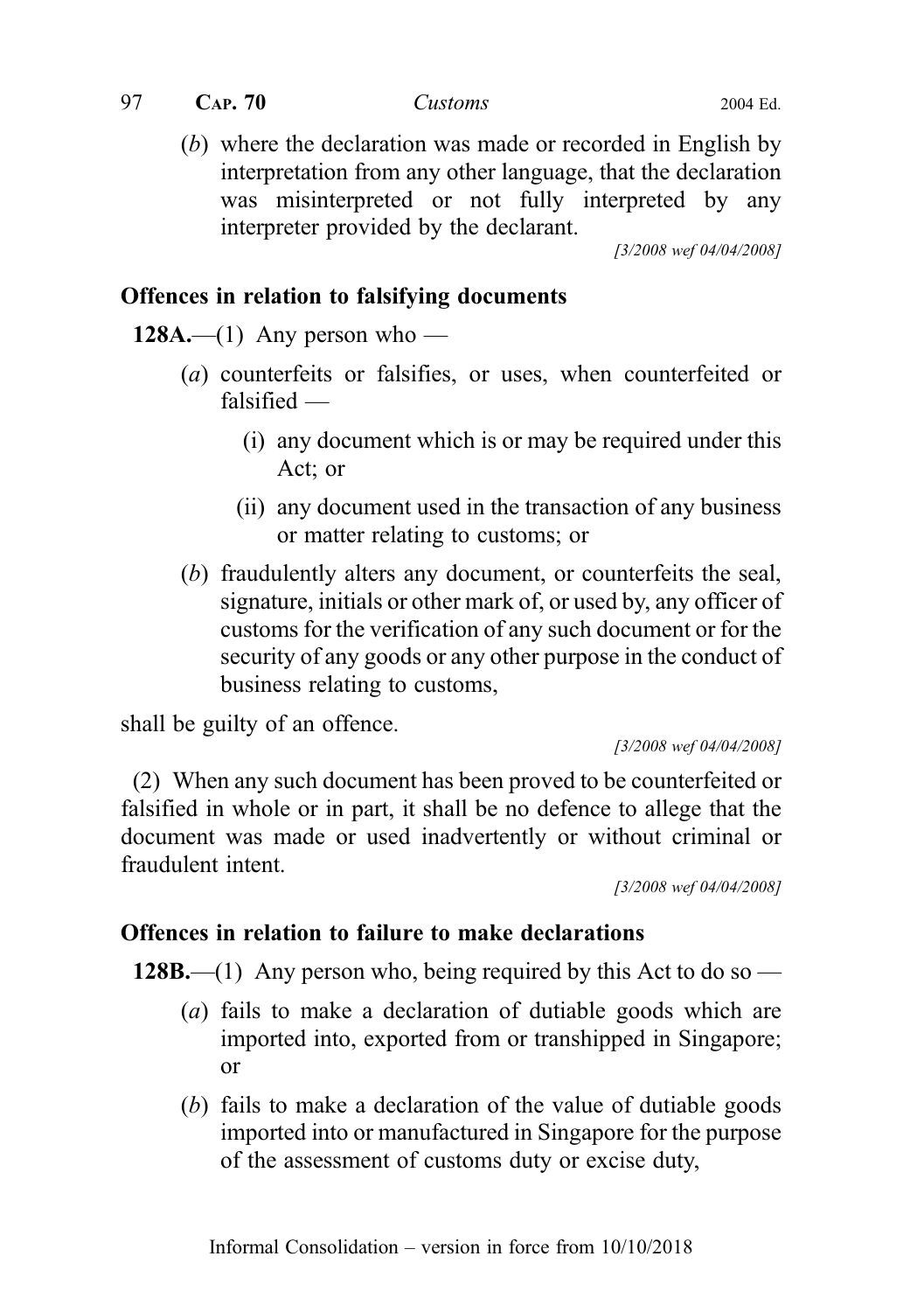(*b*) where the declaration was made or recorded in English by interpretation from any other language, that the declaration was misinterpreted or not fully interpreted by any interpreter provided by the declarant.

[3/2008 wef 04/04/2008]

**Offences in relation to falsifying documents**

**128A.**—(1) Any person who —

(*a*) counterfeits or falsifies, or uses, when counterfeited or falsified —

(i) any document which is or may be required under this Act; or

(ii) any document used in the transaction of any business or matter relating to customs; or

(*b*) fraudulently alters any document, or counterfeits the seal, signature, initials or other mark of, or used by, any officer of customs for the verification of any such document or for the security of any goods or any other purpose in the conduct of business relating to customs,

shall be guilty of an offence.

[3/2008 wef 04/04/2008]

(2) When any such document has been proved to be counterfeited or falsified in whole or in part, it shall be no defence to allege that the document was made or used inadvertently or without criminal or fraudulent intent.

[3/2008 wef 04/04/2008]

**Offences in relation to failure to make declarations**

**128B.**—(1) Any person who, being required by this Act to do so —

(*a*) fails to make a declaration of dutiable goods which are imported into, exported from or transhipped in Singapore; or

(*b*) fails to make a declaration of the value of dutiable goods imported into or manufactured in Singapore for the purpose of the assessment of customs duty or excise duty,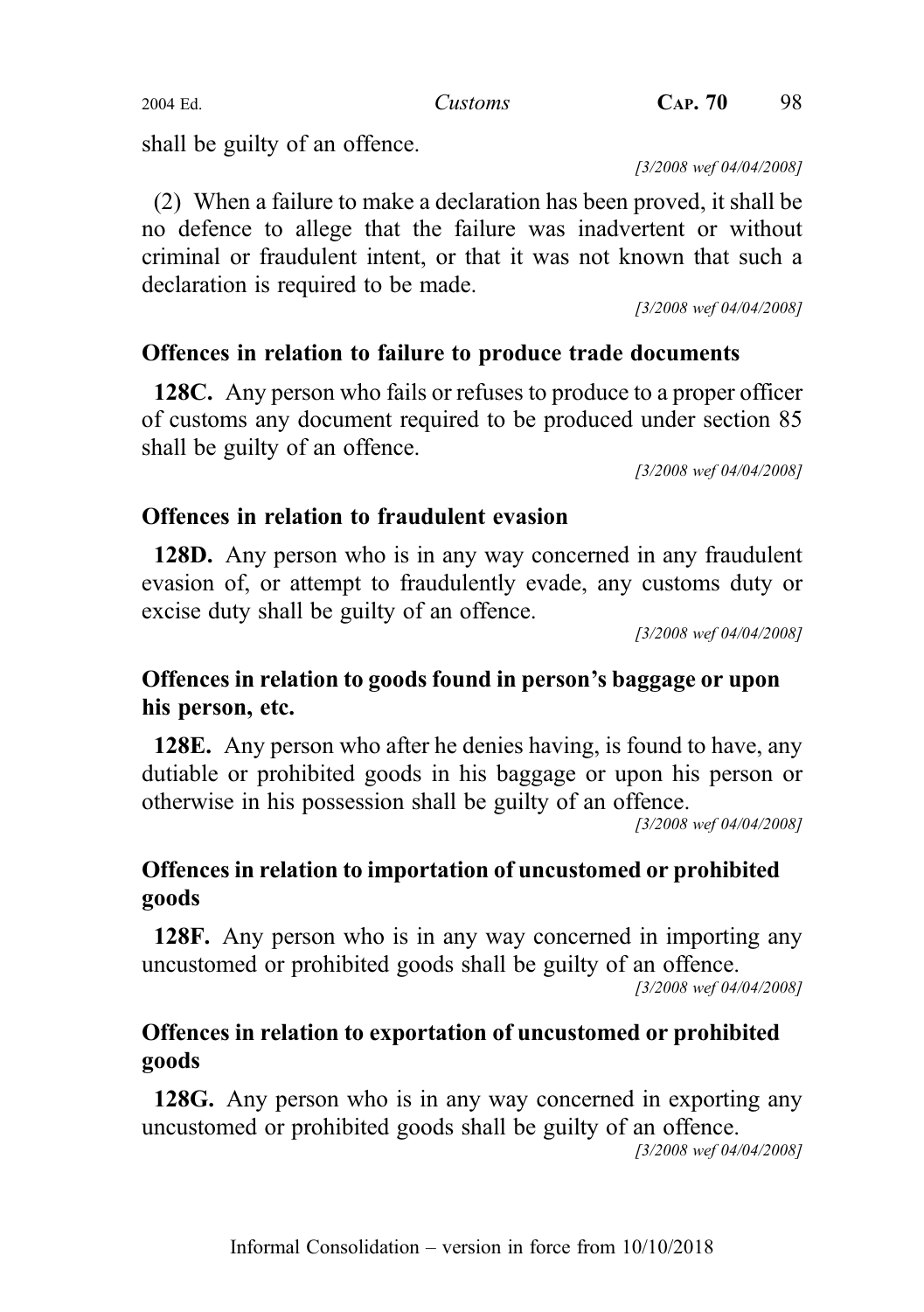shall be guilty of an offence.

*[3/2008 wef 04/04/2008]*

(2) When a failure to make a declaration has been proved, it shall be no defence to allege that the failure was inadvertent or without criminal or fraudulent intent, or that it was not known that such a declaration is required to be made.

*[3/2008 wef 04/04/2008]*

**Offences in relation to failure to produce trade documents**

**128C.** Any person who fails or refuses to produce to a proper officer of customs any document required to be produced under section 85 shall be guilty of an offence.

*[3/2008 wef 04/04/2008]*

**Offences in relation to fraudulent evasion**

**128D.** Any person who is in any way concerned in any fraudulent evasion of, or attempt to fraudulently evade, any customs duty or excise duty shall be guilty of an offence.

*[3/2008 wef 04/04/2008]*

**Offences in relation to goods found in person's baggage or upon his person, etc.**

**128E.** Any person who after he denies having, is found to have, any dutiable or prohibited goods in his baggage or upon his person or otherwise in his possession shall be guilty of an offence.

*[3/2008 wef 04/04/2008]*

**Offences in relation to importation of uncustomed or prohibited goods**

**128F.** Any person who is in any way concerned in importing any uncustomed or prohibited goods shall be guilty of an offence.

*[3/2008 wef 04/04/2008]*

**Offences in relation to exportation of uncustomed or prohibited goods**

**128G.** Any person who is in any way concerned in exporting any uncustomed or prohibited goods shall be guilty of an offence.

*[3/2008 wef 04/04/2008]*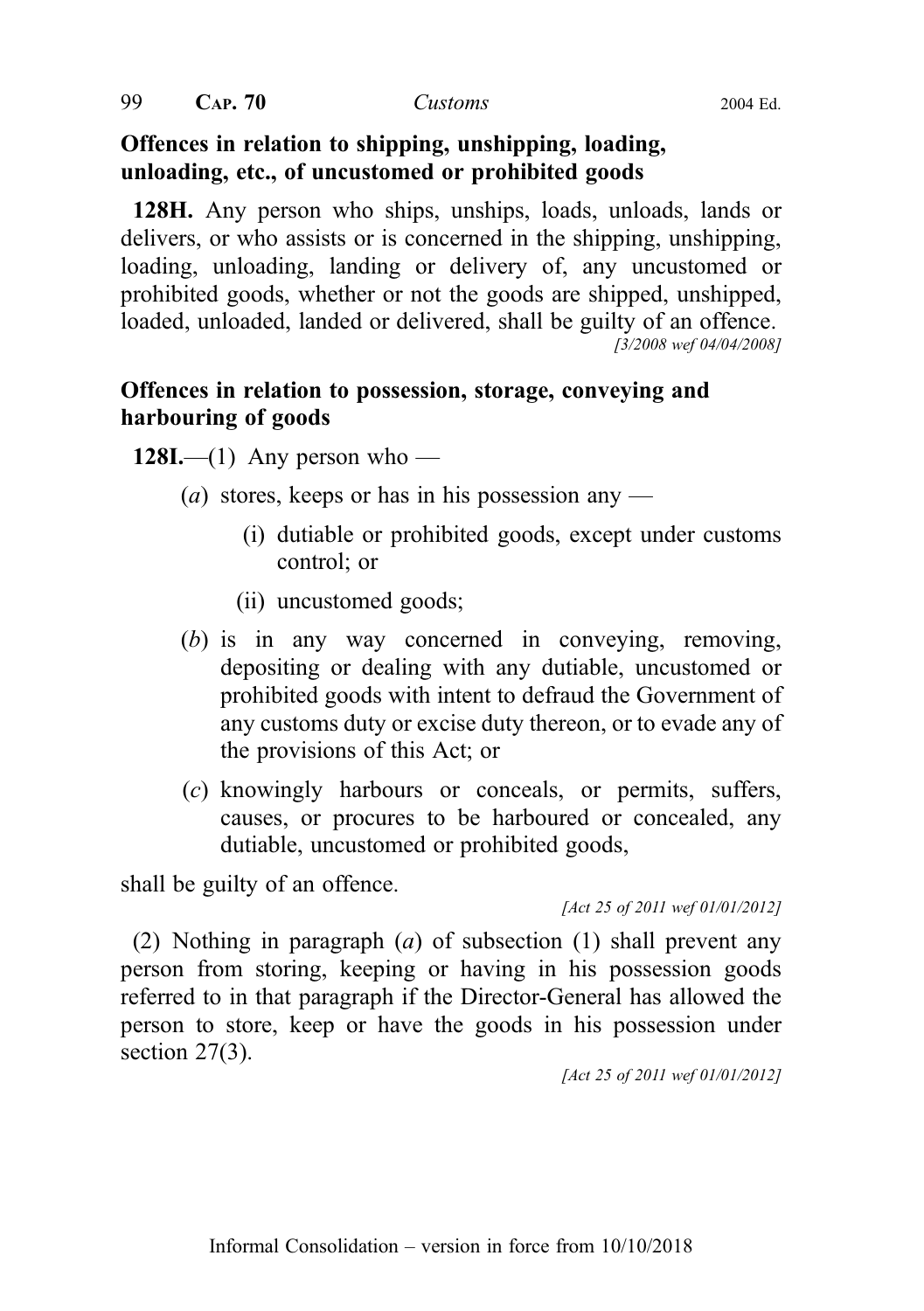**Offences in relation to shipping, unshipping, loading, unloading, etc., of uncustomed or prohibited goods**

**128H.** Any person who ships, unships, loads, unloads, lands or delivers, or who assists or is concerned in the shipping, unshipping, loading, unloading, landing or delivery of, any uncustomed or prohibited goods, whether or not the goods are shipped, unshipped, loaded, unloaded, landed or delivered, shall be guilty of an offence.

*[3/2008 wef 04/04/2008]*

**Offences in relation to possession, storage, conveying and harbouring of goods**

**128I.**—(1) Any person who —

(*a*) stores, keeps or has in his possession any —

(i) dutiable or prohibited goods, except under customs control; or

(ii) uncustomed goods;

(*b*) is in any way concerned in conveying, removing, depositing or dealing with any dutiable, uncustomed or prohibited goods with intent to defraud the Government of any customs duty or excise duty thereon, or to evade any of the provisions of this Act; or

(*c*) knowingly harbours or conceals, or permits, suffers, causes, or procures to be harboured or concealed, any dutiable, uncustomed or prohibited goods,

shall be guilty of an offence.

*[Act 25 of 2011 wef 01/01/2012]*

(2) Nothing in paragraph (*a*) of subsection (1) shall prevent any person from storing, keeping or having in his possession goods referred to in that paragraph if the Director-General has allowed the person to store, keep or have the goods in his possession under section 27(3).

*[Act 25 of 2011 wef 01/01/2012]*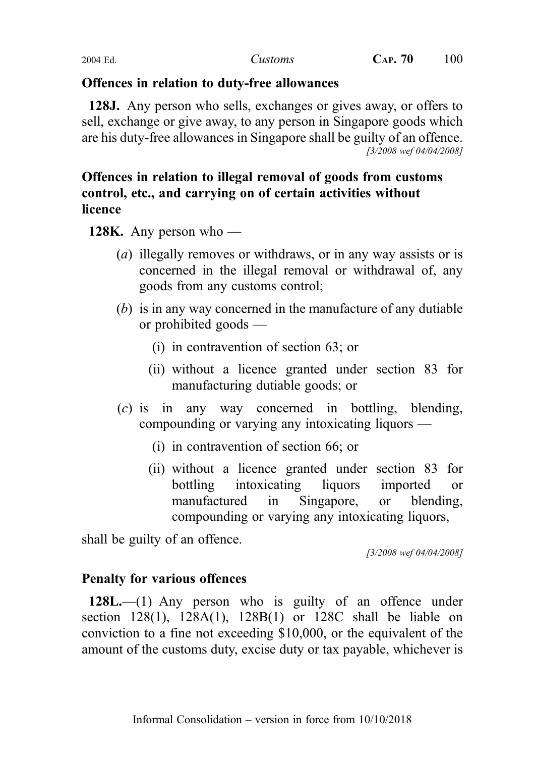**Offences in relation to duty-free allowances**

**128J.** Any person who sells, exchanges or gives away, or offers to sell, exchange or give away, to any person in Singapore goods which are his duty-free allowances in Singapore shall be guilty of an offence.

[3/2008 wef 04/04/2008]

**Offences in relation to illegal removal of goods from customs control, etc., and carrying on of certain activities without licence**

**128K.** Any person who —

(*a*) illegally removes or withdraws, or in any way assists or is concerned in the illegal removal or withdrawal of, any goods from any customs control;

(*b*) is in any way concerned in the manufacture of any dutiable or prohibited goods —

(i) in contravention of section 63; or

(ii) without a licence granted under section 83 for manufacturing dutiable goods; or

(*c*) is in any way concerned in bottling, blending, compounding or varying any intoxicating liquors —

(i) in contravention of section 66; or

(ii) without a licence granted under section 83 for bottling intoxicating liquors imported or manufactured in Singapore, or blending, compounding or varying any intoxicating liquors,

shall be guilty of an offence.

[3/2008 wef 04/04/2008]

**Penalty for various offences**

**128L.**—(1) Any person who is guilty of an offence under section 128(1), 128A(1), 128B(1) or 128C shall be liable on conviction to a fine not exceeding $10,000, or the equivalent of the amount of the customs duty, excise duty or tax payable, whichever is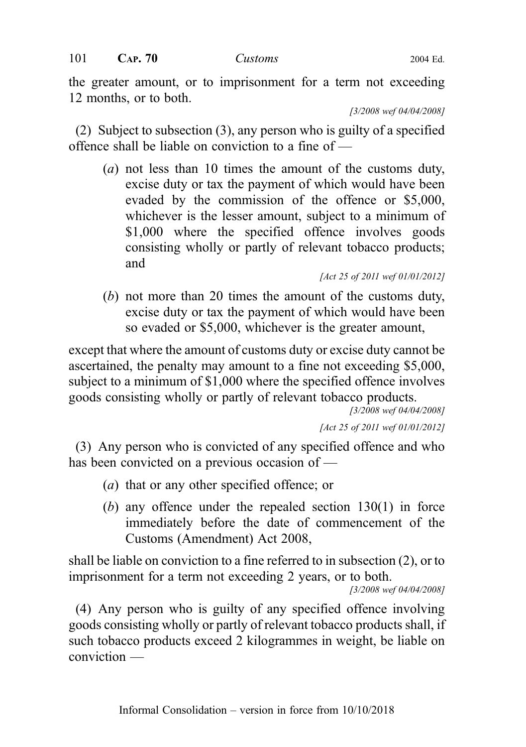the greater amount, or to imprisonment for a term not exceeding 12 months, or to both.

[3/2008 wef 04/04/2008]

(2) Subject to subsection (3), any person who is guilty of a specified offence shall be liable on conviction to a fine of —

(*a*) not less than 10 times the amount of the customs duty, excise duty or tax the payment of which would have been evaded by the commission of the offence or $5,000, whichever is the lesser amount, subject to a minimum of $1,000 where the specified offence involves goods consisting wholly or partly of relevant tobacco products; and

[Act 25 of 2011 wef 01/01/2012]

(*b*) not more than 20 times the amount of the customs duty, excise duty or tax the payment of which would have been so evaded or $5,000, whichever is the greater amount,

except that where the amount of customs duty or excise duty cannot be ascertained, the penalty may amount to a fine not exceeding $5,000, subject to a minimum of $1,000 where the specified offence involves goods consisting wholly or partly of relevant tobacco products.

[3/2008 wef 04/04/2008]

[Act 25 of 2011 wef 01/01/2012]

(3) Any person who is convicted of any specified offence and who has been convicted on a previous occasion of —

(*a*) that or any other specified offence; or

(*b*) any offence under the repealed section 130(1) in force immediately before the date of commencement of the Customs (Amendment) Act 2008,

shall be liable on conviction to a fine referred to in subsection (2), or to imprisonment for a term not exceeding 2 years, or to both.

[3/2008 wef 04/04/2008]

(4) Any person who is guilty of any specified offence involving goods consisting wholly or partly of relevant tobacco products shall, if such tobacco products exceed 2 kilogrammes in weight, be liable on conviction —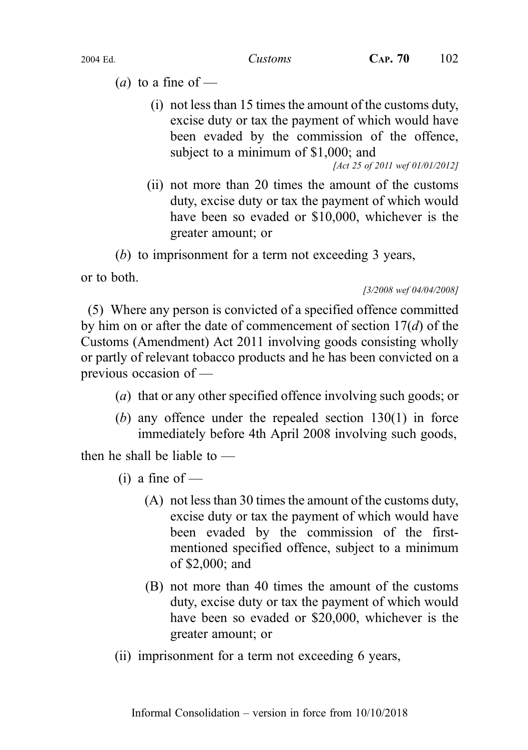(*a*) to a fine of —

(i) not less than 15 times the amount of the customs duty, excise duty or tax the payment of which would have been evaded by the commission of the offence, subject to a minimum of $1,000; and

*[Act 25 of 2011 wef 01/01/2012]*

(ii) not more than 20 times the amount of the customs duty, excise duty or tax the payment of which would have been so evaded or $10,000, whichever is the greater amount; or

(*b*) to imprisonment for a term not exceeding 3 years,

or to both.

*[3/2008 wef 04/04/2008]*

(5) Where any person is convicted of a specified offence committed by him on or after the date of commencement of section 17(*d*) of the Customs (Amendment) Act 2011 involving goods consisting wholly or partly of relevant tobacco products and he has been convicted on a previous occasion of —

(*a*) that or any other specified offence involving such goods; or

(*b*) any offence under the repealed section 130(1) in force immediately before 4th April 2008 involving such goods,

then he shall be liable to —

(i) a fine of —

(A) not less than 30 times the amount of the customs duty, excise duty or tax the payment of which would have been evaded by the commission of the first-mentioned specified offence, subject to a minimum of $2,000; and

(B) not more than 40 times the amount of the customs duty, excise duty or tax the payment of which would have been so evaded or $20,000, whichever is the greater amount; or

(ii) imprisonment for a term not exceeding 6 years,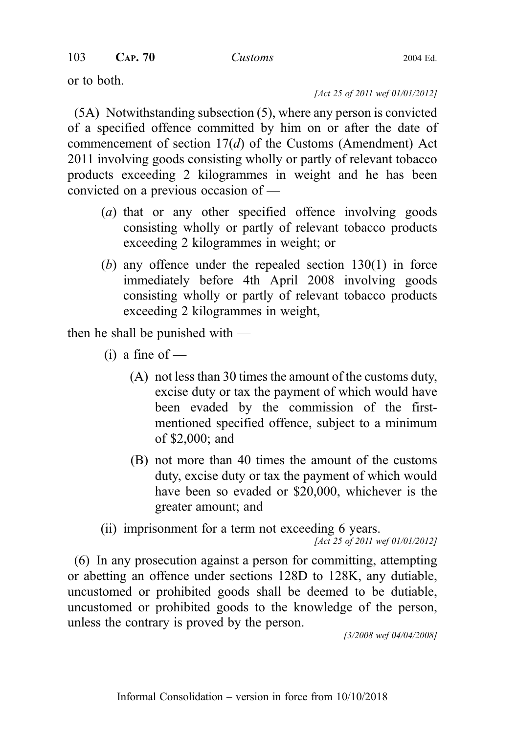or to both.

*[Act 25 of 2011 wef 01/01/2012]*

(5A) Notwithstanding subsection (5), where any person is convicted of a specified offence committed by him on or after the date of commencement of section 17(*d*) of the Customs (Amendment) Act 2011 involving goods consisting wholly or partly of relevant tobacco products exceeding 2 kilogrammes in weight and he has been convicted on a previous occasion of —

(*a*) that or any other specified offence involving goods consisting wholly or partly of relevant tobacco products exceeding 2 kilogrammes in weight; or

(*b*) any offence under the repealed section 130(1) in force immediately before 4th April 2008 involving goods consisting wholly or partly of relevant tobacco products exceeding 2 kilogrammes in weight,

then he shall be punished with —

(i) a fine of —

(A) not less than 30 times the amount of the customs duty, excise duty or tax the payment of which would have been evaded by the commission of the first-mentioned specified offence, subject to a minimum of $2,000; and

(B) not more than 40 times the amount of the customs duty, excise duty or tax the payment of which would have been so evaded or $20,000, whichever is the greater amount; and

(ii) imprisonment for a term not exceeding 6 years.

*[Act 25 of 2011 wef 01/01/2012]*

(6) In any prosecution against a person for committing, attempting or abetting an offence under sections 128D to 128K, any dutiable, uncustomed or prohibited goods shall be deemed to be dutiable, uncustomed or prohibited goods to the knowledge of the person, unless the contrary is proved by the person.

*[3/2008 wef 04/04/2008]*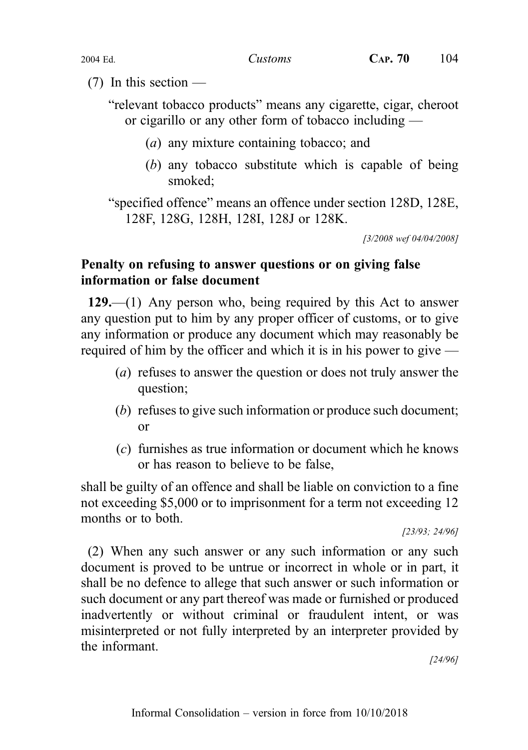(7) In this section —

"relevant tobacco products" means any cigarette, cigar, cheroot or cigarillo or any other form of tobacco including —

(*a*) any mixture containing tobacco; and

(*b*) any tobacco substitute which is capable of being smoked;

"specified offence" means an offence under section 128D, 128E, 128F, 128G, 128H, 128I, 128J or 128K.

*[3/2008 wef 04/04/2008]*

**Penalty on refusing to answer questions or on giving false information or false document**

**129.**—(1) Any person who, being required by this Act to answer any question put to him by any proper officer of customs, or to give any information or produce any document which may reasonably be required of him by the officer and which it is in his power to give —

(*a*) refuses to answer the question or does not truly answer the question;

(*b*) refuses to give such information or produce such document; or

(*c*) furnishes as true information or document which he knows or has reason to believe to be false,

shall be guilty of an offence and shall be liable on conviction to a fine not exceeding $5,000 or to imprisonment for a term not exceeding 12 months or to both.

*[23/93; 24/96]*

(2) When any such answer or any such information or any such document is proved to be untrue or incorrect in whole or in part, it shall be no defence to allege that such answer or such information or such document or any part thereof was made or furnished or produced inadvertently or without criminal or fraudulent intent, or was misinterpreted or not fully interpreted by an interpreter provided by the informant.

*[24/96]*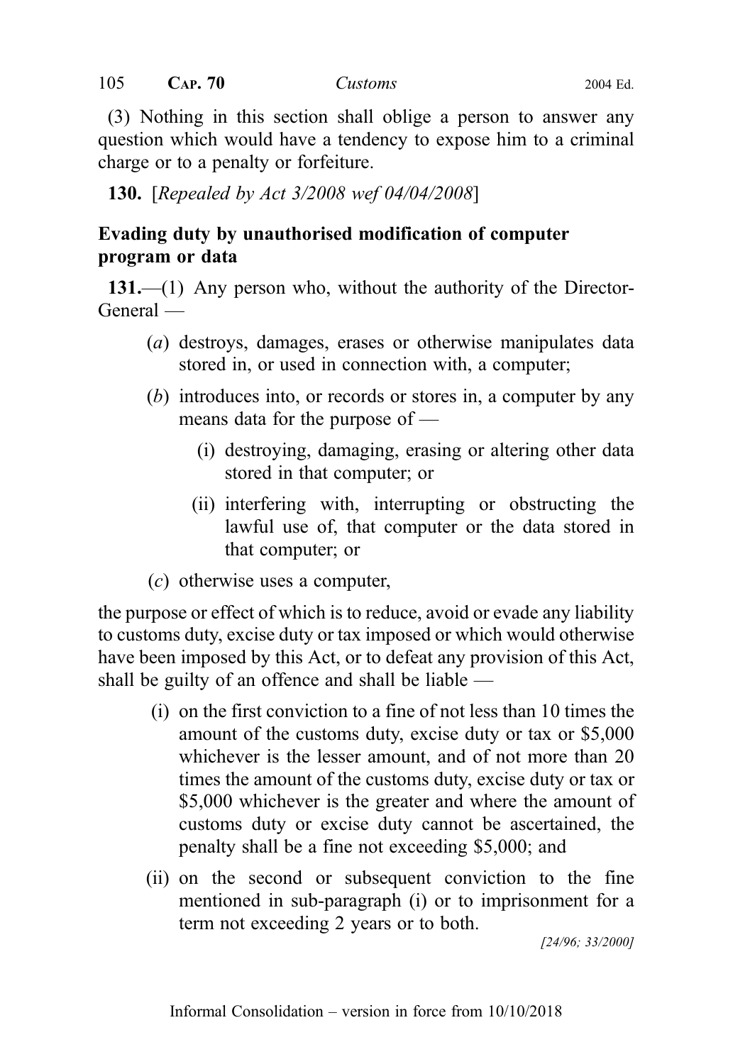(3) Nothing in this section shall oblige a person to answer any question which would have a tendency to expose him to a criminal charge or to a penalty or forfeiture.

**130.** [*Repealed by Act 3/2008 wef 04/04/2008*]

### Evading duty by unauthorised modification of computer program or data

**131.**—(1) Any person who, without the authority of the Director-General —

(*a*) destroys, damages, erases or otherwise manipulates data stored in, or used in connection with, a computer;

(*b*) introduces into, or records or stores in, a computer by any means data for the purpose of —

(i) destroying, damaging, erasing or altering other data stored in that computer; or

(ii) interfering with, interrupting or obstructing the lawful use of, that computer or the data stored in that computer; or

(*c*) otherwise uses a computer,

the purpose or effect of which is to reduce, avoid or evade any liability to customs duty, excise duty or tax imposed or which would otherwise have been imposed by this Act, or to defeat any provision of this Act, shall be guilty of an offence and shall be liable —

(i) on the first conviction to a fine of not less than 10 times the amount of the customs duty, excise duty or tax or $5,000 whichever is the lesser amount, and of not more than 20 times the amount of the customs duty, excise duty or tax or $5,000 whichever is the greater and where the amount of customs duty or excise duty cannot be ascertained, the penalty shall be a fine not exceeding $5,000; and

(ii) on the second or subsequent conviction to the fine mentioned in sub-paragraph (i) or to imprisonment for a term not exceeding 2 years or to both.

[24/96; 33/2000]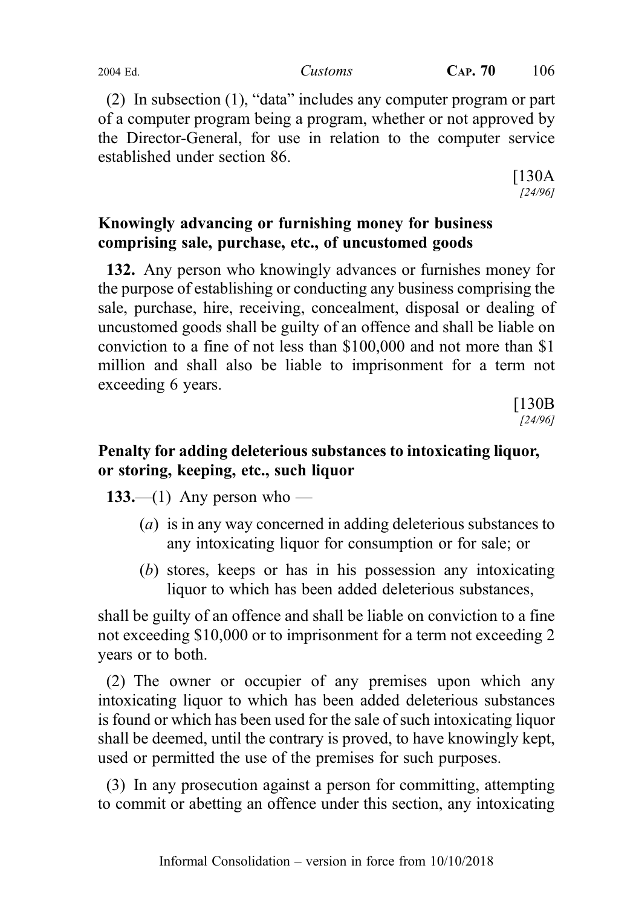(2) In subsection (1), "data" includes any computer program or part of a computer program being a program, whether or not approved by the Director-General, for use in relation to the computer service established under section 86.

[130A
*[24/96]*

**Knowingly advancing or furnishing money for business comprising sale, purchase, etc., of uncustomed goods**

**132.** Any person who knowingly advances or furnishes money for the purpose of establishing or conducting any business comprising the sale, purchase, hire, receiving, concealment, disposal or dealing of uncustomed goods shall be guilty of an offence and shall be liable on conviction to a fine of not less than $100,000 and not more than $1 million and shall also be liable to imprisonment for a term not exceeding 6 years.

[130B
*[24/96]*

**Penalty for adding deleterious substances to intoxicating liquor, or storing, keeping, etc., such liquor**

**133.**—(1) Any person who —

(*a*) is in any way concerned in adding deleterious substances to any intoxicating liquor for consumption or for sale; or

(*b*) stores, keeps or has in his possession any intoxicating liquor to which has been added deleterious substances,

shall be guilty of an offence and shall be liable on conviction to a fine not exceeding $10,000 or to imprisonment for a term not exceeding 2 years or to both.

(2) The owner or occupier of any premises upon which any intoxicating liquor to which has been added deleterious substances is found or which has been used for the sale of such intoxicating liquor shall be deemed, until the contrary is proved, to have knowingly kept, used or permitted the use of the premises for such purposes.

(3) In any prosecution against a person for committing, attempting to commit or abetting an offence under this section, any intoxicating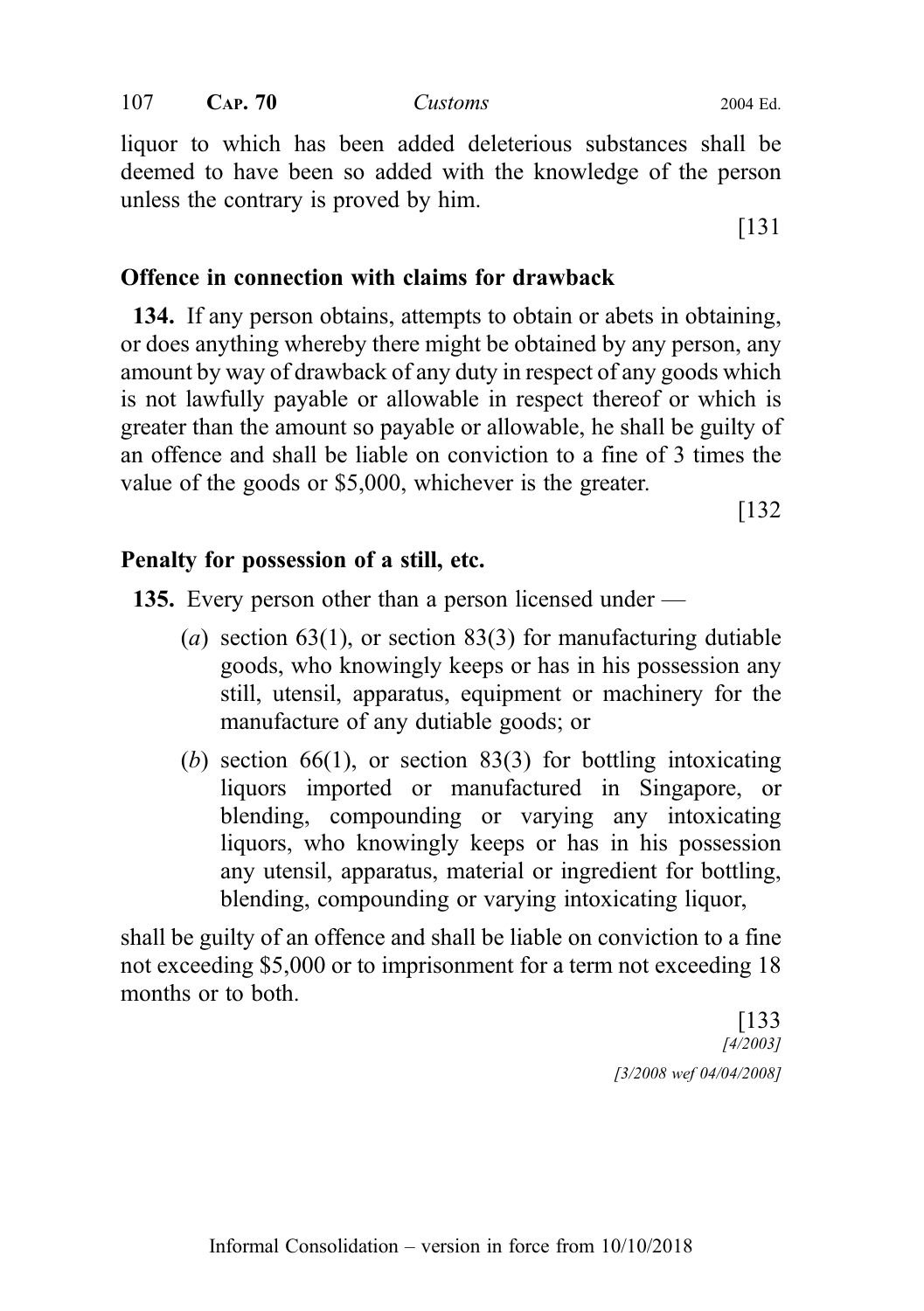liquor to which has been added deleterious substances shall be deemed to have been so added with the knowledge of the person unless the contrary is proved by him.

[131

**Offence in connection with claims for drawback**

**134.** If any person obtains, attempts to obtain or abets in obtaining, or does anything whereby there might be obtained by any person, any amount by way of drawback of any duty in respect of any goods which is not lawfully payable or allowable in respect thereof or which is greater than the amount so payable or allowable, he shall be guilty of an offence and shall be liable on conviction to a fine of 3 times the value of the goods or $5,000, whichever is the greater.

[132

**Penalty for possession of a still, etc.**

**135.** Every person other than a person licensed under —

(*a*) section 63(1), or section 83(3) for manufacturing dutiable goods, who knowingly keeps or has in his possession any still, utensil, apparatus, equipment or machinery for the manufacture of any dutiable goods; or

(*b*) section 66(1), or section 83(3) for bottling intoxicating liquors imported or manufactured in Singapore, or blending, compounding or varying any intoxicating liquors, who knowingly keeps or has in his possession any utensil, apparatus, material or ingredient for bottling, blending, compounding or varying intoxicating liquor,

shall be guilty of an offence and shall be liable on conviction to a fine not exceeding $5,000 or to imprisonment for a term not exceeding 18 months or to both.

[133
*[4/2003]*
*[3/2008 wef 04/04/2008]*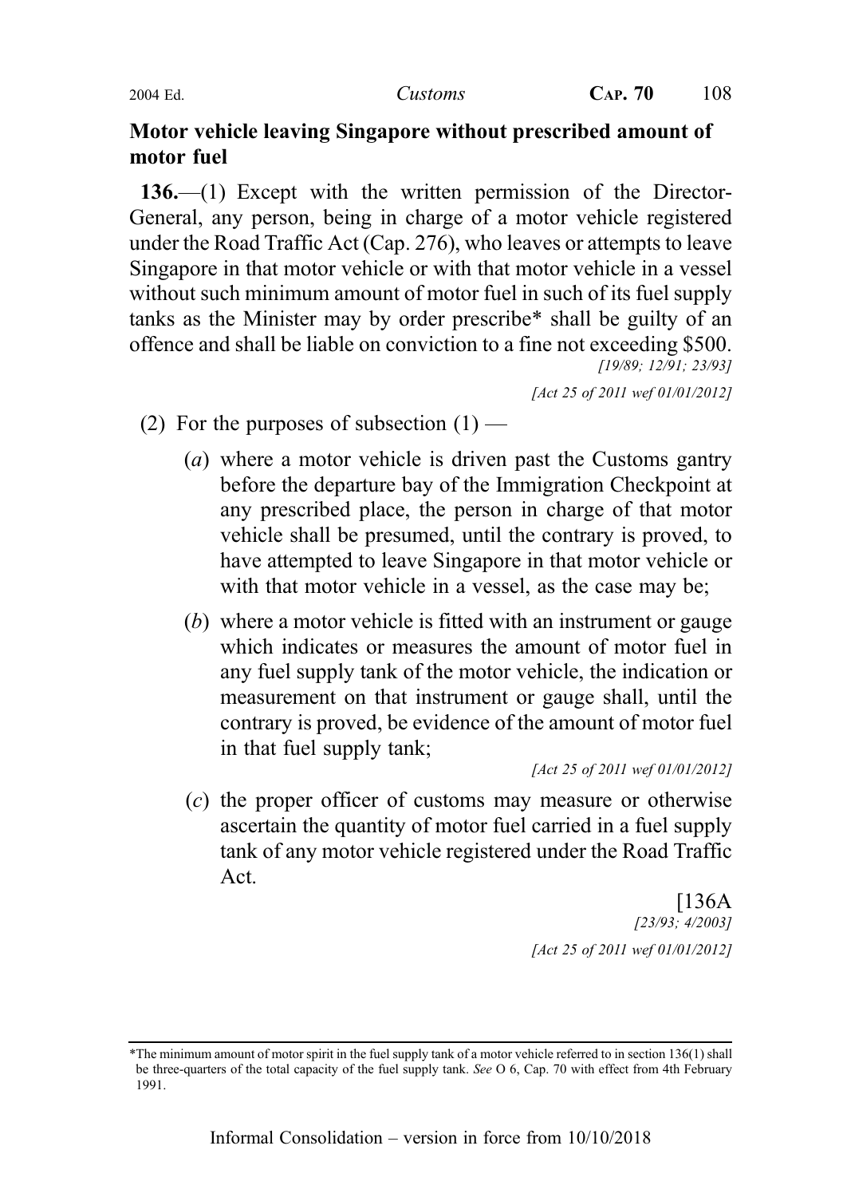**Motor vehicle leaving Singapore without prescribed amount of motor fuel**

**136.**—(1) Except with the written permission of the Director-General, any person, being in charge of a motor vehicle registered under the Road Traffic Act (Cap. 276), who leaves or attempts to leave Singapore in that motor vehicle or with that motor vehicle in a vessel without such minimum amount of motor fuel in such of its fuel supply tanks as the Minister may by order prescribe* shall be guilty of an offence and shall be liable on conviction to a fine not exceeding $500.

*[19/89; 12/91; 23/93]*

*[Act 25 of 2011 wef 01/01/2012]*

(2) For the purposes of subsection (1) —

(*a*) where a motor vehicle is driven past the Customs gantry before the departure bay of the Immigration Checkpoint at any prescribed place, the person in charge of that motor vehicle shall be presumed, until the contrary is proved, to have attempted to leave Singapore in that motor vehicle or with that motor vehicle in a vessel, as the case may be;

(*b*) where a motor vehicle is fitted with an instrument or gauge which indicates or measures the amount of motor fuel in any fuel supply tank of the motor vehicle, the indication or measurement on that instrument or gauge shall, until the contrary is proved, be evidence of the amount of motor fuel in that fuel supply tank;

*[Act 25 of 2011 wef 01/01/2012]*

(*c*) the proper officer of customs may measure or otherwise ascertain the quantity of motor fuel carried in a fuel supply tank of any motor vehicle registered under the Road Traffic Act.

[136A
*[23/93; 4/2003]*

*[Act 25 of 2011 wef 01/01/2012]*

---

*The minimum amount of motor spirit in the fuel supply tank of a motor vehicle referred to in section 136(1) shall be three-quarters of the total capacity of the fuel supply tank. *See* O 6, Cap. 70 with effect from 4th February 1991.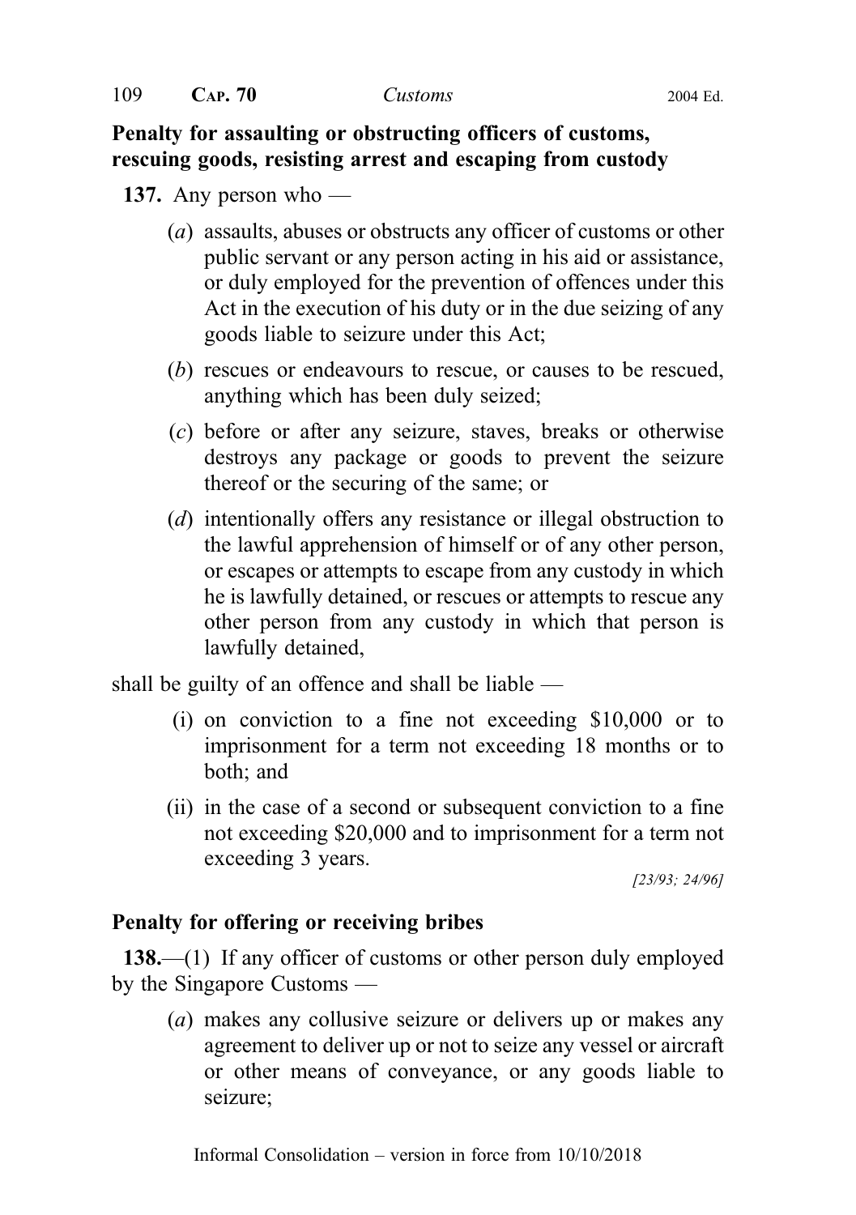**Penalty for assaulting or obstructing officers of customs, rescuing goods, resisting arrest and escaping from custody**

**137.** Any person who —

(*a*) assaults, abuses or obstructs any officer of customs or other public servant or any person acting in his aid or assistance, or duly employed for the prevention of offences under this Act in the execution of his duty or in the due seizing of any goods liable to seizure under this Act;

(*b*) rescues or endeavours to rescue, or causes to be rescued, anything which has been duly seized;

(*c*) before or after any seizure, staves, breaks or otherwise destroys any package or goods to prevent the seizure thereof or the securing of the same; or

(*d*) intentionally offers any resistance or illegal obstruction to the lawful apprehension of himself or of any other person, or escapes or attempts to escape from any custody in which he is lawfully detained, or rescues or attempts to rescue any other person from any custody in which that person is lawfully detained,

shall be guilty of an offence and shall be liable —

(i) on conviction to a fine not exceeding $10,000 or to imprisonment for a term not exceeding 18 months or to both; and

(ii) in the case of a second or subsequent conviction to a fine not exceeding $20,000 and to imprisonment for a term not exceeding 3 years.

*[23/93; 24/96]*

**Penalty for offering or receiving bribes**

**138.**—(1) If any officer of customs or other person duly employed by the Singapore Customs —

(*a*) makes any collusive seizure or delivers up or makes any agreement to deliver up or not to seize any vessel or aircraft or other means of conveyance, or any goods liable to seizure;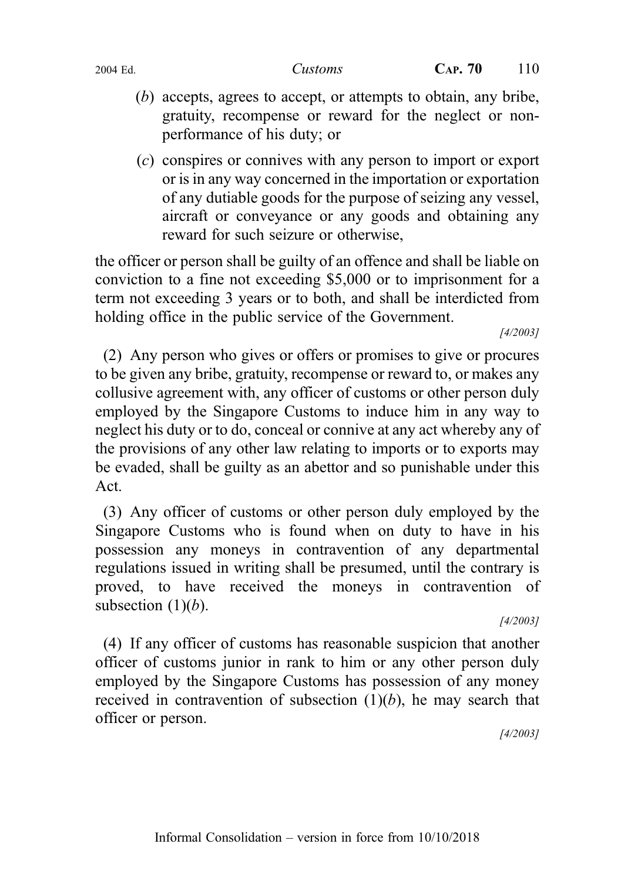(*b*) accepts, agrees to accept, or attempts to obtain, any bribe, gratuity, recompense or reward for the neglect or non-performance of his duty; or

(*c*) conspires or connives with any person to import or export or is in any way concerned in the importation or exportation of any dutiable goods for the purpose of seizing any vessel, aircraft or conveyance or any goods and obtaining any reward for such seizure or otherwise,

the officer or person shall be guilty of an offence and shall be liable on conviction to a fine not exceeding $5,000 or to imprisonment for a term not exceeding 3 years or to both, and shall be interdicted from holding office in the public service of the Government.

[4/2003]

(2) Any person who gives or offers or promises to give or procures to be given any bribe, gratuity, recompense or reward to, or makes any collusive agreement with, any officer of customs or other person duly employed by the Singapore Customs to induce him in any way to neglect his duty or to do, conceal or connive at any act whereby any of the provisions of any other law relating to imports or to exports may be evaded, shall be guilty as an abettor and so punishable under this Act.

(3) Any officer of customs or other person duly employed by the Singapore Customs who is found when on duty to have in his possession any moneys in contravention of any departmental regulations issued in writing shall be presumed, until the contrary is proved, to have received the moneys in contravention of subsection (1)(*b*).

[4/2003]

(4) If any officer of customs has reasonable suspicion that another officer of customs junior in rank to him or any other person duly employed by the Singapore Customs has possession of any money received in contravention of subsection (1)(*b*), he may search that officer or person.

[4/2003]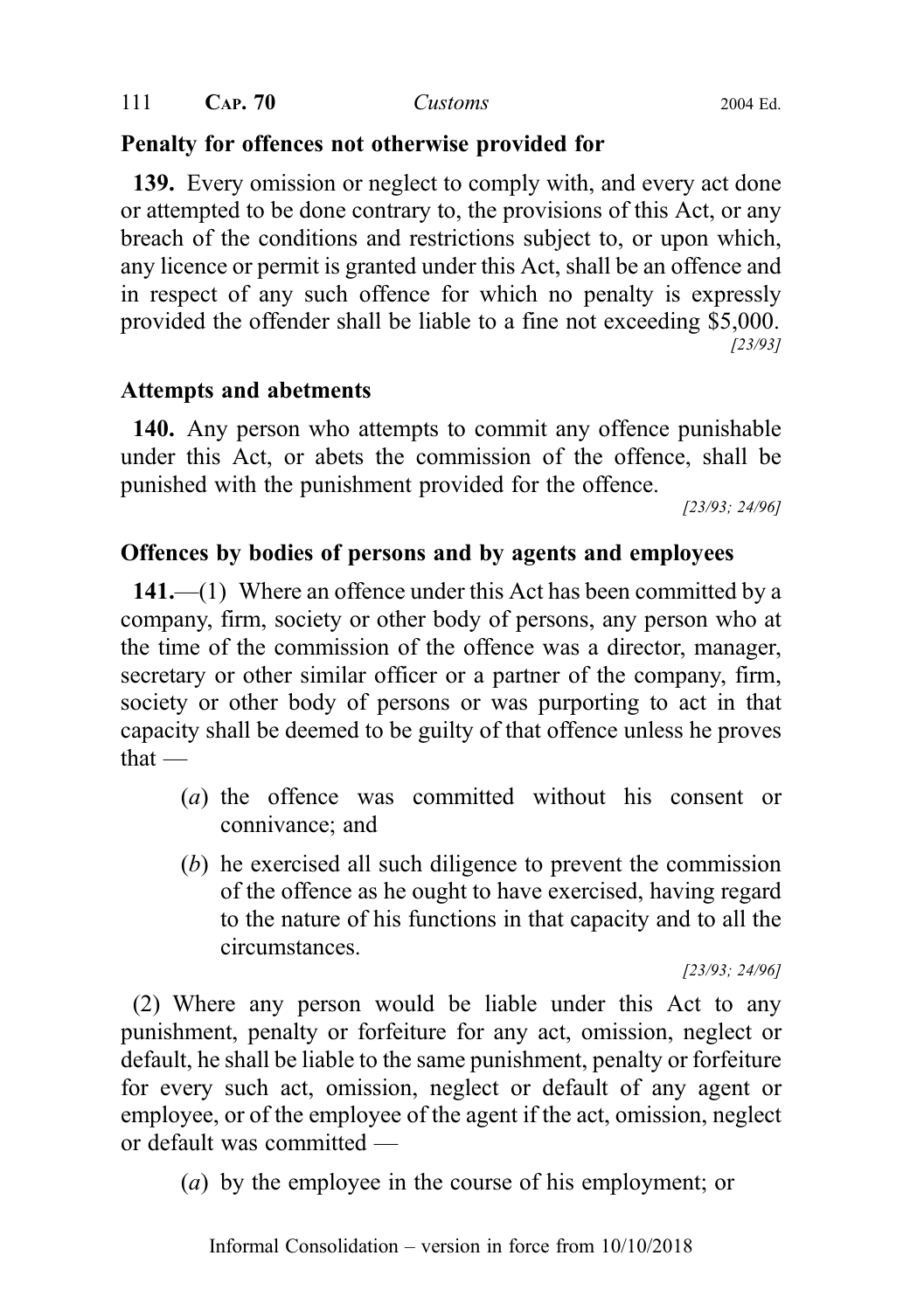### Penalty for offences not otherwise provided for

**139.** Every omission or neglect to comply with, and every act done or attempted to be done contrary to, the provisions of this Act, or any breach of the conditions and restrictions subject to, or upon which, any licence or permit is granted under this Act, shall be an offence and in respect of any such offence for which no penalty is expressly provided the offender shall be liable to a fine not exceeding $5,000.

[23/93]

### Attempts and abetments

**140.** Any person who attempts to commit any offence punishable under this Act, or abets the commission of the offence, shall be punished with the punishment provided for the offence.

[23/93; 24/96]

### Offences by bodies of persons and by agents and employees

**141.**—(1) Where an offence under this Act has been committed by a company, firm, society or other body of persons, any person who at the time of the commission of the offence was a director, manager, secretary or other similar officer or a partner of the company, firm, society or other body of persons or was purporting to act in that capacity shall be deemed to be guilty of that offence unless he proves that —

(*a*) the offence was committed without his consent or connivance; and

(*b*) he exercised all such diligence to prevent the commission of the offence as he ought to have exercised, having regard to the nature of his functions in that capacity and to all the circumstances.

[23/93; 24/96]

(2) Where any person would be liable under this Act to any punishment, penalty or forfeiture for any act, omission, neglect or default, he shall be liable to the same punishment, penalty or forfeiture for every such act, omission, neglect or default of any agent or employee, or of the employee of the agent if the act, omission, neglect or default was committed —

(*a*) by the employee in the course of his employment; or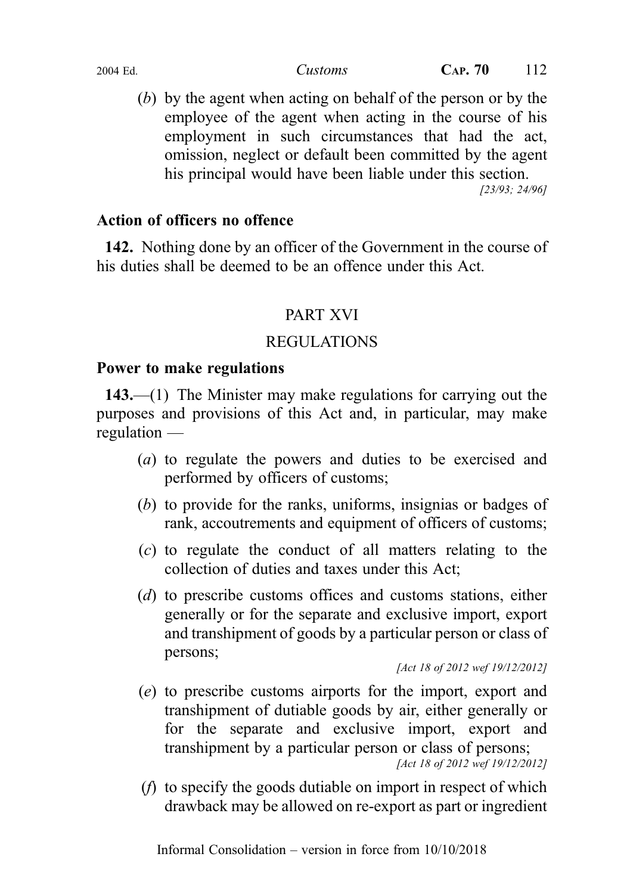(*b*) by the agent when acting on behalf of the person or by the employee of the agent when acting in the course of his employment in such circumstances that had the act, omission, neglect or default been committed by the agent his principal would have been liable under this section.

*[23/93; 24/96]*

**Action of officers no offence**

**142.** Nothing done by an officer of the Government in the course of his duties shall be deemed to be an offence under this Act.

PART XVI

REGULATIONS

**Power to make regulations**

**143.**—(1) The Minister may make regulations for carrying out the purposes and provisions of this Act and, in particular, may make regulation —

(*a*) to regulate the powers and duties to be exercised and performed by officers of customs;

(*b*) to provide for the ranks, uniforms, insignias or badges of rank, accoutrements and equipment of officers of customs;

(*c*) to regulate the conduct of all matters relating to the collection of duties and taxes under this Act;

(*d*) to prescribe customs offices and customs stations, either generally or for the separate and exclusive import, export and transhipment of goods by a particular person or class of persons;

*[Act 18 of 2012 wef 19/12/2012]*

(*e*) to prescribe customs airports for the import, export and transhipment of dutiable goods by air, either generally or for the separate and exclusive import, export and transhipment by a particular person or class of persons;

*[Act 18 of 2012 wef 19/12/2012]*

(*f*) to specify the goods dutiable on import in respect of which drawback may be allowed on re-export as part or ingredient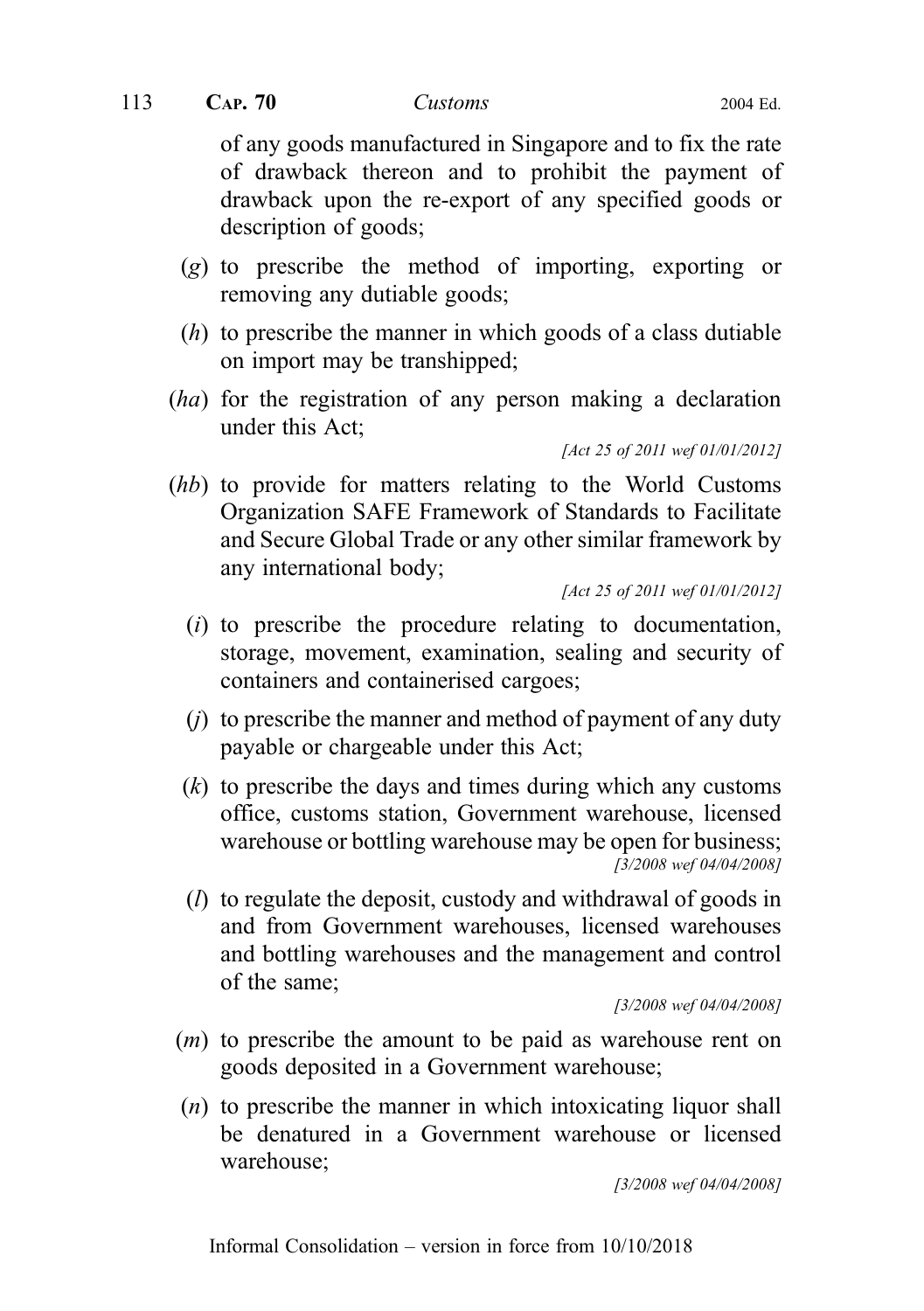of any goods manufactured in Singapore and to fix the rate of drawback thereon and to prohibit the payment of drawback upon the re-export of any specified goods or description of goods;

(*g*) to prescribe the method of importing, exporting or removing any dutiable goods;

(*h*) to prescribe the manner in which goods of a class dutiable on import may be transhipped;

(*ha*) for the registration of any person making a declaration under this Act;

*[Act 25 of 2011 wef 01/01/2012]*

(*hb*) to provide for matters relating to the World Customs Organization SAFE Framework of Standards to Facilitate and Secure Global Trade or any other similar framework by any international body;

*[Act 25 of 2011 wef 01/01/2012]*

(*i*) to prescribe the procedure relating to documentation, storage, movement, examination, sealing and security of containers and containerised cargoes;

(*j*) to prescribe the manner and method of payment of any duty payable or chargeable under this Act;

(*k*) to prescribe the days and times during which any customs office, customs station, Government warehouse, licensed warehouse or bottling warehouse may be open for business;

*[3/2008 wef 04/04/2008]*

(*l*) to regulate the deposit, custody and withdrawal of goods in and from Government warehouses, licensed warehouses and bottling warehouses and the management and control of the same;

*[3/2008 wef 04/04/2008]*

(*m*) to prescribe the amount to be paid as warehouse rent on goods deposited in a Government warehouse;

(*n*) to prescribe the manner in which intoxicating liquor shall be denatured in a Government warehouse or licensed warehouse;

*[3/2008 wef 04/04/2008]*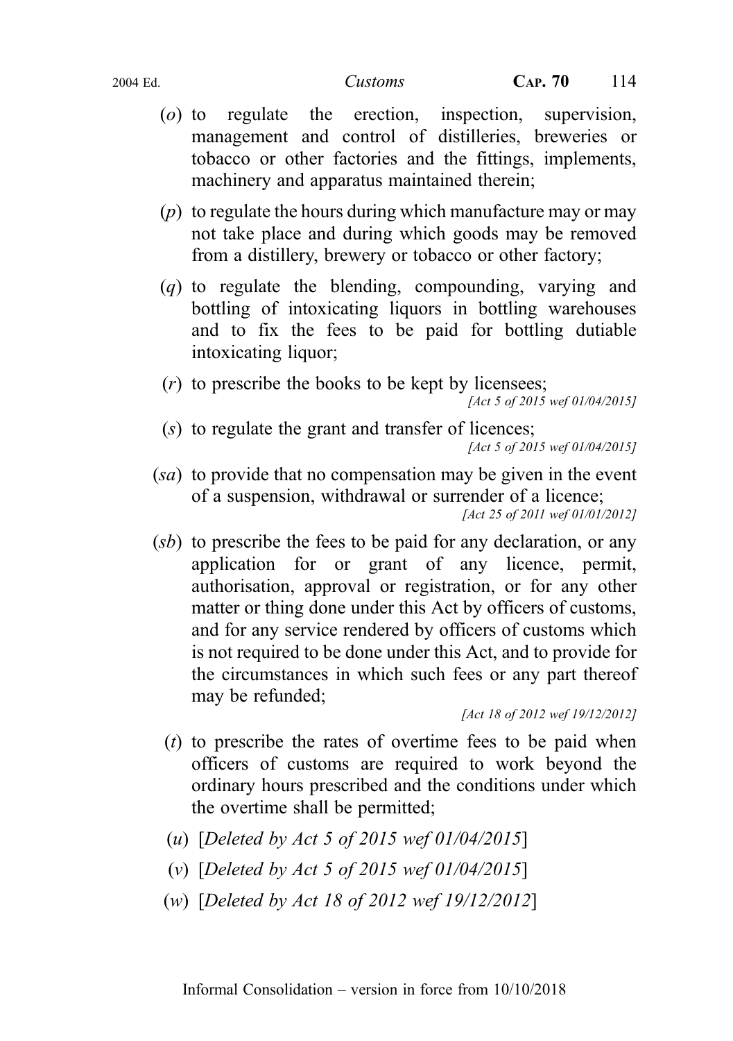(*o*) to regulate the erection, inspection, supervision, management and control of distilleries, breweries or tobacco or other factories and the fittings, implements, machinery and apparatus maintained therein;

(*p*) to regulate the hours during which manufacture may or may not take place and during which goods may be removed from a distillery, brewery or tobacco or other factory;

(*q*) to regulate the blending, compounding, varying and bottling of intoxicating liquors in bottling warehouses and to fix the fees to be paid for bottling dutiable intoxicating liquor;

(*r*) to prescribe the books to be kept by licensees;

*[Act 5 of 2015 wef 01/04/2015]*

(*s*) to regulate the grant and transfer of licences;

*[Act 5 of 2015 wef 01/04/2015]*

(*sa*) to provide that no compensation may be given in the event of a suspension, withdrawal or surrender of a licence;

*[Act 25 of 2011 wef 01/01/2012]*

(*sb*) to prescribe the fees to be paid for any declaration, or any application for or grant of any licence, permit, authorisation, approval or registration, or for any other matter or thing done under this Act by officers of customs, and for any service rendered by officers of customs which is not required to be done under this Act, and to provide for the circumstances in which such fees or any part thereof may be refunded;

*[Act 18 of 2012 wef 19/12/2012]*

(*t*) to prescribe the rates of overtime fees to be paid when officers of customs are required to work beyond the ordinary hours prescribed and the conditions under which the overtime shall be permitted;

(*u*) [*Deleted by Act 5 of 2015 wef 01/04/2015*]

(*v*) [*Deleted by Act 5 of 2015 wef 01/04/2015*]

(*w*) [*Deleted by Act 18 of 2012 wef 19/12/2012*]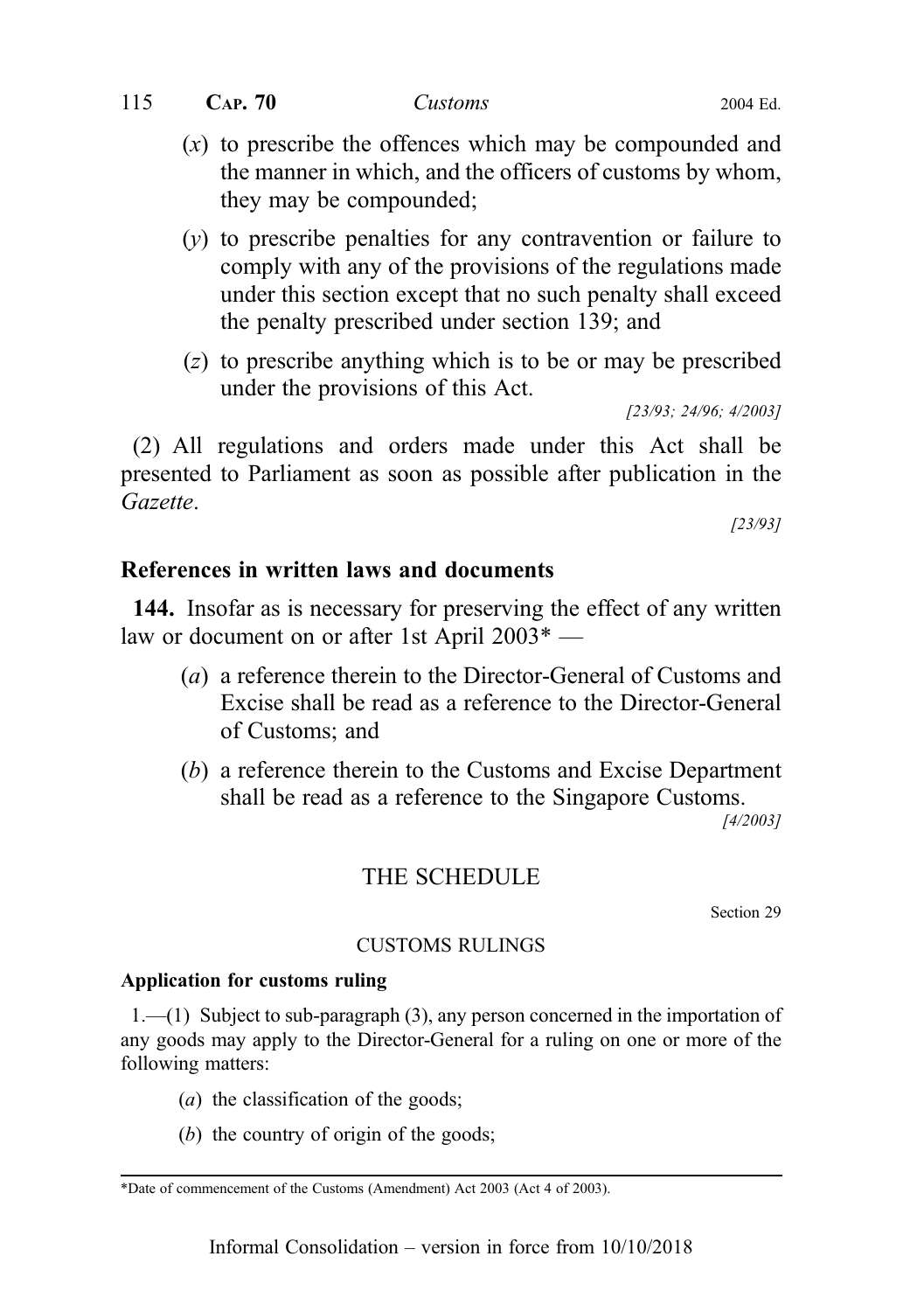(*x*) to prescribe the offences which may be compounded and the manner in which, and the officers of customs by whom, they may be compounded;

(*y*) to prescribe penalties for any contravention or failure to comply with any of the provisions of the regulations made under this section except that no such penalty shall exceed the penalty prescribed under section 139; and

(*z*) to prescribe anything which is to be or may be prescribed under the provisions of this Act.

*[23/93; 24/96; 4/2003]*

(2) All regulations and orders made under this Act shall be presented to Parliament as soon as possible after publication in the *Gazette*.

*[23/93]*

### References in written laws and documents

**144.** Insofar as is necessary for preserving the effect of any written law or document on or after 1st April 2003* —

(*a*) a reference therein to the Director-General of Customs and Excise shall be read as a reference to the Director-General of Customs; and

(*b*) a reference therein to the Customs and Excise Department shall be read as a reference to the Singapore Customs.

*[4/2003]*

## THE SCHEDULE

Section 29

CUSTOMS RULINGS

**Application for customs ruling**

1.—(1) Subject to sub-paragraph (3), any person concerned in the importation of any goods may apply to the Director-General for a ruling on one or more of the following matters:

(*a*) the classification of the goods;

(*b*) the country of origin of the goods;

---

*Date of commencement of the Customs (Amendment) Act 2003 (Act 4 of 2003).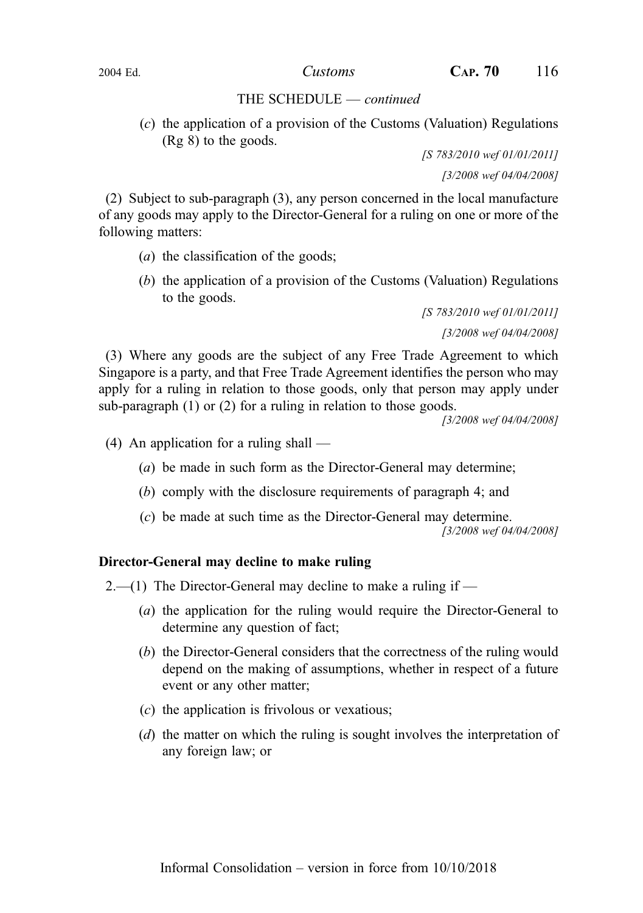THE SCHEDULE — *continued*

(*c*) the application of a provision of the Customs (Valuation) Regulations (Rg 8) to the goods.

*[S 783/2010 wef 01/01/2011]*

*[3/2008 wef 04/04/2008]*

(2) Subject to sub-paragraph (3), any person concerned in the local manufacture of any goods may apply to the Director-General for a ruling on one or more of the following matters:

(*a*) the classification of the goods;

(*b*) the application of a provision of the Customs (Valuation) Regulations to the goods.

*[S 783/2010 wef 01/01/2011]*

*[3/2008 wef 04/04/2008]*

(3) Where any goods are the subject of any Free Trade Agreement to which Singapore is a party, and that Free Trade Agreement identifies the person who may apply for a ruling in relation to those goods, only that person may apply under sub-paragraph (1) or (2) for a ruling in relation to those goods.

*[3/2008 wef 04/04/2008]*

(4) An application for a ruling shall —

(*a*) be made in such form as the Director-General may determine;

(*b*) comply with the disclosure requirements of paragraph 4; and

(*c*) be made at such time as the Director-General may determine.

*[3/2008 wef 04/04/2008]*

**Director-General may decline to make ruling**

2.—(1) The Director-General may decline to make a ruling if —

(*a*) the application for the ruling would require the Director-General to determine any question of fact;

(*b*) the Director-General considers that the correctness of the ruling would depend on the making of assumptions, whether in respect of a future event or any other matter;

(*c*) the application is frivolous or vexatious;

(*d*) the matter on which the ruling is sought involves the interpretation of any foreign law; or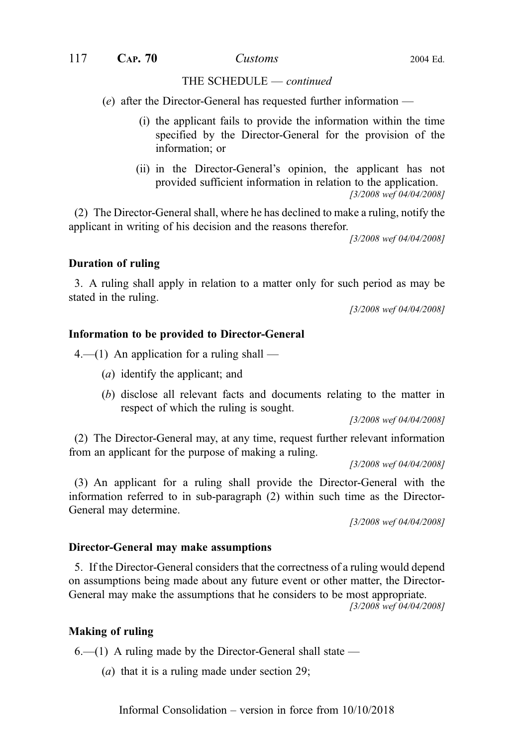THE SCHEDULE — *continued*

(*e*) after the Director-General has requested further information —

(i) the applicant fails to provide the information within the time specified by the Director-General for the provision of the information; or

(ii) in the Director-General's opinion, the applicant has not provided sufficient information in relation to the application.

[3/2008 wef 04/04/2008]

(2) The Director-General shall, where he has declined to make a ruling, notify the applicant in writing of his decision and the reasons therefor.

[3/2008 wef 04/04/2008]

**Duration of ruling**

3. A ruling shall apply in relation to a matter only for such period as may be stated in the ruling.

[3/2008 wef 04/04/2008]

**Information to be provided to Director-General**

4.—(1) An application for a ruling shall —

(*a*) identify the applicant; and

(*b*) disclose all relevant facts and documents relating to the matter in respect of which the ruling is sought.

[3/2008 wef 04/04/2008]

(2) The Director-General may, at any time, request further relevant information from an applicant for the purpose of making a ruling.

[3/2008 wef 04/04/2008]

(3) An applicant for a ruling shall provide the Director-General with the information referred to in sub-paragraph (2) within such time as the Director-General may determine.

[3/2008 wef 04/04/2008]

**Director-General may make assumptions**

5. If the Director-General considers that the correctness of a ruling would depend on assumptions being made about any future event or other matter, the Director-General may make the assumptions that he considers to be most appropriate.

[3/2008 wef 04/04/2008]

**Making of ruling**

6.—(1) A ruling made by the Director-General shall state —

(*a*) that it is a ruling made under section 29;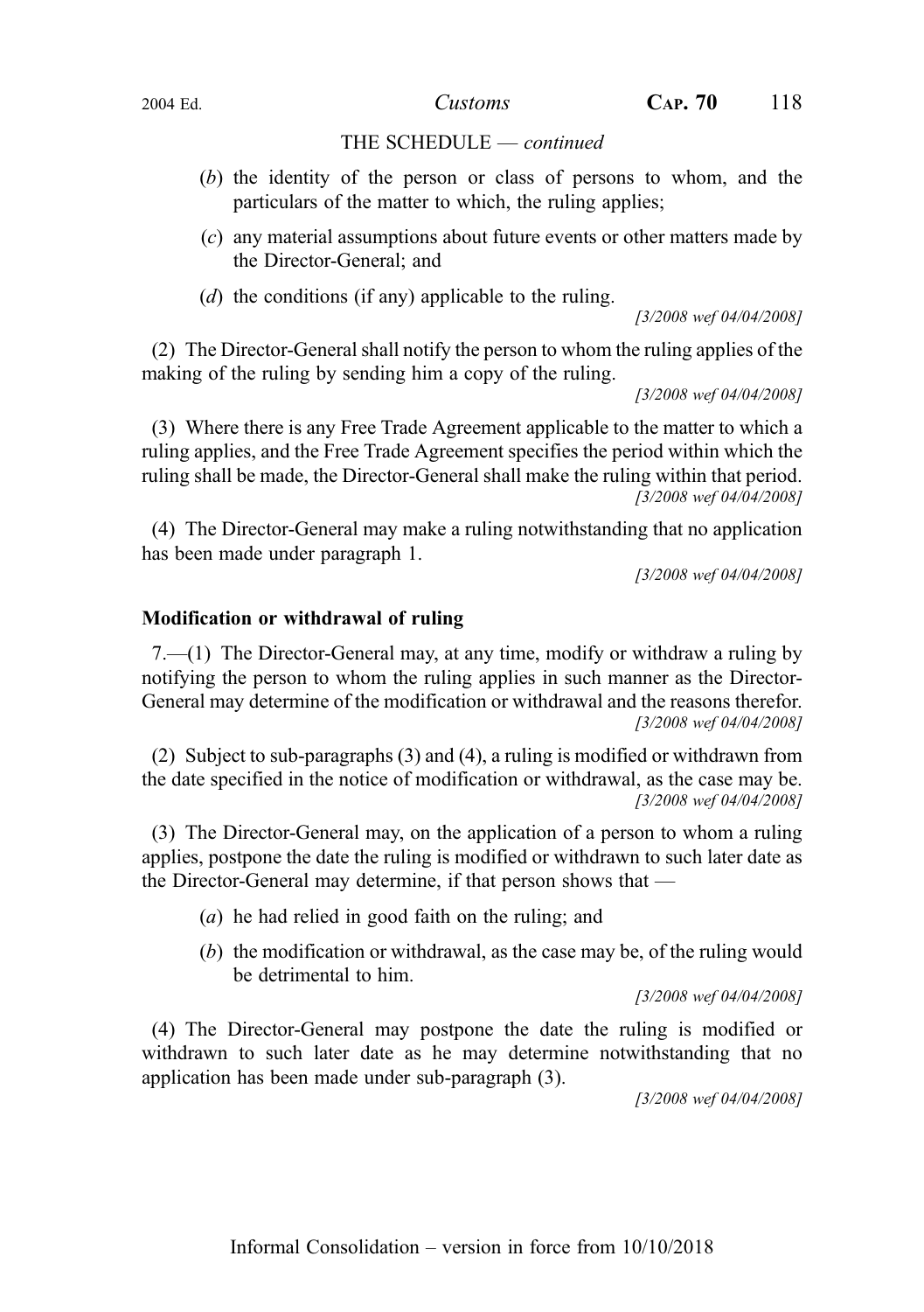THE SCHEDULE — *continued*

(*b*) the identity of the person or class of persons to whom, and the particulars of the matter to which, the ruling applies;

(*c*) any material assumptions about future events or other matters made by the Director-General; and

(*d*) the conditions (if any) applicable to the ruling.

*[3/2008 wef 04/04/2008]*

(2) The Director-General shall notify the person to whom the ruling applies of the making of the ruling by sending him a copy of the ruling.

*[3/2008 wef 04/04/2008]*

(3) Where there is any Free Trade Agreement applicable to the matter to which a ruling applies, and the Free Trade Agreement specifies the period within which the ruling shall be made, the Director-General shall make the ruling within that period.

*[3/2008 wef 04/04/2008]*

(4) The Director-General may make a ruling notwithstanding that no application has been made under paragraph 1.

*[3/2008 wef 04/04/2008]*

**Modification or withdrawal of ruling**

7.—(1) The Director-General may, at any time, modify or withdraw a ruling by notifying the person to whom the ruling applies in such manner as the Director-General may determine of the modification or withdrawal and the reasons therefor.

*[3/2008 wef 04/04/2008]*

(2) Subject to sub-paragraphs (3) and (4), a ruling is modified or withdrawn from the date specified in the notice of modification or withdrawal, as the case may be.

*[3/2008 wef 04/04/2008]*

(3) The Director-General may, on the application of a person to whom a ruling applies, postpone the date the ruling is modified or withdrawn to such later date as the Director-General may determine, if that person shows that —

(*a*) he had relied in good faith on the ruling; and

(*b*) the modification or withdrawal, as the case may be, of the ruling would be detrimental to him.

*[3/2008 wef 04/04/2008]*

(4) The Director-General may postpone the date the ruling is modified or withdrawn to such later date as he may determine notwithstanding that no application has been made under sub-paragraph (3).

*[3/2008 wef 04/04/2008]*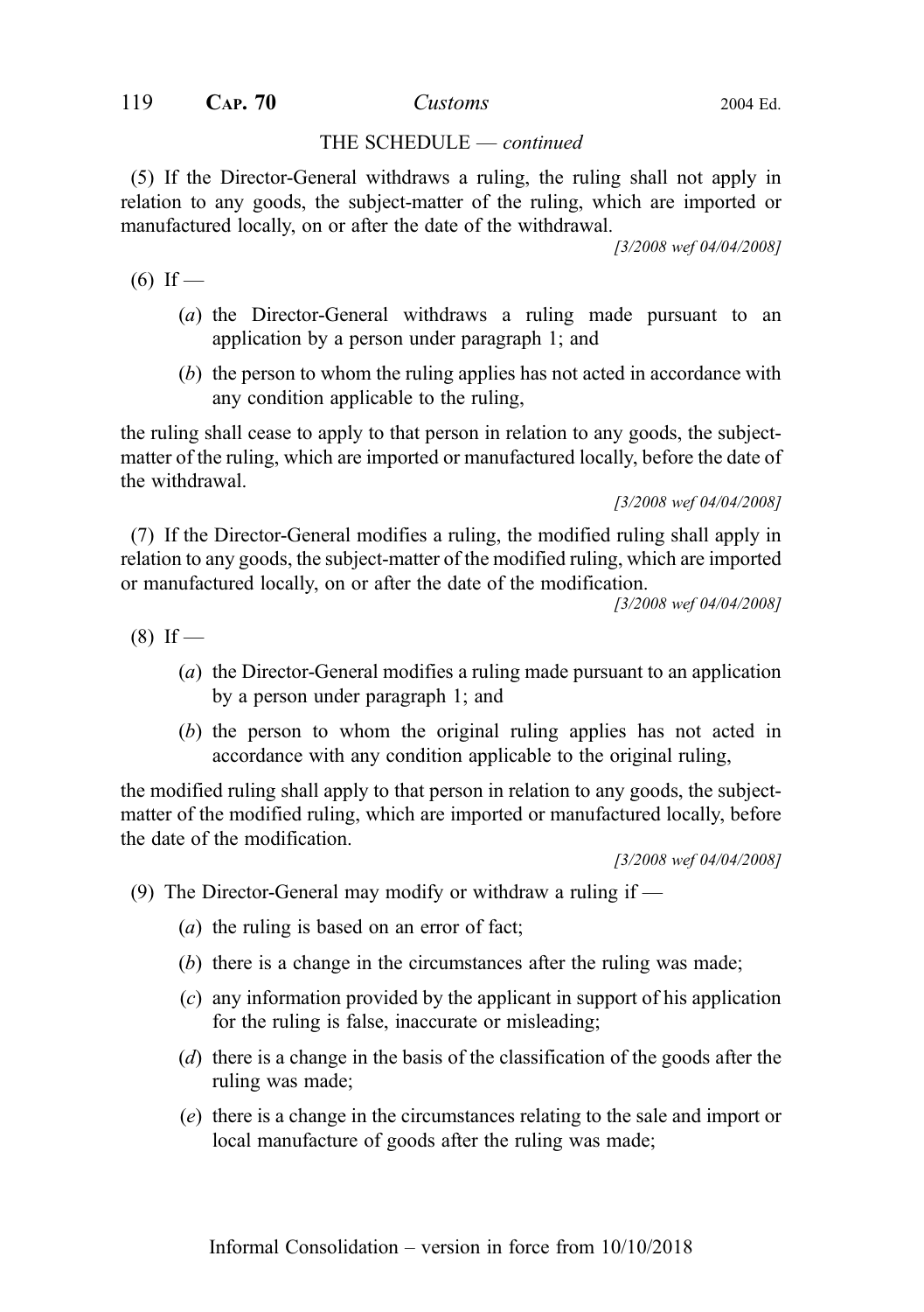THE SCHEDULE — *continued*

(5) If the Director-General withdraws a ruling, the ruling shall not apply in relation to any goods, the subject-matter of the ruling, which are imported or manufactured locally, on or after the date of the withdrawal.

*[3/2008 wef 04/04/2008]*

(6) If —

(*a*) the Director-General withdraws a ruling made pursuant to an application by a person under paragraph 1; and

(*b*) the person to whom the ruling applies has not acted in accordance with any condition applicable to the ruling,

the ruling shall cease to apply to that person in relation to any goods, the subject-matter of the ruling, which are imported or manufactured locally, before the date of the withdrawal.

*[3/2008 wef 04/04/2008]*

(7) If the Director-General modifies a ruling, the modified ruling shall apply in relation to any goods, the subject-matter of the modified ruling, which are imported or manufactured locally, on or after the date of the modification.

*[3/2008 wef 04/04/2008]*

(8) If —

(*a*) the Director-General modifies a ruling made pursuant to an application by a person under paragraph 1; and

(*b*) the person to whom the original ruling applies has not acted in accordance with any condition applicable to the original ruling,

the modified ruling shall apply to that person in relation to any goods, the subject-matter of the modified ruling, which are imported or manufactured locally, before the date of the modification.

*[3/2008 wef 04/04/2008]*

(9) The Director-General may modify or withdraw a ruling if —

(*a*) the ruling is based on an error of fact;

(*b*) there is a change in the circumstances after the ruling was made;

(*c*) any information provided by the applicant in support of his application for the ruling is false, inaccurate or misleading;

(*d*) there is a change in the basis of the classification of the goods after the ruling was made;

(*e*) there is a change in the circumstances relating to the sale and import or local manufacture of goods after the ruling was made;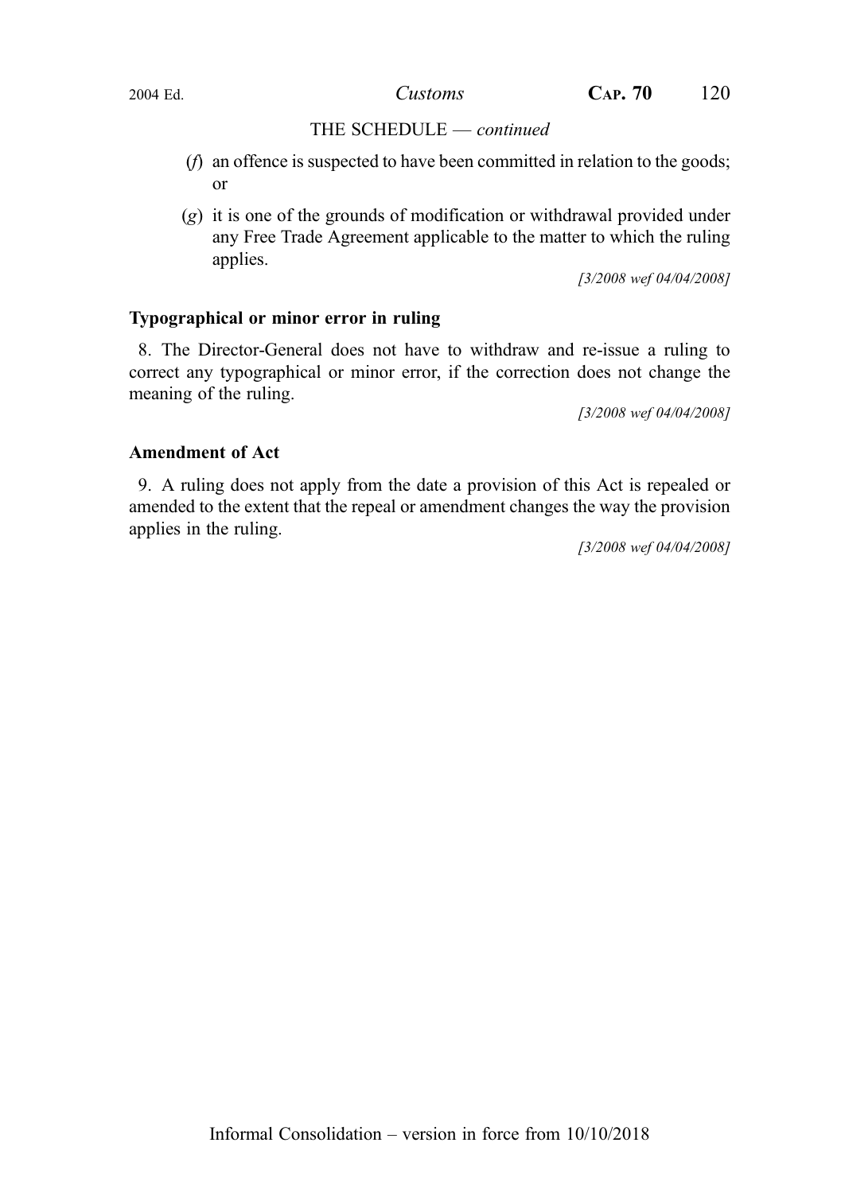THE SCHEDULE — *continued*

(*f*) an offence is suspected to have been committed in relation to the goods; or

(*g*) it is one of the grounds of modification or withdrawal provided under any Free Trade Agreement applicable to the matter to which the ruling applies.

*[3/2008 wef 04/04/2008]*

**Typographical or minor error in ruling**

8. The Director-General does not have to withdraw and re-issue a ruling to correct any typographical or minor error, if the correction does not change the meaning of the ruling.

*[3/2008 wef 04/04/2008]*

**Amendment of Act**

9. A ruling does not apply from the date a provision of this Act is repealed or amended to the extent that the repeal or amendment changes the way the provision applies in the ruling.

*[3/2008 wef 04/04/2008]*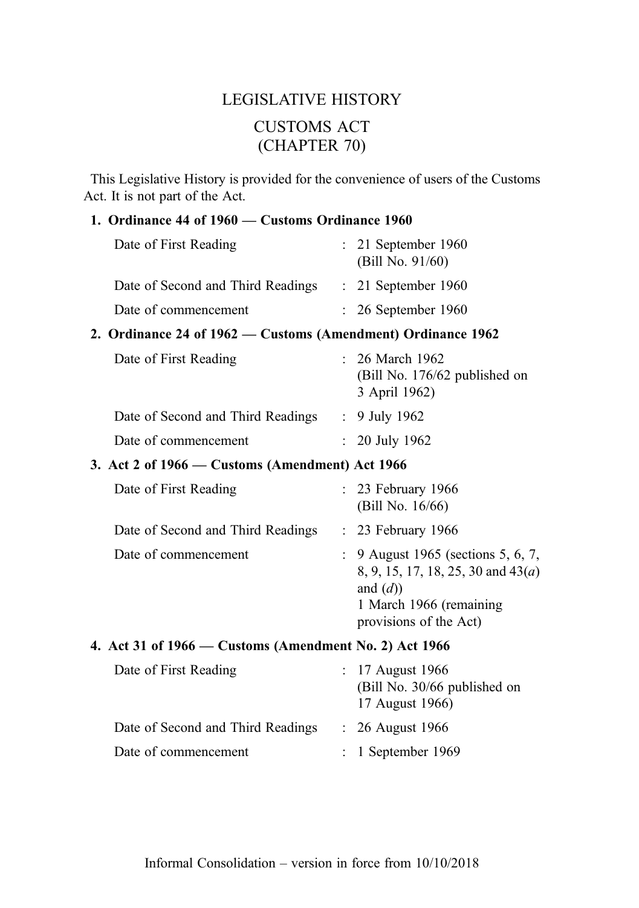# LEGISLATIVE HISTORY

# CUSTOMS ACT
# (CHAPTER 70)

This Legislative History is provided for the convenience of users of the Customs Act. It is not part of the Act.

**1. Ordinance 44 of 1960 — Customs Ordinance 1960**

| | | |
|---|---|---|
| Date of First Reading | : | 21 September 1960 (Bill No. 91/60) |
| Date of Second and Third Readings | : | 21 September 1960 |
| Date of commencement | : | 26 September 1960 |

**2. Ordinance 24 of 1962 — Customs (Amendment) Ordinance 1962**

| | | |
|---|---|---|
| Date of First Reading | : | 26 March 1962 (Bill No. 176/62 published on 3 April 1962) |
| Date of Second and Third Readings | : | 9 July 1962 |
| Date of commencement | : | 20 July 1962 |

**3. Act 2 of 1966 — Customs (Amendment) Act 1966**

| | | |
|---|---|---|
| Date of First Reading | : | 23 February 1966 (Bill No. 16/66) |
| Date of Second and Third Readings | : | 23 February 1966 |
| Date of commencement | : | 9 August 1965 (sections 5, 6, 7, 8, 9, 15, 17, 18, 25, 30 and 43(*a*) and (*d*)) 1 March 1966 (remaining provisions of the Act) |

**4. Act 31 of 1966 — Customs (Amendment No. 2) Act 1966**

| | | |
|---|---|---|
| Date of First Reading | : | 17 August 1966 (Bill No. 30/66 published on 17 August 1966) |
| Date of Second and Third Readings | : | 26 August 1966 |
| Date of commencement | : | 1 September 1969 |

Informal Consolidation – version in force from 10/10/2018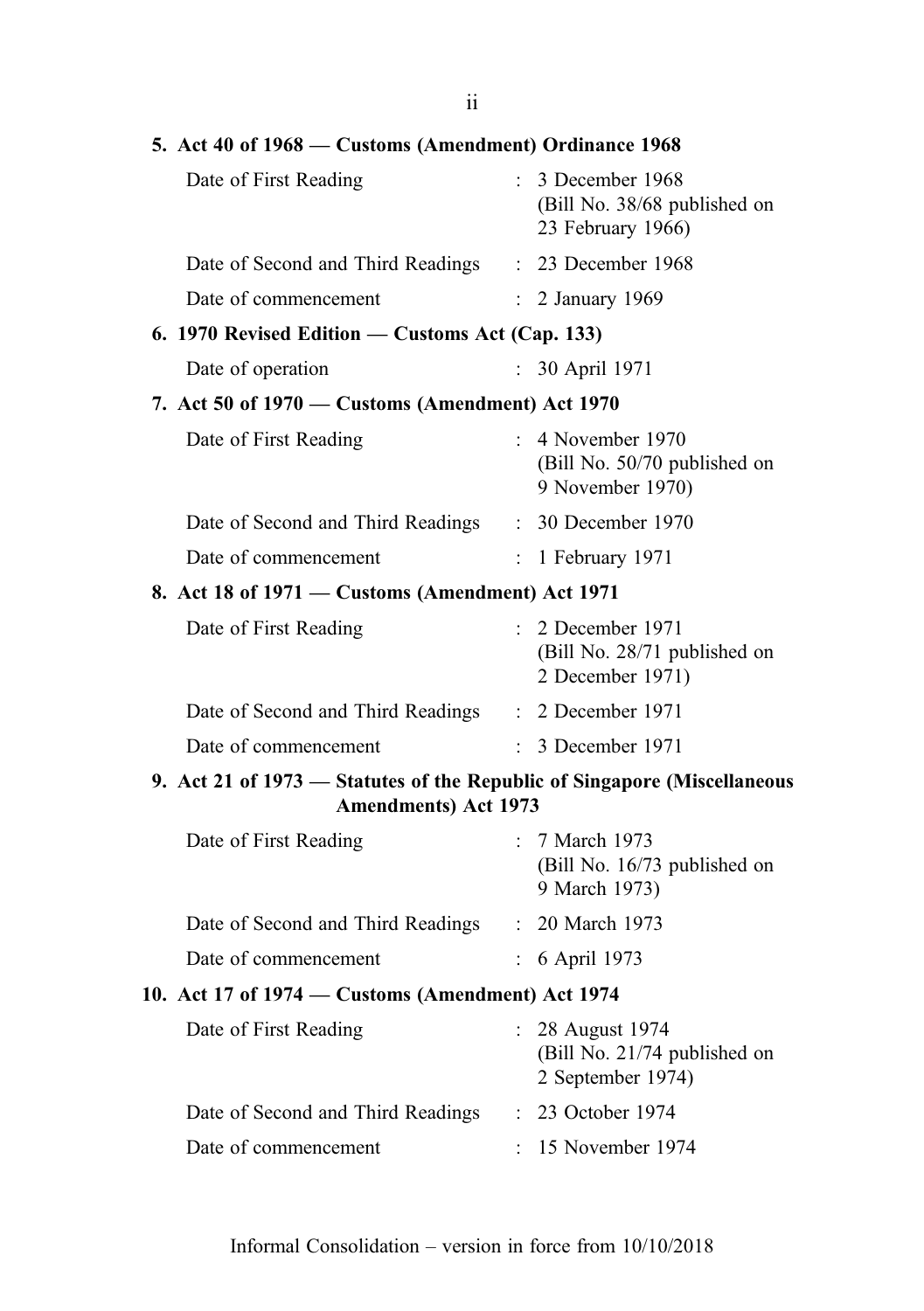**5. Act 40 of 1968 — Customs (Amendment) Ordinance 1968**

| | | |
|---|---|---|
| Date of First Reading | : | 3 December 1968 (Bill No. 38/68 published on 23 February 1966) |
| Date of Second and Third Readings | : | 23 December 1968 |
| Date of commencement | : | 2 January 1969 |

**6. 1970 Revised Edition — Customs Act (Cap. 133)**

| | | |
|---|---|---|
| Date of operation | : | 30 April 1971 |

**7. Act 50 of 1970 — Customs (Amendment) Act 1970**

| | | |
|---|---|---|
| Date of First Reading | : | 4 November 1970 (Bill No. 50/70 published on 9 November 1970) |
| Date of Second and Third Readings | : | 30 December 1970 |
| Date of commencement | : | 1 February 1971 |

**8. Act 18 of 1971 — Customs (Amendment) Act 1971**

| | | |
|---|---|---|
| Date of First Reading | : | 2 December 1971 (Bill No. 28/71 published on 2 December 1971) |
| Date of Second and Third Readings | : | 2 December 1971 |
| Date of commencement | : | 3 December 1971 |

**9. Act 21 of 1973 — Statutes of the Republic of Singapore (Miscellaneous Amendments) Act 1973**

| | | |
|---|---|---|
| Date of First Reading | : | 7 March 1973 (Bill No. 16/73 published on 9 March 1973) |
| Date of Second and Third Readings | : | 20 March 1973 |
| Date of commencement | : | 6 April 1973 |

**10. Act 17 of 1974 — Customs (Amendment) Act 1974**

| | | |
|---|---|---|
| Date of First Reading | : | 28 August 1974 (Bill No. 21/74 published on 2 September 1974) |
| Date of Second and Third Readings | : | 23 October 1974 |
| Date of commencement | : | 15 November 1974 |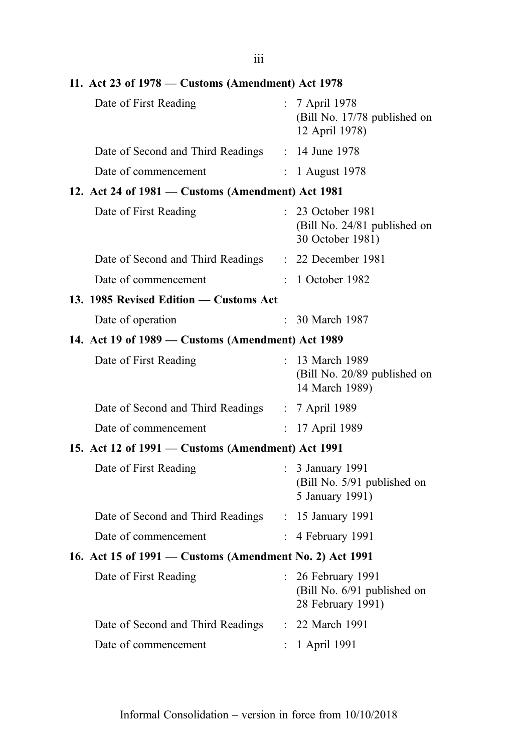**11. Act 23 of 1978 — Customs (Amendment) Act 1978**

Date of First Reading : 7 April 1978 (Bill No. 17/78 published on 12 April 1978)

Date of Second and Third Readings : 14 June 1978

Date of commencement : 1 August 1978

**12. Act 24 of 1981 — Customs (Amendment) Act 1981**

Date of First Reading : 23 October 1981 (Bill No. 24/81 published on 30 October 1981)

Date of Second and Third Readings : 22 December 1981

Date of commencement : 1 October 1982

**13. 1985 Revised Edition — Customs Act**

Date of operation : 30 March 1987

**14. Act 19 of 1989 — Customs (Amendment) Act 1989**

Date of First Reading : 13 March 1989 (Bill No. 20/89 published on 14 March 1989)

Date of Second and Third Readings : 7 April 1989

Date of commencement : 17 April 1989

**15. Act 12 of 1991 — Customs (Amendment) Act 1991**

Date of First Reading : 3 January 1991 (Bill No. 5/91 published on 5 January 1991)

Date of Second and Third Readings : 15 January 1991

Date of commencement : 4 February 1991

**16. Act 15 of 1991 — Customs (Amendment No. 2) Act 1991**

Date of First Reading : 26 February 1991 (Bill No. 6/91 published on 28 February 1991)

Date of Second and Third Readings : 22 March 1991

Date of commencement : 1 April 1991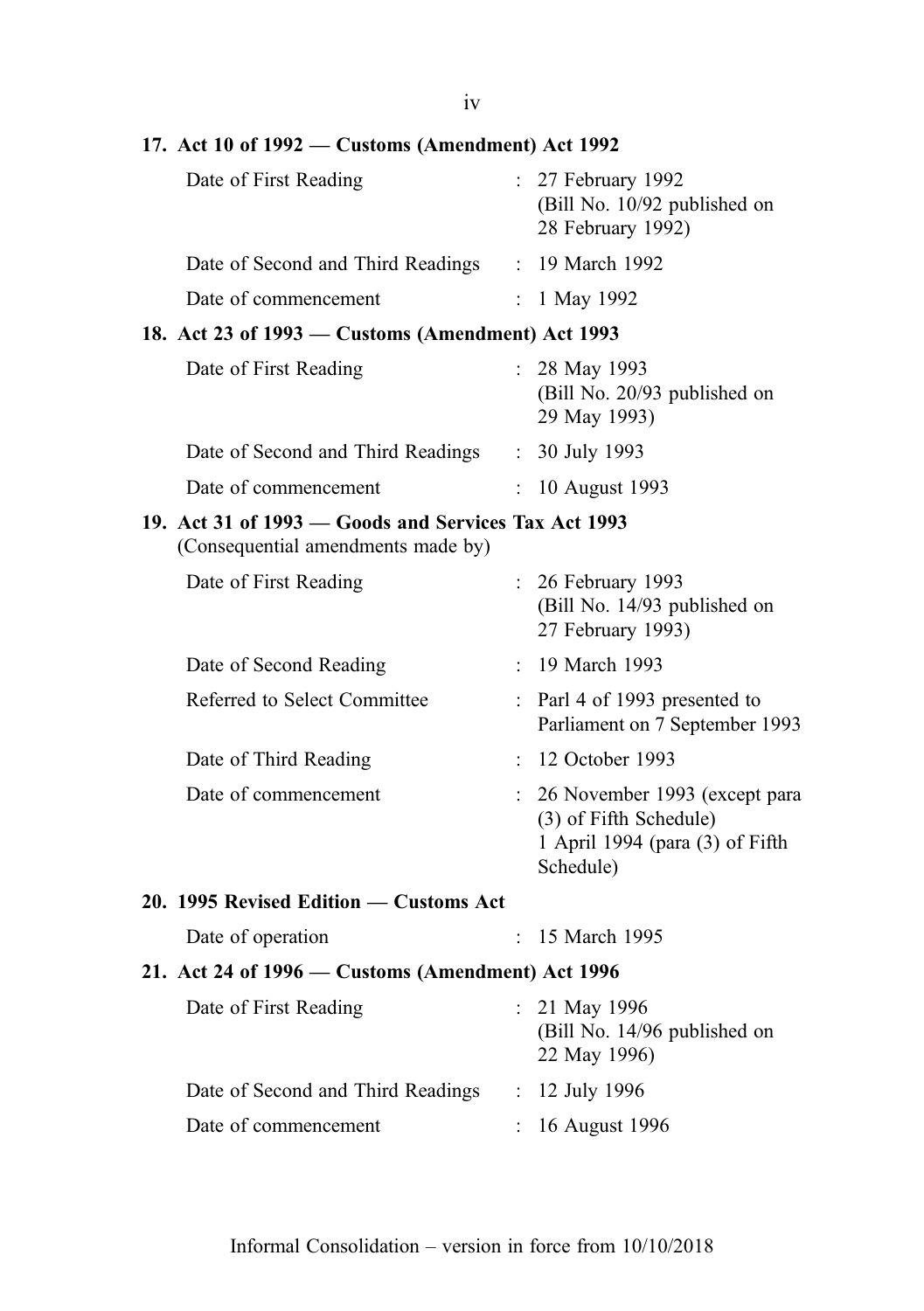**17. Act 10 of 1992 — Customs (Amendment) Act 1992**

| | | |
|---|---|---|
| Date of First Reading | : | 27 February 1992 (Bill No. 10/92 published on 28 February 1992) |
| Date of Second and Third Readings | : | 19 March 1992 |
| Date of commencement | : | 1 May 1992 |

**18. Act 23 of 1993 — Customs (Amendment) Act 1993**

| | | |
|---|---|---|
| Date of First Reading | : | 28 May 1993 (Bill No. 20/93 published on 29 May 1993) |
| Date of Second and Third Readings | : | 30 July 1993 |
| Date of commencement | : | 10 August 1993 |

**19. Act 31 of 1993 — Goods and Services Tax Act 1993**
(Consequential amendments made by)

| | | |
|---|---|---|
| Date of First Reading | : | 26 February 1993 (Bill No. 14/93 published on 27 February 1993) |
| Date of Second Reading | : | 19 March 1993 |
| Referred to Select Committee | : | Parl 4 of 1993 presented to Parliament on 7 September 1993 |
| Date of Third Reading | : | 12 October 1993 |
| Date of commencement | : | 26 November 1993 (except para (3) of Fifth Schedule) 1 April 1994 (para (3) of Fifth Schedule) |

**20. 1995 Revised Edition — Customs Act**

| | | |
|---|---|---|
| Date of operation | : | 15 March 1995 |

**21. Act 24 of 1996 — Customs (Amendment) Act 1996**

| | | |
|---|---|---|
| Date of First Reading | : | 21 May 1996 (Bill No. 14/96 published on 22 May 1996) |
| Date of Second and Third Readings | : | 12 July 1996 |
| Date of commencement | : | 16 August 1996 |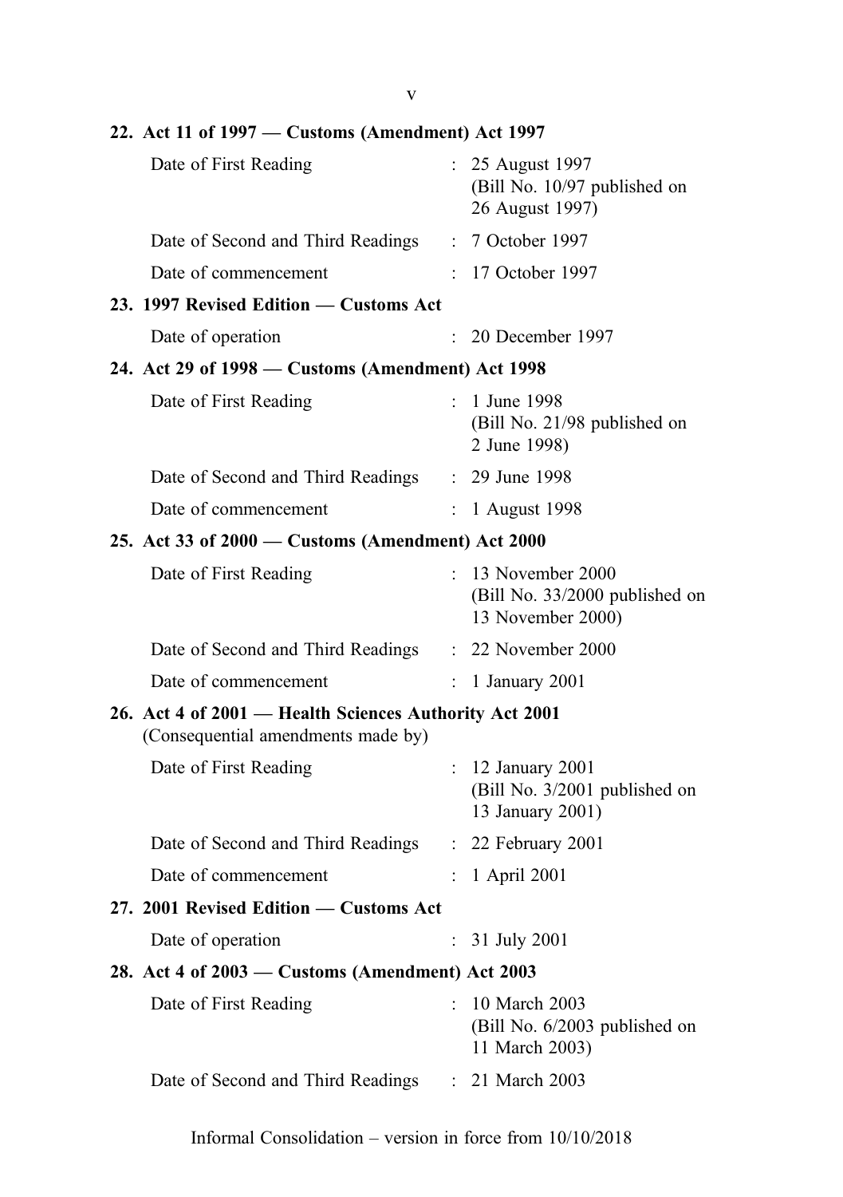**22. Act 11 of 1997 — Customs (Amendment) Act 1997**

Date of First Reading : 25 August 1997 (Bill No. 10/97 published on 26 August 1997)

Date of Second and Third Readings : 7 October 1997

Date of commencement : 17 October 1997

**23. 1997 Revised Edition — Customs Act**

Date of operation : 20 December 1997

**24. Act 29 of 1998 — Customs (Amendment) Act 1998**

Date of First Reading : 1 June 1998 (Bill No. 21/98 published on 2 June 1998)

Date of Second and Third Readings : 29 June 1998

Date of commencement : 1 August 1998

**25. Act 33 of 2000 — Customs (Amendment) Act 2000**

Date of First Reading : 13 November 2000 (Bill No. 33/2000 published on 13 November 2000)

Date of Second and Third Readings : 22 November 2000

Date of commencement : 1 January 2001

**26. Act 4 of 2001 — Health Sciences Authority Act 2001**
(Consequential amendments made by)

Date of First Reading : 12 January 2001 (Bill No. 3/2001 published on 13 January 2001)

Date of Second and Third Readings : 22 February 2001

Date of commencement : 1 April 2001

**27. 2001 Revised Edition — Customs Act**

Date of operation : 31 July 2001

**28. Act 4 of 2003 — Customs (Amendment) Act 2003**

Date of First Reading : 10 March 2003 (Bill No. 6/2003 published on 11 March 2003)

Date of Second and Third Readings : 21 March 2003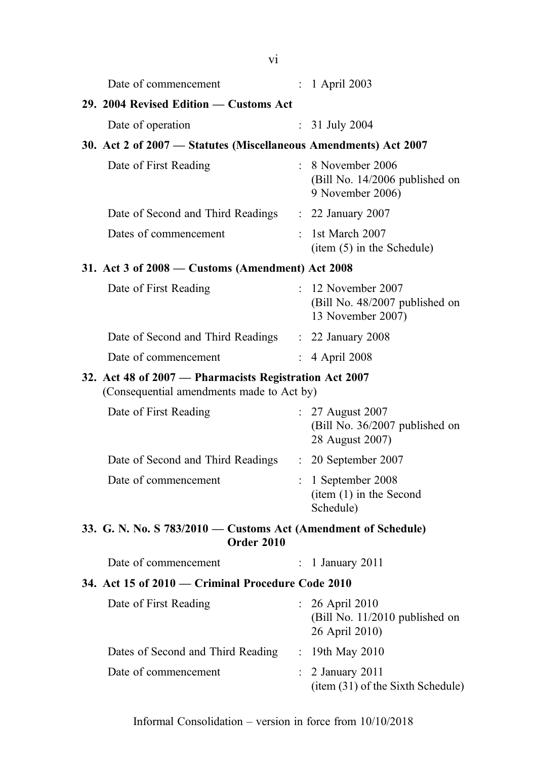Date of commencement : 1 April 2003

**29. 2004 Revised Edition — Customs Act**

Date of operation : 31 July 2004

**30. Act 2 of 2007 — Statutes (Miscellaneous Amendments) Act 2007**

Date of First Reading : 8 November 2006 (Bill No. 14/2006 published on 9 November 2006)

Date of Second and Third Readings : 22 January 2007

Dates of commencement : 1st March 2007 (item (5) in the Schedule)

**31. Act 3 of 2008 — Customs (Amendment) Act 2008**

Date of First Reading : 12 November 2007 (Bill No. 48/2007 published on 13 November 2007)

Date of Second and Third Readings : 22 January 2008

Date of commencement : 4 April 2008

**32. Act 48 of 2007 — Pharmacists Registration Act 2007**
(Consequential amendments made to Act by)

Date of First Reading : 27 August 2007 (Bill No. 36/2007 published on 28 August 2007)

Date of Second and Third Readings : 20 September 2007

Date of commencement : 1 September 2008 (item (1) in the Second Schedule)

**33. G. N. No. S 783/2010 — Customs Act (Amendment of Schedule) Order 2010**

Date of commencement : 1 January 2011

**34. Act 15 of 2010 — Criminal Procedure Code 2010**

Date of First Reading : 26 April 2010 (Bill No. 11/2010 published on 26 April 2010)

Dates of Second and Third Reading : 19th May 2010

Date of commencement : 2 January 2011 (item (31) of the Sixth Schedule)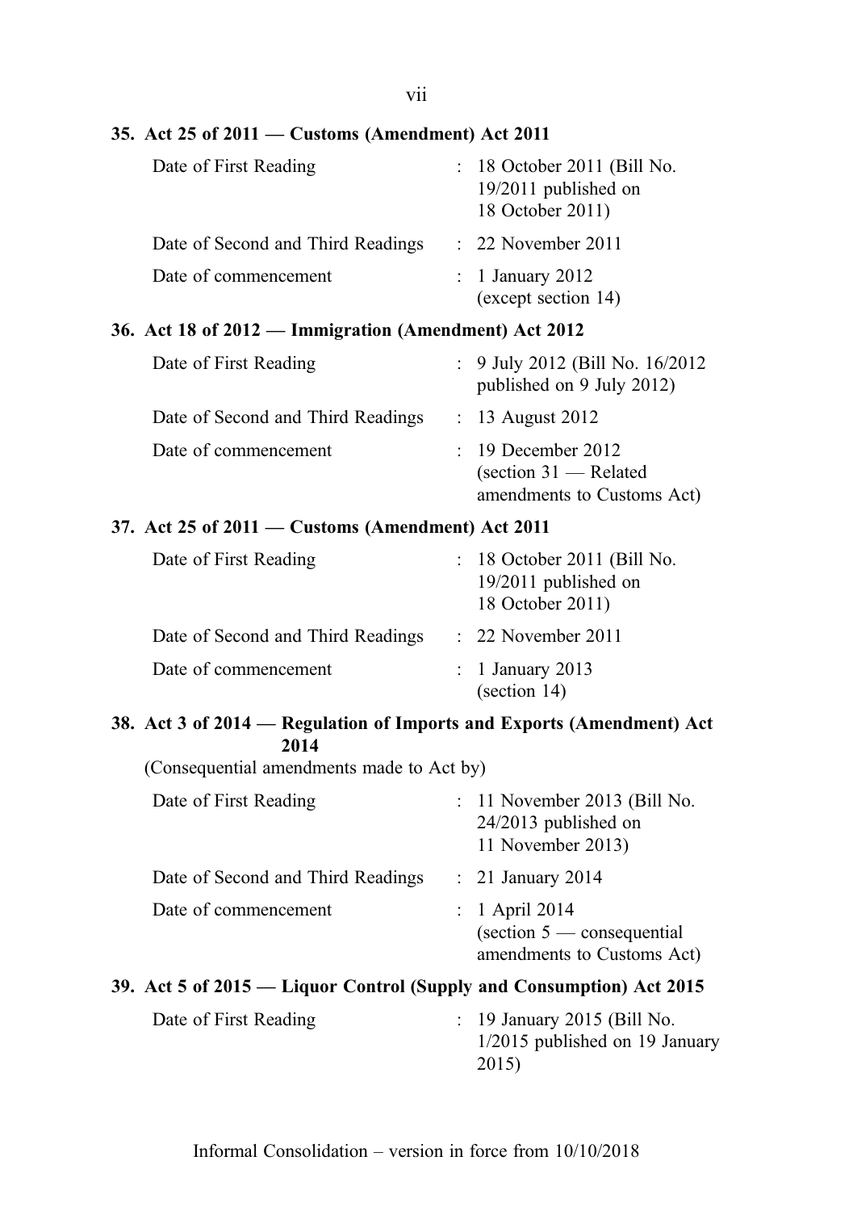**35. Act 25 of 2011 — Customs (Amendment) Act 2011**

Date of First Reading : 18 October 2011 (Bill No. 19/2011 published on 18 October 2011)

Date of Second and Third Readings : 22 November 2011

Date of commencement : 1 January 2012 (except section 14)

**36. Act 18 of 2012 — Immigration (Amendment) Act 2012**

Date of First Reading : 9 July 2012 (Bill No. 16/2012 published on 9 July 2012)

Date of Second and Third Readings : 13 August 2012

Date of commencement : 19 December 2012 (section 31 — Related amendments to Customs Act)

**37. Act 25 of 2011 — Customs (Amendment) Act 2011**

Date of First Reading : 18 October 2011 (Bill No. 19/2011 published on 18 October 2011)

Date of Second and Third Readings : 22 November 2011

Date of commencement : 1 January 2013 (section 14)

**38. Act 3 of 2014 — Regulation of Imports and Exports (Amendment) Act 2014**

(Consequential amendments made to Act by)

Date of First Reading : 11 November 2013 (Bill No. 24/2013 published on 11 November 2013)

Date of Second and Third Readings : 21 January 2014

Date of commencement : 1 April 2014 (section 5 — consequential amendments to Customs Act)

**39. Act 5 of 2015 — Liquor Control (Supply and Consumption) Act 2015**

Date of First Reading : 19 January 2015 (Bill No. 1/2015 published on 19 January 2015)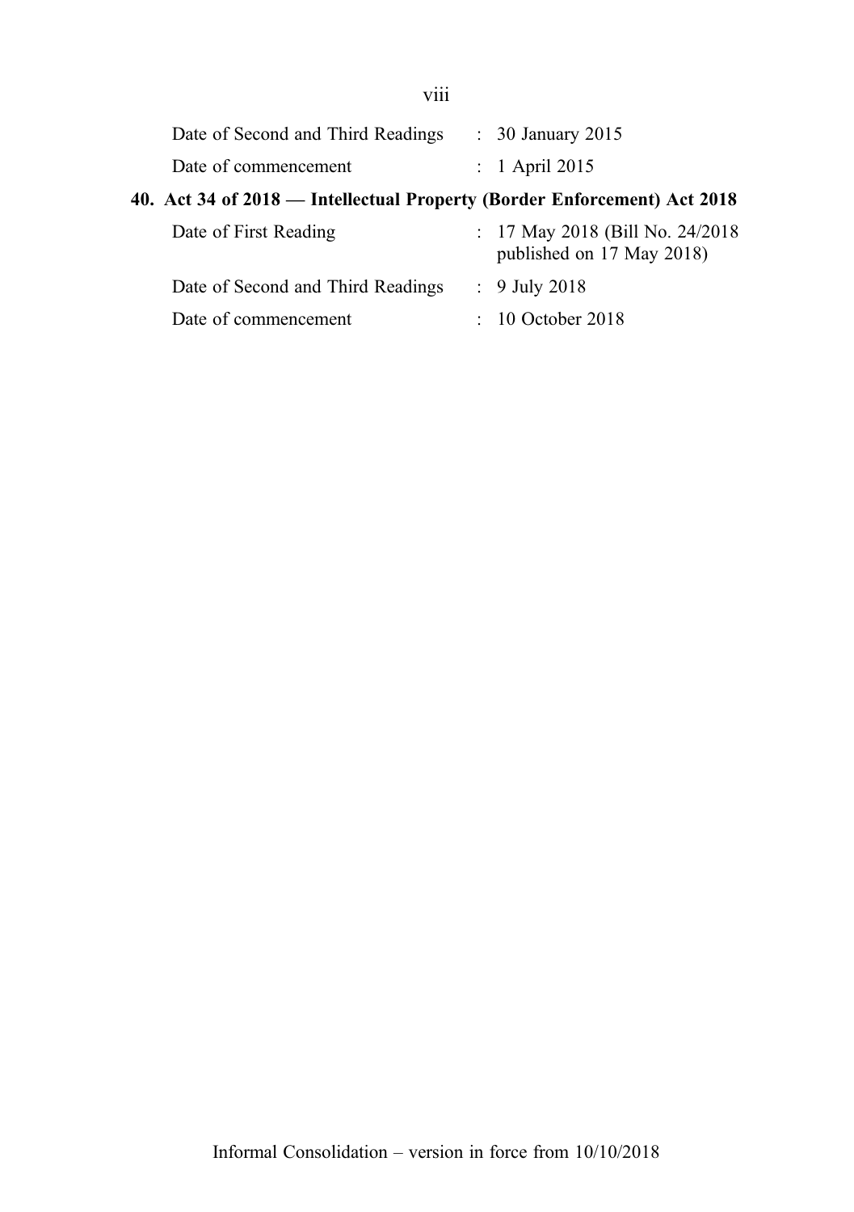Date of Second and Third Readings : 30 January 2015

Date of commencement : 1 April 2015

**40. Act 34 of 2018 — Intellectual Property (Border Enforcement) Act 2018**

Date of First Reading : 17 May 2018 (Bill No. 24/2018 published on 17 May 2018)

Date of Second and Third Readings : 9 July 2018

Date of commencement : 10 October 2018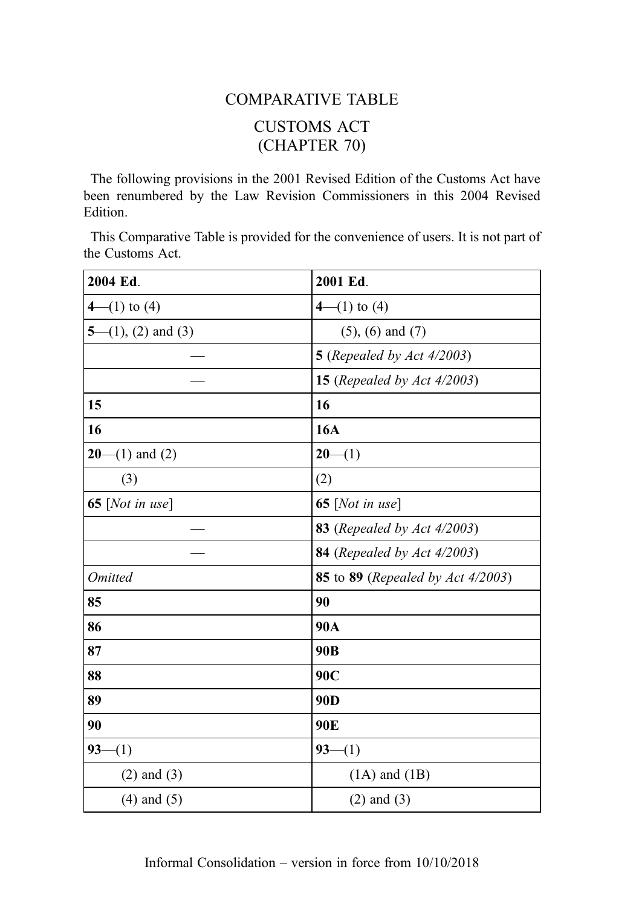# COMPARATIVE TABLE

## CUSTOMS ACT
## (CHAPTER 70)

The following provisions in the 2001 Revised Edition of the Customs Act have been renumbered by the Law Revision Commissioners in this 2004 Revised Edition.

This Comparative Table is provided for the convenience of users. It is not part of the Customs Act.

| **2004 Ed**. | **2001 Ed**. |
|---|---|
| **4**—(1) to (4) | **4**—(1) to (4) |
| **5**—(1), (2) and (3) | (5), (6) and (7) |
| — | **5** (*Repealed by Act 4/2003*) |
| — | **15** (*Repealed by Act 4/2003*) |
| **15** | **16** |
| **16** | **16A** |
| **20**—(1) and (2) | **20**—(1) |
| (3) | (2) |
| **65** [*Not in use*] | **65** [*Not in use*] |
| — | **83** (*Repealed by Act 4/2003*) |
| — | **84** (*Repealed by Act 4/2003*) |
| *Omitted* | **85** to **89** (*Repealed by Act 4/2003*) |
| **85** | **90** |
| **86** | **90A** |
| **87** | **90B** |
| **88** | **90C** |
| **89** | **90D** |
| **90** | **90E** |
| **93**—(1) | **93**—(1) |
| (2) and (3) | (1A) and (1B) |
| (4) and (5) | (2) and (3) |

Informal Consolidation – version in force from 10/10/2018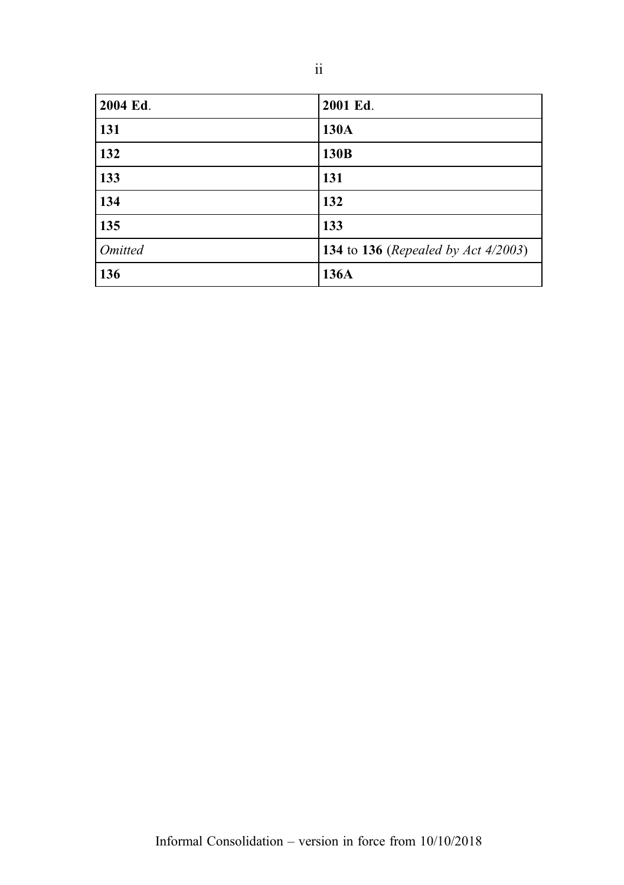| **2004 Ed**. | **2001 Ed**. |
| --- | --- |
| **131** | **130A** |
| **132** | **130B** |
| **133** | **131** |
| **134** | **132** |
| **135** | **133** |
| *Omitted* | **134** to **136** (*Repealed by Act 4/2003*) |
| **136** | **136A** |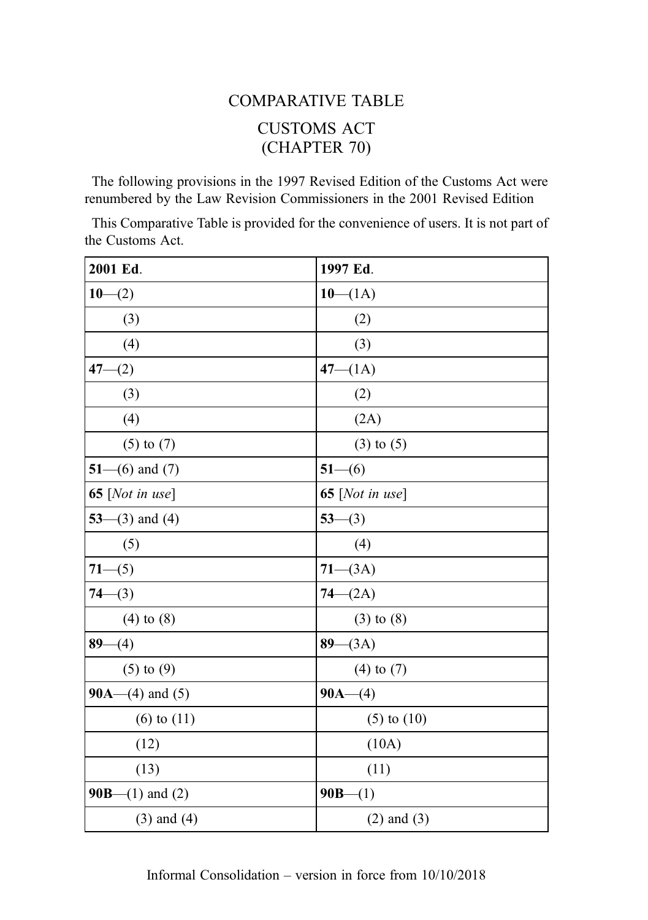# COMPARATIVE TABLE

## CUSTOMS ACT (CHAPTER 70)

The following provisions in the 1997 Revised Edition of the Customs Act were renumbered by the Law Revision Commissioners in the 2001 Revised Edition

This Comparative Table is provided for the convenience of users. It is not part of the Customs Act.

| **2001 Ed**. | **1997 Ed**. |
|---|---|
| **10**—(2) | **10**—(1A) |
| (3) | (2) |
| (4) | (3) |
| **47**—(2) | **47**—(1A) |
| (3) | (2) |
| (4) | (2A) |
| (5) to (7) | (3) to (5) |
| **51**—(6) and (7) | **51**—(6) |
| **65** [*Not in use*] | **65** [*Not in use*] |
| **53**—(3) and (4) | **53**—(3) |
| (5) | (4) |
| **71**—(5) | **71**—(3A) |
| **74**—(3) | **74**—(2A) |
| (4) to (8) | (3) to (8) |
| **89**—(4) | **89**—(3A) |
| (5) to (9) | (4) to (7) |
| **90A**—(4) and (5) | **90A**—(4) |
| (6) to (11) | (5) to (10) |
| (12) | (10A) |
| (13) | (11) |
| **90B**—(1) and (2) | **90B**—(1) |
| (3) and (4) | (2) and (3) |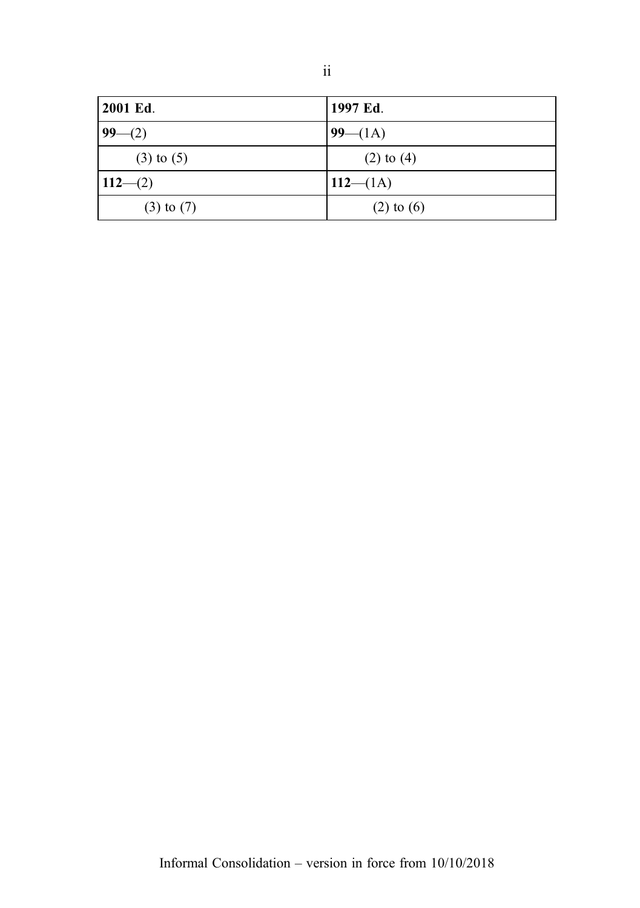| **2001 Ed**. | **1997 Ed**. |
|---|---|
| **99**—(2) | **99**—(1A) |
| (3) to (5) | (2) to (4) |
| **112**—(2) | **112**—(1A) |
| (3) to (7) | (2) to (6) |